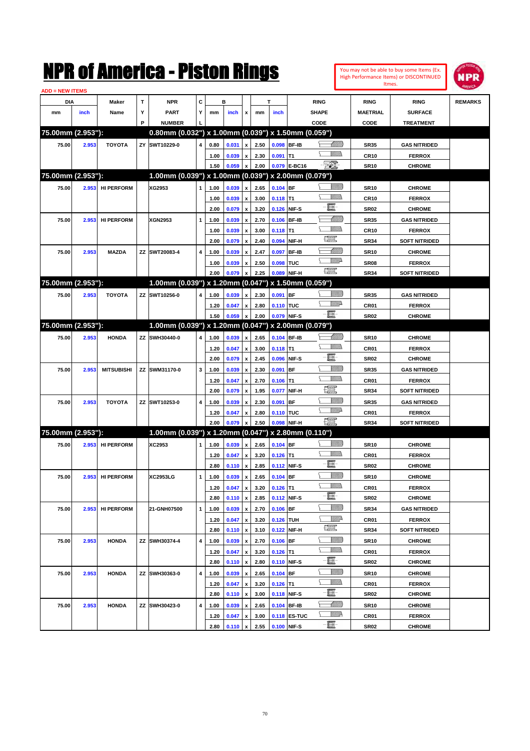# NPR of America - Piston Rings

You may not be able to buy some Items (Ex. High Performance Items) or DISCONTINUED Itmes.

ADD = NEW ITEMS

| DIA mm | DIA inch | Maker Name | TYP | NPR PART NUMBER | CYL | B mm | B inch | x | T mm | T inch | RING SHAPE CODE | RING MAETRIAL CODE | RING SURFACE TREATMENT | REMARKS |
|---|---|---|---|---|---|---|---|---|---|---|---|---|---|---|
| **75.00mm (2.953"):** | | | | **0.80mm (0.032") x 1.00mm (0.039") x 1.50mm (0.059")** | | | | | | | | | | |
| 75.00 | 2.953 | TOYOTA | ZY | SWT10229-0 | 4 | 0.80 | 0.031 | x | 2.50 | 0.098 | BF-IB | SR35 | GAS NITRIDED | |
| | | | | | | 1.00 | 0.039 | x | 2.30 | 0.091 | T1 | CR10 | FERROX | |
| | | | | | | 1.50 | 0.059 | x | 2.00 | 0.079 | E-BC16 | SR10 | CHROME | |
| **75.00mm (2.953"):** | | | | **1.00mm (0.039") x 1.00mm (0.039") x 2.00mm (0.079")** | | | | | | | | | | |
| 75.00 | 2.953 | HI PERFORM | | XG2953 | 1 | 1.00 | 0.039 | x | 2.65 | 0.104 | BF | SR10 | CHROME | |
| | | | | | | 1.00 | 0.039 | x | 3.00 | 0.118 | T1 | CR10 | FERROX | |
| | | | | | | 2.00 | 0.079 | x | 3.20 | 0.126 | NIF-S | SR02 | CHROME | |
| 75.00 | 2.953 | HI PERFORM | | XGN2953 | 1 | 1.00 | 0.039 | x | 2.70 | 0.106 | BF-IB | SR35 | GAS NITRIDED | |
| | | | | | | 1.00 | 0.039 | x | 3.00 | 0.118 | T1 | CR10 | FERROX | |
| | | | | | | 2.00 | 0.079 | x | 2.40 | 0.094 | NIF-H | SR34 | SOFT NITRIDED | |
| 75.00 | 2.953 | MAZDA | ZZ | SWT20083-4 | 4 | 1.00 | 0.039 | x | 2.47 | 0.097 | BF-IB | SR10 | CHROME | |
| | | | | | | 1.00 | 0.039 | x | 2.50 | 0.098 | TUC | SR08 | FERROX | |
| | | | | | | 2.00 | 0.079 | x | 2.25 | 0.089 | NIF-H | SR34 | SOFT NITRIDED | |
| **75.00mm (2.953"):** | | | | **1.00mm (0.039") x 1.20mm (0.047") x 1.50mm (0.059")** | | | | | | | | | | |
| 75.00 | 2.953 | TOYOTA | ZZ | SWT10256-0 | 4 | 1.00 | 0.039 | x | 2.30 | 0.091 | BF | SR35 | GAS NITRIDED | |
| | | | | | | 1.20 | 0.047 | x | 2.80 | 0.110 | TUC | CR01 | FERROX | |
| | | | | | | 1.50 | 0.059 | x | 2.00 | 0.079 | NIF-S | SR02 | CHROME | |
| **75.00mm (2.953"):** | | | | **1.00mm (0.039") x 1.20mm (0.047") x 2.00mm (0.079")** | | | | | | | | | | |
| 75.00 | 2.953 | HONDA | ZZ | SWH30440-0 | 4 | 1.00 | 0.039 | x | 2.65 | 0.104 | BF-IB | SR10 | CHROME | |
| | | | | | | 1.20 | 0.047 | x | 3.00 | 0.118 | T1 | CR01 | FERROX | |
| | | | | | | 2.00 | 0.079 | x | 2.45 | 0.096 | NIF-S | SR02 | CHROME | |
| 75.00 | 2.953 | MITSUBISHI | ZZ | SWM31170-0 | 3 | 1.00 | 0.039 | x | 2.30 | 0.091 | BF | SR35 | GAS NITRIDED | |
| | | | | | | 1.20 | 0.047 | x | 2.70 | 0.106 | T1 | CR01 | FERROX | |
| | | | | | | 2.00 | 0.079 | x | 1.95 | 0.077 | NIF-H | SR34 | SOFT NITRIDED | |
| 75.00 | 2.953 | TOYOTA | ZZ | SWT10253-0 | 4 | 1.00 | 0.039 | x | 2.30 | 0.091 | BF | SR35 | GAS NITRIDED | |
| | | | | | | 1.20 | 0.047 | x | 2.80 | 0.110 | TUC | CR01 | FERROX | |
| | | | | | | 2.00 | 0.079 | x | 2.50 | 0.098 | NIF-H | SR34 | SOFT NITRIDED | |
| **75.00mm (2.953"):** | | | | **1.00mm (0.039") x 1.20mm (0.047") x 2.80mm (0.110")** | | | | | | | | | | |
| 75.00 | 2.953 | HI PERFORM | | XC2953 | 1 | 1.00 | 0.039 | x | 2.65 | 0.104 | BF | SR10 | CHROME | |
| | | | | | | 1.20 | 0.047 | x | 3.20 | 0.126 | T1 | CR01 | FERROX | |
| | | | | | | 2.80 | 0.110 | x | 2.85 | 0.112 | NIF-S | SR02 | CHROME | |
| 75.00 | 2.953 | HI PERFORM | | XC2953LG | 1 | 1.00 | 0.039 | x | 2.65 | 0.104 | BF | SR10 | CHROME | |
| | | | | | | 1.20 | 0.047 | x | 3.20 | 0.126 | T1 | CR01 | FERROX | |
| | | | | | | 2.80 | 0.110 | x | 2.85 | 0.112 | NIF-S | SR02 | CHROME | |
| 75.00 | 2.953 | HI PERFORM | | 21-GNH07500 | 1 | 1.00 | 0.039 | x | 2.70 | 0.106 | BF | SR34 | GAS NITRIDED | |
| | | | | | | 1.20 | 0.047 | x | 3.20 | 0.126 | TUH | CR01 | FERROX | |
| | | | | | | 2.80 | 0.110 | x | 3.10 | 0.122 | NIF-H | SR34 | SOFT NITRIDED | |
| 75.00 | 2.953 | HONDA | ZZ | SWH30374-4 | 4 | 1.00 | 0.039 | x | 2.70 | 0.106 | BF | SR10 | CHROME | |
| | | | | | | 1.20 | 0.047 | x | 3.20 | 0.126 | T1 | CR01 | FERROX | |
| | | | | | | 2.80 | 0.110 | x | 2.80 | 0.110 | NIF-S | SR02 | CHROME | |
| 75.00 | 2.953 | HONDA | ZZ | SWH30363-0 | 4 | 1.00 | 0.039 | x | 2.65 | 0.104 | BF | SR10 | CHROME | |
| | | | | | | 1.20 | 0.047 | x | 3.20 | 0.126 | T1 | CR01 | FERROX | |
| | | | | | | 2.80 | 0.110 | x | 3.00 | 0.118 | NIF-S | SR02 | CHROME | |
| 75.00 | 2.953 | HONDA | ZZ | SWH30423-0 | 4 | 1.00 | 0.039 | x | 2.65 | 0.104 | BF-IB | SR10 | CHROME | |
| | | | | | | 1.20 | 0.047 | x | 3.00 | 0.118 | ES-TUC | CR01 | FERROX | |
| | | | | | | 2.80 | 0.110 | x | 2.55 | 0.100 | NIF-S | SR02 | CHROME | |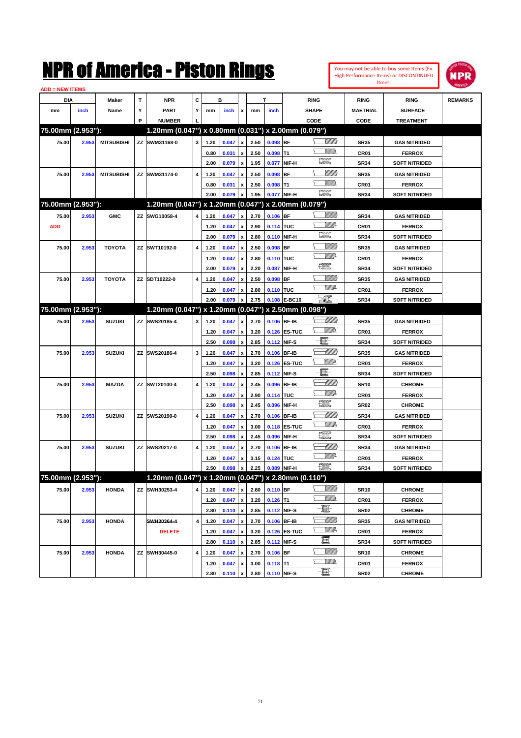# NPR of America - Piston Rings

You may not be able to buy some Items (Ex. High Performance Items) or DISCONTINUED Itmes.

ADD = NEW ITEMS

| DIA mm | DIA inch | Maker Name | TYP | NPR PART NUMBER | CYL | B mm | B inch | x | T mm | T inch | RING SHAPE CODE | RING MAETRIAL CODE | RING SURFACE TREATMENT | REMARKS |
|---|---|---|---|---|---|---|---|---|---|---|---|---|---|---|
| **75.00mm (2.953"):** | | | | **1.20mm (0.047") x 0.80mm (0.031") x 2.00mm (0.079")** | | | | | | | | | | |
| 75.00 | 2.953 | MITSUBISHI | ZZ | SWM31168-0 | 3 | 1.20 | 0.047 | x | 2.50 | 0.098 | BF | SR35 | GAS NITRIDED | |
| | | | | | | 0.80 | 0.031 | x | 2.50 | 0.098 | T1 | CR01 | FERROX | |
| | | | | | | 2.00 | 0.079 | x | 1.95 | 0.077 | NIF-H | SR34 | SOFT NITRIDED | |
| 75.00 | 2.953 | MITSUBISHI | ZZ | SWM31174-0 | 4 | 1.20 | 0.047 | x | 2.50 | 0.098 | BF | SR35 | GAS NITRIDED | |
| | | | | | | 0.80 | 0.031 | x | 2.50 | 0.098 | T1 | CR01 | FERROX | |
| | | | | | | 2.00 | 0.079 | x | 1.95 | 0.077 | NIF-H | SR34 | SOFT NITRIDED | |
| **75.00mm (2.953"):** | | | | **1.20mm (0.047") x 1.20mm (0.047") x 2.00mm (0.079")** | | | | | | | | | | |
| 75.00 | 2.953 | GMC | ZZ | SWG10058-4 | 4 | 1.20 | 0.047 | x | 2.70 | 0.106 | BF | SR34 | GAS NITRIDED | |
| ADD | | | | | | 1.20 | 0.047 | x | 2.90 | 0.114 | TUC | CR01 | FERROX | |
| | | | | | | 2.00 | 0.079 | x | 2.80 | 0.110 | NIF-H | SR34 | SOFT NITRIDED | |
| 75.00 | 2.953 | TOYOTA | ZZ | SWT10192-0 | 4 | 1.20 | 0.047 | x | 2.50 | 0.098 | BF | SR35 | GAS NITRIDED | |
| | | | | | | 1.20 | 0.047 | x | 2.80 | 0.110 | TUC | CR01 | FERROX | |
| | | | | | | 2.00 | 0.079 | x | 2.20 | 0.087 | NIF-H | SR34 | SOFT NITRIDED | |
| 75.00 | 2.953 | TOYOTA | ZZ | SDT10222-0 | 4 | 1.20 | 0.047 | x | 2.50 | 0.098 | BF | SR35 | GAS NITRIDED | |
| | | | | | | 1.20 | 0.047 | x | 2.80 | 0.110 | TUC | CR01 | FERROX | |
| | | | | | | 2.00 | 0.079 | x | 2.75 | 0.108 | E-BC16 | SR34 | SOFT NITRIDED | |
| **75.00mm (2.953"):** | | | | **1.20mm (0.047") x 1.20mm (0.047") x 2.50mm (0.098")** | | | | | | | | | | |
| 75.00 | 2.953 | SUZUKI | ZZ | SWS20185-4 | 3 | 1.20 | 0.047 | x | 2.70 | 0.106 | BF-IB | SR35 | GAS NITRIDED | |
| | | | | | | 1.20 | 0.047 | x | 3.20 | 0.126 | ES-TUC | CR01 | FERROX | |
| | | | | | | 2.50 | 0.098 | x | 2.85 | 0.112 | NIF-S | SR34 | SOFT NITRIDED | |
| 75.00 | 2.953 | SUZUKI | ZZ | SWS20186-4 | 3 | 1.20 | 0.047 | x | 2.70 | 0.106 | BF-IB | SR35 | GAS NITRIDED | |
| | | | | | | 1.20 | 0.047 | x | 3.20 | 0.126 | ES-TUC | CR01 | FERROX | |
| | | | | | | 2.50 | 0.098 | x | 2.85 | 0.112 | NIF-S | SR34 | SOFT NITRIDED | |
| 75.00 | 2.953 | MAZDA | ZZ | SWT20100-4 | 4 | 1.20 | 0.047 | x | 2.45 | 0.096 | BF-IB | SR10 | CHROME | |
| | | | | | | 1.20 | 0.047 | x | 2.90 | 0.114 | TUC | CR01 | FERROX | |
| | | | | | | 2.50 | 0.098 | x | 2.45 | 0.096 | NIF-H | SR02 | CHROME | |
| 75.00 | 2.953 | SUZUKI | ZZ | SWS20190-0 | 4 | 1.20 | 0.047 | x | 2.70 | 0.106 | BF-IB | SR34 | GAS NITRIDED | |
| | | | | | | 1.20 | 0.047 | x | 3.00 | 0.118 | ES-TUC | CR01 | FERROX | |
| | | | | | | 2.50 | 0.098 | x | 2.45 | 0.096 | NIF-H | SR34 | SOFT NITRIDED | |
| 75.00 | 2.953 | SUZUKI | ZZ | SWS20217-0 | 4 | 1.20 | 0.047 | x | 2.70 | 0.106 | BF-IB | SR34 | GAS NITRIDED | |
| | | | | | | 1.20 | 0.047 | x | 3.15 | 0.124 | TUC | CR01 | FERROX | |
| | | | | | | 2.50 | 0.098 | x | 2.25 | 0.089 | NIF-H | SR34 | SOFT NITRIDED | |
| **75.00mm (2.953"):** | | | | **1.20mm (0.047") x 1.20mm (0.047") x 2.80mm (0.110")** | | | | | | | | | | |
| 75.00 | 2.953 | HONDA | ZZ | SWH30253-4 | 4 | 1.20 | 0.047 | x | 2.80 | 0.110 | BF | SR10 | CHROME | |
| | | | | | | 1.20 | 0.047 | x | 3.20 | 0.126 | T1 | CR01 | FERROX | |
| | | | | | | 2.80 | 0.110 | x | 2.85 | 0.112 | NIF-S | SR02 | CHROME | |
| 75.00 | 2.953 | HONDA | | ~~SWH30364-4~~ | 4 | 1.20 | 0.047 | x | 2.70 | 0.106 | BF-IB | SR35 | GAS NITRIDED | |
| | | | | DELETE | | 1.20 | 0.047 | x | 3.20 | 0.126 | ES-TUC | CR01 | FERROX | |
| | | | | | | 2.80 | 0.110 | x | 2.85 | 0.112 | NIF-S | SR34 | SOFT NITRIDED | |
| 75.00 | 2.953 | HONDA | ZZ | SWH30445-0 | 4 | 1.20 | 0.047 | x | 2.70 | 0.106 | BF | SR10 | CHROME | |
| | | | | | | 1.20 | 0.047 | x | 3.00 | 0.118 | T1 | CR01 | FERROX | |
| | | | | | | 2.80 | 0.110 | x | 2.80 | 0.110 | NIF-S | SR02 | CHROME | |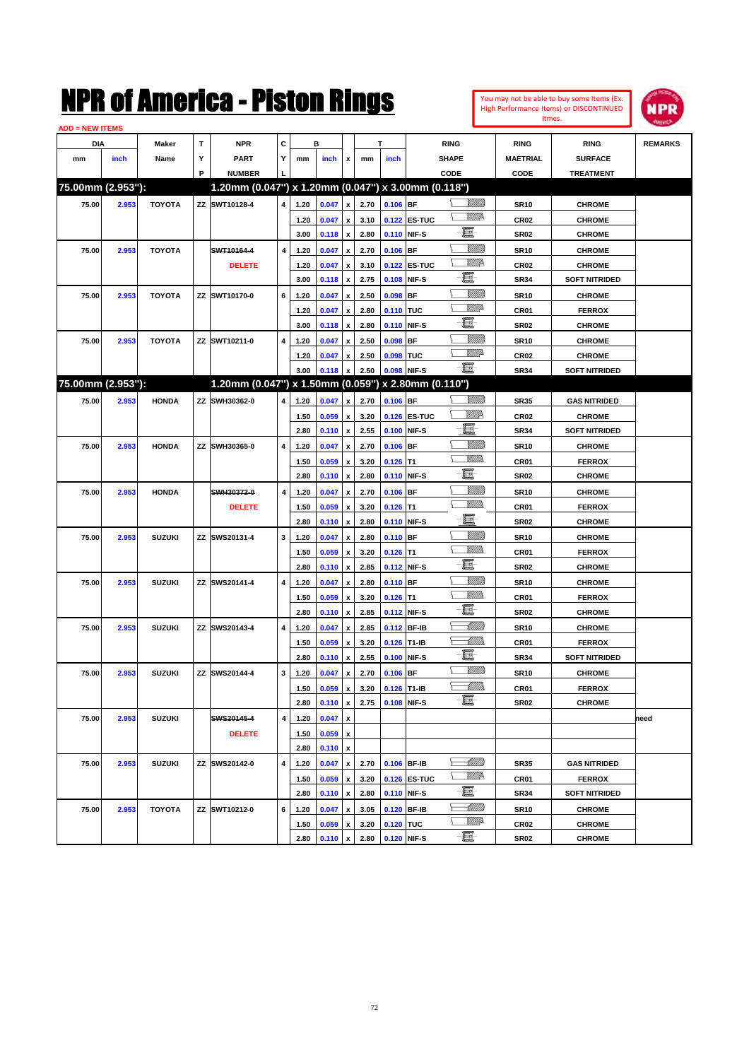# NPR of America - Piston Rings

You may not be able to buy some Items (Ex. High Performance Items) or DISCONTINUED Itmes.

ADD = NEW ITEMS

| DIA mm | DIA inch | Maker Name | TYP | NPR PART NUMBER | CYL | B mm | B inch | x | T mm | T inch | RING SHAPE CODE | RING MAETRIAL CODE | RING SURFACE TREATMENT | REMARKS |
|---|---|---|---|---|---|---|---|---|---|---|---|---|---|---|
| **75.00mm (2.953"):** | | | | **1.20mm (0.047") x 1.20mm (0.047") x 3.00mm (0.118")** | | | | | | | | | | |
| 75.00 | 2.953 | TOYOTA | ZZ | SWT10128-4 | 4 | 1.20 | 0.047 | x | 2.70 | 0.106 | BF | SR10 | CHROME | |
| | | | | | | 1.20 | 0.047 | x | 3.10 | 0.122 | ES-TUC | CR02 | CHROME | |
| | | | | | | 3.00 | 0.118 | x | 2.80 | 0.110 | NIF-S | SR02 | CHROME | |
| 75.00 | 2.953 | TOYOTA | | ~~SWT10164-4~~ | 4 | 1.20 | 0.047 | x | 2.70 | 0.106 | BF | SR10 | CHROME | |
| | | | | DELETE | | 1.20 | 0.047 | x | 3.10 | 0.122 | ES-TUC | CR02 | CHROME | |
| | | | | | | 3.00 | 0.118 | x | 2.75 | 0.108 | NIF-S | SR34 | SOFT NITRIDED | |
| 75.00 | 2.953 | TOYOTA | ZZ | SWT10170-0 | 6 | 1.20 | 0.047 | x | 2.50 | 0.098 | BF | SR10 | CHROME | |
| | | | | | | 1.20 | 0.047 | x | 2.80 | 0.110 | TUC | CR01 | FERROX | |
| | | | | | | 3.00 | 0.118 | x | 2.80 | 0.110 | NIF-S | SR02 | CHROME | |
| 75.00 | 2.953 | TOYOTA | ZZ | SWT10211-0 | 4 | 1.20 | 0.047 | x | 2.50 | 0.098 | BF | SR10 | CHROME | |
| | | | | | | 1.20 | 0.047 | x | 2.50 | 0.098 | TUC | CR02 | CHROME | |
| | | | | | | 3.00 | 0.118 | x | 2.50 | 0.098 | NIF-S | SR34 | SOFT NITRIDED | |
| **75.00mm (2.953"):** | | | | **1.20mm (0.047") x 1.50mm (0.059") x 2.80mm (0.110")** | | | | | | | | | | |
| 75.00 | 2.953 | HONDA | ZZ | SWH30362-0 | 4 | 1.20 | 0.047 | x | 2.70 | 0.106 | BF | SR35 | GAS NITRIDED | |
| | | | | | | 1.50 | 0.059 | x | 3.20 | 0.126 | ES-TUC | CR02 | CHROME | |
| | | | | | | 2.80 | 0.110 | x | 2.55 | 0.100 | NIF-S | SR34 | SOFT NITRIDED | |
| 75.00 | 2.953 | HONDA | ZZ | SWH30365-0 | 4 | 1.20 | 0.047 | x | 2.70 | 0.106 | BF | SR10 | CHROME | |
| | | | | | | 1.50 | 0.059 | x | 3.20 | 0.126 | T1 | CR01 | FERROX | |
| | | | | | | 2.80 | 0.110 | x | 2.80 | 0.110 | NIF-S | SR02 | CHROME | |
| 75.00 | 2.953 | HONDA | | ~~SWH30372-0~~ | 4 | 1.20 | 0.047 | x | 2.70 | 0.106 | BF | SR10 | CHROME | |
| | | | | DELETE | | 1.50 | 0.059 | x | 3.20 | 0.126 | T1 | CR01 | FERROX | |
| | | | | | | 2.80 | 0.110 | x | 2.80 | 0.110 | NIF-S | SR02 | CHROME | |
| 75.00 | 2.953 | SUZUKI | ZZ | SWS20131-4 | 3 | 1.20 | 0.047 | x | 2.80 | 0.110 | BF | SR10 | CHROME | |
| | | | | | | 1.50 | 0.059 | x | 3.20 | 0.126 | T1 | CR01 | FERROX | |
| | | | | | | 2.80 | 0.110 | x | 2.85 | 0.112 | NIF-S | SR02 | CHROME | |
| 75.00 | 2.953 | SUZUKI | ZZ | SWS20141-4 | 4 | 1.20 | 0.047 | x | 2.80 | 0.110 | BF | SR10 | CHROME | |
| | | | | | | 1.50 | 0.059 | x | 3.20 | 0.126 | T1 | CR01 | FERROX | |
| | | | | | | 2.80 | 0.110 | x | 2.85 | 0.112 | NIF-S | SR02 | CHROME | |
| 75.00 | 2.953 | SUZUKI | ZZ | SWS20143-4 | 4 | 1.20 | 0.047 | x | 2.85 | 0.112 | BF-IB | SR10 | CHROME | |
| | | | | | | 1.50 | 0.059 | x | 3.20 | 0.126 | T1-IB | CR01 | FERROX | |
| | | | | | | 2.80 | 0.110 | x | 2.55 | 0.100 | NIF-S | SR34 | SOFT NITRIDED | |
| 75.00 | 2.953 | SUZUKI | ZZ | SWS20144-4 | 3 | 1.20 | 0.047 | x | 2.70 | 0.106 | BF | SR10 | CHROME | |
| | | | | | | 1.50 | 0.059 | x | 3.20 | 0.126 | T1-IB | CR01 | FERROX | |
| | | | | | | 2.80 | 0.110 | x | 2.75 | 0.108 | NIF-S | SR02 | CHROME | |
| 75.00 | 2.953 | SUZUKI | | ~~SWS20145-4~~ | 4 | 1.20 | 0.047 | x | | | | | | need |
| | | | | DELETE | | 1.50 | 0.059 | x | | | | | | |
| | | | | | | 2.80 | 0.110 | x | | | | | | |
| 75.00 | 2.953 | SUZUKI | ZZ | SWS20142-0 | 4 | 1.20 | 0.047 | x | 2.70 | 0.106 | BF-IB | SR35 | GAS NITRIDED | |
| | | | | | | 1.50 | 0.059 | x | 3.20 | 0.126 | ES-TUC | CR01 | FERROX | |
| | | | | | | 2.80 | 0.110 | x | 2.80 | 0.110 | NIF-S | SR34 | SOFT NITRIDED | |
| 75.00 | 2.953 | TOYOTA | ZZ | SWT10212-0 | 6 | 1.20 | 0.047 | x | 3.05 | 0.120 | BF-IB | SR10 | CHROME | |
| | | | | | | 1.50 | 0.059 | x | 3.20 | 0.120 | TUC | CR02 | CHROME | |
| | | | | | | 2.80 | 0.110 | x | 2.80 | 0.120 | NIF-S | SR02 | CHROME | |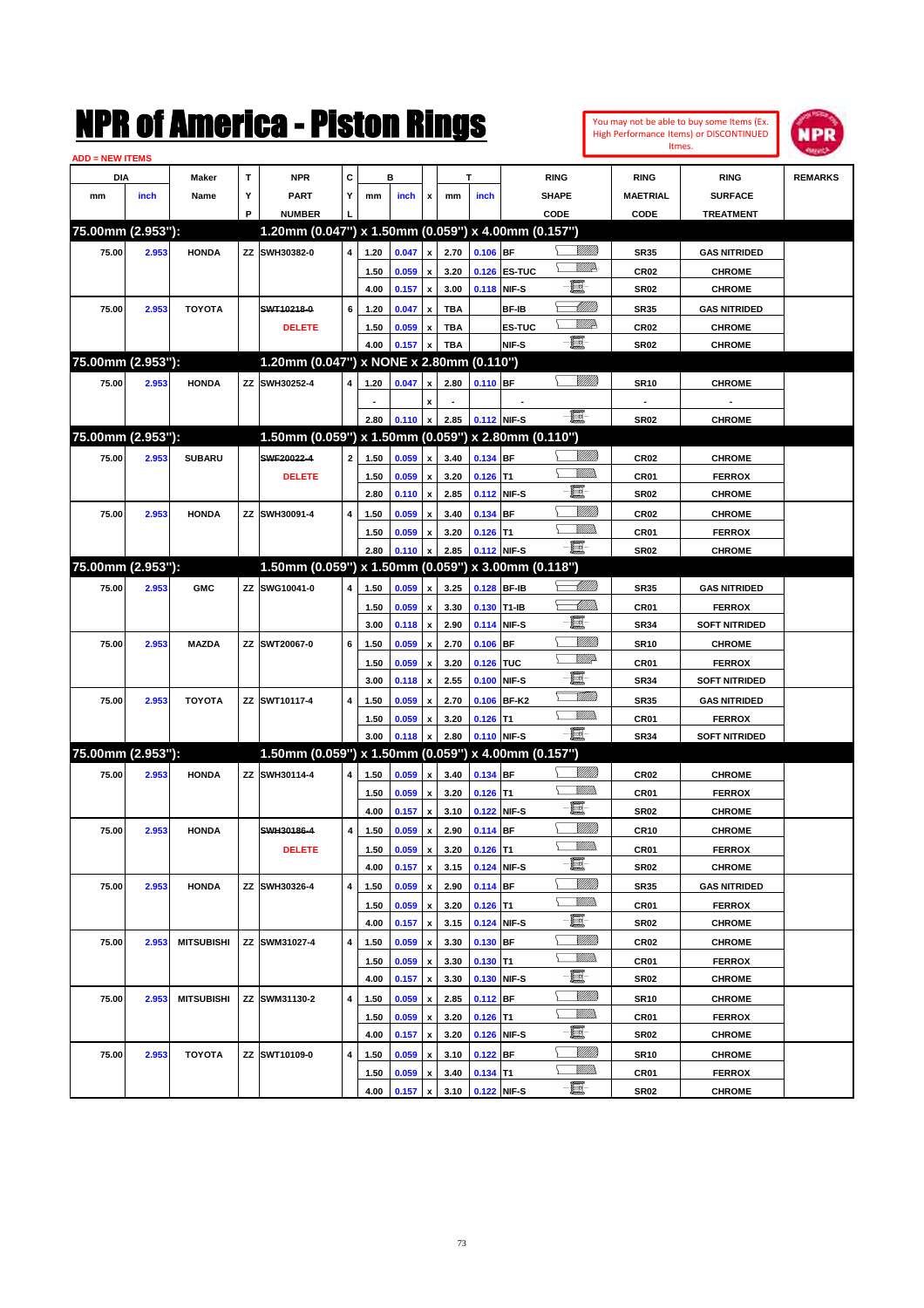# NPR of America - Piston Rings

You may not be able to buy some Items (Ex. High Performance Items) or DISCONTINUED Itmes.

ADD = NEW ITEMS

| DIA mm | DIA inch | Maker Name | TYP | NPR PART NUMBER | CYL | B mm | B inch | x | T mm | T inch | RING SHAPE CODE | RING MAETRIAL CODE | RING SURFACE TREATMENT | REMARKS |
|---|---|---|---|---|---|---|---|---|---|---|---|---|---|---|
| **75.00mm (2.953"):** | | | | **1.20mm (0.047") x 1.50mm (0.059") x 4.00mm (0.157")** | | | | | | | | | | |
| 75.00 | 2.953 | HONDA | ZZ | SWH30382-0 | 4 | 1.20 | 0.047 | x | 2.70 | 0.106 | BF | SR35 | GAS NITRIDED | |
| | | | | | | 1.50 | 0.059 | x | 3.20 | 0.126 | ES-TUC | CR02 | CHROME | |
| | | | | | | 4.00 | 0.157 | x | 3.00 | 0.118 | NIF-S | SR02 | CHROME | |
| 75.00 | 2.953 | TOYOTA | | ~~SWT10218-0~~ DELETE | 6 | 1.20 | 0.047 | x | TBA | | BF-IB | SR35 | GAS NITRIDED | |
| | | | | | | 1.50 | 0.059 | x | TBA | | ES-TUC | CR02 | CHROME | |
| | | | | | | 4.00 | 0.157 | x | TBA | | NIF-S | SR02 | CHROME | |
| **75.00mm (2.953"):** | | | | **1.20mm (0.047") x NONE x 2.80mm (0.110")** | | | | | | | | | | |
| 75.00 | 2.953 | HONDA | ZZ | SWH30252-4 | 4 | 1.20 | 0.047 | x | 2.80 | 0.110 | BF | SR10 | CHROME | |
| | | | | | | - | | x | - | | - | - | - | |
| | | | | | | 2.80 | 0.110 | x | 2.85 | 0.112 | NIF-S | SR02 | CHROME | |
| **75.00mm (2.953"):** | | | | **1.50mm (0.059") x 1.50mm (0.059") x 2.80mm (0.110")** | | | | | | | | | | |
| 75.00 | 2.953 | SUBARU | | ~~SWF20022-4~~ DELETE | 2 | 1.50 | 0.059 | x | 3.40 | 0.134 | BF | CR02 | CHROME | |
| | | | | | | 1.50 | 0.059 | x | 3.20 | 0.126 | T1 | CR01 | FERROX | |
| | | | | | | 2.80 | 0.110 | x | 2.85 | 0.112 | NIF-S | SR02 | CHROME | |
| 75.00 | 2.953 | HONDA | ZZ | SWH30091-4 | 4 | 1.50 | 0.059 | x | 3.40 | 0.134 | BF | CR02 | CHROME | |
| | | | | | | 1.50 | 0.059 | x | 3.20 | 0.126 | T1 | CR01 | FERROX | |
| | | | | | | 2.80 | 0.110 | x | 2.85 | 0.112 | NIF-S | SR02 | CHROME | |
| **75.00mm (2.953"):** | | | | **1.50mm (0.059") x 1.50mm (0.059") x 3.00mm (0.118")** | | | | | | | | | | |
| 75.00 | 2.953 | GMC | ZZ | SWG10041-0 | 4 | 1.50 | 0.059 | x | 3.25 | 0.128 | BF-IB | SR35 | GAS NITRIDED | |
| | | | | | | 1.50 | 0.059 | x | 3.30 | 0.130 | T1-IB | CR01 | FERROX | |
| | | | | | | 3.00 | 0.118 | x | 2.90 | 0.114 | NIF-S | SR34 | SOFT NITRIDED | |
| 75.00 | 2.953 | MAZDA | ZZ | SWT20067-0 | 6 | 1.50 | 0.059 | x | 2.70 | 0.106 | BF | SR10 | CHROME | |
| | | | | | | 1.50 | 0.059 | x | 3.20 | 0.126 | TUC | CR01 | FERROX | |
| | | | | | | 3.00 | 0.118 | x | 2.55 | 0.100 | NIF-S | SR34 | SOFT NITRIDED | |
| 75.00 | 2.953 | TOYOTA | ZZ | SWT10117-4 | 4 | 1.50 | 0.059 | x | 2.70 | 0.106 | BF-K2 | SR35 | GAS NITRIDED | |
| | | | | | | 1.50 | 0.059 | x | 3.20 | 0.126 | T1 | CR01 | FERROX | |
| | | | | | | 3.00 | 0.118 | x | 2.80 | 0.110 | NIF-S | SR34 | SOFT NITRIDED | |
| **75.00mm (2.953"):** | | | | **1.50mm (0.059") x 1.50mm (0.059") x 4.00mm (0.157")** | | | | | | | | | | |
| 75.00 | 2.953 | HONDA | ZZ | SWH30114-4 | 4 | 1.50 | 0.059 | x | 3.40 | 0.134 | BF | CR02 | CHROME | |
| | | | | | | 1.50 | 0.059 | x | 3.20 | 0.126 | T1 | CR01 | FERROX | |
| | | | | | | 4.00 | 0.157 | x | 3.10 | 0.122 | NIF-S | SR02 | CHROME | |
| 75.00 | 2.953 | HONDA | | ~~SWH30186-4~~ DELETE | 4 | 1.50 | 0.059 | x | 2.90 | 0.114 | BF | CR10 | CHROME | |
| | | | | | | 1.50 | 0.059 | x | 3.20 | 0.126 | T1 | CR01 | FERROX | |
| | | | | | | 4.00 | 0.157 | x | 3.15 | 0.124 | NIF-S | SR02 | CHROME | |
| 75.00 | 2.953 | HONDA | ZZ | SWH30326-4 | 4 | 1.50 | 0.059 | x | 2.90 | 0.114 | BF | SR35 | GAS NITRIDED | |
| | | | | | | 1.50 | 0.059 | x | 3.20 | 0.126 | T1 | CR01 | FERROX | |
| | | | | | | 4.00 | 0.157 | x | 3.15 | 0.124 | NIF-S | SR02 | CHROME | |
| 75.00 | 2.953 | MITSUBISHI | ZZ | SWM31027-4 | 4 | 1.50 | 0.059 | x | 3.30 | 0.130 | BF | CR02 | CHROME | |
| | | | | | | 1.50 | 0.059 | x | 3.30 | 0.130 | T1 | CR01 | FERROX | |
| | | | | | | 4.00 | 0.157 | x | 3.30 | 0.130 | NIF-S | SR02 | CHROME | |
| 75.00 | 2.953 | MITSUBISHI | ZZ | SWM31130-2 | 4 | 1.50 | 0.059 | x | 2.85 | 0.112 | BF | SR10 | CHROME | |
| | | | | | | 1.50 | 0.059 | x | 3.20 | 0.126 | T1 | CR01 | FERROX | |
| | | | | | | 4.00 | 0.157 | x | 3.20 | 0.126 | NIF-S | SR02 | CHROME | |
| 75.00 | 2.953 | TOYOTA | ZZ | SWT10109-0 | 4 | 1.50 | 0.059 | x | 3.10 | 0.122 | BF | SR10 | CHROME | |
| | | | | | | 1.50 | 0.059 | x | 3.40 | 0.134 | T1 | CR01 | FERROX | |
| | | | | | | 4.00 | 0.157 | x | 3.10 | 0.122 | NIF-S | SR02 | CHROME | |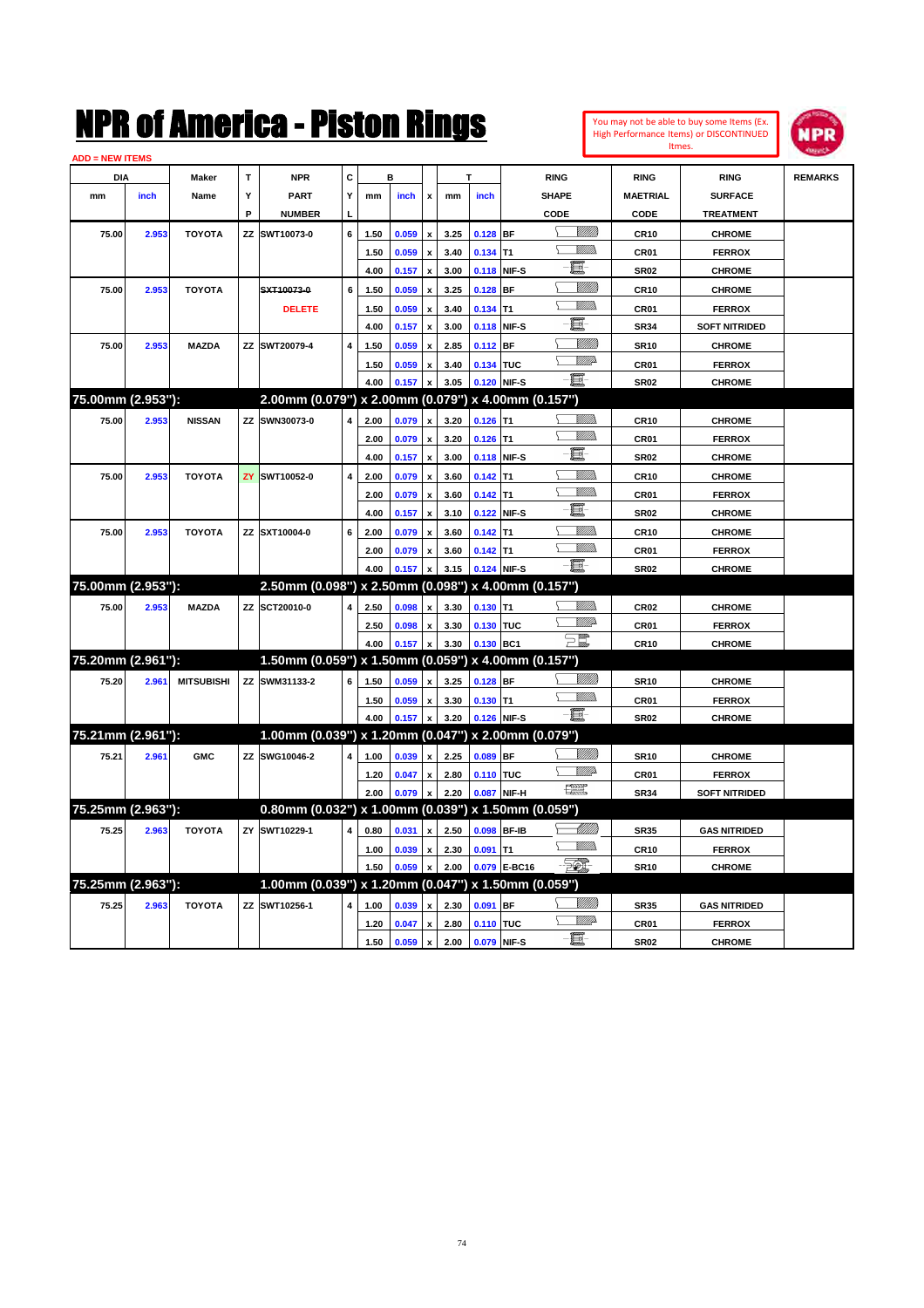# NPR of America - Piston Rings

You may not be able to buy some Items (Ex. High Performance Items) or DISCONTINUED Itmes.

ADD = NEW ITEMS

| DIA mm | DIA inch | Maker Name | TYP | NPR PART NUMBER | CYL | B mm | B inch | x | T mm | T inch | RING SHAPE CODE | RING MAETRIAL CODE | RING SURFACE TREATMENT | REMARKS |
|---|---|---|---|---|---|---|---|---|---|---|---|---|---|---|
| 75.00 | 2.953 | TOYOTA | ZZ | SWT10073-0 | 6 | 1.50 | 0.059 | x | 3.25 | 0.128 | BF | CR10 | CHROME | |
| | | | | | | 1.50 | 0.059 | x | 3.40 | 0.134 | T1 | CR01 | FERROX | |
| | | | | | | 4.00 | 0.157 | x | 3.00 | 0.118 | NIF-S | SR02 | CHROME | |
| 75.00 | 2.953 | TOYOTA | | ~~SXT10073-0~~ DELETE | 6 | 1.50 | 0.059 | x | 3.25 | 0.128 | BF | CR10 | CHROME | |
| | | | | | | 1.50 | 0.059 | x | 3.40 | 0.134 | T1 | CR01 | FERROX | |
| | | | | | | 4.00 | 0.157 | x | 3.00 | 0.118 | NIF-S | SR34 | SOFT NITRIDED | |
| 75.00 | 2.953 | MAZDA | ZZ | SWT20079-4 | 4 | 1.50 | 0.059 | x | 2.85 | 0.112 | BF | SR10 | CHROME | |
| | | | | | | 1.50 | 0.059 | x | 3.40 | 0.134 | TUC | CR01 | FERROX | |
| | | | | | | 4.00 | 0.157 | x | 3.05 | 0.120 | NIF-S | SR02 | CHROME | |
| **75.00mm (2.953"):** | | | | **2.00mm (0.079") x 2.00mm (0.079") x 4.00mm (0.157")** | | | | | | | | | | |
| 75.00 | 2.953 | NISSAN | ZZ | SWN30073-0 | 4 | 2.00 | 0.079 | x | 3.20 | 0.126 | T1 | CR10 | CHROME | |
| | | | | | | 2.00 | 0.079 | x | 3.20 | 0.126 | T1 | CR01 | FERROX | |
| | | | | | | 4.00 | 0.157 | x | 3.00 | 0.118 | NIF-S | SR02 | CHROME | |
| 75.00 | 2.953 | TOYOTA | ZY | SWT10052-0 | 4 | 2.00 | 0.079 | x | 3.60 | 0.142 | T1 | CR10 | CHROME | |
| | | | | | | 2.00 | 0.079 | x | 3.60 | 0.142 | T1 | CR01 | FERROX | |
| | | | | | | 4.00 | 0.157 | x | 3.10 | 0.122 | NIF-S | SR02 | CHROME | |
| 75.00 | 2.953 | TOYOTA | ZZ | SXT10004-0 | 6 | 2.00 | 0.079 | x | 3.60 | 0.142 | T1 | CR10 | CHROME | |
| | | | | | | 2.00 | 0.079 | x | 3.60 | 0.142 | T1 | CR01 | FERROX | |
| | | | | | | 4.00 | 0.157 | x | 3.15 | 0.124 | NIF-S | SR02 | CHROME | |
| **75.00mm (2.953"):** | | | | **2.50mm (0.098") x 2.50mm (0.098") x 4.00mm (0.157")** | | | | | | | | | | |
| 75.00 | 2.953 | MAZDA | ZZ | SCT20010-0 | 4 | 2.50 | 0.098 | x | 3.30 | 0.130 | T1 | CR02 | CHROME | |
| | | | | | | 2.50 | 0.098 | x | 3.30 | 0.130 | TUC | CR01 | FERROX | |
| | | | | | | 4.00 | 0.157 | x | 3.30 | 0.130 | BC1 | CR10 | CHROME | |
| **75.20mm (2.961"):** | | | | **1.50mm (0.059") x 1.50mm (0.059") x 4.00mm (0.157")** | | | | | | | | | | |
| 75.20 | 2.961 | MITSUBISHI | ZZ | SWM31133-2 | 6 | 1.50 | 0.059 | x | 3.25 | 0.128 | BF | SR10 | CHROME | |
| | | | | | | 1.50 | 0.059 | x | 3.30 | 0.130 | T1 | CR01 | FERROX | |
| | | | | | | 4.00 | 0.157 | x | 3.20 | 0.126 | NIF-S | SR02 | CHROME | |
| **75.21mm (2.961"):** | | | | **1.00mm (0.039") x 1.20mm (0.047") x 2.00mm (0.079")** | | | | | | | | | | |
| 75.21 | 2.961 | GMC | ZZ | SWG10046-2 | 4 | 1.00 | 0.039 | x | 2.25 | 0.089 | BF | SR10 | CHROME | |
| | | | | | | 1.20 | 0.047 | x | 2.80 | 0.110 | TUC | CR01 | FERROX | |
| | | | | | | 2.00 | 0.079 | x | 2.20 | 0.087 | NIF-H | SR34 | SOFT NITRIDED | |
| **75.25mm (2.963"):** | | | | **0.80mm (0.032") x 1.00mm (0.039") x 1.50mm (0.059")** | | | | | | | | | | |
| 75.25 | 2.963 | TOYOTA | ZY | SWT10229-1 | 4 | 0.80 | 0.031 | x | 2.50 | 0.098 | BF-IB | SR35 | GAS NITRIDED | |
| | | | | | | 1.00 | 0.039 | x | 2.30 | 0.091 | T1 | CR10 | FERROX | |
| | | | | | | 1.50 | 0.059 | x | 2.00 | 0.079 | E-BC16 | SR10 | CHROME | |
| **75.25mm (2.963"):** | | | | **1.00mm (0.039") x 1.20mm (0.047") x 1.50mm (0.059")** | | | | | | | | | | |
| 75.25 | 2.963 | TOYOTA | ZZ | SWT10256-1 | 4 | 1.00 | 0.039 | x | 2.30 | 0.091 | BF | SR35 | GAS NITRIDED | |
| | | | | | | 1.20 | 0.047 | x | 2.80 | 0.110 | TUC | CR01 | FERROX | |
| | | | | | | 1.50 | 0.059 | x | 2.00 | 0.079 | NIF-S | SR02 | CHROME | |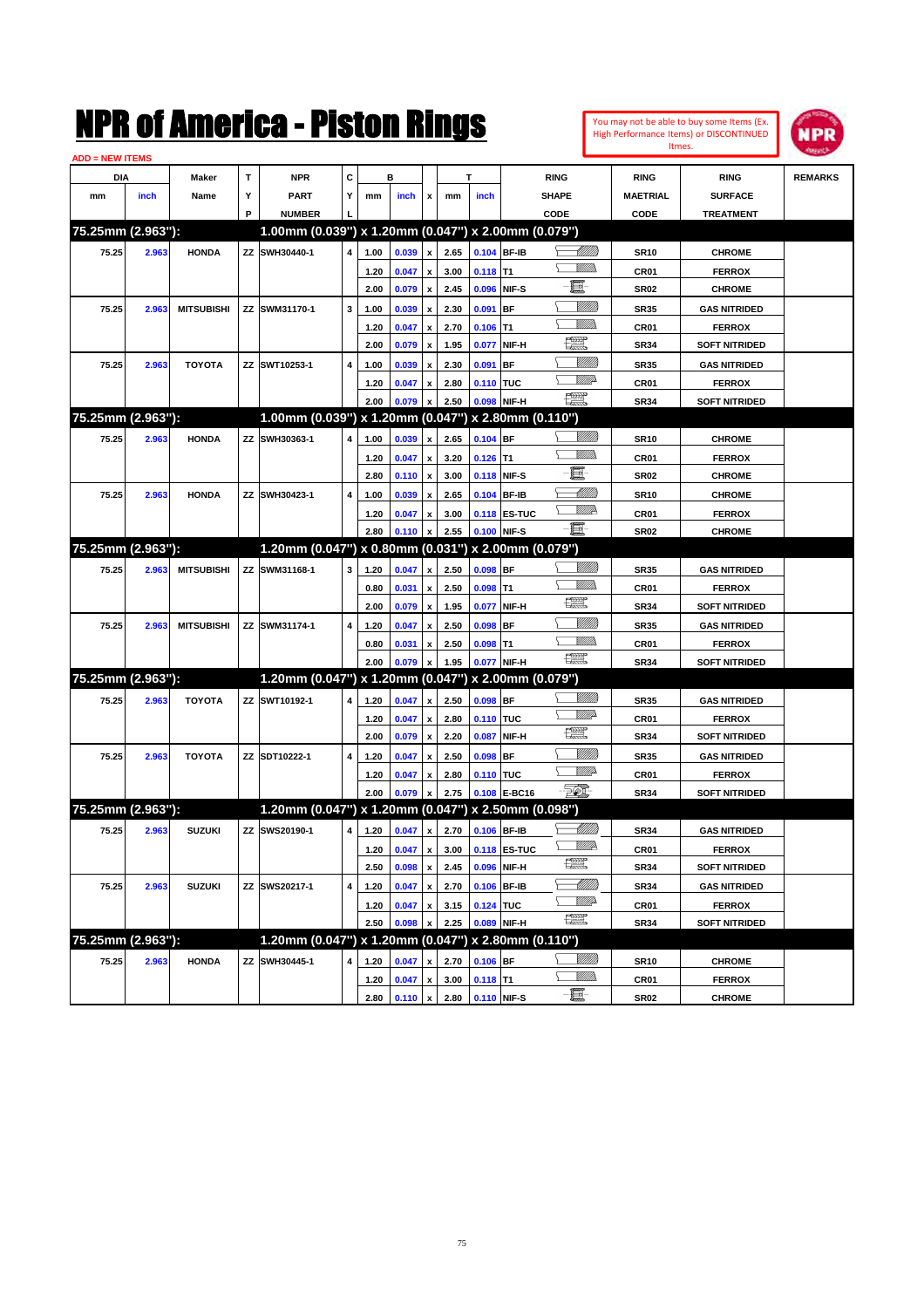# NPR of America - Piston Rings

You may not be able to buy some Items (Ex. High Performance Items) or DISCONTINUED Itmes.

ADD = NEW ITEMS

| DIA mm | DIA inch | Maker Name | TYP | NPR PART NUMBER | CYL | B mm | B inch | x | T mm | T inch | RING SHAPE CODE | RING MAETRIAL CODE | RING SURFACE TREATMENT | REMARKS |
|---|---|---|---|---|---|---|---|---|---|---|---|---|---|---|
| **75.25mm (2.963"):** | | | | **1.00mm (0.039") x 1.20mm (0.047") x 2.00mm (0.079")** | | | | | | | | | | |
| 75.25 | 2.963 | HONDA | ZZ | SWH30440-1 | 4 | 1.00 | 0.039 | x | 2.65 | 0.104 | BF-IB | SR10 | CHROME | |
| | | | | | | 1.20 | 0.047 | x | 3.00 | 0.118 | T1 | CR01 | FERROX | |
| | | | | | | 2.00 | 0.079 | x | 2.45 | 0.096 | NIF-S | SR02 | CHROME | |
| 75.25 | 2.963 | MITSUBISHI | ZZ | SWM31170-1 | 3 | 1.00 | 0.039 | x | 2.30 | 0.091 | BF | SR35 | GAS NITRIDED | |
| | | | | | | 1.20 | 0.047 | x | 2.70 | 0.106 | T1 | CR01 | FERROX | |
| | | | | | | 2.00 | 0.079 | x | 1.95 | 0.077 | NIF-H | SR34 | SOFT NITRIDED | |
| 75.25 | 2.963 | TOYOTA | ZZ | SWT10253-1 | 4 | 1.00 | 0.039 | x | 2.30 | 0.091 | BF | SR35 | GAS NITRIDED | |
| | | | | | | 1.20 | 0.047 | x | 2.80 | 0.110 | TUC | CR01 | FERROX | |
| | | | | | | 2.00 | 0.079 | x | 2.50 | 0.098 | NIF-H | SR34 | SOFT NITRIDED | |
| **75.25mm (2.963"):** | | | | **1.00mm (0.039") x 1.20mm (0.047") x 2.80mm (0.110")** | | | | | | | | | | |
| 75.25 | 2.963 | HONDA | ZZ | SWH30363-1 | 4 | 1.00 | 0.039 | x | 2.65 | 0.104 | BF | SR10 | CHROME | |
| | | | | | | 1.20 | 0.047 | x | 3.20 | 0.126 | T1 | CR01 | FERROX | |
| | | | | | | 2.80 | 0.110 | x | 3.00 | 0.118 | NIF-S | SR02 | CHROME | |
| 75.25 | 2.963 | HONDA | ZZ | SWH30423-1 | 4 | 1.00 | 0.039 | x | 2.65 | 0.104 | BF-IB | SR10 | CHROME | |
| | | | | | | 1.20 | 0.047 | x | 3.00 | 0.118 | ES-TUC | CR01 | FERROX | |
| | | | | | | 2.80 | 0.110 | x | 2.55 | 0.100 | NIF-S | SR02 | CHROME | |
| **75.25mm (2.963"):** | | | | **1.20mm (0.047") x 0.80mm (0.031") x 2.00mm (0.079")** | | | | | | | | | | |
| 75.25 | 2.963 | MITSUBISHI | ZZ | SWM31168-1 | 3 | 1.20 | 0.047 | x | 2.50 | 0.098 | BF | SR35 | GAS NITRIDED | |
| | | | | | | 0.80 | 0.031 | x | 2.50 | 0.098 | T1 | CR01 | FERROX | |
| | | | | | | 2.00 | 0.079 | x | 1.95 | 0.077 | NIF-H | SR34 | SOFT NITRIDED | |
| 75.25 | 2.963 | MITSUBISHI | ZZ | SWM31174-1 | 4 | 1.20 | 0.047 | x | 2.50 | 0.098 | BF | SR35 | GAS NITRIDED | |
| | | | | | | 0.80 | 0.031 | x | 2.50 | 0.098 | T1 | CR01 | FERROX | |
| | | | | | | 2.00 | 0.079 | x | 1.95 | 0.077 | NIF-H | SR34 | SOFT NITRIDED | |
| **75.25mm (2.963"):** | | | | **1.20mm (0.047") x 1.20mm (0.047") x 2.00mm (0.079")** | | | | | | | | | | |
| 75.25 | 2.963 | TOYOTA | ZZ | SWT10192-1 | 4 | 1.20 | 0.047 | x | 2.50 | 0.098 | BF | SR35 | GAS NITRIDED | |
| | | | | | | 1.20 | 0.047 | x | 2.80 | 0.110 | TUC | CR01 | FERROX | |
| | | | | | | 2.00 | 0.079 | x | 2.20 | 0.087 | NIF-H | SR34 | SOFT NITRIDED | |
| 75.25 | 2.963 | TOYOTA | ZZ | SDT10222-1 | 4 | 1.20 | 0.047 | x | 2.50 | 0.098 | BF | SR35 | GAS NITRIDED | |
| | | | | | | 1.20 | 0.047 | x | 2.80 | 0.110 | TUC | CR01 | FERROX | |
| | | | | | | 2.00 | 0.079 | x | 2.75 | 0.108 | E-BC16 | SR34 | SOFT NITRIDED | |
| **75.25mm (2.963"):** | | | | **1.20mm (0.047") x 1.20mm (0.047") x 2.50mm (0.098")** | | | | | | | | | | |
| 75.25 | 2.963 | SUZUKI | ZZ | SWS20190-1 | 4 | 1.20 | 0.047 | x | 2.70 | 0.106 | BF-IB | SR34 | GAS NITRIDED | |
| | | | | | | 1.20 | 0.047 | x | 3.00 | 0.118 | ES-TUC | CR01 | FERROX | |
| | | | | | | 2.50 | 0.098 | x | 2.45 | 0.096 | NIF-H | SR34 | SOFT NITRIDED | |
| 75.25 | 2.963 | SUZUKI | ZZ | SWS20217-1 | 4 | 1.20 | 0.047 | x | 2.70 | 0.106 | BF-IB | SR34 | GAS NITRIDED | |
| | | | | | | 1.20 | 0.047 | x | 3.15 | 0.124 | TUC | CR01 | FERROX | |
| | | | | | | 2.50 | 0.098 | x | 2.25 | 0.089 | NIF-H | SR34 | SOFT NITRIDED | |
| **75.25mm (2.963"):** | | | | **1.20mm (0.047") x 1.20mm (0.047") x 2.80mm (0.110")** | | | | | | | | | | |
| 75.25 | 2.963 | HONDA | ZZ | SWH30445-1 | 4 | 1.20 | 0.047 | x | 2.70 | 0.106 | BF | SR10 | CHROME | |
| | | | | | | 1.20 | 0.047 | x | 3.00 | 0.118 | T1 | CR01 | FERROX | |
| | | | | | | 2.80 | 0.110 | x | 2.80 | 0.110 | NIF-S | SR02 | CHROME | |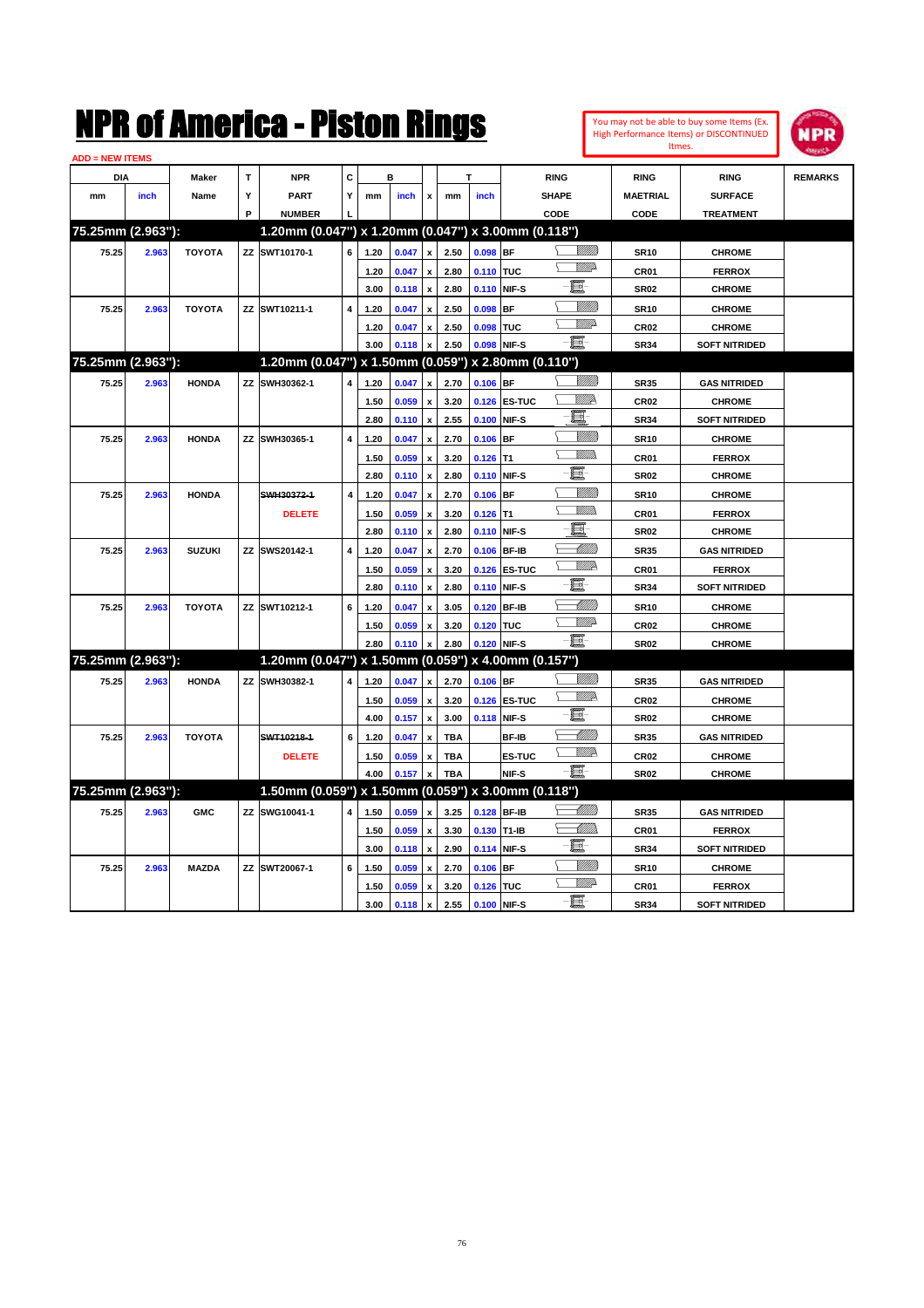# NPR of America - Piston Rings

You may not be able to buy some Items (Ex. High Performance Items) or DISCONTINUED Itmes.

ADD = NEW ITEMS

| DIA mm | DIA inch | Maker Name | TYP | NPR PART NUMBER | CYL | B mm | B inch | x | T mm | T inch | RING SHAPE CODE | RING MAETRIAL CODE | RING SURFACE TREATMENT | REMARKS |
|---|---|---|---|---|---|---|---|---|---|---|---|---|---|---|
| **75.25mm (2.963"):** | | | | **1.20mm (0.047") x 1.20mm (0.047") x 3.00mm (0.118")** | | | | | | | | | | |
| 75.25 | 2.963 | TOYOTA | ZZ | SWT10170-1 | 6 | 1.20 | 0.047 | x | 2.50 | 0.098 | BF | SR10 | CHROME | |
| | | | | | | 1.20 | 0.047 | x | 2.80 | 0.110 | TUC | CR01 | FERROX | |
| | | | | | | 3.00 | 0.118 | x | 2.80 | 0.110 | NIF-S | SR02 | CHROME | |
| 75.25 | 2.963 | TOYOTA | ZZ | SWT10211-1 | 4 | 1.20 | 0.047 | x | 2.50 | 0.098 | BF | SR10 | CHROME | |
| | | | | | | 1.20 | 0.047 | x | 2.50 | 0.098 | TUC | CR02 | CHROME | |
| | | | | | | 3.00 | 0.118 | x | 2.50 | 0.098 | NIF-S | SR34 | SOFT NITRIDED | |
| **75.25mm (2.963"):** | | | | **1.20mm (0.047") x 1.50mm (0.059") x 2.80mm (0.110")** | | | | | | | | | | |
| 75.25 | 2.963 | HONDA | ZZ | SWH30362-1 | 4 | 1.20 | 0.047 | x | 2.70 | 0.106 | BF | SR35 | GAS NITRIDED | |
| | | | | | | 1.50 | 0.059 | x | 3.20 | 0.126 | ES-TUC | CR02 | CHROME | |
| | | | | | | 2.80 | 0.110 | x | 2.55 | 0.100 | NIF-S | SR34 | SOFT NITRIDED | |
| 75.25 | 2.963 | HONDA | ZZ | SWH30365-1 | 4 | 1.20 | 0.047 | x | 2.70 | 0.106 | BF | SR10 | CHROME | |
| | | | | | | 1.50 | 0.059 | x | 3.20 | 0.126 | T1 | CR01 | FERROX | |
| | | | | | | 2.80 | 0.110 | x | 2.80 | 0.110 | NIF-S | SR02 | CHROME | |
| 75.25 | 2.963 | HONDA | | ~~SWH30372-1~~ | 4 | 1.20 | 0.047 | x | 2.70 | 0.106 | BF | SR10 | CHROME | |
| | | | | DELETE | | 1.50 | 0.059 | x | 3.20 | 0.126 | T1 | CR01 | FERROX | |
| | | | | | | 2.80 | 0.110 | x | 2.80 | 0.110 | NIF-S | SR02 | CHROME | |
| 75.25 | 2.963 | SUZUKI | ZZ | SWS20142-1 | 4 | 1.20 | 0.047 | x | 2.70 | 0.106 | BF-IB | SR35 | GAS NITRIDED | |
| | | | | | | 1.50 | 0.059 | x | 3.20 | 0.126 | ES-TUC | CR01 | FERROX | |
| | | | | | | 2.80 | 0.110 | x | 2.80 | 0.110 | NIF-S | SR34 | SOFT NITRIDED | |
| 75.25 | 2.963 | TOYOTA | ZZ | SWT10212-1 | 6 | 1.20 | 0.047 | x | 3.05 | 0.120 | BF-IB | SR10 | CHROME | |
| | | | | | | 1.50 | 0.059 | x | 3.20 | 0.120 | TUC | CR02 | CHROME | |
| | | | | | | 2.80 | 0.110 | x | 2.80 | 0.120 | NIF-S | SR02 | CHROME | |
| **75.25mm (2.963"):** | | | | **1.20mm (0.047") x 1.50mm (0.059") x 4.00mm (0.157")** | | | | | | | | | | |
| 75.25 | 2.963 | HONDA | ZZ | SWH30382-1 | 4 | 1.20 | 0.047 | x | 2.70 | 0.106 | BF | SR35 | GAS NITRIDED | |
| | | | | | | 1.50 | 0.059 | x | 3.20 | 0.126 | ES-TUC | CR02 | CHROME | |
| | | | | | | 4.00 | 0.157 | x | 3.00 | 0.118 | NIF-S | SR02 | CHROME | |
| 75.25 | 2.963 | TOYOTA | | ~~SWT10218-1~~ | 6 | 1.20 | 0.047 | x | TBA | | BF-IB | SR35 | GAS NITRIDED | |
| | | | | DELETE | | 1.50 | 0.059 | x | TBA | | ES-TUC | CR02 | CHROME | |
| | | | | | | 4.00 | 0.157 | x | TBA | | NIF-S | SR02 | CHROME | |
| **75.25mm (2.963"):** | | | | **1.50mm (0.059") x 1.50mm (0.059") x 3.00mm (0.118")** | | | | | | | | | | |
| 75.25 | 2.963 | GMC | ZZ | SWG10041-1 | 4 | 1.50 | 0.059 | x | 3.25 | 0.128 | BF-IB | SR35 | GAS NITRIDED | |
| | | | | | | 1.50 | 0.059 | x | 3.30 | 0.130 | T1-IB | CR01 | FERROX | |
| | | | | | | 3.00 | 0.118 | x | 2.90 | 0.114 | NIF-S | SR34 | SOFT NITRIDED | |
| 75.25 | 2.963 | MAZDA | ZZ | SWT20067-1 | 6 | 1.50 | 0.059 | x | 2.70 | 0.106 | BF | SR10 | CHROME | |
| | | | | | | 1.50 | 0.059 | x | 3.20 | 0.126 | TUC | CR01 | FERROX | |
| | | | | | | 3.00 | 0.118 | x | 2.55 | 0.100 | NIF-S | SR34 | SOFT NITRIDED | |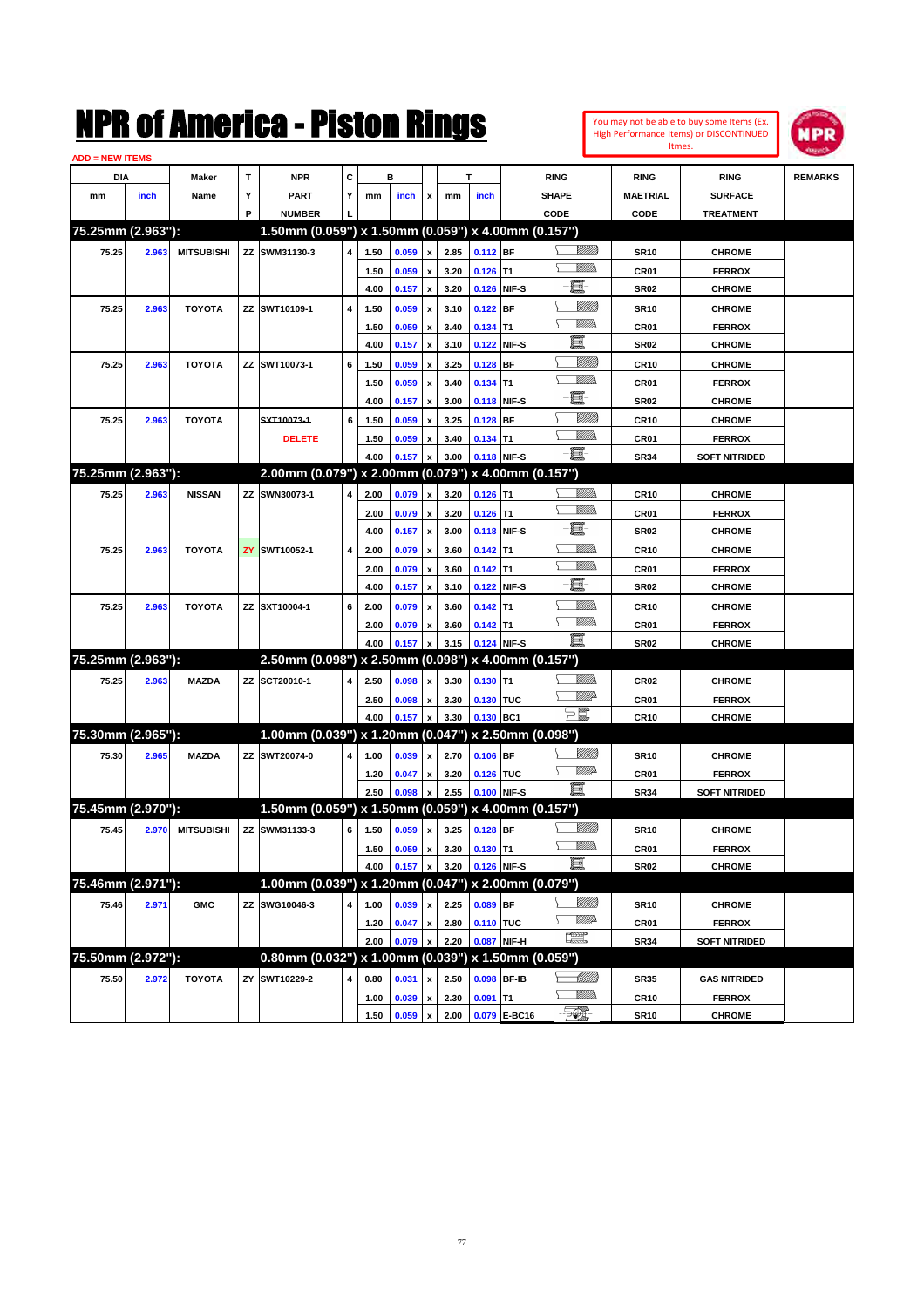# NPR of America - Piston Rings

You may not be able to buy some Items (Ex. High Performance Items) or DISCONTINUED Itmes.

ADD = NEW ITEMS

| DIA mm | DIA inch | Maker Name | TYP | NPR PART NUMBER | CYL | B mm | B inch | x | T mm | T inch | RING SHAPE CODE | RING MAETRIAL CODE | RING SURFACE TREATMENT | REMARKS |
|---|---|---|---|---|---|---|---|---|---|---|---|---|---|---|
| **75.25mm (2.963"):** | | | | **1.50mm (0.059") x 1.50mm (0.059") x 4.00mm (0.157")** | | | | | | | | | | |
| 75.25 | 2.963 | MITSUBISHI | ZZ | SWM31130-3 | 4 | 1.50 | 0.059 | x | 2.85 | 0.112 | BF | SR10 | CHROME | |
| | | | | | | 1.50 | 0.059 | x | 3.20 | 0.126 | T1 | CR01 | FERROX | |
| | | | | | | 4.00 | 0.157 | x | 3.20 | 0.126 | NIF-S | SR02 | CHROME | |
| 75.25 | 2.963 | TOYOTA | ZZ | SWT10109-1 | 4 | 1.50 | 0.059 | x | 3.10 | 0.122 | BF | SR10 | CHROME | |
| | | | | | | 1.50 | 0.059 | x | 3.40 | 0.134 | T1 | CR01 | FERROX | |
| | | | | | | 4.00 | 0.157 | x | 3.10 | 0.122 | NIF-S | SR02 | CHROME | |
| 75.25 | 2.963 | TOYOTA | ZZ | SWT10073-1 | 6 | 1.50 | 0.059 | x | 3.25 | 0.128 | BF | CR10 | CHROME | |
| | | | | | | 1.50 | 0.059 | x | 3.40 | 0.134 | T1 | CR01 | FERROX | |
| | | | | | | 4.00 | 0.157 | x | 3.00 | 0.118 | NIF-S | SR02 | CHROME | |
| 75.25 | 2.963 | TOYOTA | | ~~SXT10073-1~~ | 6 | 1.50 | 0.059 | x | 3.25 | 0.128 | BF | CR10 | CHROME | |
| | | | | DELETE | | 1.50 | 0.059 | x | 3.40 | 0.134 | T1 | CR01 | FERROX | |
| | | | | | | 4.00 | 0.157 | x | 3.00 | 0.118 | NIF-S | SR34 | SOFT NITRIDED | |
| **75.25mm (2.963"):** | | | | **2.00mm (0.079") x 2.00mm (0.079") x 4.00mm (0.157")** | | | | | | | | | | |
| 75.25 | 2.963 | NISSAN | ZZ | SWN30073-1 | 4 | 2.00 | 0.079 | x | 3.20 | 0.126 | T1 | CR10 | CHROME | |
| | | | | | | 2.00 | 0.079 | x | 3.20 | 0.126 | T1 | CR01 | FERROX | |
| | | | | | | 4.00 | 0.157 | x | 3.00 | 0.118 | NIF-S | SR02 | CHROME | |
| 75.25 | 2.963 | TOYOTA | ZY | SWT10052-1 | 4 | 2.00 | 0.079 | x | 3.60 | 0.142 | T1 | CR10 | CHROME | |
| | | | | | | 2.00 | 0.079 | x | 3.60 | 0.142 | T1 | CR01 | FERROX | |
| | | | | | | 4.00 | 0.157 | x | 3.10 | 0.122 | NIF-S | SR02 | CHROME | |
| 75.25 | 2.963 | TOYOTA | ZZ | SXT10004-1 | 6 | 2.00 | 0.079 | x | 3.60 | 0.142 | T1 | CR10 | CHROME | |
| | | | | | | 2.00 | 0.079 | x | 3.60 | 0.142 | T1 | CR01 | FERROX | |
| | | | | | | 4.00 | 0.157 | x | 3.15 | 0.124 | NIF-S | SR02 | CHROME | |
| **75.25mm (2.963"):** | | | | **2.50mm (0.098") x 2.50mm (0.098") x 4.00mm (0.157")** | | | | | | | | | | |
| 75.25 | 2.963 | MAZDA | ZZ | SCT20010-1 | 4 | 2.50 | 0.098 | x | 3.30 | 0.130 | T1 | CR02 | CHROME | |
| | | | | | | 2.50 | 0.098 | x | 3.30 | 0.130 | TUC | CR01 | FERROX | |
| | | | | | | 4.00 | 0.157 | x | 3.30 | 0.130 | BC1 | CR10 | CHROME | |
| **75.30mm (2.965"):** | | | | **1.00mm (0.039") x 1.20mm (0.047") x 2.50mm (0.098")** | | | | | | | | | | |
| 75.30 | 2.965 | MAZDA | ZZ | SWT20074-0 | 4 | 1.00 | 0.039 | x | 2.70 | 0.106 | BF | SR10 | CHROME | |
| | | | | | | 1.20 | 0.047 | x | 3.20 | 0.126 | TUC | CR01 | FERROX | |
| | | | | | | 2.50 | 0.098 | x | 2.55 | 0.100 | NIF-S | SR34 | SOFT NITRIDED | |
| **75.45mm (2.970"):** | | | | **1.50mm (0.059") x 1.50mm (0.059") x 4.00mm (0.157")** | | | | | | | | | | |
| 75.45 | 2.970 | MITSUBISHI | ZZ | SWM31133-3 | 6 | 1.50 | 0.059 | x | 3.25 | 0.128 | BF | SR10 | CHROME | |
| | | | | | | 1.50 | 0.059 | x | 3.30 | 0.130 | T1 | CR01 | FERROX | |
| | | | | | | 4.00 | 0.157 | x | 3.20 | 0.126 | NIF-S | SR02 | CHROME | |
| **75.46mm (2.971"):** | | | | **1.00mm (0.039") x 1.20mm (0.047") x 2.00mm (0.079")** | | | | | | | | | | |
| 75.46 | 2.971 | GMC | ZZ | SWG10046-3 | 4 | 1.00 | 0.039 | x | 2.25 | 0.089 | BF | SR10 | CHROME | |
| | | | | | | 1.20 | 0.047 | x | 2.80 | 0.110 | TUC | CR01 | FERROX | |
| | | | | | | 2.00 | 0.079 | x | 2.20 | 0.087 | NIF-H | SR34 | SOFT NITRIDED | |
| **75.50mm (2.972"):** | | | | **0.80mm (0.032") x 1.00mm (0.039") x 1.50mm (0.059")** | | | | | | | | | | |
| 75.50 | 2.972 | TOYOTA | ZY | SWT10229-2 | 4 | 0.80 | 0.031 | x | 2.50 | 0.098 | BF-IB | SR35 | GAS NITRIDED | |
| | | | | | | 1.00 | 0.039 | x | 2.30 | 0.091 | T1 | CR10 | FERROX | |
| | | | | | | 1.50 | 0.059 | x | 2.00 | 0.079 | E-BC16 | SR10 | CHROME | |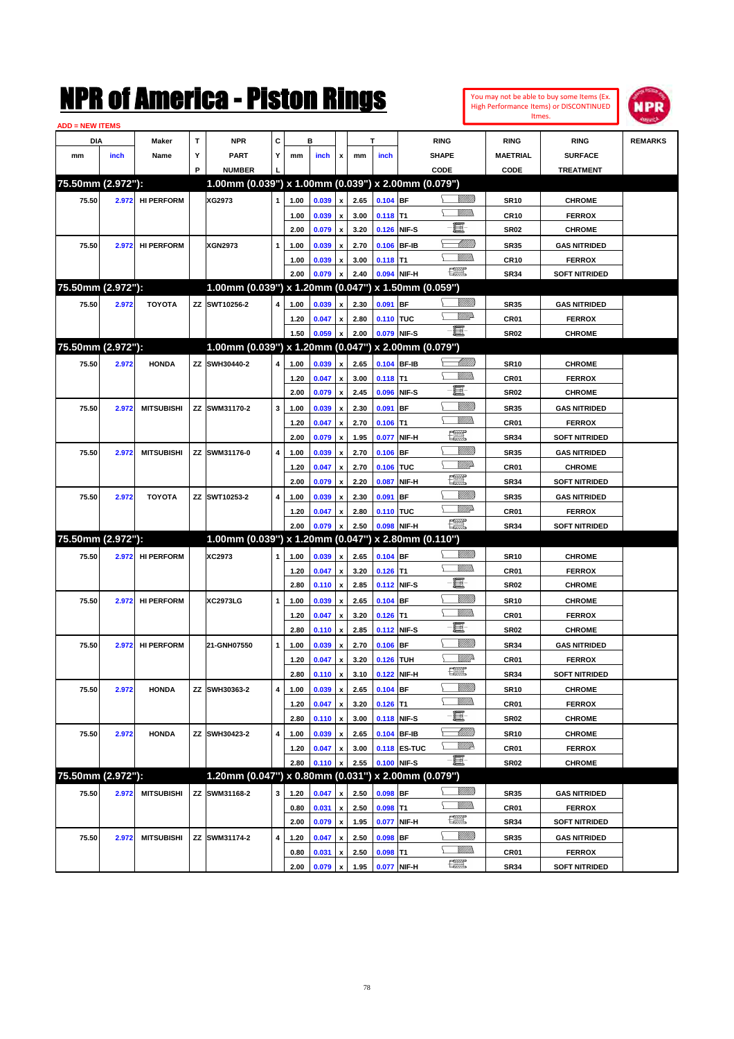# NPR of America - Piston Rings

You may not be able to buy some Items (Ex. High Performance Items) or DISCONTINUED Itmes.

ADD = NEW ITEMS

| DIA mm | DIA inch | Maker Name | TYP | NPR PART NUMBER | CYL | B mm | B inch | x | T mm | T inch | RING SHAPE CODE | RING MAETRIAL CODE | RING SURFACE TREATMENT | REMARKS |
|---|---|---|---|---|---|---|---|---|---|---|---|---|---|---|
| **75.50mm (2.972"):** | | | | **1.00mm (0.039") x 1.00mm (0.039") x 2.00mm (0.079")** | | | | | | | | | | |
| 75.50 | 2.972 | HI PERFORM | | XG2973 | 1 | 1.00 | 0.039 | x | 2.65 | 0.104 | BF | SR10 | CHROME | |
| | | | | | | 1.00 | 0.039 | x | 3.00 | 0.118 | T1 | CR10 | FERROX | |
| | | | | | | 2.00 | 0.079 | x | 3.20 | 0.126 | NIF-S | SR02 | CHROME | |
| 75.50 | 2.972 | HI PERFORM | | XGN2973 | 1 | 1.00 | 0.039 | x | 2.70 | 0.106 | BF-IB | SR35 | GAS NITRIDED | |
| | | | | | | 1.00 | 0.039 | x | 3.00 | 0.118 | T1 | CR10 | FERROX | |
| | | | | | | 2.00 | 0.079 | x | 2.40 | 0.094 | NIF-H | SR34 | SOFT NITRIDED | |
| **75.50mm (2.972"):** | | | | **1.00mm (0.039") x 1.20mm (0.047") x 1.50mm (0.059")** | | | | | | | | | | |
| 75.50 | 2.972 | TOYOTA | ZZ | SWT10256-2 | 4 | 1.00 | 0.039 | x | 2.30 | 0.091 | BF | SR35 | GAS NITRIDED | |
| | | | | | | 1.20 | 0.047 | x | 2.80 | 0.110 | TUC | CR01 | FERROX | |
| | | | | | | 1.50 | 0.059 | x | 2.00 | 0.079 | NIF-S | SR02 | CHROME | |
| **75.50mm (2.972"):** | | | | **1.00mm (0.039") x 1.20mm (0.047") x 2.00mm (0.079")** | | | | | | | | | | |
| 75.50 | 2.972 | HONDA | ZZ | SWH30440-2 | 4 | 1.00 | 0.039 | x | 2.65 | 0.104 | BF-IB | SR10 | CHROME | |
| | | | | | | 1.20 | 0.047 | x | 3.00 | 0.118 | T1 | CR01 | FERROX | |
| | | | | | | 2.00 | 0.079 | x | 2.45 | 0.096 | NIF-S | SR02 | CHROME | |
| 75.50 | 2.972 | MITSUBISHI | ZZ | SWM31170-2 | 3 | 1.00 | 0.039 | x | 2.30 | 0.091 | BF | SR35 | GAS NITRIDED | |
| | | | | | | 1.20 | 0.047 | x | 2.70 | 0.106 | T1 | CR01 | FERROX | |
| | | | | | | 2.00 | 0.079 | x | 1.95 | 0.077 | NIF-H | SR34 | SOFT NITRIDED | |
| 75.50 | 2.972 | MITSUBISHI | ZZ | SWM31176-0 | 4 | 1.00 | 0.039 | x | 2.70 | 0.106 | BF | SR35 | GAS NITRIDED | |
| | | | | | | 1.20 | 0.047 | x | 2.70 | 0.106 | TUC | CR01 | CHROME | |
| | | | | | | 2.00 | 0.079 | x | 2.20 | 0.087 | NIF-H | SR34 | SOFT NITRIDED | |
| 75.50 | 2.972 | TOYOTA | ZZ | SWT10253-2 | 4 | 1.00 | 0.039 | x | 2.30 | 0.091 | BF | SR35 | GAS NITRIDED | |
| | | | | | | 1.20 | 0.047 | x | 2.80 | 0.110 | TUC | CR01 | FERROX | |
| | | | | | | 2.00 | 0.079 | x | 2.50 | 0.098 | NIF-H | SR34 | SOFT NITRIDED | |
| **75.50mm (2.972"):** | | | | **1.00mm (0.039") x 1.20mm (0.047") x 2.80mm (0.110")** | | | | | | | | | | |
| 75.50 | 2.972 | HI PERFORM | | XC2973 | 1 | 1.00 | 0.039 | x | 2.65 | 0.104 | BF | SR10 | CHROME | |
| | | | | | | 1.20 | 0.047 | x | 3.20 | 0.126 | T1 | CR01 | FERROX | |
| | | | | | | 2.80 | 0.110 | x | 2.85 | 0.112 | NIF-S | SR02 | CHROME | |
| 75.50 | 2.972 | HI PERFORM | | XC2973LG | 1 | 1.00 | 0.039 | x | 2.65 | 0.104 | BF | SR10 | CHROME | |
| | | | | | | 1.20 | 0.047 | x | 3.20 | 0.126 | T1 | CR01 | FERROX | |
| | | | | | | 2.80 | 0.110 | x | 2.85 | 0.112 | NIF-S | SR02 | CHROME | |
| 75.50 | 2.972 | HI PERFORM | | 21-GNH07550 | 1 | 1.00 | 0.039 | x | 2.70 | 0.106 | BF | SR34 | GAS NITRIDED | |
| | | | | | | 1.20 | 0.047 | x | 3.20 | 0.126 | TUH | CR01 | FERROX | |
| | | | | | | 2.80 | 0.110 | x | 3.10 | 0.122 | NIF-H | SR34 | SOFT NITRIDED | |
| 75.50 | 2.972 | HONDA | ZZ | SWH30363-2 | 4 | 1.00 | 0.039 | x | 2.65 | 0.104 | BF | SR10 | CHROME | |
| | | | | | | 1.20 | 0.047 | x | 3.20 | 0.126 | T1 | CR01 | FERROX | |
| | | | | | | 2.80 | 0.110 | x | 3.00 | 0.118 | NIF-S | SR02 | CHROME | |
| 75.50 | 2.972 | HONDA | ZZ | SWH30423-2 | 4 | 1.00 | 0.039 | x | 2.65 | 0.104 | BF-IB | SR10 | CHROME | |
| | | | | | | 1.20 | 0.047 | x | 3.00 | 0.118 | ES-TUC | CR01 | FERROX | |
| | | | | | | 2.80 | 0.110 | x | 2.55 | 0.100 | NIF-S | SR02 | CHROME | |
| **75.50mm (2.972"):** | | | | **1.20mm (0.047") x 0.80mm (0.031") x 2.00mm (0.079")** | | | | | | | | | | |
| 75.50 | 2.972 | MITSUBISHI | ZZ | SWM31168-2 | 3 | 1.20 | 0.047 | x | 2.50 | 0.098 | BF | SR35 | GAS NITRIDED | |
| | | | | | | 0.80 | 0.031 | x | 2.50 | 0.098 | T1 | CR01 | FERROX | |
| | | | | | | 2.00 | 0.079 | x | 1.95 | 0.077 | NIF-H | SR34 | SOFT NITRIDED | |
| 75.50 | 2.972 | MITSUBISHI | ZZ | SWM31174-2 | 4 | 1.20 | 0.047 | x | 2.50 | 0.098 | BF | SR35 | GAS NITRIDED | |
| | | | | | | 0.80 | 0.031 | x | 2.50 | 0.098 | T1 | CR01 | FERROX | |
| | | | | | | 2.00 | 0.079 | x | 1.95 | 0.077 | NIF-H | SR34 | SOFT NITRIDED | |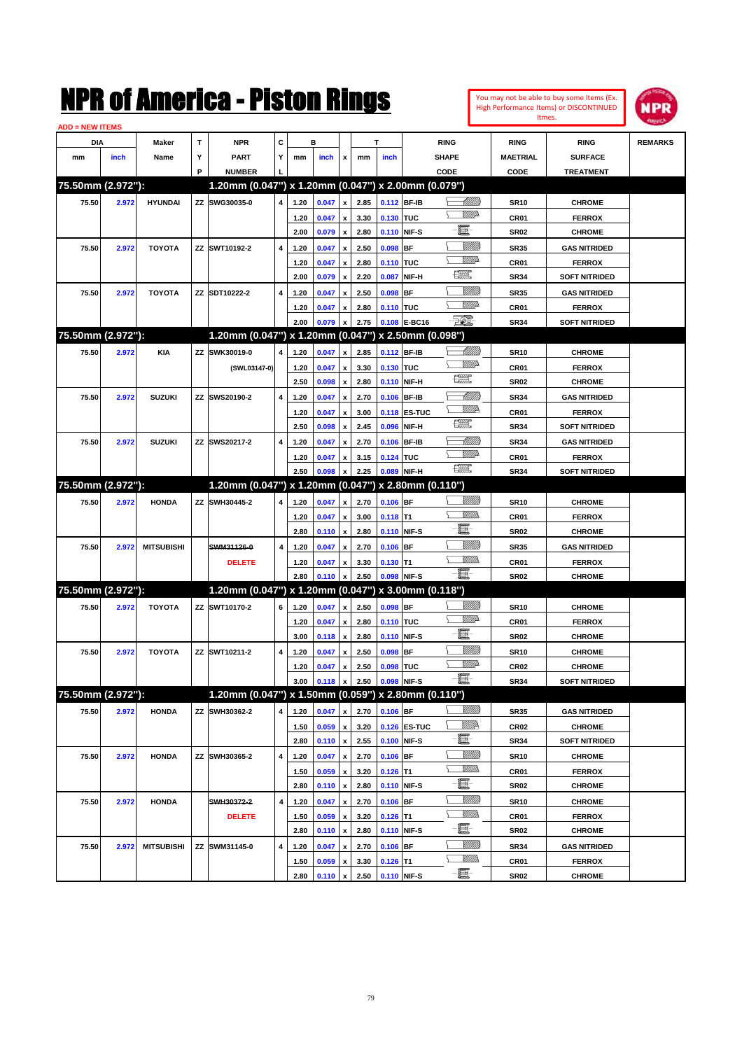# NPR of America - Piston Rings

You may not be able to buy some Items (Ex. High Performance Items) or DISCONTINUED Itmes.

ADD = NEW ITEMS

| DIA mm | DIA inch | Maker Name | TYP | NPR PART NUMBER | CYL | B mm | B inch | x | T mm | T inch | RING SHAPE CODE | RING MAETRIAL CODE | RING SURFACE TREATMENT | REMARKS |
|---|---|---|---|---|---|---|---|---|---|---|---|---|---|---|
| **75.50mm (2.972"):** | | | | **1.20mm (0.047") x 1.20mm (0.047") x 2.00mm (0.079")** | | | | | | | | | | |
| 75.50 | 2.972 | HYUNDAI | ZZ | SWG30035-0 | 4 | 1.20 | 0.047 | x | 2.85 | 0.112 | BF-IB | SR10 | CHROME | |
| | | | | | | 1.20 | 0.047 | x | 3.30 | 0.130 | TUC | CR01 | FERROX | |
| | | | | | | 2.00 | 0.079 | x | 2.80 | 0.110 | NIF-S | SR02 | CHROME | |
| 75.50 | 2.972 | TOYOTA | ZZ | SWT10192-2 | 4 | 1.20 | 0.047 | x | 2.50 | 0.098 | BF | SR35 | GAS NITRIDED | |
| | | | | | | 1.20 | 0.047 | x | 2.80 | 0.110 | TUC | CR01 | FERROX | |
| | | | | | | 2.00 | 0.079 | x | 2.20 | 0.087 | NIF-H | SR34 | SOFT NITRIDED | |
| 75.50 | 2.972 | TOYOTA | ZZ | SDT10222-2 | 4 | 1.20 | 0.047 | x | 2.50 | 0.098 | BF | SR35 | GAS NITRIDED | |
| | | | | | | 1.20 | 0.047 | x | 2.80 | 0.110 | TUC | CR01 | FERROX | |
| | | | | | | 2.00 | 0.079 | x | 2.75 | 0.108 | E-BC16 | SR34 | SOFT NITRIDED | |
| **75.50mm (2.972"):** | | | | **1.20mm (0.047") x 1.20mm (0.047") x 2.50mm (0.098")** | | | | | | | | | | |
| 75.50 | 2.972 | KIA | ZZ | SWK30019-0 | 4 | 1.20 | 0.047 | x | 2.85 | 0.112 | BF-IB | SR10 | CHROME | |
| | | | | (SWL03147-0) | | 1.20 | 0.047 | x | 3.30 | 0.130 | TUC | CR01 | FERROX | |
| | | | | | | 2.50 | 0.098 | x | 2.80 | 0.110 | NIF-H | SR02 | CHROME | |
| 75.50 | 2.972 | SUZUKI | ZZ | SWS20190-2 | 4 | 1.20 | 0.047 | x | 2.70 | 0.106 | BF-IB | SR34 | GAS NITRIDED | |
| | | | | | | 1.20 | 0.047 | x | 3.00 | 0.118 | ES-TUC | CR01 | FERROX | |
| | | | | | | 2.50 | 0.098 | x | 2.45 | 0.096 | NIF-H | SR34 | SOFT NITRIDED | |
| 75.50 | 2.972 | SUZUKI | ZZ | SWS20217-2 | 4 | 1.20 | 0.047 | x | 2.70 | 0.106 | BF-IB | SR34 | GAS NITRIDED | |
| | | | | | | 1.20 | 0.047 | x | 3.15 | 0.124 | TUC | CR01 | FERROX | |
| | | | | | | 2.50 | 0.098 | x | 2.25 | 0.089 | NIF-H | SR34 | SOFT NITRIDED | |
| **75.50mm (2.972"):** | | | | **1.20mm (0.047") x 1.20mm (0.047") x 2.80mm (0.110")** | | | | | | | | | | |
| 75.50 | 2.972 | HONDA | ZZ | SWH30445-2 | 4 | 1.20 | 0.047 | x | 2.70 | 0.106 | BF | SR10 | CHROME | |
| | | | | | | 1.20 | 0.047 | x | 3.00 | 0.118 | T1 | CR01 | FERROX | |
| | | | | | | 2.80 | 0.110 | x | 2.80 | 0.110 | NIF-S | SR02 | CHROME | |
| 75.50 | 2.972 | MITSUBISHI | | ~~SWM31126-0~~ | 4 | 1.20 | 0.047 | x | 2.70 | 0.106 | BF | SR35 | GAS NITRIDED | |
| | | | | DELETE | | 1.20 | 0.047 | x | 3.30 | 0.130 | T1 | CR01 | FERROX | |
| | | | | | | 2.80 | 0.110 | x | 2.50 | 0.098 | NIF-S | SR02 | CHROME | |
| **75.50mm (2.972"):** | | | | **1.20mm (0.047") x 1.20mm (0.047") x 3.00mm (0.118")** | | | | | | | | | | |
| 75.50 | 2.972 | TOYOTA | ZZ | SWT10170-2 | 6 | 1.20 | 0.047 | x | 2.50 | 0.098 | BF | SR10 | CHROME | |
| | | | | | | 1.20 | 0.047 | x | 2.80 | 0.110 | TUC | CR01 | FERROX | |
| | | | | | | 3.00 | 0.118 | x | 2.80 | 0.110 | NIF-S | SR02 | CHROME | |
| 75.50 | 2.972 | TOYOTA | ZZ | SWT10211-2 | 4 | 1.20 | 0.047 | x | 2.50 | 0.098 | BF | SR10 | CHROME | |
| | | | | | | 1.20 | 0.047 | x | 2.50 | 0.098 | TUC | CR02 | CHROME | |
| | | | | | | 3.00 | 0.118 | x | 2.50 | 0.098 | NIF-S | SR34 | SOFT NITRIDED | |
| **75.50mm (2.972"):** | | | | **1.20mm (0.047") x 1.50mm (0.059") x 2.80mm (0.110")** | | | | | | | | | | |
| 75.50 | 2.972 | HONDA | ZZ | SWH30362-2 | 4 | 1.20 | 0.047 | x | 2.70 | 0.106 | BF | SR35 | GAS NITRIDED | |
| | | | | | | 1.50 | 0.059 | x | 3.20 | 0.126 | ES-TUC | CR02 | CHROME | |
| | | | | | | 2.80 | 0.110 | x | 2.55 | 0.100 | NIF-S | SR34 | SOFT NITRIDED | |
| 75.50 | 2.972 | HONDA | ZZ | SWH30365-2 | 4 | 1.20 | 0.047 | x | 2.70 | 0.106 | BF | SR10 | CHROME | |
| | | | | | | 1.50 | 0.059 | x | 3.20 | 0.126 | T1 | CR01 | FERROX | |
| | | | | | | 2.80 | 0.110 | x | 2.80 | 0.110 | NIF-S | SR02 | CHROME | |
| 75.50 | 2.972 | HONDA | | ~~SWH30372-2~~ | 4 | 1.20 | 0.047 | x | 2.70 | 0.106 | BF | SR10 | CHROME | |
| | | | | DELETE | | 1.50 | 0.059 | x | 3.20 | 0.126 | T1 | CR01 | FERROX | |
| | | | | | | 2.80 | 0.110 | x | 2.80 | 0.110 | NIF-S | SR02 | CHROME | |
| 75.50 | 2.972 | MITSUBISHI | ZZ | SWM31145-0 | 4 | 1.20 | 0.047 | x | 2.70 | 0.106 | BF | SR34 | GAS NITRIDED | |
| | | | | | | 1.50 | 0.059 | x | 3.30 | 0.126 | T1 | CR01 | FERROX | |
| | | | | | | 2.80 | 0.110 | x | 2.50 | 0.110 | NIF-S | SR02 | CHROME | |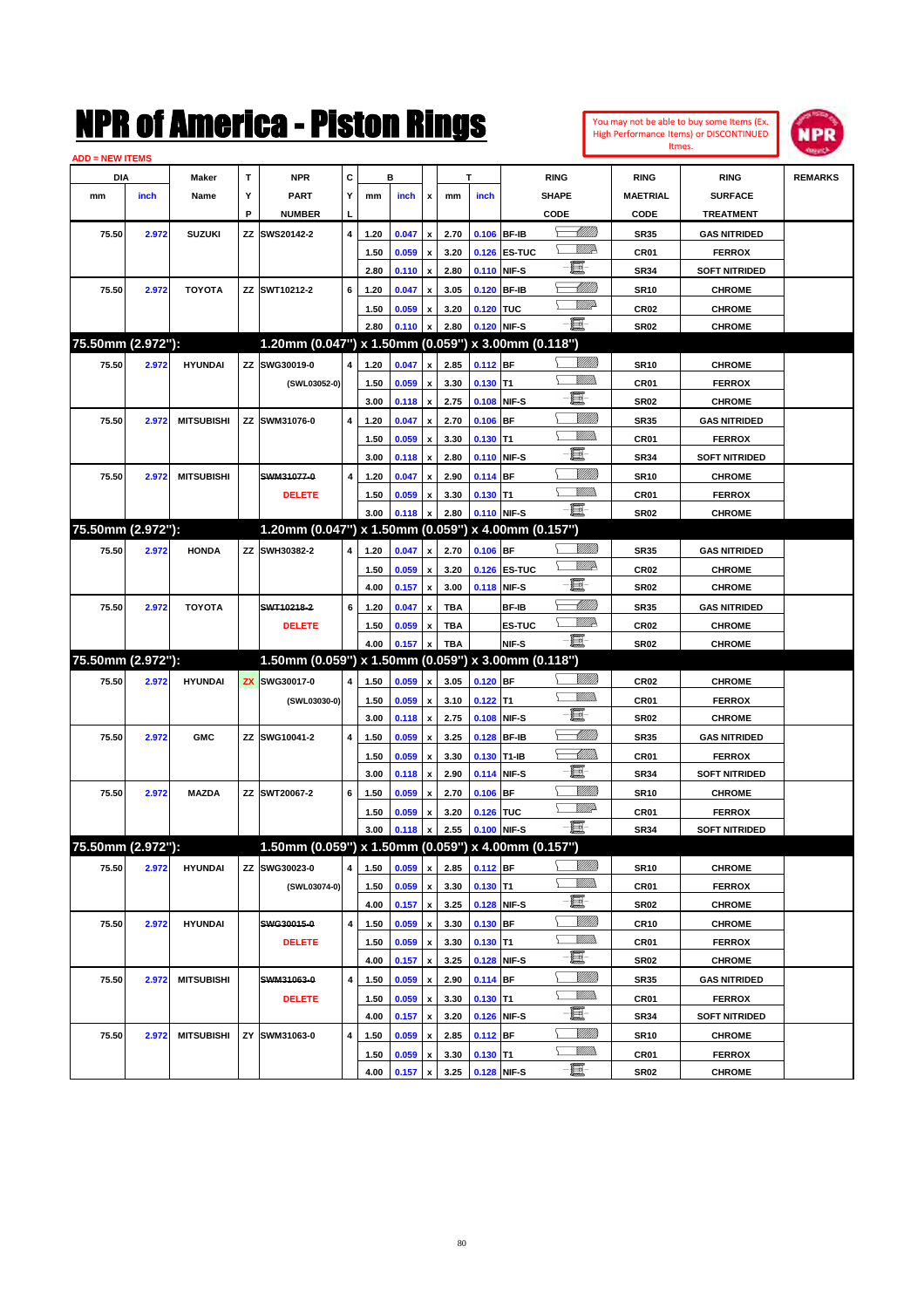# NPR of America - Piston Rings

You may not be able to buy some Items (Ex. High Performance Items) or DISCONTINUED Itmes.

ADD = NEW ITEMS

| DIA | | Maker | T | NPR | C | B | | | T | | RING | RING | RING | REMARKS |
|---|---|---|---|---|---|---|---|---|---|---|---|---|---|---|
| mm | inch | Name | Y | PART | Y | mm | inch | x | mm | inch | SHAPE | MAETRIAL | SURFACE | |
| | | | P | NUMBER | L | | | | | | CODE | CODE | TREATMENT | |
| 75.50 | 2.972 | SUZUKI | ZZ | SWS20142-2 | 4 | 1.20 | 0.047 | x | 2.70 | 0.106 | BF-IB | SR35 | GAS NITRIDED | |
| | | | | | | 1.50 | 0.059 | x | 3.20 | 0.126 | ES-TUC | CR01 | FERROX | |
| | | | | | | 2.80 | 0.110 | x | 2.80 | 0.110 | NIF-S | SR34 | SOFT NITRIDED | |
| 75.50 | 2.972 | TOYOTA | ZZ | SWT10212-2 | 6 | 1.20 | 0.047 | x | 3.05 | 0.120 | BF-IB | SR10 | CHROME | |
| | | | | | | 1.50 | 0.059 | x | 3.20 | 0.126 | TUC | CR02 | CHROME | |
| | | | | | | 2.80 | 0.110 | x | 2.80 | 0.120 | NIF-S | SR02 | CHROME | |
| **75.50mm (2.972"):** | | | | **1.20mm (0.047") x 1.50mm (0.059") x 3.00mm (0.118")** | | | | | | | | | | |
| 75.50 | 2.972 | HYUNDAI | ZZ | SWG30019-0 | 4 | 1.20 | 0.047 | x | 2.85 | 0.112 | BF | SR10 | CHROME | |
| | | | | (SWL03052-0) | | 1.50 | 0.059 | x | 3.30 | 0.130 | T1 | CR01 | FERROX | |
| | | | | | | 3.00 | 0.118 | x | 2.75 | 0.108 | NIF-S | SR02 | CHROME | |
| 75.50 | 2.972 | MITSUBISHI | ZZ | SWM31076-0 | 4 | 1.20 | 0.047 | x | 2.70 | 0.106 | BF | SR35 | GAS NITRIDED | |
| | | | | | | 1.50 | 0.059 | x | 3.30 | 0.130 | T1 | CR01 | FERROX | |
| | | | | | | 3.00 | 0.118 | x | 2.80 | 0.110 | NIF-S | SR34 | SOFT NITRIDED | |
| 75.50 | 2.972 | MITSUBISHI | | ~~SWM31077-0~~ | 4 | 1.20 | 0.047 | x | 2.90 | 0.114 | BF | SR10 | CHROME | |
| | | | | DELETE | | 1.50 | 0.059 | x | 3.30 | 0.130 | T1 | CR01 | FERROX | |
| | | | | | | 3.00 | 0.118 | x | 2.80 | 0.110 | NIF-S | SR02 | CHROME | |
| **75.50mm (2.972"):** | | | | **1.20mm (0.047") x 1.50mm (0.059") x 4.00mm (0.157")** | | | | | | | | | | |
| 75.50 | 2.972 | HONDA | ZZ | SWH30382-2 | 4 | 1.20 | 0.047 | x | 2.70 | 0.106 | BF | SR35 | GAS NITRIDED | |
| | | | | | | 1.50 | 0.059 | x | 3.20 | 0.126 | ES-TUC | CR02 | CHROME | |
| | | | | | | 4.00 | 0.157 | x | 3.00 | 0.118 | NIF-S | SR02 | CHROME | |
| 75.50 | 2.972 | TOYOTA | | ~~SWT10218-2~~ | 6 | 1.20 | 0.047 | x | TBA | | BF-IB | SR35 | GAS NITRIDED | |
| | | | | DELETE | | 1.50 | 0.059 | x | TBA | | ES-TUC | CR02 | CHROME | |
| | | | | | | 4.00 | 0.157 | x | TBA | | NIF-S | SR02 | CHROME | |
| **75.50mm (2.972"):** | | | | **1.50mm (0.059") x 1.50mm (0.059") x 3.00mm (0.118")** | | | | | | | | | | |
| 75.50 | 2.972 | HYUNDAI | ZX | SWG30017-0 | 4 | 1.50 | 0.059 | x | 3.05 | 0.120 | BF | CR02 | CHROME | |
| | | | | (SWL03030-0) | | 1.50 | 0.059 | x | 3.10 | 0.122 | T1 | CR01 | FERROX | |
| | | | | | | 3.00 | 0.118 | x | 2.75 | 0.108 | NIF-S | SR02 | CHROME | |
| 75.50 | 2.972 | GMC | ZZ | SWG10041-2 | 4 | 1.50 | 0.059 | x | 3.25 | 0.128 | BF-IB | SR35 | GAS NITRIDED | |
| | | | | | | 1.50 | 0.059 | x | 3.30 | 0.130 | T1-IB | CR01 | FERROX | |
| | | | | | | 3.00 | 0.118 | x | 2.90 | 0.114 | NIF-S | SR34 | SOFT NITRIDED | |
| 75.50 | 2.972 | MAZDA | ZZ | SWT20067-2 | 6 | 1.50 | 0.059 | x | 2.70 | 0.106 | BF | SR10 | CHROME | |
| | | | | | | 1.50 | 0.059 | x | 3.20 | 0.126 | TUC | CR01 | FERROX | |
| | | | | | | 3.00 | 0.118 | x | 2.55 | 0.100 | NIF-S | SR34 | SOFT NITRIDED | |
| **75.50mm (2.972"):** | | | | **1.50mm (0.059") x 1.50mm (0.059") x 4.00mm (0.157")** | | | | | | | | | | |
| 75.50 | 2.972 | HYUNDAI | ZZ | SWG30023-0 | 4 | 1.50 | 0.059 | x | 2.85 | 0.112 | BF | SR10 | CHROME | |
| | | | | (SWL03074-0) | | 1.50 | 0.059 | x | 3.30 | 0.130 | T1 | CR01 | FERROX | |
| | | | | | | 4.00 | 0.157 | x | 3.25 | 0.128 | NIF-S | SR02 | CHROME | |
| 75.50 | 2.972 | HYUNDAI | | ~~SWG30015-0~~ | 4 | 1.50 | 0.059 | x | 3.30 | 0.130 | BF | CR10 | CHROME | |
| | | | | DELETE | | 1.50 | 0.059 | x | 3.30 | 0.130 | T1 | CR01 | FERROX | |
| | | | | | | 4.00 | 0.157 | x | 3.25 | 0.128 | NIF-S | SR02 | CHROME | |
| 75.50 | 2.972 | MITSUBISHI | | ~~SWM31063-0~~ | 4 | 1.50 | 0.059 | x | 2.90 | 0.114 | BF | SR35 | GAS NITRIDED | |
| | | | | DELETE | | 1.50 | 0.059 | x | 3.30 | 0.130 | T1 | CR01 | FERROX | |
| | | | | | | 4.00 | 0.157 | x | 3.20 | 0.126 | NIF-S | SR34 | SOFT NITRIDED | |
| 75.50 | 2.972 | MITSUBISHI | ZY | SWM31063-0 | 4 | 1.50 | 0.059 | x | 2.85 | 0.112 | BF | SR10 | CHROME | |
| | | | | | | 1.50 | 0.059 | x | 3.30 | 0.130 | T1 | CR01 | FERROX | |
| | | | | | | 4.00 | 0.157 | x | 3.25 | 0.128 | NIF-S | SR02 | CHROME | |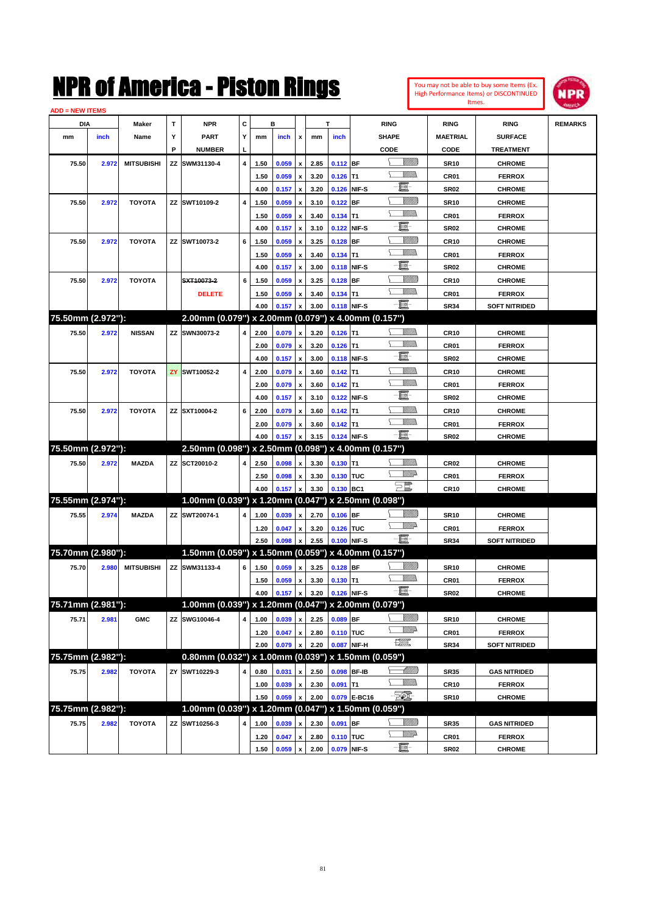# NPR of America - Piston Rings

You may not be able to buy some Items (Ex. High Performance Items) or DISCONTINUED Itmes.

ADD = NEW ITEMS

| DIA mm | DIA inch | Maker Name | TYP | NPR PART NUMBER | CYL | B mm | B inch | x | T mm | T inch | RING SHAPE CODE | RING MAETRIAL CODE | RING SURFACE TREATMENT | REMARKS |
|---|---|---|---|---|---|---|---|---|---|---|---|---|---|---|
| 75.50 | 2.972 | MITSUBISHI | ZZ | SWM31130-4 | 4 | 1.50 | 0.059 | x | 2.85 | 0.112 | BF | SR10 | CHROME | |
| | | | | | | 1.50 | 0.059 | x | 3.20 | 0.126 | T1 | CR01 | FERROX | |
| | | | | | | 4.00 | 0.157 | x | 3.20 | 0.126 | NIF-S | SR02 | CHROME | |
| 75.50 | 2.972 | TOYOTA | ZZ | SWT10109-2 | 4 | 1.50 | 0.059 | x | 3.10 | 0.122 | BF | SR10 | CHROME | |
| | | | | | | 1.50 | 0.059 | x | 3.40 | 0.134 | T1 | CR01 | FERROX | |
| | | | | | | 4.00 | 0.157 | x | 3.10 | 0.122 | NIF-S | SR02 | CHROME | |
| 75.50 | 2.972 | TOYOTA | ZZ | SWT10073-2 | 6 | 1.50 | 0.059 | x | 3.25 | 0.128 | BF | CR10 | CHROME | |
| | | | | | | 1.50 | 0.059 | x | 3.40 | 0.134 | T1 | CR01 | FERROX | |
| | | | | | | 4.00 | 0.157 | x | 3.00 | 0.118 | NIF-S | SR02 | CHROME | |
| 75.50 | 2.972 | TOYOTA | | ~~SXT10073-2~~ | 6 | 1.50 | 0.059 | x | 3.25 | 0.128 | BF | CR10 | CHROME | |
| | | | | DELETE | | 1.50 | 0.059 | x | 3.40 | 0.134 | T1 | CR01 | FERROX | |
| | | | | | | 4.00 | 0.157 | x | 3.00 | 0.118 | NIF-S | SR34 | SOFT NITRIDED | |
| **75.50mm (2.972"):** | | | | **2.00mm (0.079") x 2.00mm (0.079") x 4.00mm (0.157")** | | | | | | | | | | |
| 75.50 | 2.972 | NISSAN | ZZ | SWN30073-2 | 4 | 2.00 | 0.079 | x | 3.20 | 0.126 | T1 | CR10 | CHROME | |
| | | | | | | 2.00 | 0.079 | x | 3.20 | 0.126 | T1 | CR01 | FERROX | |
| | | | | | | 4.00 | 0.157 | x | 3.00 | 0.118 | NIF-S | SR02 | CHROME | |
| 75.50 | 2.972 | TOYOTA | ZY | SWT10052-2 | 4 | 2.00 | 0.079 | x | 3.60 | 0.142 | T1 | CR10 | CHROME | |
| | | | | | | 2.00 | 0.079 | x | 3.60 | 0.142 | T1 | CR01 | FERROX | |
| | | | | | | 4.00 | 0.157 | x | 3.10 | 0.122 | NIF-S | SR02 | CHROME | |
| 75.50 | 2.972 | TOYOTA | ZZ | SXT10004-2 | 6 | 2.00 | 0.079 | x | 3.60 | 0.142 | T1 | CR10 | CHROME | |
| | | | | | | 2.00 | 0.079 | x | 3.60 | 0.142 | T1 | CR01 | FERROX | |
| | | | | | | 4.00 | 0.157 | x | 3.15 | 0.124 | NIF-S | SR02 | CHROME | |
| **75.50mm (2.972"):** | | | | **2.50mm (0.098") x 2.50mm (0.098") x 4.00mm (0.157")** | | | | | | | | | | |
| 75.50 | 2.972 | MAZDA | ZZ | SCT20010-2 | 4 | 2.50 | 0.098 | x | 3.30 | 0.130 | T1 | CR02 | CHROME | |
| | | | | | | 2.50 | 0.098 | x | 3.30 | 0.130 | TUC | CR01 | FERROX | |
| | | | | | | 4.00 | 0.157 | x | 3.30 | 0.130 | BC1 | CR10 | CHROME | |
| **75.55mm (2.974"):** | | | | **1.00mm (0.039") x 1.20mm (0.047") x 2.50mm (0.098")** | | | | | | | | | | |
| 75.55 | 2.974 | MAZDA | ZZ | SWT20074-1 | 4 | 1.00 | 0.039 | x | 2.70 | 0.106 | BF | SR10 | CHROME | |
| | | | | | | 1.20 | 0.047 | x | 3.20 | 0.126 | TUC | CR01 | FERROX | |
| | | | | | | 2.50 | 0.098 | x | 2.55 | 0.100 | NIF-S | SR34 | SOFT NITRIDED | |
| **75.70mm (2.980"):** | | | | **1.50mm (0.059") x 1.50mm (0.059") x 4.00mm (0.157")** | | | | | | | | | | |
| 75.70 | 2.980 | MITSUBISHI | ZZ | SWM31133-4 | 6 | 1.50 | 0.059 | x | 3.25 | 0.128 | BF | SR10 | CHROME | |
| | | | | | | 1.50 | 0.059 | x | 3.30 | 0.130 | T1 | CR01 | FERROX | |
| | | | | | | 4.00 | 0.157 | x | 3.20 | 0.126 | NIF-S | SR02 | CHROME | |
| **75.71mm (2.981"):** | | | | **1.00mm (0.039") x 1.20mm (0.047") x 2.00mm (0.079")** | | | | | | | | | | |
| 75.71 | 2.981 | GMC | ZZ | SWG10046-4 | 4 | 1.00 | 0.039 | x | 2.25 | 0.089 | BF | SR10 | CHROME | |
| | | | | | | 1.20 | 0.047 | x | 2.80 | 0.110 | TUC | CR01 | FERROX | |
| | | | | | | 2.00 | 0.079 | x | 2.20 | 0.087 | NIF-H | SR34 | SOFT NITRIDED | |
| **75.75mm (2.982"):** | | | | **0.80mm (0.032") x 1.00mm (0.039") x 1.50mm (0.059")** | | | | | | | | | | |
| 75.75 | 2.982 | TOYOTA | ZY | SWT10229-3 | 4 | 0.80 | 0.031 | x | 2.50 | 0.098 | BF-IB | SR35 | GAS NITRIDED | |
| | | | | | | 1.00 | 0.039 | x | 2.30 | 0.091 | T1 | CR10 | FERROX | |
| | | | | | | 1.50 | 0.059 | x | 2.00 | 0.079 | E-BC16 | SR10 | CHROME | |
| **75.75mm (2.982"):** | | | | **1.00mm (0.039") x 1.20mm (0.047") x 1.50mm (0.059")** | | | | | | | | | | |
| 75.75 | 2.982 | TOYOTA | ZZ | SWT10256-3 | 4 | 1.00 | 0.039 | x | 2.30 | 0.091 | BF | SR35 | GAS NITRIDED | |
| | | | | | | 1.20 | 0.047 | x | 2.80 | 0.110 | TUC | CR01 | FERROX | |
| | | | | | | 1.50 | 0.059 | x | 2.00 | 0.079 | NIF-S | SR02 | CHROME | |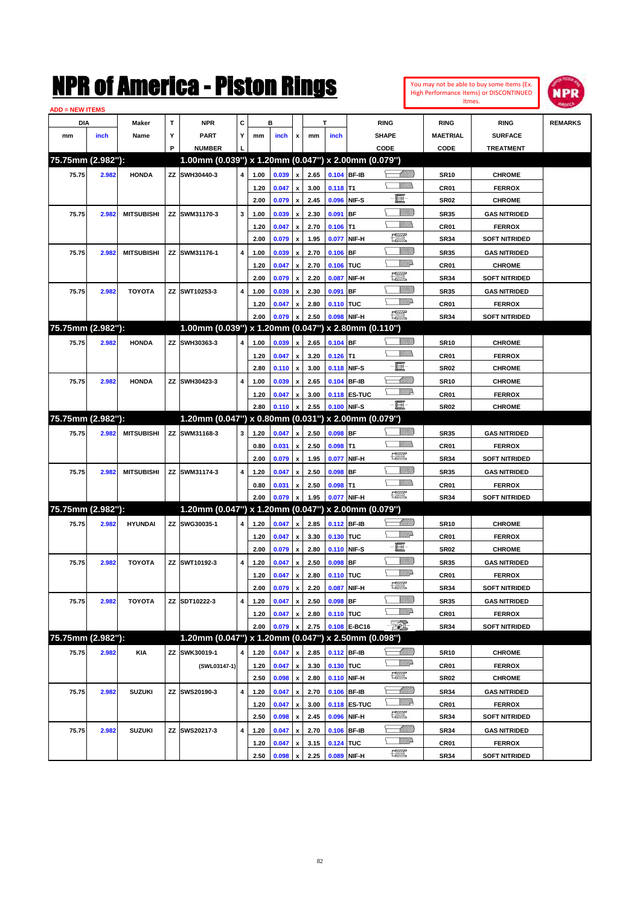# NPR of America - Piston Rings

You may not be able to buy some Items (Ex. High Performance Items) or DISCONTINUED Itmes.

ADD = NEW ITEMS

| DIA mm | DIA inch | Maker Name | TYP | NPR PART NUMBER | CYL | B mm | B inch | x | T mm | T inch | RING SHAPE CODE | RING MAETRIAL CODE | RING SURFACE TREATMENT | REMARKS |
|---|---|---|---|---|---|---|---|---|---|---|---|---|---|---|
| **75.75mm (2.982"):** | | | | **1.00mm (0.039") x 1.20mm (0.047") x 2.00mm (0.079")** | | | | | | | | | | |
| 75.75 | 2.982 | HONDA | ZZ | SWH30440-3 | 4 | 1.00 | 0.039 | x | 2.65 | 0.104 | BF-IB | SR10 | CHROME | |
| | | | | | | 1.20 | 0.047 | x | 3.00 | 0.118 | T1 | CR01 | FERROX | |
| | | | | | | 2.00 | 0.079 | x | 2.45 | 0.096 | NIF-S | SR02 | CHROME | |
| 75.75 | 2.982 | MITSUBISHI | ZZ | SWM31170-3 | 3 | 1.00 | 0.039 | x | 2.30 | 0.091 | BF | SR35 | GAS NITRIDED | |
| | | | | | | 1.20 | 0.047 | x | 2.70 | 0.106 | T1 | CR01 | FERROX | |
| | | | | | | 2.00 | 0.079 | x | 1.95 | 0.077 | NIF-H | SR34 | SOFT NITRIDED | |
| 75.75 | 2.982 | MITSUBISHI | ZZ | SWM31176-1 | 4 | 1.00 | 0.039 | x | 2.70 | 0.106 | BF | SR35 | GAS NITRIDED | |
| | | | | | | 1.20 | 0.047 | x | 2.70 | 0.106 | TUC | CR01 | CHROME | |
| | | | | | | 2.00 | 0.079 | x | 2.20 | 0.087 | NIF-H | SR34 | SOFT NITRIDED | |
| 75.75 | 2.982 | TOYOTA | ZZ | SWT10253-3 | 4 | 1.00 | 0.039 | x | 2.30 | 0.091 | BF | SR35 | GAS NITRIDED | |
| | | | | | | 1.20 | 0.047 | x | 2.80 | 0.110 | TUC | CR01 | FERROX | |
| | | | | | | 2.00 | 0.079 | x | 2.50 | 0.098 | NIF-H | SR34 | SOFT NITRIDED | |
| **75.75mm (2.982"):** | | | | **1.00mm (0.039") x 1.20mm (0.047") x 2.80mm (0.110")** | | | | | | | | | | |
| 75.75 | 2.982 | HONDA | ZZ | SWH30363-3 | 4 | 1.00 | 0.039 | x | 2.65 | 0.104 | BF | SR10 | CHROME | |
| | | | | | | 1.20 | 0.047 | x | 3.20 | 0.126 | T1 | CR01 | FERROX | |
| | | | | | | 2.80 | 0.110 | x | 3.00 | 0.118 | NIF-S | SR02 | CHROME | |
| 75.75 | 2.982 | HONDA | ZZ | SWH30423-3 | 4 | 1.00 | 0.039 | x | 2.65 | 0.104 | BF-IB | SR10 | CHROME | |
| | | | | | | 1.20 | 0.047 | x | 3.00 | 0.118 | ES-TUC | CR01 | FERROX | |
| | | | | | | 2.80 | 0.110 | x | 2.55 | 0.100 | NIF-S | SR02 | CHROME | |
| **75.75mm (2.982"):** | | | | **1.20mm (0.047") x 0.80mm (0.031") x 2.00mm (0.079")** | | | | | | | | | | |
| 75.75 | 2.982 | MITSUBISHI | ZZ | SWM31168-3 | 3 | 1.20 | 0.047 | x | 2.50 | 0.098 | BF | SR35 | GAS NITRIDED | |
| | | | | | | 0.80 | 0.031 | x | 2.50 | 0.098 | T1 | CR01 | FERROX | |
| | | | | | | 2.00 | 0.079 | x | 1.95 | 0.077 | NIF-H | SR34 | SOFT NITRIDED | |
| 75.75 | 2.982 | MITSUBISHI | ZZ | SWM31174-3 | 4 | 1.20 | 0.047 | x | 2.50 | 0.098 | BF | SR35 | GAS NITRIDED | |
| | | | | | | 0.80 | 0.031 | x | 2.50 | 0.098 | T1 | CR01 | FERROX | |
| | | | | | | 2.00 | 0.079 | x | 1.95 | 0.077 | NIF-H | SR34 | SOFT NITRIDED | |
| **75.75mm (2.982"):** | | | | **1.20mm (0.047") x 1.20mm (0.047") x 2.00mm (0.079")** | | | | | | | | | | |
| 75.75 | 2.982 | HYUNDAI | ZZ | SWG30035-1 | 4 | 1.20 | 0.047 | x | 2.85 | 0.112 | BF-IB | SR10 | CHROME | |
| | | | | | | 1.20 | 0.047 | x | 3.30 | 0.130 | TUC | CR01 | FERROX | |
| | | | | | | 2.00 | 0.079 | x | 2.80 | 0.110 | NIF-S | SR02 | CHROME | |
| 75.75 | 2.982 | TOYOTA | ZZ | SWT10192-3 | 4 | 1.20 | 0.047 | x | 2.50 | 0.098 | BF | SR35 | GAS NITRIDED | |
| | | | | | | 1.20 | 0.047 | x | 2.80 | 0.110 | TUC | CR01 | FERROX | |
| | | | | | | 2.00 | 0.079 | x | 2.20 | 0.087 | NIF-H | SR34 | SOFT NITRIDED | |
| 75.75 | 2.982 | TOYOTA | ZZ | SDT10222-3 | 4 | 1.20 | 0.047 | x | 2.50 | 0.098 | BF | SR35 | GAS NITRIDED | |
| | | | | | | 1.20 | 0.047 | x | 2.80 | 0.110 | TUC | CR01 | FERROX | |
| | | | | | | 2.00 | 0.079 | x | 2.75 | 0.108 | E-BC16 | SR34 | SOFT NITRIDED | |
| **75.75mm (2.982"):** | | | | **1.20mm (0.047") x 1.20mm (0.047") x 2.50mm (0.098")** | | | | | | | | | | |
| 75.75 | 2.982 | KIA | ZZ | SWK30019-1 | 4 | 1.20 | 0.047 | x | 2.85 | 0.112 | BF-IB | SR10 | CHROME | |
| | | | | (SWL03147-1) | | 1.20 | 0.047 | x | 3.30 | 0.130 | TUC | CR01 | FERROX | |
| | | | | | | 2.50 | 0.098 | x | 2.80 | 0.110 | NIF-H | SR02 | CHROME | |
| 75.75 | 2.982 | SUZUKI | ZZ | SWS20190-3 | 4 | 1.20 | 0.047 | x | 2.70 | 0.106 | BF-IB | SR34 | GAS NITRIDED | |
| | | | | | | 1.20 | 0.047 | x | 3.00 | 0.118 | ES-TUC | CR01 | FERROX | |
| | | | | | | 2.50 | 0.098 | x | 2.45 | 0.096 | NIF-H | SR34 | SOFT NITRIDED | |
| 75.75 | 2.982 | SUZUKI | ZZ | SWS20217-3 | 4 | 1.20 | 0.047 | x | 2.70 | 0.106 | BF-IB | SR34 | GAS NITRIDED | |
| | | | | | | 1.20 | 0.047 | x | 3.15 | 0.124 | TUC | CR01 | FERROX | |
| | | | | | | 2.50 | 0.098 | x | 2.25 | 0.089 | NIF-H | SR34 | SOFT NITRIDED | |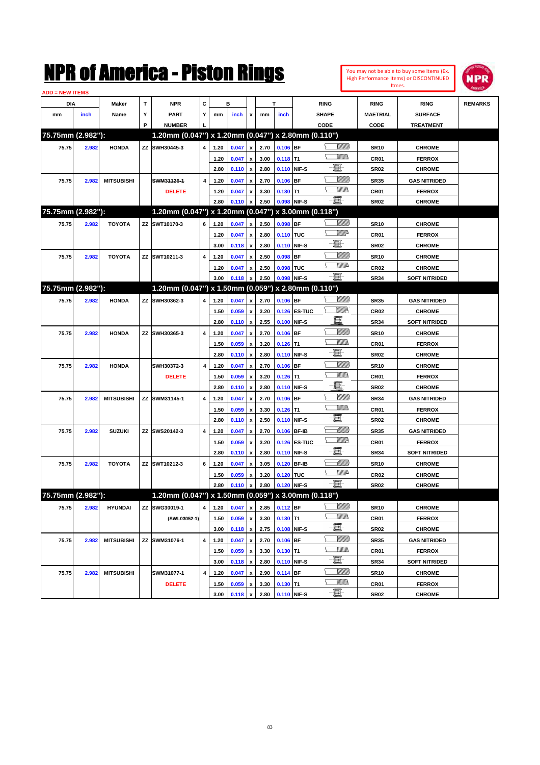# NPR of America - Piston Rings

You may not be able to buy some Items (Ex. High Performance Items) or DISCONTINUED Itmes.

ADD = NEW ITEMS

| DIA mm | DIA inch | Maker Name | TYP | NPR PART NUMBER | CYL | B mm | B inch | x | T mm | T inch | RING SHAPE CODE | RING MAETRIAL CODE | RING SURFACE TREATMENT | REMARKS |
|---|---|---|---|---|---|---|---|---|---|---|---|---|---|---|
| **75.75mm (2.982"):** | | | | **1.20mm (0.047") x 1.20mm (0.047") x 2.80mm (0.110")** | | | | | | | | | | |
| 75.75 | 2.982 | HONDA | ZZ | SWH30445-3 | 4 | 1.20 | 0.047 | x | 2.70 | 0.106 | BF | SR10 | CHROME | |
| | | | | | | 1.20 | 0.047 | x | 3.00 | 0.118 | T1 | CR01 | FERROX | |
| | | | | | | 2.80 | 0.110 | x | 2.80 | 0.110 | NIF-S | SR02 | CHROME | |
| 75.75 | 2.982 | MITSUBISHI | | ~~SWM31126-1~~ | 4 | 1.20 | 0.047 | x | 2.70 | 0.106 | BF | SR35 | GAS NITRIDED | |
| | | | | DELETE | | 1.20 | 0.047 | x | 3.30 | 0.130 | T1 | CR01 | FERROX | |
| | | | | | | 2.80 | 0.110 | x | 2.50 | 0.098 | NIF-S | SR02 | CHROME | |
| **75.75mm (2.982"):** | | | | **1.20mm (0.047") x 1.20mm (0.047") x 3.00mm (0.118")** | | | | | | | | | | |
| 75.75 | 2.982 | TOYOTA | ZZ | SWT10170-3 | 6 | 1.20 | 0.047 | x | 2.50 | 0.098 | BF | SR10 | CHROME | |
| | | | | | | 1.20 | 0.047 | x | 2.80 | 0.110 | TUC | CR01 | FERROX | |
| | | | | | | 3.00 | 0.118 | x | 2.80 | 0.110 | NIF-S | SR02 | CHROME | |
| 75.75 | 2.982 | TOYOTA | ZZ | SWT10211-3 | 4 | 1.20 | 0.047 | x | 2.50 | 0.098 | BF | SR10 | CHROME | |
| | | | | | | 1.20 | 0.047 | x | 2.50 | 0.098 | TUC | CR02 | CHROME | |
| | | | | | | 3.00 | 0.118 | x | 2.50 | 0.098 | NIF-S | SR34 | SOFT NITRIDED | |
| **75.75mm (2.982"):** | | | | **1.20mm (0.047") x 1.50mm (0.059") x 2.80mm (0.110")** | | | | | | | | | | |
| 75.75 | 2.982 | HONDA | ZZ | SWH30362-3 | 4 | 1.20 | 0.047 | x | 2.70 | 0.106 | BF | SR35 | GAS NITRIDED | |
| | | | | | | 1.50 | 0.059 | x | 3.20 | 0.126 | ES-TUC | CR02 | CHROME | |
| | | | | | | 2.80 | 0.110 | x | 2.55 | 0.100 | NIF-S | SR34 | SOFT NITRIDED | |
| 75.75 | 2.982 | HONDA | ZZ | SWH30365-3 | 4 | 1.20 | 0.047 | x | 2.70 | 0.106 | BF | SR10 | CHROME | |
| | | | | | | 1.50 | 0.059 | x | 3.20 | 0.126 | T1 | CR01 | FERROX | |
| | | | | | | 2.80 | 0.110 | x | 2.80 | 0.110 | NIF-S | SR02 | CHROME | |
| 75.75 | 2.982 | HONDA | | ~~SWH30372-3~~ | 4 | 1.20 | 0.047 | x | 2.70 | 0.106 | BF | SR10 | CHROME | |
| | | | | DELETE | | 1.50 | 0.059 | x | 3.20 | 0.126 | T1 | CR01 | FERROX | |
| | | | | | | 2.80 | 0.110 | x | 2.80 | 0.110 | NIF-S | SR02 | CHROME | |
| 75.75 | 2.982 | MITSUBISHI | ZZ | SWM31145-1 | 4 | 1.20 | 0.047 | x | 2.70 | 0.106 | BF | SR34 | GAS NITRIDED | |
| | | | | | | 1.50 | 0.059 | x | 3.30 | 0.126 | T1 | CR01 | FERROX | |
| | | | | | | 2.80 | 0.110 | x | 2.50 | 0.110 | NIF-S | SR02 | CHROME | |
| 75.75 | 2.982 | SUZUKI | ZZ | SWS20142-3 | 4 | 1.20 | 0.047 | x | 2.70 | 0.106 | BF-IB | SR35 | GAS NITRIDED | |
| | | | | | | 1.50 | 0.059 | x | 3.20 | 0.126 | ES-TUC | CR01 | FERROX | |
| | | | | | | 2.80 | 0.110 | x | 2.80 | 0.110 | NIF-S | SR34 | SOFT NITRIDED | |
| 75.75 | 2.982 | TOYOTA | ZZ | SWT10212-3 | 6 | 1.20 | 0.047 | x | 3.05 | 0.120 | BF-IB | SR10 | CHROME | |
| | | | | | | 1.50 | 0.059 | x | 3.20 | 0.120 | TUC | CR02 | CHROME | |
| | | | | | | 2.80 | 0.110 | x | 2.80 | 0.120 | NIF-S | SR02 | CHROME | |
| **75.75mm (2.982"):** | | | | **1.20mm (0.047") x 1.50mm (0.059") x 3.00mm (0.118")** | | | | | | | | | | |
| 75.75 | 2.982 | HYUNDAI | ZZ | SWG30019-1 | 4 | 1.20 | 0.047 | x | 2.85 | 0.112 | BF | SR10 | CHROME | |
| | | | | (SWL03052-1) | | 1.50 | 0.059 | x | 3.30 | 0.130 | T1 | CR01 | FERROX | |
| | | | | | | 3.00 | 0.118 | x | 2.75 | 0.108 | NIF-S | SR02 | CHROME | |
| 75.75 | 2.982 | MITSUBISHI | ZZ | SWM31076-1 | 4 | 1.20 | 0.047 | x | 2.70 | 0.106 | BF | SR35 | GAS NITRIDED | |
| | | | | | | 1.50 | 0.059 | x | 3.30 | 0.130 | T1 | CR01 | FERROX | |
| | | | | | | 3.00 | 0.118 | x | 2.80 | 0.110 | NIF-S | SR34 | SOFT NITRIDED | |
| 75.75 | 2.982 | MITSUBISHI | | ~~SWM31077-1~~ | 4 | 1.20 | 0.047 | x | 2.90 | 0.114 | BF | SR10 | CHROME | |
| | | | | DELETE | | 1.50 | 0.059 | x | 3.30 | 0.130 | T1 | CR01 | FERROX | |
| | | | | | | 3.00 | 0.118 | x | 2.80 | 0.110 | NIF-S | SR02 | CHROME | |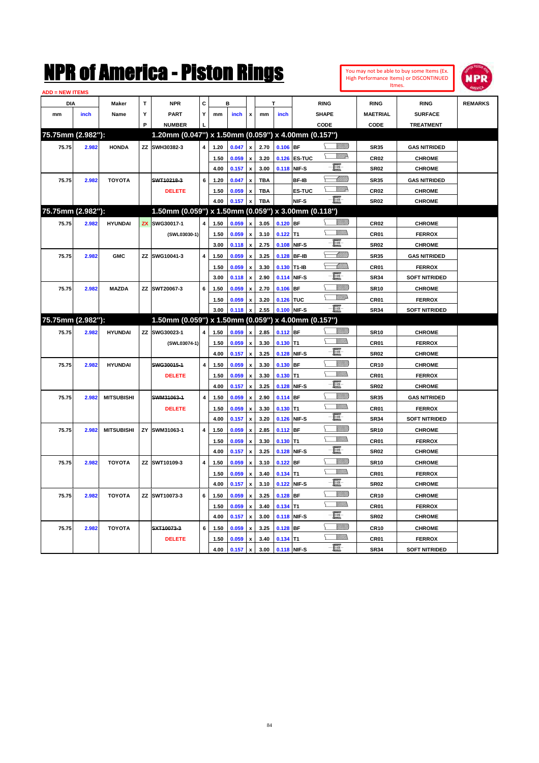# NPR of America - Piston Rings

You may not be able to buy some Items (Ex. High Performance Items) or DISCONTINUED Itmes.

ADD = NEW ITEMS

| DIA mm | DIA inch | Maker Name | TYP | NPR PART NUMBER | CYL | B mm | B inch | x | T mm | T inch | RING SHAPE CODE | RING MAETRIAL CODE | RING SURFACE TREATMENT | REMARKS |
|---|---|---|---|---|---|---|---|---|---|---|---|---|---|---|
| **75.75mm (2.982"):** | | | | **1.20mm (0.047") x 1.50mm (0.059") x 4.00mm (0.157")** | | | | | | | | | | |
| 75.75 | 2.982 | HONDA | ZZ | SWH30382-3 | 4 | 1.20 | 0.047 | x | 2.70 | 0.106 | BF | SR35 | GAS NITRIDED | |
| | | | | | | 1.50 | 0.059 | x | 3.20 | 0.126 | ES-TUC | CR02 | CHROME | |
| | | | | | | 4.00 | 0.157 | x | 3.00 | 0.118 | NIF-S | SR02 | CHROME | |
| 75.75 | 2.982 | TOYOTA | | ~~SWT10218-3~~ | 6 | 1.20 | 0.047 | x | TBA | | BF-IB | SR35 | GAS NITRIDED | |
| | | | | DELETE | | 1.50 | 0.059 | x | TBA | | ES-TUC | CR02 | CHROME | |
| | | | | | | 4.00 | 0.157 | x | TBA | | NIF-S | SR02 | CHROME | |
| **75.75mm (2.982"):** | | | | **1.50mm (0.059") x 1.50mm (0.059") x 3.00mm (0.118")** | | | | | | | | | | |
| 75.75 | 2.982 | HYUNDAI | ZX | SWG30017-1 | 4 | 1.50 | 0.059 | x | 3.05 | 0.120 | BF | CR02 | CHROME | |
| | | | | (SWL03030-1) | | 1.50 | 0.059 | x | 3.10 | 0.122 | T1 | CR01 | FERROX | |
| | | | | | | 3.00 | 0.118 | x | 2.75 | 0.108 | NIF-S | SR02 | CHROME | |
| 75.75 | 2.982 | GMC | ZZ | SWG10041-3 | 4 | 1.50 | 0.059 | x | 3.25 | 0.128 | BF-IB | SR35 | GAS NITRIDED | |
| | | | | | | 1.50 | 0.059 | x | 3.30 | 0.130 | T1-IB | CR01 | FERROX | |
| | | | | | | 3.00 | 0.118 | x | 2.90 | 0.114 | NIF-S | SR34 | SOFT NITRIDED | |
| 75.75 | 2.982 | MAZDA | ZZ | SWT20067-3 | 6 | 1.50 | 0.059 | x | 2.70 | 0.106 | BF | SR10 | CHROME | |
| | | | | | | 1.50 | 0.059 | x | 3.20 | 0.126 | TUC | CR01 | FERROX | |
| | | | | | | 3.00 | 0.118 | x | 2.55 | 0.100 | NIF-S | SR34 | SOFT NITRIDED | |
| **75.75mm (2.982"):** | | | | **1.50mm (0.059") x 1.50mm (0.059") x 4.00mm (0.157")** | | | | | | | | | | |
| 75.75 | 2.982 | HYUNDAI | ZZ | SWG30023-1 | 4 | 1.50 | 0.059 | x | 2.85 | 0.112 | BF | SR10 | CHROME | |
| | | | | (SWL03074-1) | | 1.50 | 0.059 | x | 3.30 | 0.130 | T1 | CR01 | FERROX | |
| | | | | | | 4.00 | 0.157 | x | 3.25 | 0.128 | NIF-S | SR02 | CHROME | |
| 75.75 | 2.982 | HYUNDAI | | ~~SWG30015-1~~ | 4 | 1.50 | 0.059 | x | 3.30 | 0.130 | BF | CR10 | CHROME | |
| | | | | DELETE | | 1.50 | 0.059 | x | 3.30 | 0.130 | T1 | CR01 | FERROX | |
| | | | | | | 4.00 | 0.157 | x | 3.25 | 0.128 | NIF-S | SR02 | CHROME | |
| 75.75 | 2.982 | MITSUBISHI | | ~~SWM31063-1~~ | 4 | 1.50 | 0.059 | x | 2.90 | 0.114 | BF | SR35 | GAS NITRIDED | |
| | | | | DELETE | | 1.50 | 0.059 | x | 3.30 | 0.130 | T1 | CR01 | FERROX | |
| | | | | | | 4.00 | 0.157 | x | 3.20 | 0.126 | NIF-S | SR34 | SOFT NITRIDED | |
| 75.75 | 2.982 | MITSUBISHI | ZY | SWM31063-1 | 4 | 1.50 | 0.059 | x | 2.85 | 0.112 | BF | SR10 | CHROME | |
| | | | | | | 1.50 | 0.059 | x | 3.30 | 0.130 | T1 | CR01 | FERROX | |
| | | | | | | 4.00 | 0.157 | x | 3.25 | 0.128 | NIF-S | SR02 | CHROME | |
| 75.75 | 2.982 | TOYOTA | ZZ | SWT10109-3 | 4 | 1.50 | 0.059 | x | 3.10 | 0.122 | BF | SR10 | CHROME | |
| | | | | | | 1.50 | 0.059 | x | 3.40 | 0.134 | T1 | CR01 | FERROX | |
| | | | | | | 4.00 | 0.157 | x | 3.10 | 0.122 | NIF-S | SR02 | CHROME | |
| 75.75 | 2.982 | TOYOTA | ZZ | SWT10073-3 | 6 | 1.50 | 0.059 | x | 3.25 | 0.128 | BF | CR10 | CHROME | |
| | | | | | | 1.50 | 0.059 | x | 3.40 | 0.134 | T1 | CR01 | FERROX | |
| | | | | | | 4.00 | 0.157 | x | 3.00 | 0.118 | NIF-S | SR02 | CHROME | |
| 75.75 | 2.982 | TOYOTA | | ~~SXT10073-3~~ | 6 | 1.50 | 0.059 | x | 3.25 | 0.128 | BF | CR10 | CHROME | |
| | | | | DELETE | | 1.50 | 0.059 | x | 3.40 | 0.134 | T1 | CR01 | FERROX | |
| | | | | | | 4.00 | 0.157 | x | 3.00 | 0.118 | NIF-S | SR34 | SOFT NITRIDED | |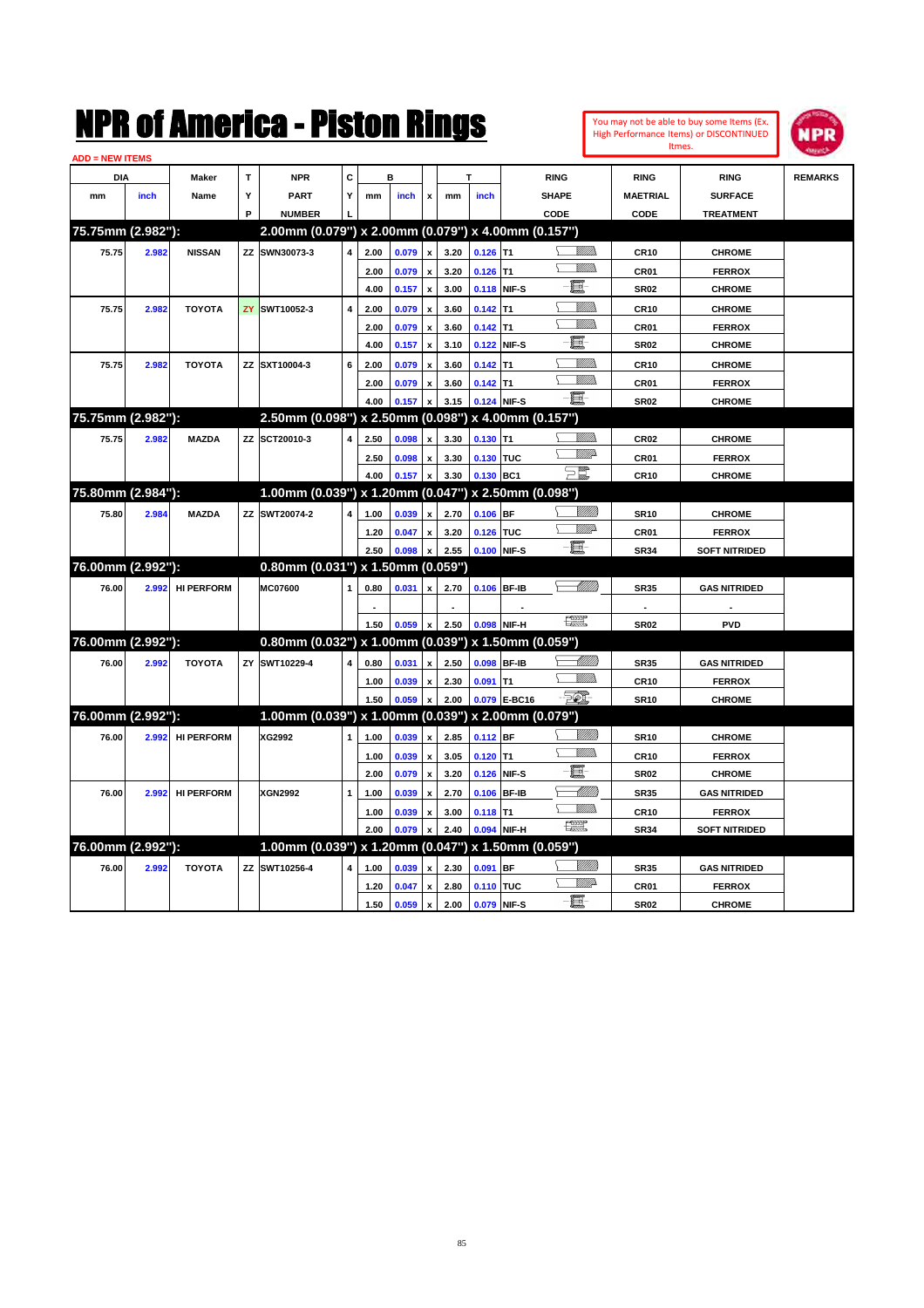# NPR of America - Piston Rings

You may not be able to buy some Items (Ex. High Performance Items) or DISCONTINUED Itmes.

ADD = NEW ITEMS

| DIA mm | DIA inch | Maker Name | TYP | NPR PART NUMBER | CYL | B mm | B inch | x | T mm | T inch | RING SHAPE CODE | RING MAETRIAL CODE | RING SURFACE TREATMENT | REMARKS |
|---|---|---|---|---|---|---|---|---|---|---|---|---|---|---|
| **75.75mm (2.982"):** | | | | **2.00mm (0.079") x 2.00mm (0.079") x 4.00mm (0.157")** | | | | | | | | | | |
| 75.75 | 2.982 | NISSAN | ZZ | SWN30073-3 | 4 | 2.00 | 0.079 | x | 3.20 | 0.126 | T1 | CR10 | CHROME | |
| | | | | | | 2.00 | 0.079 | x | 3.20 | 0.126 | T1 | CR01 | FERROX | |
| | | | | | | 4.00 | 0.157 | x | 3.00 | 0.118 | NIF-S | SR02 | CHROME | |
| 75.75 | 2.982 | TOYOTA | ZY | SWT10052-3 | 4 | 2.00 | 0.079 | x | 3.60 | 0.142 | T1 | CR10 | CHROME | |
| | | | | | | 2.00 | 0.079 | x | 3.60 | 0.142 | T1 | CR01 | FERROX | |
| | | | | | | 4.00 | 0.157 | x | 3.10 | 0.122 | NIF-S | SR02 | CHROME | |
| 75.75 | 2.982 | TOYOTA | ZZ | SXT10004-3 | 6 | 2.00 | 0.079 | x | 3.60 | 0.142 | T1 | CR10 | CHROME | |
| | | | | | | 2.00 | 0.079 | x | 3.60 | 0.142 | T1 | CR01 | FERROX | |
| | | | | | | 4.00 | 0.157 | x | 3.15 | 0.124 | NIF-S | SR02 | CHROME | |
| **75.75mm (2.982"):** | | | | **2.50mm (0.098") x 2.50mm (0.098") x 4.00mm (0.157")** | | | | | | | | | | |
| 75.75 | 2.982 | MAZDA | ZZ | SCT20010-3 | 4 | 2.50 | 0.098 | x | 3.30 | 0.130 | T1 | CR02 | CHROME | |
| | | | | | | 2.50 | 0.098 | x | 3.30 | 0.130 | TUC | CR01 | FERROX | |
| | | | | | | 4.00 | 0.157 | x | 3.30 | 0.130 | BC1 | CR10 | CHROME | |
| **75.80mm (2.984"):** | | | | **1.00mm (0.039") x 1.20mm (0.047") x 2.50mm (0.098")** | | | | | | | | | | |
| 75.80 | 2.984 | MAZDA | ZZ | SWT20074-2 | 4 | 1.00 | 0.039 | x | 2.70 | 0.106 | BF | SR10 | CHROME | |
| | | | | | | 1.20 | 0.047 | x | 3.20 | 0.126 | TUC | CR01 | FERROX | |
| | | | | | | 2.50 | 0.098 | x | 2.55 | 0.100 | NIF-S | SR34 | SOFT NITRIDED | |
| **76.00mm (2.992"):** | | | | **0.80mm (0.031") x 1.50mm (0.059")** | | | | | | | | | | |
| 76.00 | 2.992 | HI PERFORM | | MC07600 | 1 | 0.80 | 0.031 | x | 2.70 | 0.106 | BF-IB | SR35 | GAS NITRIDED | |
| | | | | | | - | | | - | | - | - | - | |
| | | | | | | 1.50 | 0.059 | x | 2.50 | 0.098 | NIF-H | SR02 | PVD | |
| **76.00mm (2.992"):** | | | | **0.80mm (0.032") x 1.00mm (0.039") x 1.50mm (0.059")** | | | | | | | | | | |
| 76.00 | 2.992 | TOYOTA | ZY | SWT10229-4 | 4 | 0.80 | 0.031 | x | 2.50 | 0.098 | BF-IB | SR35 | GAS NITRIDED | |
| | | | | | | 1.00 | 0.039 | x | 2.30 | 0.091 | T1 | CR10 | FERROX | |
| | | | | | | 1.50 | 0.059 | x | 2.00 | 0.079 | E-BC16 | SR10 | CHROME | |
| **76.00mm (2.992"):** | | | | **1.00mm (0.039") x 1.00mm (0.039") x 2.00mm (0.079")** | | | | | | | | | | |
| 76.00 | 2.992 | HI PERFORM | | XG2992 | 1 | 1.00 | 0.039 | x | 2.85 | 0.112 | BF | SR10 | CHROME | |
| | | | | | | 1.00 | 0.039 | x | 3.05 | 0.120 | T1 | CR10 | FERROX | |
| | | | | | | 2.00 | 0.079 | x | 3.20 | 0.126 | NIF-S | SR02 | CHROME | |
| 76.00 | 2.992 | HI PERFORM | | XGN2992 | 1 | 1.00 | 0.039 | x | 2.70 | 0.106 | BF-IB | SR35 | GAS NITRIDED | |
| | | | | | | 1.00 | 0.039 | x | 3.00 | 0.118 | T1 | CR10 | FERROX | |
| | | | | | | 2.00 | 0.079 | x | 2.40 | 0.094 | NIF-H | SR34 | SOFT NITRIDED | |
| **76.00mm (2.992"):** | | | | **1.00mm (0.039") x 1.20mm (0.047") x 1.50mm (0.059")** | | | | | | | | | | |
| 76.00 | 2.992 | TOYOTA | ZZ | SWT10256-4 | 4 | 1.00 | 0.039 | x | 2.30 | 0.091 | BF | SR35 | GAS NITRIDED | |
| | | | | | | 1.20 | 0.047 | x | 2.80 | 0.110 | TUC | CR01 | FERROX | |
| | | | | | | 1.50 | 0.059 | x | 2.00 | 0.079 | NIF-S | SR02 | CHROME | |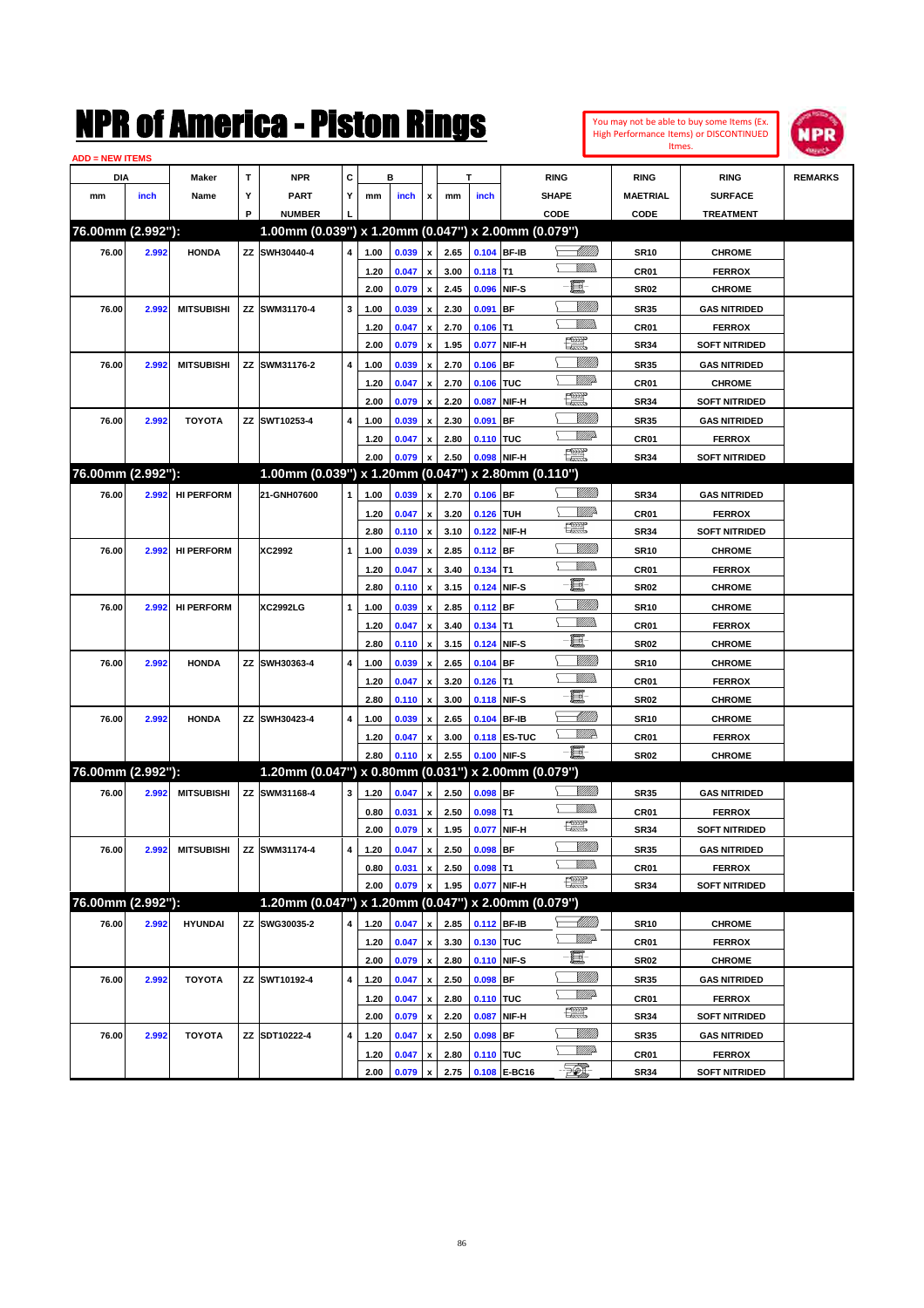# NPR of America - Piston Rings

You may not be able to buy some Items (Ex. High Performance Items) or DISCONTINUED Itmes.

ADD = NEW ITEMS

| DIA mm | DIA inch | Maker Name | TYP | NPR PART NUMBER | CYL | B mm | B inch | x | T mm | T inch | RING SHAPE CODE | RING MAETRIAL CODE | RING SURFACE TREATMENT | REMARKS |
|---|---|---|---|---|---|---|---|---|---|---|---|---|---|---|
| **76.00mm (2.992"):** | | | | **1.00mm (0.039") x 1.20mm (0.047") x 2.00mm (0.079")** | | | | | | | | | | |
| 76.00 | 2.992 | HONDA | ZZ | SWH30440-4 | 4 | 1.00 | 0.039 | x | 2.65 | 0.104 | BF-IB | SR10 | CHROME | |
| | | | | | | 1.20 | 0.047 | x | 3.00 | 0.118 | T1 | CR01 | FERROX | |
| | | | | | | 2.00 | 0.079 | x | 2.45 | 0.096 | NIF-S | SR02 | CHROME | |
| 76.00 | 2.992 | MITSUBISHI | ZZ | SWM31170-4 | 3 | 1.00 | 0.039 | x | 2.30 | 0.091 | BF | SR35 | GAS NITRIDED | |
| | | | | | | 1.20 | 0.047 | x | 2.70 | 0.106 | T1 | CR01 | FERROX | |
| | | | | | | 2.00 | 0.079 | x | 1.95 | 0.077 | NIF-H | SR34 | SOFT NITRIDED | |
| 76.00 | 2.992 | MITSUBISHI | ZZ | SWM31176-2 | 4 | 1.00 | 0.039 | x | 2.70 | 0.106 | BF | SR35 | GAS NITRIDED | |
| | | | | | | 1.20 | 0.047 | x | 2.70 | 0.106 | TUC | CR01 | CHROME | |
| | | | | | | 2.00 | 0.079 | x | 2.20 | 0.087 | NIF-H | SR34 | SOFT NITRIDED | |
| 76.00 | 2.992 | TOYOTA | ZZ | SWT10253-4 | 4 | 1.00 | 0.039 | x | 2.30 | 0.091 | BF | SR35 | GAS NITRIDED | |
| | | | | | | 1.20 | 0.047 | x | 2.80 | 0.110 | TUC | CR01 | FERROX | |
| | | | | | | 2.00 | 0.079 | x | 2.50 | 0.098 | NIF-H | SR34 | SOFT NITRIDED | |
| **76.00mm (2.992"):** | | | | **1.00mm (0.039") x 1.20mm (0.047") x 2.80mm (0.110")** | | | | | | | | | | |
| 76.00 | 2.992 | HI PERFORM | | 21-GNH07600 | 1 | 1.00 | 0.039 | x | 2.70 | 0.106 | BF | SR34 | GAS NITRIDED | |
| | | | | | | 1.20 | 0.047 | x | 3.20 | 0.126 | TUH | CR01 | FERROX | |
| | | | | | | 2.80 | 0.110 | x | 3.10 | 0.122 | NIF-H | SR34 | SOFT NITRIDED | |
| 76.00 | 2.992 | HI PERFORM | | XC2992 | 1 | 1.00 | 0.039 | x | 2.85 | 0.112 | BF | SR10 | CHROME | |
| | | | | | | 1.20 | 0.047 | x | 3.40 | 0.134 | T1 | CR01 | FERROX | |
| | | | | | | 2.80 | 0.110 | x | 3.15 | 0.124 | NIF-S | SR02 | CHROME | |
| 76.00 | 2.992 | HI PERFORM | | XC2992LG | 1 | 1.00 | 0.039 | x | 2.85 | 0.112 | BF | SR10 | CHROME | |
| | | | | | | 1.20 | 0.047 | x | 3.40 | 0.134 | T1 | CR01 | FERROX | |
| | | | | | | 2.80 | 0.110 | x | 3.15 | 0.124 | NIF-S | SR02 | CHROME | |
| 76.00 | 2.992 | HONDA | ZZ | SWH30363-4 | 4 | 1.00 | 0.039 | x | 2.65 | 0.104 | BF | SR10 | CHROME | |
| | | | | | | 1.20 | 0.047 | x | 3.20 | 0.126 | T1 | CR01 | FERROX | |
| | | | | | | 2.80 | 0.110 | x | 3.00 | 0.118 | NIF-S | SR02 | CHROME | |
| 76.00 | 2.992 | HONDA | ZZ | SWH30423-4 | 4 | 1.00 | 0.039 | x | 2.65 | 0.104 | BF-IB | SR10 | CHROME | |
| | | | | | | 1.20 | 0.047 | x | 3.00 | 0.118 | ES-TUC | CR01 | FERROX | |
| | | | | | | 2.80 | 0.110 | x | 2.55 | 0.100 | NIF-S | SR02 | CHROME | |
| **76.00mm (2.992"):** | | | | **1.20mm (0.047") x 0.80mm (0.031") x 2.00mm (0.079")** | | | | | | | | | | |
| 76.00 | 2.992 | MITSUBISHI | ZZ | SWM31168-4 | 3 | 1.20 | 0.047 | x | 2.50 | 0.098 | BF | SR35 | GAS NITRIDED | |
| | | | | | | 0.80 | 0.031 | x | 2.50 | 0.098 | T1 | CR01 | FERROX | |
| | | | | | | 2.00 | 0.079 | x | 1.95 | 0.077 | NIF-H | SR34 | SOFT NITRIDED | |
| 76.00 | 2.992 | MITSUBISHI | ZZ | SWM31174-4 | 4 | 1.20 | 0.047 | x | 2.50 | 0.098 | BF | SR35 | GAS NITRIDED | |
| | | | | | | 0.80 | 0.031 | x | 2.50 | 0.098 | T1 | CR01 | FERROX | |
| | | | | | | 2.00 | 0.079 | x | 1.95 | 0.077 | NIF-H | SR34 | SOFT NITRIDED | |
| **76.00mm (2.992"):** | | | | **1.20mm (0.047") x 1.20mm (0.047") x 2.00mm (0.079")** | | | | | | | | | | |
| 76.00 | 2.992 | HYUNDAI | ZZ | SWG30035-2 | 4 | 1.20 | 0.047 | x | 2.85 | 0.112 | BF-IB | SR10 | CHROME | |
| | | | | | | 1.20 | 0.047 | x | 3.30 | 0.130 | TUC | CR01 | FERROX | |
| | | | | | | 2.00 | 0.079 | x | 2.80 | 0.110 | NIF-S | SR02 | CHROME | |
| 76.00 | 2.992 | TOYOTA | ZZ | SWT10192-4 | 4 | 1.20 | 0.047 | x | 2.50 | 0.098 | BF | SR35 | GAS NITRIDED | |
| | | | | | | 1.20 | 0.047 | x | 2.80 | 0.110 | TUC | CR01 | FERROX | |
| | | | | | | 2.00 | 0.079 | x | 2.20 | 0.087 | NIF-H | SR34 | SOFT NITRIDED | |
| 76.00 | 2.992 | TOYOTA | ZZ | SDT10222-4 | 4 | 1.20 | 0.047 | x | 2.50 | 0.098 | BF | SR35 | GAS NITRIDED | |
| | | | | | | 1.20 | 0.047 | x | 2.80 | 0.110 | TUC | CR01 | FERROX | |
| | | | | | | 2.00 | 0.079 | x | 2.75 | 0.108 | E-BC16 | SR34 | SOFT NITRIDED | |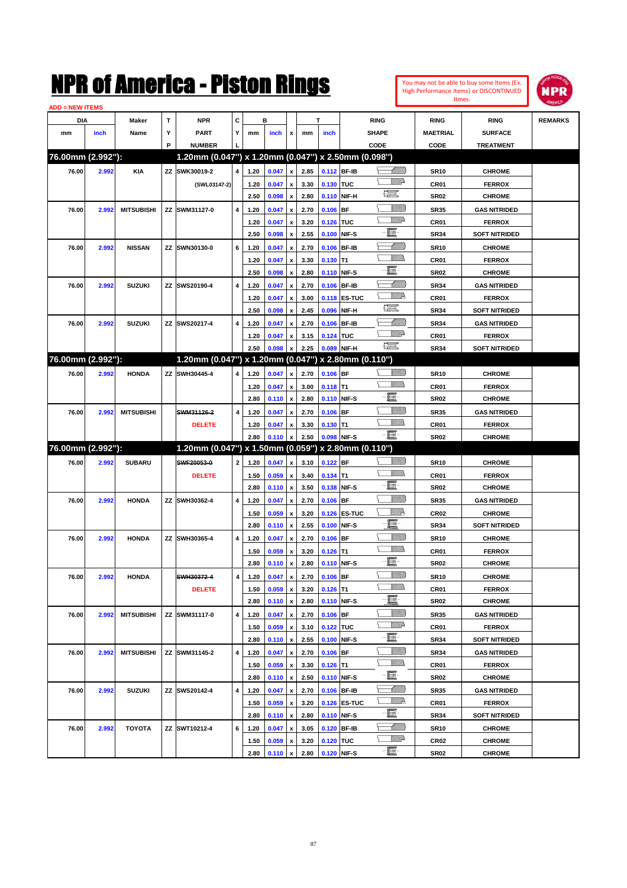# NPR of America - Piston Rings

You may not be able to buy some Items (Ex. High Performance Items) or DISCONTINUED Itmes.

ADD = NEW ITEMS

| DIA mm | DIA inch | Maker Name | TYP | NPR PART NUMBER | CYL | B mm | B inch | x | T mm | T inch | RING SHAPE CODE | RING MAETRIAL CODE | RING SURFACE TREATMENT | REMARKS |
|---|---|---|---|---|---|---|---|---|---|---|---|---|---|---|
| **76.00mm (2.992"):** | | | | **1.20mm (0.047") x 1.20mm (0.047") x 2.50mm (0.098")** | | | | | | | | | | |
| 76.00 | 2.992 | KIA | ZZ | SWK30019-2 | 4 | 1.20 | 0.047 | x | 2.85 | 0.112 | BF-IB | SR10 | CHROME | |
| | | | | (SWL03147-2) | | 1.20 | 0.047 | x | 3.30 | 0.130 | TUC | CR01 | FERROX | |
| | | | | | | 2.50 | 0.098 | x | 2.80 | 0.110 | NIF-H | SR02 | CHROME | |
| 76.00 | 2.992 | MITSUBISHI | ZZ | SWM31127-0 | 4 | 1.20 | 0.047 | x | 2.70 | 0.106 | BF | SR35 | GAS NITRIDED | |
| | | | | | | 1.20 | 0.047 | x | 3.20 | 0.126 | TUC | CR01 | FERROX | |
| | | | | | | 2.50 | 0.098 | x | 2.55 | 0.100 | NIF-S | SR34 | SOFT NITRIDED | |
| 76.00 | 2.992 | NISSAN | ZZ | SWN30130-0 | 6 | 1.20 | 0.047 | x | 2.70 | 0.106 | BF-IB | SR10 | CHROME | |
| | | | | | | 1.20 | 0.047 | x | 3.30 | 0.130 | T1 | CR01 | FERROX | |
| | | | | | | 2.50 | 0.098 | x | 2.80 | 0.110 | NIF-S | SR02 | CHROME | |
| 76.00 | 2.992 | SUZUKI | ZZ | SWS20190-4 | 4 | 1.20 | 0.047 | x | 2.70 | 0.106 | BF-IB | SR34 | GAS NITRIDED | |
| | | | | | | 1.20 | 0.047 | x | 3.00 | 0.118 | ES-TUC | CR01 | FERROX | |
| | | | | | | 2.50 | 0.098 | x | 2.45 | 0.096 | NIF-H | SR34 | SOFT NITRIDED | |
| 76.00 | 2.992 | SUZUKI | ZZ | SWS20217-4 | 4 | 1.20 | 0.047 | x | 2.70 | 0.106 | BF-IB | SR34 | GAS NITRIDED | |
| | | | | | | 1.20 | 0.047 | x | 3.15 | 0.124 | TUC | CR01 | FERROX | |
| | | | | | | 2.50 | 0.098 | x | 2.25 | 0.089 | NIF-H | SR34 | SOFT NITRIDED | |
| **76.00mm (2.992"):** | | | | **1.20mm (0.047") x 1.20mm (0.047") x 2.80mm (0.110")** | | | | | | | | | | |
| 76.00 | 2.992 | HONDA | ZZ | SWH30445-4 | 4 | 1.20 | 0.047 | x | 2.70 | 0.106 | BF | SR10 | CHROME | |
| | | | | | | 1.20 | 0.047 | x | 3.00 | 0.118 | T1 | CR01 | FERROX | |
| | | | | | | 2.80 | 0.110 | x | 2.80 | 0.110 | NIF-S | SR02 | CHROME | |
| 76.00 | 2.992 | MITSUBISHI | | ~~SWM31126-2~~ | 4 | 1.20 | 0.047 | x | 2.70 | 0.106 | BF | SR35 | GAS NITRIDED | |
| | | DELETE | | | | 1.20 | 0.047 | x | 3.30 | 0.130 | T1 | CR01 | FERROX | |
| | | | | | | 2.80 | 0.110 | x | 2.50 | 0.098 | NIF-S | SR02 | CHROME | |
| **76.00mm (2.992"):** | | | | **1.20mm (0.047") x 1.50mm (0.059") x 2.80mm (0.110")** | | | | | | | | | | |
| 76.00 | 2.992 | SUBARU | | ~~SWF20053-0~~ | 2 | 1.20 | 0.047 | x | 3.10 | 0.122 | BF | SR10 | CHROME | |
| | | DELETE | | | | 1.50 | 0.059 | x | 3.40 | 0.134 | T1 | CR01 | FERROX | |
| | | | | | | 2.80 | 0.110 | x | 3.50 | 0.138 | NIF-S | SR02 | CHROME | |
| 76.00 | 2.992 | HONDA | ZZ | SWH30362-4 | 4 | 1.20 | 0.047 | x | 2.70 | 0.106 | BF | SR35 | GAS NITRIDED | |
| | | | | | | 1.50 | 0.059 | x | 3.20 | 0.126 | ES-TUC | CR02 | CHROME | |
| | | | | | | 2.80 | 0.110 | x | 2.55 | 0.100 | NIF-S | SR34 | SOFT NITRIDED | |
| 76.00 | 2.992 | HONDA | ZZ | SWH30365-4 | 4 | 1.20 | 0.047 | x | 2.70 | 0.106 | BF | SR10 | CHROME | |
| | | | | | | 1.50 | 0.059 | x | 3.20 | 0.126 | T1 | CR01 | FERROX | |
| | | | | | | 2.80 | 0.110 | x | 2.80 | 0.110 | NIF-S | SR02 | CHROME | |
| 76.00 | 2.992 | HONDA | | ~~SWH30372-4~~ | 4 | 1.20 | 0.047 | x | 2.70 | 0.106 | BF | SR10 | CHROME | |
| | | DELETE | | | | 1.50 | 0.059 | x | 3.20 | 0.126 | T1 | CR01 | FERROX | |
| | | | | | | 2.80 | 0.110 | x | 2.80 | 0.110 | NIF-S | SR02 | CHROME | |
| 76.00 | 2.992 | MITSUBISHI | ZZ | SWM31117-0 | 4 | 1.20 | 0.047 | x | 2.70 | 0.106 | BF | SR35 | GAS NITRIDED | |
| | | | | | | 1.50 | 0.059 | x | 3.10 | 0.122 | TUC | CR01 | FERROX | |
| | | | | | | 2.80 | 0.110 | x | 2.55 | 0.100 | NIF-S | SR34 | SOFT NITRIDED | |
| 76.00 | 2.992 | MITSUBISHI | ZZ | SWM31145-2 | 4 | 1.20 | 0.047 | x | 2.70 | 0.106 | BF | SR34 | GAS NITRIDED | |
| | | | | | | 1.50 | 0.059 | x | 3.30 | 0.130 | T1 | CR01 | FERROX | |
| | | | | | | 2.80 | 0.110 | x | 2.50 | 0.110 | NIF-S | SR02 | CHROME | |
| 76.00 | 2.992 | SUZUKI | ZZ | SWS20142-4 | 4 | 1.20 | 0.047 | x | 2.70 | 0.106 | BF-IB | SR35 | GAS NITRIDED | |
| | | | | | | 1.50 | 0.059 | x | 3.20 | 0.126 | ES-TUC | CR01 | FERROX | |
| | | | | | | 2.80 | 0.110 | x | 2.80 | 0.110 | NIF-S | SR34 | SOFT NITRIDED | |
| 76.00 | 2.992 | TOYOTA | ZZ | SWT10212-4 | 6 | 1.20 | 0.047 | x | 3.05 | 0.120 | BF-IB | SR10 | CHROME | |
| | | | | | | 1.50 | 0.059 | x | 3.20 | 0.120 | TUC | CR02 | CHROME | |
| | | | | | | 2.80 | 0.110 | x | 2.80 | 0.120 | NIF-S | SR02 | CHROME | |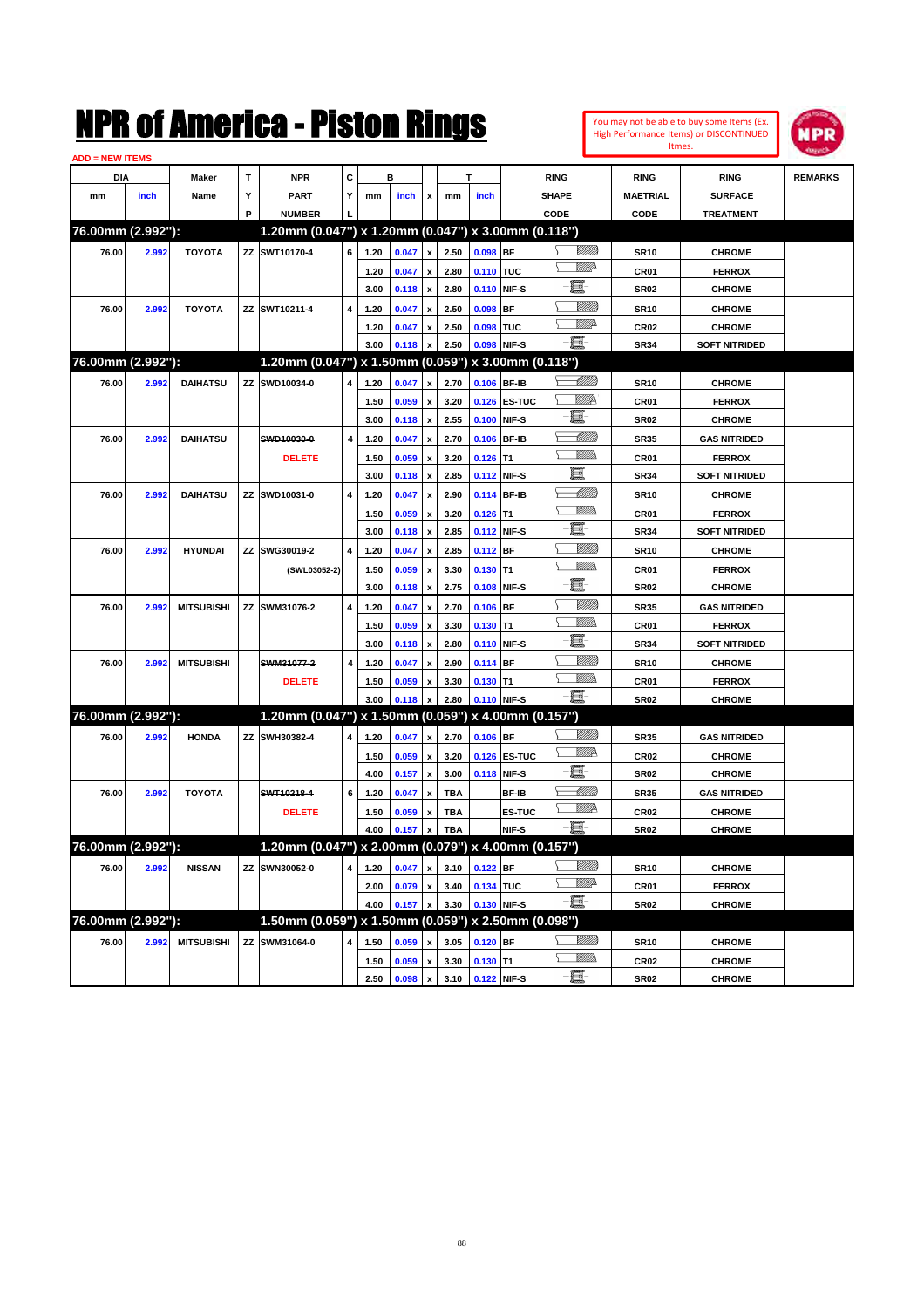# NPR of America - Piston Rings

You may not be able to buy some Items (Ex. High Performance Items) or DISCONTINUED Itmes.

ADD = NEW ITEMS

| DIA mm | DIA inch | Maker Name | TYP | NPR PART NUMBER | CYL | B mm | B inch | x | T mm | T inch | RING SHAPE CODE | RING MAETRIAL CODE | RING SURFACE TREATMENT | REMARKS |
|---|---|---|---|---|---|---|---|---|---|---|---|---|---|---|
| **76.00mm (2.992"):** | | | | **1.20mm (0.047") x 1.20mm (0.047") x 3.00mm (0.118")** | | | | | | | | | | |
| 76.00 | 2.992 | TOYOTA | ZZ | SWT10170-4 | 6 | 1.20 | 0.047 | x | 2.50 | 0.098 | BF | SR10 | CHROME | |
| | | | | | | 1.20 | 0.047 | x | 2.80 | 0.110 | TUC | CR01 | FERROX | |
| | | | | | | 3.00 | 0.118 | x | 2.80 | 0.110 | NIF-S | SR02 | CHROME | |
| 76.00 | 2.992 | TOYOTA | ZZ | SWT10211-4 | 4 | 1.20 | 0.047 | x | 2.50 | 0.098 | BF | SR10 | CHROME | |
| | | | | | | 1.20 | 0.047 | x | 2.50 | 0.098 | TUC | CR02 | CHROME | |
| | | | | | | 3.00 | 0.118 | x | 2.50 | 0.098 | NIF-S | SR34 | SOFT NITRIDED | |
| **76.00mm (2.992"):** | | | | **1.20mm (0.047") x 1.50mm (0.059") x 3.00mm (0.118")** | | | | | | | | | | |
| 76.00 | 2.992 | DAIHATSU | ZZ | SWD10034-0 | 4 | 1.20 | 0.047 | x | 2.70 | 0.106 | BF-IB | SR10 | CHROME | |
| | | | | | | 1.50 | 0.059 | x | 3.20 | 0.126 | ES-TUC | CR01 | FERROX | |
| | | | | | | 3.00 | 0.118 | x | 2.55 | 0.100 | NIF-S | SR02 | CHROME | |
| 76.00 | 2.992 | DAIHATSU | | ~~SWD10030-0~~ | 4 | 1.20 | 0.047 | x | 2.70 | 0.106 | BF-IB | SR35 | GAS NITRIDED | |
| | | | | DELETE | | 1.50 | 0.059 | x | 3.20 | 0.126 | T1 | CR01 | FERROX | |
| | | | | | | 3.00 | 0.118 | x | 2.85 | 0.112 | NIF-S | SR34 | SOFT NITRIDED | |
| 76.00 | 2.992 | DAIHATSU | ZZ | SWD10031-0 | 4 | 1.20 | 0.047 | x | 2.90 | 0.114 | BF-IB | SR10 | CHROME | |
| | | | | | | 1.50 | 0.059 | x | 3.20 | 0.126 | T1 | CR01 | FERROX | |
| | | | | | | 3.00 | 0.118 | x | 2.85 | 0.112 | NIF-S | SR34 | SOFT NITRIDED | |
| 76.00 | 2.992 | HYUNDAI | ZZ | SWG30019-2 | 4 | 1.20 | 0.047 | x | 2.85 | 0.112 | BF | SR10 | CHROME | |
| | | | | (SWL03052-2) | | 1.50 | 0.059 | x | 3.30 | 0.130 | T1 | CR01 | FERROX | |
| | | | | | | 3.00 | 0.118 | x | 2.75 | 0.108 | NIF-S | SR02 | CHROME | |
| 76.00 | 2.992 | MITSUBISHI | ZZ | SWM31076-2 | 4 | 1.20 | 0.047 | x | 2.70 | 0.106 | BF | SR35 | GAS NITRIDED | |
| | | | | | | 1.50 | 0.059 | x | 3.30 | 0.130 | T1 | CR01 | FERROX | |
| | | | | | | 3.00 | 0.118 | x | 2.80 | 0.110 | NIF-S | SR34 | SOFT NITRIDED | |
| 76.00 | 2.992 | MITSUBISHI | | ~~SWM31077-2~~ | 4 | 1.20 | 0.047 | x | 2.90 | 0.114 | BF | SR10 | CHROME | |
| | | | | DELETE | | 1.50 | 0.059 | x | 3.30 | 0.130 | T1 | CR01 | FERROX | |
| | | | | | | 3.00 | 0.118 | x | 2.80 | 0.110 | NIF-S | SR02 | CHROME | |
| **76.00mm (2.992"):** | | | | **1.20mm (0.047") x 1.50mm (0.059") x 4.00mm (0.157")** | | | | | | | | | | |
| 76.00 | 2.992 | HONDA | ZZ | SWH30382-4 | 4 | 1.20 | 0.047 | x | 2.70 | 0.106 | BF | SR35 | GAS NITRIDED | |
| | | | | | | 1.50 | 0.059 | x | 3.20 | 0.126 | ES-TUC | CR02 | CHROME | |
| | | | | | | 4.00 | 0.157 | x | 3.00 | 0.118 | NIF-S | SR02 | CHROME | |
| 76.00 | 2.992 | TOYOTA | | ~~SWT10218-4~~ | 6 | 1.20 | 0.047 | x | TBA | | BF-IB | SR35 | GAS NITRIDED | |
| | | | | DELETE | | 1.50 | 0.059 | x | TBA | | ES-TUC | CR02 | CHROME | |
| | | | | | | 4.00 | 0.157 | x | TBA | | NIF-S | SR02 | CHROME | |
| **76.00mm (2.992"):** | | | | **1.20mm (0.047") x 2.00mm (0.079") x 4.00mm (0.157")** | | | | | | | | | | |
| 76.00 | 2.992 | NISSAN | ZZ | SWN30052-0 | 4 | 1.20 | 0.047 | x | 3.10 | 0.122 | BF | SR10 | CHROME | |
| | | | | | | 2.00 | 0.079 | x | 3.40 | 0.134 | TUC | CR01 | FERROX | |
| | | | | | | 4.00 | 0.157 | x | 3.30 | 0.130 | NIF-S | SR02 | CHROME | |
| **76.00mm (2.992"):** | | | | **1.50mm (0.059") x 1.50mm (0.059") x 2.50mm (0.098")** | | | | | | | | | | |
| 76.00 | 2.992 | MITSUBISHI | ZZ | SWM31064-0 | 4 | 1.50 | 0.059 | x | 3.05 | 0.120 | BF | SR10 | CHROME | |
| | | | | | | 1.50 | 0.059 | x | 3.30 | 0.130 | T1 | CR02 | CHROME | |
| | | | | | | 2.50 | 0.098 | x | 3.10 | 0.122 | NIF-S | SR02 | CHROME | |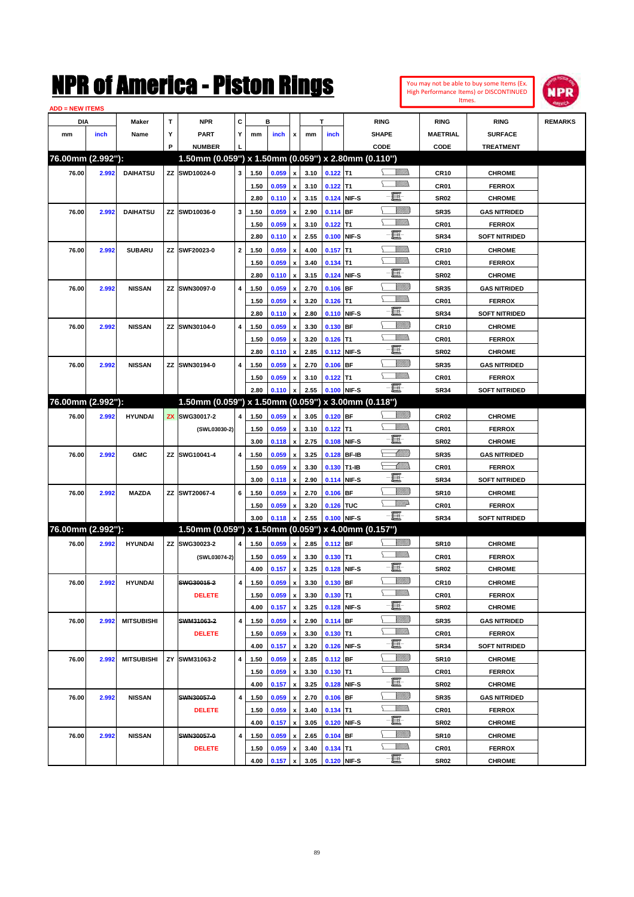# NPR of America - Piston Rings

You may not be able to buy some Items (Ex. High Performance Items) or DISCONTINUED Itmes.

ADD = NEW ITEMS

| DIA mm | DIA inch | Maker Name | TYP | NPR PART NUMBER | CYL | B mm | B inch | x | T mm | T inch | RING SHAPE CODE | RING MAETRIAL CODE | RING SURFACE TREATMENT | REMARKS |
|---|---|---|---|---|---|---|---|---|---|---|---|---|---|---|
| **76.00mm (2.992"):** | | | | **1.50mm (0.059") x 1.50mm (0.059") x 2.80mm (0.110")** | | | | | | | | | | |
| 76.00 | 2.992 | DAIHATSU | ZZ | SWD10024-0 | 3 | 1.50 | 0.059 | x | 3.10 | 0.122 | T1 | CR10 | CHROME | |
| | | | | | | 1.50 | 0.059 | x | 3.10 | 0.122 | T1 | CR01 | FERROX | |
| | | | | | | 2.80 | 0.110 | x | 3.15 | 0.124 | NIF-S | SR02 | CHROME | |
| 76.00 | 2.992 | DAIHATSU | ZZ | SWD10036-0 | 3 | 1.50 | 0.059 | x | 2.90 | 0.114 | BF | SR35 | GAS NITRIDED | |
| | | | | | | 1.50 | 0.059 | x | 3.10 | 0.122 | T1 | CR01 | FERROX | |
| | | | | | | 2.80 | 0.110 | x | 2.55 | 0.100 | NIF-S | SR34 | SOFT NITRIDED | |
| 76.00 | 2.992 | SUBARU | ZZ | SWF20023-0 | 2 | 1.50 | 0.059 | x | 4.00 | 0.157 | T1 | CR10 | CHROME | |
| | | | | | | 1.50 | 0.059 | x | 3.40 | 0.134 | T1 | CR01 | FERROX | |
| | | | | | | 2.80 | 0.110 | x | 3.15 | 0.124 | NIF-S | SR02 | CHROME | |
| 76.00 | 2.992 | NISSAN | ZZ | SWN30097-0 | 4 | 1.50 | 0.059 | x | 2.70 | 0.106 | BF | SR35 | GAS NITRIDED | |
| | | | | | | 1.50 | 0.059 | x | 3.20 | 0.126 | T1 | CR01 | FERROX | |
| | | | | | | 2.80 | 0.110 | x | 2.80 | 0.110 | NIF-S | SR34 | SOFT NITRIDED | |
| 76.00 | 2.992 | NISSAN | ZZ | SWN30104-0 | 4 | 1.50 | 0.059 | x | 3.30 | 0.130 | BF | CR10 | CHROME | |
| | | | | | | 1.50 | 0.059 | x | 3.20 | 0.126 | T1 | CR01 | FERROX | |
| | | | | | | 2.80 | 0.110 | x | 2.85 | 0.112 | NIF-S | SR02 | CHROME | |
| 76.00 | 2.992 | NISSAN | ZZ | SWN30194-0 | 4 | 1.50 | 0.059 | x | 2.70 | 0.106 | BF | SR35 | GAS NITRIDED | |
| | | | | | | 1.50 | 0.059 | x | 3.10 | 0.122 | T1 | CR01 | FERROX | |
| | | | | | | 2.80 | 0.110 | x | 2.55 | 0.100 | NIF-S | SR34 | SOFT NITRIDED | |
| **76.00mm (2.992"):** | | | | **1.50mm (0.059") x 1.50mm (0.059") x 3.00mm (0.118")** | | | | | | | | | | |
| 76.00 | 2.992 | HYUNDAI | ZX | SWG30017-2 | 4 | 1.50 | 0.059 | x | 3.05 | 0.120 | BF | CR02 | CHROME | |
| | | | | (SWL03030-2) | | 1.50 | 0.059 | x | 3.10 | 0.122 | T1 | CR01 | FERROX | |
| | | | | | | 3.00 | 0.118 | x | 2.75 | 0.108 | NIF-S | SR02 | CHROME | |
| 76.00 | 2.992 | GMC | ZZ | SWG10041-4 | 4 | 1.50 | 0.059 | x | 3.25 | 0.128 | BF-IB | SR35 | GAS NITRIDED | |
| | | | | | | 1.50 | 0.059 | x | 3.30 | 0.130 | T1-IB | CR01 | FERROX | |
| | | | | | | 3.00 | 0.118 | x | 2.90 | 0.114 | NIF-S | SR34 | SOFT NITRIDED | |
| 76.00 | 2.992 | MAZDA | ZZ | SWT20067-4 | 6 | 1.50 | 0.059 | x | 2.70 | 0.106 | BF | SR10 | CHROME | |
| | | | | | | 1.50 | 0.059 | x | 3.20 | 0.126 | TUC | CR01 | FERROX | |
| | | | | | | 3.00 | 0.118 | x | 2.55 | 0.100 | NIF-S | SR34 | SOFT NITRIDED | |
| **76.00mm (2.992"):** | | | | **1.50mm (0.059") x 1.50mm (0.059") x 4.00mm (0.157")** | | | | | | | | | | |
| 76.00 | 2.992 | HYUNDAI | ZZ | SWG30023-2 | 4 | 1.50 | 0.059 | x | 2.85 | 0.112 | BF | SR10 | CHROME | |
| | | | | (SWL03074-2) | | 1.50 | 0.059 | x | 3.30 | 0.130 | T1 | CR01 | FERROX | |
| | | | | | | 4.00 | 0.157 | x | 3.25 | 0.128 | NIF-S | SR02 | CHROME | |
| 76.00 | 2.992 | HYUNDAI | | ~~SWG30015-2~~ | 4 | 1.50 | 0.059 | x | 3.30 | 0.130 | BF | CR10 | CHROME | |
| | | | | DELETE | | 1.50 | 0.059 | x | 3.30 | 0.130 | T1 | CR01 | FERROX | |
| | | | | | | 4.00 | 0.157 | x | 3.25 | 0.128 | NIF-S | SR02 | CHROME | |
| 76.00 | 2.992 | MITSUBISHI | | ~~SWM31063-2~~ | 4 | 1.50 | 0.059 | x | 2.90 | 0.114 | BF | SR35 | GAS NITRIDED | |
| | | | | DELETE | | 1.50 | 0.059 | x | 3.30 | 0.130 | T1 | CR01 | FERROX | |
| | | | | | | 4.00 | 0.157 | x | 3.20 | 0.126 | NIF-S | SR34 | SOFT NITRIDED | |
| 76.00 | 2.992 | MITSUBISHI | ZY | SWM31063-2 | 4 | 1.50 | 0.059 | x | 2.85 | 0.112 | BF | SR10 | CHROME | |
| | | | | | | 1.50 | 0.059 | x | 3.30 | 0.130 | T1 | CR01 | FERROX | |
| | | | | | | 4.00 | 0.157 | x | 3.25 | 0.128 | NIF-S | SR02 | CHROME | |
| 76.00 | 2.992 | NISSAN | | ~~SWN30057-0~~ | 4 | 1.50 | 0.059 | x | 2.70 | 0.106 | BF | SR35 | GAS NITRIDED | |
| | | | | DELETE | | 1.50 | 0.059 | x | 3.40 | 0.134 | T1 | CR01 | FERROX | |
| | | | | | | 4.00 | 0.157 | x | 3.05 | 0.120 | NIF-S | SR02 | CHROME | |
| 76.00 | 2.992 | NISSAN | | ~~SWN30057-0~~ | 4 | 1.50 | 0.059 | x | 2.65 | 0.104 | BF | SR10 | CHROME | |
| | | | | DELETE | | 1.50 | 0.059 | x | 3.40 | 0.134 | T1 | CR01 | FERROX | |
| | | | | | | 4.00 | 0.157 | x | 3.05 | 0.120 | NIF-S | SR02 | CHROME | |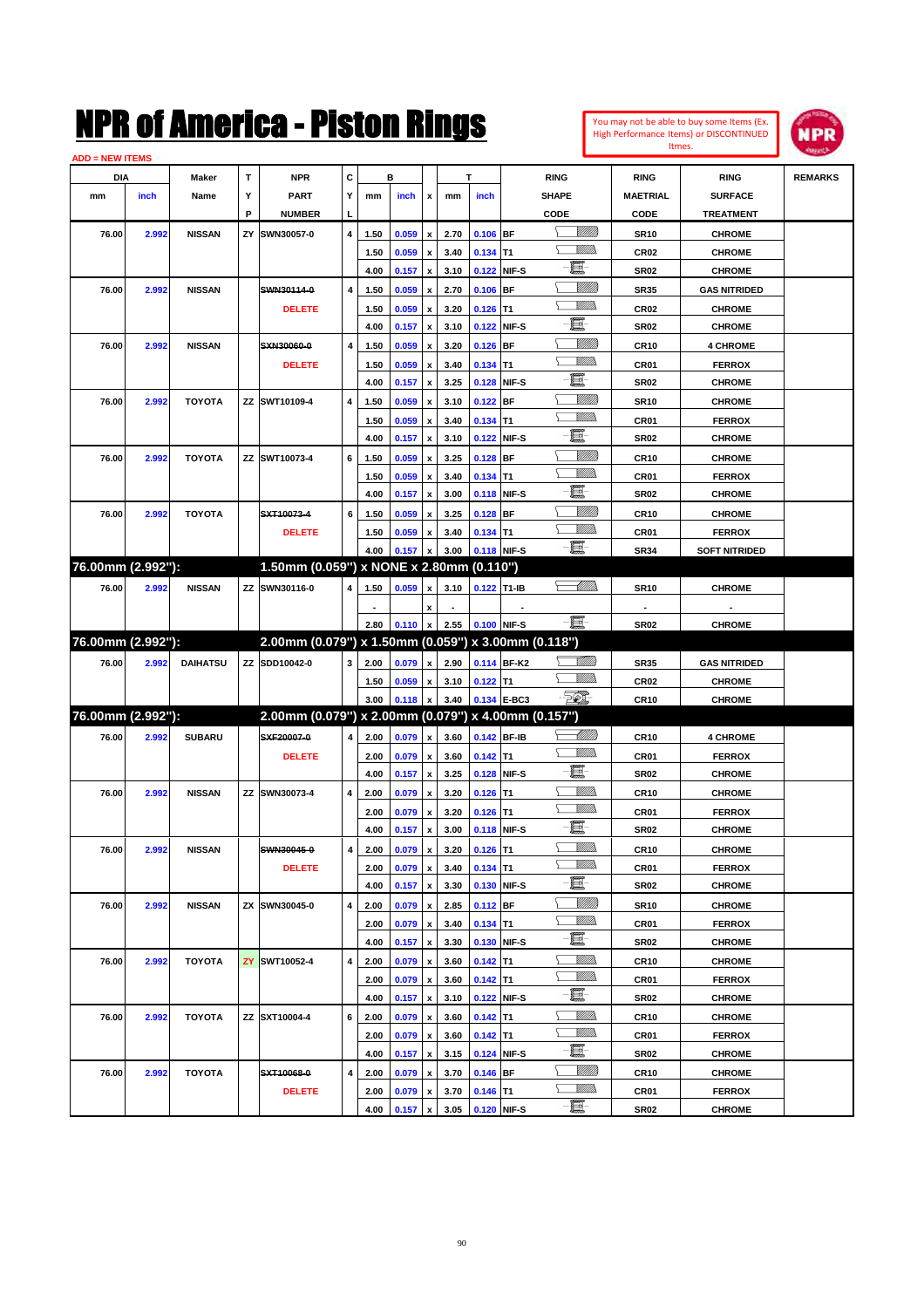# NPR of America - Piston Rings

You may not be able to buy some Items (Ex. High Performance Items) or DISCONTINUED Itmes.

ADD = NEW ITEMS

| DIA mm | DIA inch | Maker Name | TYP | NPR PART NUMBER | CYL | B mm | B inch | x | T mm | T inch | RING SHAPE CODE | RING MAETRIAL CODE | RING SURFACE TREATMENT | REMARKS |
|---|---|---|---|---|---|---|---|---|---|---|---|---|---|---|
| 76.00 | 2.992 | NISSAN | ZY | SWN30057-0 | 4 | 1.50 | 0.059 | x | 2.70 | 0.106 | BF | SR10 | CHROME | |
| | | | | | | 1.50 | 0.059 | x | 3.40 | 0.134 | T1 | CR02 | CHROME | |
| | | | | | | 4.00 | 0.157 | x | 3.10 | 0.122 | NIF-S | SR02 | CHROME | |
| 76.00 | 2.992 | NISSAN | | ~~SWN30114-0~~ DELETE | 4 | 1.50 | 0.059 | x | 2.70 | 0.106 | BF | SR35 | GAS NITRIDED | |
| | | | | | | 1.50 | 0.059 | x | 3.20 | 0.126 | T1 | CR02 | CHROME | |
| | | | | | | 4.00 | 0.157 | x | 3.10 | 0.122 | NIF-S | SR02 | CHROME | |
| 76.00 | 2.992 | NISSAN | | ~~SXN30060-0~~ DELETE | 4 | 1.50 | 0.059 | x | 3.20 | 0.126 | BF | CR10 | 4 CHROME | |
| | | | | | | 1.50 | 0.059 | x | 3.40 | 0.134 | T1 | CR01 | FERROX | |
| | | | | | | 4.00 | 0.157 | x | 3.25 | 0.128 | NIF-S | SR02 | CHROME | |
| 76.00 | 2.992 | TOYOTA | ZZ | SWT10109-4 | 4 | 1.50 | 0.059 | x | 3.10 | 0.122 | BF | SR10 | CHROME | |
| | | | | | | 1.50 | 0.059 | x | 3.40 | 0.134 | T1 | CR01 | FERROX | |
| | | | | | | 4.00 | 0.157 | x | 3.10 | 0.122 | NIF-S | SR02 | CHROME | |
| 76.00 | 2.992 | TOYOTA | ZZ | SWT10073-4 | 6 | 1.50 | 0.059 | x | 3.25 | 0.128 | BF | CR10 | CHROME | |
| | | | | | | 1.50 | 0.059 | x | 3.40 | 0.134 | T1 | CR01 | FERROX | |
| | | | | | | 4.00 | 0.157 | x | 3.00 | 0.118 | NIF-S | SR02 | CHROME | |
| 76.00 | 2.992 | TOYOTA | | ~~SXT10073-4~~ DELETE | 6 | 1.50 | 0.059 | x | 3.25 | 0.128 | BF | CR10 | CHROME | |
| | | | | | | 1.50 | 0.059 | x | 3.40 | 0.134 | T1 | CR01 | FERROX | |
| | | | | | | 4.00 | 0.157 | x | 3.00 | 0.118 | NIF-S | SR34 | SOFT NITRIDED | |
| **76.00mm (2.992"):** | | | | **1.50mm (0.059") x NONE x 2.80mm (0.110")** | | | | | | | | | | |
| 76.00 | 2.992 | NISSAN | ZZ | SWN30116-0 | 4 | 1.50 | 0.059 | x | 3.10 | 0.122 | T1-IB | SR10 | CHROME | |
| | | | | | | - | | x | - | | - | - | - | |
| | | | | | | 2.80 | 0.110 | x | 2.55 | 0.100 | NIF-S | SR02 | CHROME | |
| **76.00mm (2.992"):** | | | | **2.00mm (0.079") x 1.50mm (0.059") x 3.00mm (0.118")** | | | | | | | | | | |
| 76.00 | 2.992 | DAIHATSU | ZZ | SDD10042-0 | 3 | 2.00 | 0.079 | x | 2.90 | 0.114 | BF-K2 | SR35 | GAS NITRIDED | |
| | | | | | | 1.50 | 0.059 | x | 3.10 | 0.122 | T1 | CR02 | CHROME | |
| | | | | | | 3.00 | 0.118 | x | 3.40 | 0.134 | E-BC3 | CR10 | CHROME | |
| **76.00mm (2.992"):** | | | | **2.00mm (0.079") x 2.00mm (0.079") x 4.00mm (0.157")** | | | | | | | | | | |
| 76.00 | 2.992 | SUBARU | | ~~SXF20007-0~~ DELETE | 4 | 2.00 | 0.079 | x | 3.60 | 0.142 | BF-IB | CR10 | 4 CHROME | |
| | | | | | | 2.00 | 0.079 | x | 3.60 | 0.142 | T1 | CR01 | FERROX | |
| | | | | | | 4.00 | 0.157 | x | 3.25 | 0.128 | NIF-S | SR02 | CHROME | |
| 76.00 | 2.992 | NISSAN | ZZ | SWN30073-4 | 4 | 2.00 | 0.079 | x | 3.20 | 0.126 | T1 | CR10 | CHROME | |
| | | | | | | 2.00 | 0.079 | x | 3.20 | 0.126 | T1 | CR01 | FERROX | |
| | | | | | | 4.00 | 0.157 | x | 3.00 | 0.118 | NIF-S | SR02 | CHROME | |
| 76.00 | 2.992 | NISSAN | | ~~SWN30045-0~~ DELETE | 4 | 2.00 | 0.079 | x | 3.20 | 0.126 | T1 | CR10 | CHROME | |
| | | | | | | 2.00 | 0.079 | x | 3.40 | 0.134 | T1 | CR01 | FERROX | |
| | | | | | | 4.00 | 0.157 | x | 3.30 | 0.130 | NIF-S | SR02 | CHROME | |
| 76.00 | 2.992 | NISSAN | ZX | SWN30045-0 | 4 | 2.00 | 0.079 | x | 2.85 | 0.112 | BF | SR10 | CHROME | |
| | | | | | | 2.00 | 0.079 | x | 3.40 | 0.134 | T1 | CR01 | FERROX | |
| | | | | | | 4.00 | 0.157 | x | 3.30 | 0.130 | NIF-S | SR02 | CHROME | |
| 76.00 | 2.992 | TOYOTA | ZY | SWT10052-4 | 4 | 2.00 | 0.079 | x | 3.60 | 0.142 | T1 | CR10 | CHROME | |
| | | | | | | 2.00 | 0.079 | x | 3.60 | 0.142 | T1 | CR01 | FERROX | |
| | | | | | | 4.00 | 0.157 | x | 3.10 | 0.122 | NIF-S | SR02 | CHROME | |
| 76.00 | 2.992 | TOYOTA | ZZ | SXT10004-4 | 6 | 2.00 | 0.079 | x | 3.60 | 0.142 | T1 | CR10 | CHROME | |
| | | | | | | 2.00 | 0.079 | x | 3.60 | 0.142 | T1 | CR01 | FERROX | |
| | | | | | | 4.00 | 0.157 | x | 3.15 | 0.124 | NIF-S | SR02 | CHROME | |
| 76.00 | 2.992 | TOYOTA | | ~~SXT10068-0~~ DELETE | 4 | 2.00 | 0.079 | x | 3.70 | 0.146 | BF | CR10 | CHROME | |
| | | | | | | 2.00 | 0.079 | x | 3.70 | 0.146 | T1 | CR01 | FERROX | |
| | | | | | | 4.00 | 0.157 | x | 3.05 | 0.120 | NIF-S | SR02 | CHROME | |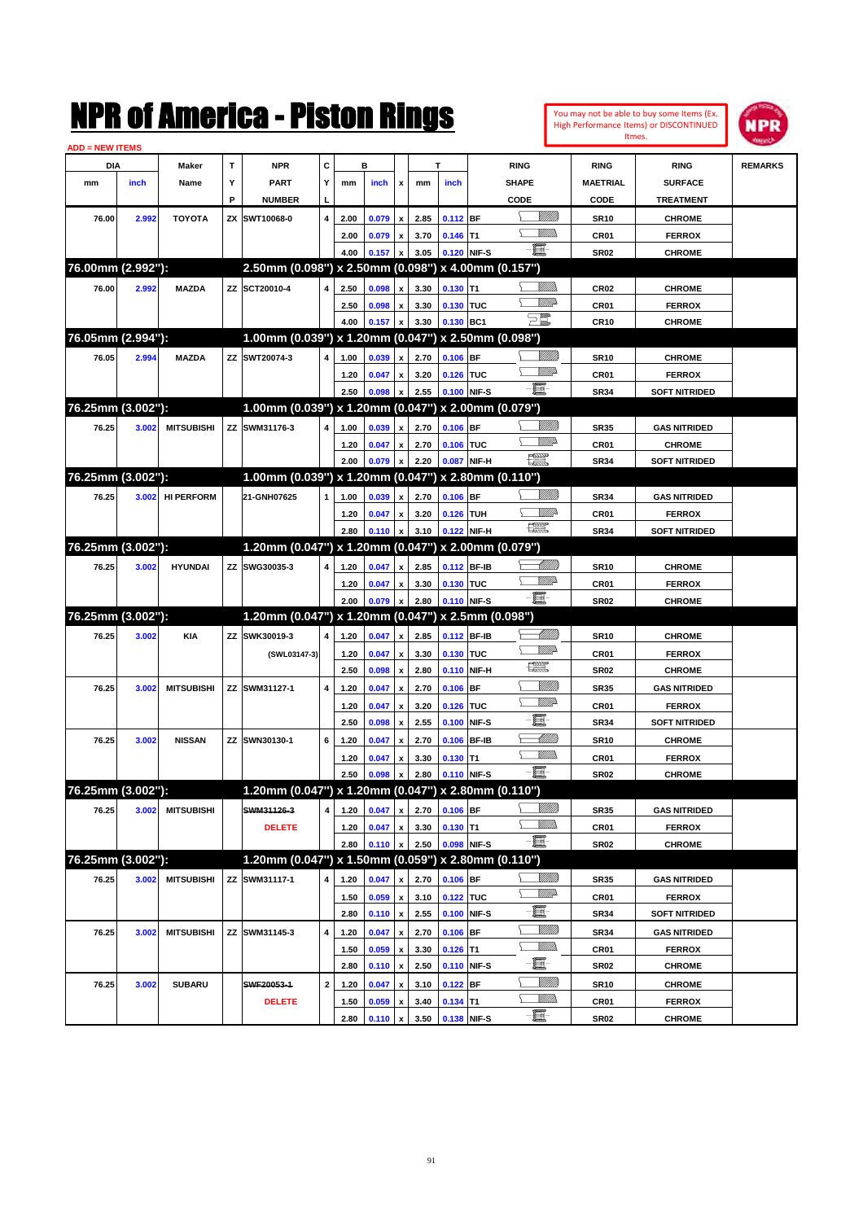# NPR of America - Piston Rings

You may not be able to buy some Items (Ex. High Performance Items) or DISCONTINUED Itmes.

ADD = NEW ITEMS

| DIA mm | DIA inch | Maker Name | TYP | NPR PART NUMBER | CYL | B mm | B inch | x | T mm | T inch | RING SHAPE CODE | RING MAETRIAL CODE | RING SURFACE TREATMENT | REMARKS |
|---|---|---|---|---|---|---|---|---|---|---|---|---|---|---|
| 76.00 | 2.992 | TOYOTA | ZX | SWT10068-0 | 4 | 2.00 | 0.079 | x | 2.85 | 0.112 | BF | SR10 | CHROME | |
| | | | | | | 2.00 | 0.079 | x | 3.70 | 0.146 | T1 | CR01 | FERROX | |
| | | | | | | 4.00 | 0.157 | x | 3.05 | 0.120 | NIF-S | SR02 | CHROME | |
| **76.00mm (2.992"):** | | | | **2.50mm (0.098") x 2.50mm (0.098") x 4.00mm (0.157")** | | | | | | | | | | |
| 76.00 | 2.992 | MAZDA | ZZ | SCT20010-4 | 4 | 2.50 | 0.098 | x | 3.30 | 0.130 | T1 | CR02 | CHROME | |
| | | | | | | 2.50 | 0.098 | x | 3.30 | 0.130 | TUC | CR01 | FERROX | |
| | | | | | | 4.00 | 0.157 | x | 3.30 | 0.130 | BC1 | CR10 | CHROME | |
| **76.05mm (2.994"):** | | | | **1.00mm (0.039") x 1.20mm (0.047") x 2.50mm (0.098")** | | | | | | | | | | |
| 76.05 | 2.994 | MAZDA | ZZ | SWT20074-3 | 4 | 1.00 | 0.039 | x | 2.70 | 0.106 | BF | SR10 | CHROME | |
| | | | | | | 1.20 | 0.047 | x | 3.20 | 0.126 | TUC | CR01 | FERROX | |
| | | | | | | 2.50 | 0.098 | x | 2.55 | 0.100 | NIF-S | SR34 | SOFT NITRIDED | |
| **76.25mm (3.002"):** | | | | **1.00mm (0.039") x 1.20mm (0.047") x 2.00mm (0.079")** | | | | | | | | | | |
| 76.25 | 3.002 | MITSUBISHI | ZZ | SWM31176-3 | 4 | 1.00 | 0.039 | x | 2.70 | 0.106 | BF | SR35 | GAS NITRIDED | |
| | | | | | | 1.20 | 0.047 | x | 2.70 | 0.106 | TUC | CR01 | CHROME | |
| | | | | | | 2.00 | 0.079 | x | 2.20 | 0.087 | NIF-H | SR34 | SOFT NITRIDED | |
| **76.25mm (3.002"):** | | | | **1.00mm (0.039") x 1.20mm (0.047") x 2.80mm (0.110")** | | | | | | | | | | |
| 76.25 | 3.002 | HI PERFORM | | 21-GNH07625 | 1 | 1.00 | 0.039 | x | 2.70 | 0.106 | BF | SR34 | GAS NITRIDED | |
| | | | | | | 1.20 | 0.047 | x | 3.20 | 0.126 | TUH | CR01 | FERROX | |
| | | | | | | 2.80 | 0.110 | x | 3.10 | 0.122 | NIF-H | SR34 | SOFT NITRIDED | |
| **76.25mm (3.002"):** | | | | **1.20mm (0.047") x 1.20mm (0.047") x 2.00mm (0.079")** | | | | | | | | | | |
| 76.25 | 3.002 | HYUNDAI | ZZ | SWG30035-3 | 4 | 1.20 | 0.047 | x | 2.85 | 0.112 | BF-IB | SR10 | CHROME | |
| | | | | | | 1.20 | 0.047 | x | 3.30 | 0.130 | TUC | CR01 | FERROX | |
| | | | | | | 2.00 | 0.079 | x | 2.80 | 0.110 | NIF-S | SR02 | CHROME | |
| **76.25mm (3.002"):** | | | | **1.20mm (0.047") x 1.20mm (0.047") x 2.5mm (0.098")** | | | | | | | | | | |
| 76.25 | 3.002 | KIA | ZZ | SWK30019-3 | 4 | 1.20 | 0.047 | x | 2.85 | 0.112 | BF-IB | SR10 | CHROME | |
| | | | | (SWL03147-3) | | 1.20 | 0.047 | x | 3.30 | 0.130 | TUC | CR01 | FERROX | |
| | | | | | | 2.50 | 0.098 | x | 2.80 | 0.110 | NIF-H | SR02 | CHROME | |
| 76.25 | 3.002 | MITSUBISHI | ZZ | SWM31127-1 | 4 | 1.20 | 0.047 | x | 2.70 | 0.106 | BF | SR35 | GAS NITRIDED | |
| | | | | | | 1.20 | 0.047 | x | 3.20 | 0.126 | TUC | CR01 | FERROX | |
| | | | | | | 2.50 | 0.098 | x | 2.55 | 0.100 | NIF-S | SR34 | SOFT NITRIDED | |
| 76.25 | 3.002 | NISSAN | ZZ | SWN30130-1 | 6 | 1.20 | 0.047 | x | 2.70 | 0.106 | BF-IB | SR10 | CHROME | |
| | | | | | | 1.20 | 0.047 | x | 3.30 | 0.130 | T1 | CR01 | FERROX | |
| | | | | | | 2.50 | 0.098 | x | 2.80 | 0.110 | NIF-S | SR02 | CHROME | |
| **76.25mm (3.002"):** | | | | **1.20mm (0.047") x 1.20mm (0.047") x 2.80mm (0.110")** | | | | | | | | | | |
| 76.25 | 3.002 | MITSUBISHI | | ~~SWM31126-3~~ | 4 | 1.20 | 0.047 | x | 2.70 | 0.106 | BF | SR35 | GAS NITRIDED | |
| | | | | DELETE | | 1.20 | 0.047 | x | 3.30 | 0.130 | T1 | CR01 | FERROX | |
| | | | | | | 2.80 | 0.110 | x | 2.50 | 0.098 | NIF-S | SR02 | CHROME | |
| **76.25mm (3.002"):** | | | | **1.20mm (0.047") x 1.50mm (0.059") x 2.80mm (0.110")** | | | | | | | | | | |
| 76.25 | 3.002 | MITSUBISHI | ZZ | SWM31117-1 | 4 | 1.20 | 0.047 | x | 2.70 | 0.106 | BF | SR35 | GAS NITRIDED | |
| | | | | | | 1.50 | 0.059 | x | 3.10 | 0.122 | TUC | CR01 | FERROX | |
| | | | | | | 2.80 | 0.110 | x | 2.55 | 0.100 | NIF-S | SR34 | SOFT NITRIDED | |
| 76.25 | 3.002 | MITSUBISHI | ZZ | SWM31145-3 | 4 | 1.20 | 0.047 | x | 2.70 | 0.106 | BF | SR34 | GAS NITRIDED | |
| | | | | | | 1.50 | 0.059 | x | 3.30 | 0.126 | T1 | CR01 | FERROX | |
| | | | | | | 2.80 | 0.110 | x | 2.50 | 0.110 | NIF-S | SR02 | CHROME | |
| 76.25 | 3.002 | SUBARU | | ~~SWF20053-1~~ | 2 | 1.20 | 0.047 | x | 3.10 | 0.122 | BF | SR10 | CHROME | |
| | | | | DELETE | | 1.50 | 0.059 | x | 3.40 | 0.134 | T1 | CR01 | FERROX | |
| | | | | | | 2.80 | 0.110 | x | 3.50 | 0.138 | NIF-S | SR02 | CHROME | |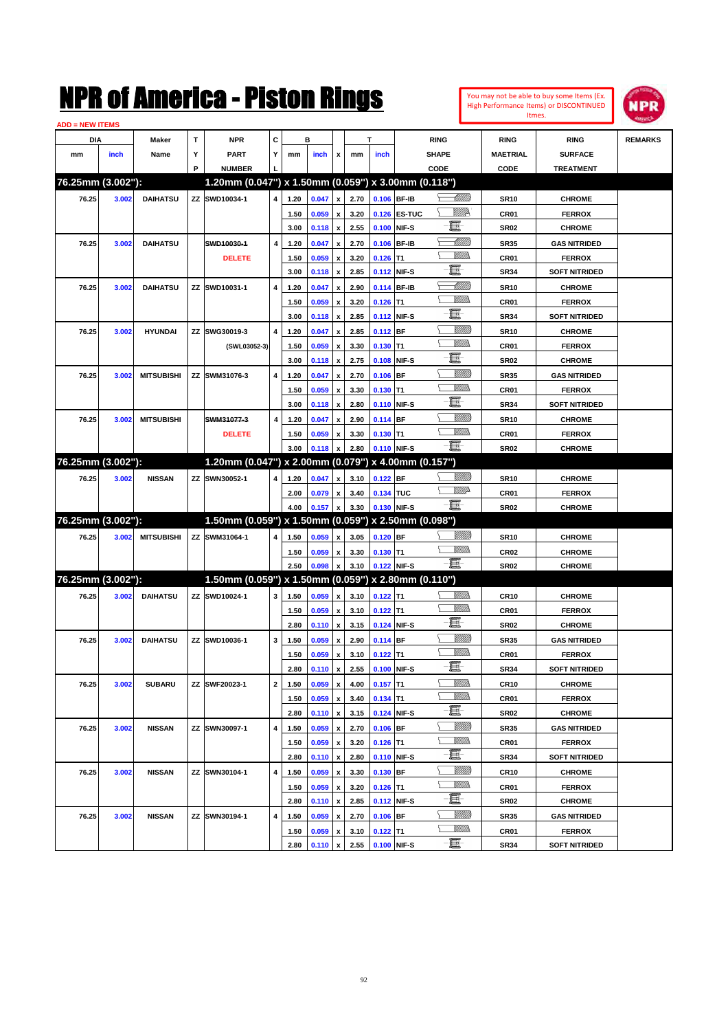# NPR of America - Piston Rings

You may not be able to buy some Items (Ex. High Performance Items) or DISCONTINUED Itmes.

ADD = NEW ITEMS

| DIA mm | DIA inch | Maker Name | TYP | NPR PART NUMBER | CYL | B mm | B inch | x | T mm | T inch | RING SHAPE CODE | RING MAETRIAL CODE | RING SURFACE TREATMENT | REMARKS |
|---|---|---|---|---|---|---|---|---|---|---|---|---|---|---|
| **76.25mm (3.002"):** | | | | **1.20mm (0.047") x 1.50mm (0.059") x 3.00mm (0.118")** | | | | | | | | | | |
| 76.25 | 3.002 | DAIHATSU | ZZ | SWD10034-1 | 4 | 1.20 | 0.047 | x | 2.70 | 0.106 | BF-IB | SR10 | CHROME | |
| | | | | | | 1.50 | 0.059 | x | 3.20 | 0.126 | ES-TUC | CR01 | FERROX | |
| | | | | | | 3.00 | 0.118 | x | 2.55 | 0.100 | NIF-S | SR02 | CHROME | |
| 76.25 | 3.002 | DAIHATSU | | ~~SWD10030-1~~ DELETE | 4 | 1.20 | 0.047 | x | 2.70 | 0.106 | BF-IB | SR35 | GAS NITRIDED | |
| | | | | | | 1.50 | 0.059 | x | 3.20 | 0.126 | T1 | CR01 | FERROX | |
| | | | | | | 3.00 | 0.118 | x | 2.85 | 0.112 | NIF-S | SR34 | SOFT NITRIDED | |
| 76.25 | 3.002 | DAIHATSU | ZZ | SWD10031-1 | 4 | 1.20 | 0.047 | x | 2.90 | 0.114 | BF-IB | SR10 | CHROME | |
| | | | | | | 1.50 | 0.059 | x | 3.20 | 0.126 | T1 | CR01 | FERROX | |
| | | | | | | 3.00 | 0.118 | x | 2.85 | 0.112 | NIF-S | SR34 | SOFT NITRIDED | |
| 76.25 | 3.002 | HYUNDAI | ZZ | SWG30019-3 (SWL03052-3) | 4 | 1.20 | 0.047 | x | 2.85 | 0.112 | BF | SR10 | CHROME | |
| | | | | | | 1.50 | 0.059 | x | 3.30 | 0.130 | T1 | CR01 | FERROX | |
| | | | | | | 3.00 | 0.118 | x | 2.75 | 0.108 | NIF-S | SR02 | CHROME | |
| 76.25 | 3.002 | MITSUBISHI | ZZ | SWM31076-3 | 4 | 1.20 | 0.047 | x | 2.70 | 0.106 | BF | SR35 | GAS NITRIDED | |
| | | | | | | 1.50 | 0.059 | x | 3.30 | 0.130 | T1 | CR01 | FERROX | |
| | | | | | | 3.00 | 0.118 | x | 2.80 | 0.110 | NIF-S | SR34 | SOFT NITRIDED | |
| 76.25 | 3.002 | MITSUBISHI | | ~~SWM31077-3~~ DELETE | 4 | 1.20 | 0.047 | x | 2.90 | 0.114 | BF | SR10 | CHROME | |
| | | | | | | 1.50 | 0.059 | x | 3.30 | 0.130 | T1 | CR01 | FERROX | |
| | | | | | | 3.00 | 0.118 | x | 2.80 | 0.110 | NIF-S | SR02 | CHROME | |
| **76.25mm (3.002"):** | | | | **1.20mm (0.047") x 2.00mm (0.079") x 4.00mm (0.157")** | | | | | | | | | | |
| 76.25 | 3.002 | NISSAN | ZZ | SWN30052-1 | 4 | 1.20 | 0.047 | x | 3.10 | 0.122 | BF | SR10 | CHROME | |
| | | | | | | 2.00 | 0.079 | x | 3.40 | 0.134 | TUC | CR01 | FERROX | |
| | | | | | | 4.00 | 0.157 | x | 3.30 | 0.130 | NIF-S | SR02 | CHROME | |
| **76.25mm (3.002"):** | | | | **1.50mm (0.059") x 1.50mm (0.059") x 2.50mm (0.098")** | | | | | | | | | | |
| 76.25 | 3.002 | MITSUBISHI | ZZ | SWM31064-1 | 4 | 1.50 | 0.059 | x | 3.05 | 0.120 | BF | SR10 | CHROME | |
| | | | | | | 1.50 | 0.059 | x | 3.30 | 0.130 | T1 | CR02 | CHROME | |
| | | | | | | 2.50 | 0.098 | x | 3.10 | 0.122 | NIF-S | SR02 | CHROME | |
| **76.25mm (3.002"):** | | | | **1.50mm (0.059") x 1.50mm (0.059") x 2.80mm (0.110")** | | | | | | | | | | |
| 76.25 | 3.002 | DAIHATSU | ZZ | SWD10024-1 | 3 | 1.50 | 0.059 | x | 3.10 | 0.122 | T1 | CR10 | CHROME | |
| | | | | | | 1.50 | 0.059 | x | 3.10 | 0.122 | T1 | CR01 | FERROX | |
| | | | | | | 2.80 | 0.110 | x | 3.15 | 0.124 | NIF-S | SR02 | CHROME | |
| 76.25 | 3.002 | DAIHATSU | ZZ | SWD10036-1 | 3 | 1.50 | 0.059 | x | 2.90 | 0.114 | BF | SR35 | GAS NITRIDED | |
| | | | | | | 1.50 | 0.059 | x | 3.10 | 0.122 | T1 | CR01 | FERROX | |
| | | | | | | 2.80 | 0.110 | x | 2.55 | 0.100 | NIF-S | SR34 | SOFT NITRIDED | |
| 76.25 | 3.002 | SUBARU | ZZ | SWF20023-1 | 2 | 1.50 | 0.059 | x | 4.00 | 0.157 | T1 | CR10 | CHROME | |
| | | | | | | 1.50 | 0.059 | x | 3.40 | 0.134 | T1 | CR01 | FERROX | |
| | | | | | | 2.80 | 0.110 | x | 3.15 | 0.124 | NIF-S | SR02 | CHROME | |
| 76.25 | 3.002 | NISSAN | ZZ | SWN30097-1 | 4 | 1.50 | 0.059 | x | 2.70 | 0.106 | BF | SR35 | GAS NITRIDED | |
| | | | | | | 1.50 | 0.059 | x | 3.20 | 0.126 | T1 | CR01 | FERROX | |
| | | | | | | 2.80 | 0.110 | x | 2.80 | 0.110 | NIF-S | SR34 | SOFT NITRIDED | |
| 76.25 | 3.002 | NISSAN | ZZ | SWN30104-1 | 4 | 1.50 | 0.059 | x | 3.30 | 0.130 | BF | CR10 | CHROME | |
| | | | | | | 1.50 | 0.059 | x | 3.20 | 0.126 | T1 | CR01 | FERROX | |
| | | | | | | 2.80 | 0.110 | x | 2.85 | 0.112 | NIF-S | SR02 | CHROME | |
| 76.25 | 3.002 | NISSAN | ZZ | SWN30194-1 | 4 | 1.50 | 0.059 | x | 2.70 | 0.106 | BF | SR35 | GAS NITRIDED | |
| | | | | | | 1.50 | 0.059 | x | 3.10 | 0.122 | T1 | CR01 | FERROX | |
| | | | | | | 2.80 | 0.110 | x | 2.55 | 0.100 | NIF-S | SR34 | SOFT NITRIDED | |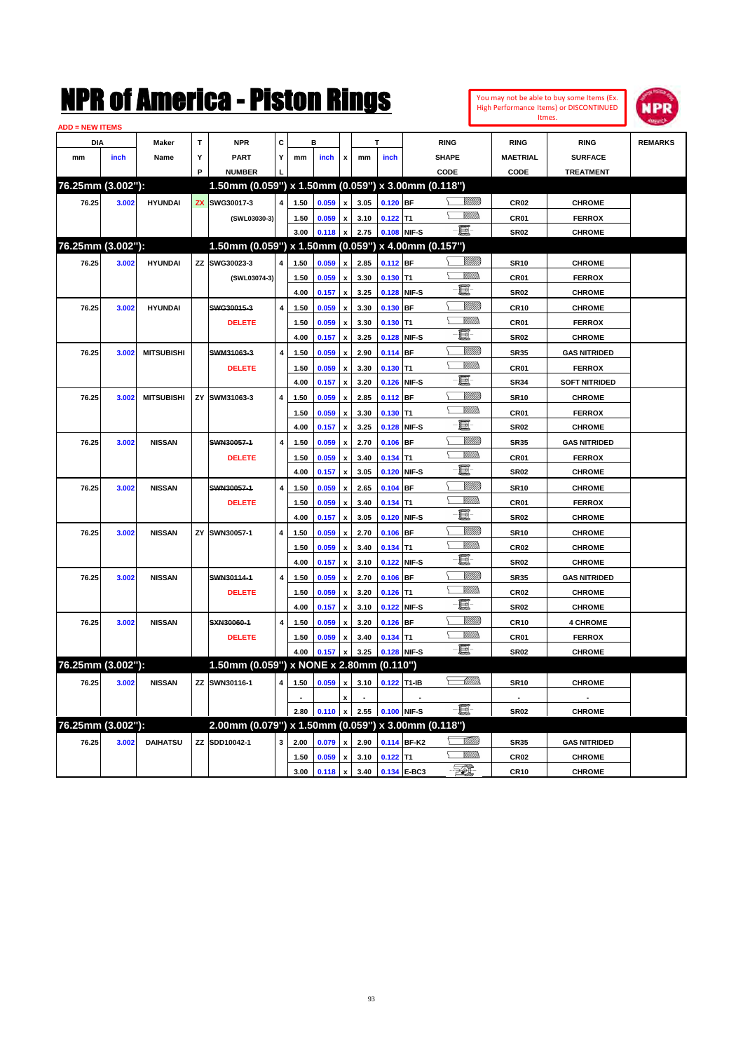# NPR of America - Piston Rings

You may not be able to buy some Items (Ex. High Performance Items) or DISCONTINUED Itmes.

ADD = NEW ITEMS

| DIA mm | DIA inch | Maker Name | TYP | NPR PART NUMBER | CYL | B mm | B inch | x | T mm | T inch | RING SHAPE CODE | RING MAETRIAL CODE | RING SURFACE TREATMENT | REMARKS |
|---|---|---|---|---|---|---|---|---|---|---|---|---|---|---|
| **76.25mm (3.002"):** | | | | **1.50mm (0.059") x 1.50mm (0.059") x 3.00mm (0.118")** | | | | | | | | | | |
| 76.25 | 3.002 | HYUNDAI | ZX | SWG30017-3 | 4 | 1.50 | 0.059 | x | 3.05 | 0.120 | BF | CR02 | CHROME | |
| | | | | (SWL03030-3) | | 1.50 | 0.059 | x | 3.10 | 0.122 | T1 | CR01 | FERROX | |
| | | | | | | 3.00 | 0.118 | x | 2.75 | 0.108 | NIF-S | SR02 | CHROME | |
| **76.25mm (3.002"):** | | | | **1.50mm (0.059") x 1.50mm (0.059") x 4.00mm (0.157")** | | | | | | | | | | |
| 76.25 | 3.002 | HYUNDAI | ZZ | SWG30023-3 | 4 | 1.50 | 0.059 | x | 2.85 | 0.112 | BF | SR10 | CHROME | |
| | | | | (SWL03074-3) | | 1.50 | 0.059 | x | 3.30 | 0.130 | T1 | CR01 | FERROX | |
| | | | | | | 4.00 | 0.157 | x | 3.25 | 0.128 | NIF-S | SR02 | CHROME | |
| 76.25 | 3.002 | HYUNDAI | | ~~SWG30015-3~~ | 4 | 1.50 | 0.059 | x | 3.30 | 0.130 | BF | CR10 | CHROME | |
| | | | | DELETE | | 1.50 | 0.059 | x | 3.30 | 0.130 | T1 | CR01 | FERROX | |
| | | | | | | 4.00 | 0.157 | x | 3.25 | 0.128 | NIF-S | SR02 | CHROME | |
| 76.25 | 3.002 | MITSUBISHI | | ~~SWM31063-3~~ | 4 | 1.50 | 0.059 | x | 2.90 | 0.114 | BF | SR35 | GAS NITRIDED | |
| | | | | DELETE | | 1.50 | 0.059 | x | 3.30 | 0.130 | T1 | CR01 | FERROX | |
| | | | | | | 4.00 | 0.157 | x | 3.20 | 0.126 | NIF-S | SR34 | SOFT NITRIDED | |
| 76.25 | 3.002 | MITSUBISHI | ZY | SWM31063-3 | 4 | 1.50 | 0.059 | x | 2.85 | 0.112 | BF | SR10 | CHROME | |
| | | | | | | 1.50 | 0.059 | x | 3.30 | 0.130 | T1 | CR01 | FERROX | |
| | | | | | | 4.00 | 0.157 | x | 3.25 | 0.128 | NIF-S | SR02 | CHROME | |
| 76.25 | 3.002 | NISSAN | | ~~SWN30057-1~~ | 4 | 1.50 | 0.059 | x | 2.70 | 0.106 | BF | SR35 | GAS NITRIDED | |
| | | | | DELETE | | 1.50 | 0.059 | x | 3.40 | 0.134 | T1 | CR01 | FERROX | |
| | | | | | | 4.00 | 0.157 | x | 3.05 | 0.120 | NIF-S | SR02 | CHROME | |
| 76.25 | 3.002 | NISSAN | | ~~SWN30057-1~~ | 4 | 1.50 | 0.059 | x | 2.65 | 0.104 | BF | SR10 | CHROME | |
| | | | | DELETE | | 1.50 | 0.059 | x | 3.40 | 0.134 | T1 | CR01 | FERROX | |
| | | | | | | 4.00 | 0.157 | x | 3.05 | 0.120 | NIF-S | SR02 | CHROME | |
| 76.25 | 3.002 | NISSAN | ZY | SWN30057-1 | 4 | 1.50 | 0.059 | x | 2.70 | 0.106 | BF | SR10 | CHROME | |
| | | | | | | 1.50 | 0.059 | x | 3.40 | 0.134 | T1 | CR02 | CHROME | |
| | | | | | | 4.00 | 0.157 | x | 3.10 | 0.122 | NIF-S | SR02 | CHROME | |
| 76.25 | 3.002 | NISSAN | | ~~SWN30114-1~~ | 4 | 1.50 | 0.059 | x | 2.70 | 0.106 | BF | SR35 | GAS NITRIDED | |
| | | | | DELETE | | 1.50 | 0.059 | x | 3.20 | 0.126 | T1 | CR02 | CHROME | |
| | | | | | | 4.00 | 0.157 | x | 3.10 | 0.122 | NIF-S | SR02 | CHROME | |
| 76.25 | 3.002 | NISSAN | | ~~SXN30060-1~~ | 4 | 1.50 | 0.059 | x | 3.20 | 0.126 | BF | CR10 | 4 CHROME | |
| | | | | DELETE | | 1.50 | 0.059 | x | 3.40 | 0.134 | T1 | CR01 | FERROX | |
| | | | | | | 4.00 | 0.157 | x | 3.25 | 0.128 | NIF-S | SR02 | CHROME | |
| **76.25mm (3.002"):** | | | | **1.50mm (0.059") x NONE x 2.80mm (0.110")** | | | | | | | | | | |
| 76.25 | 3.002 | NISSAN | ZZ | SWN30116-1 | 4 | 1.50 | 0.059 | x | 3.10 | 0.122 | T1-IB | SR10 | CHROME | |
| | | | | | | - | | x | - | | - | - | - | |
| | | | | | | 2.80 | 0.110 | x | 2.55 | 0.100 | NIF-S | SR02 | CHROME | |
| **76.25mm (3.002"):** | | | | **2.00mm (0.079") x 1.50mm (0.059") x 3.00mm (0.118")** | | | | | | | | | | |
| 76.25 | 3.002 | DAIHATSU | ZZ | SDD10042-1 | 3 | 2.00 | 0.079 | x | 2.90 | 0.114 | BF-K2 | SR35 | GAS NITRIDED | |
| | | | | | | 1.50 | 0.059 | x | 3.10 | 0.122 | T1 | CR02 | CHROME | |
| | | | | | | 3.00 | 0.118 | x | 3.40 | 0.134 | E-BC3 | CR10 | CHROME | |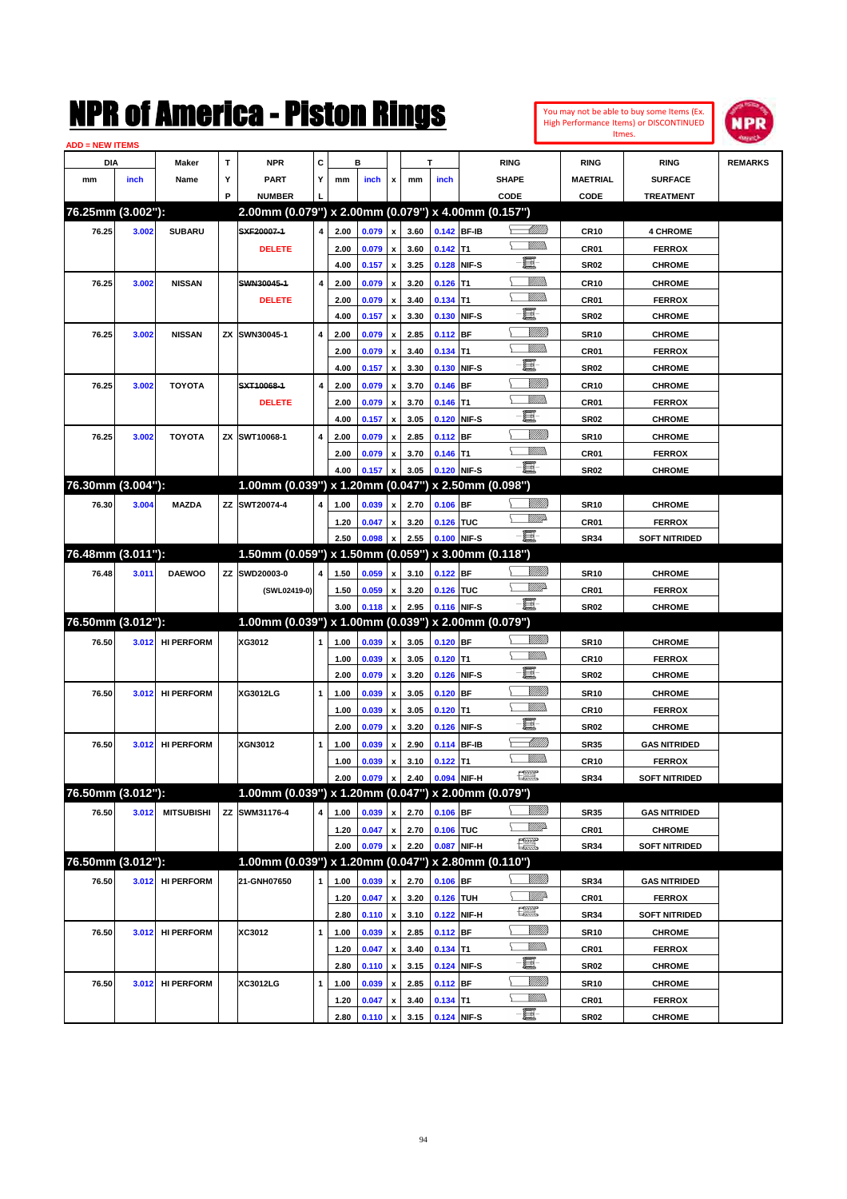# NPR of America - Piston Rings

You may not be able to buy some Items (Ex. High Performance Items) or DISCONTINUED Itmes.

ADD = NEW ITEMS

| DIA mm | DIA inch | Maker Name | TYP | NPR PART NUMBER | CYL | B mm | B inch | x | T mm | T inch | RING SHAPE CODE | RING MAETRIAL CODE | RING SURFACE TREATMENT | REMARKS |
|---|---|---|---|---|---|---|---|---|---|---|---|---|---|---|
| **76.25mm (3.002"):** | | | | **2.00mm (0.079") x 2.00mm (0.079") x 4.00mm (0.157")** | | | | | | | | | | |
| 76.25 | 3.002 | SUBARU | | ~~SXF20007-1~~ | 4 | 2.00 | 0.079 | x | 3.60 | 0.142 | BF-IB | CR10 | 4 CHROME | |
| | | | | DELETE | | 2.00 | 0.079 | x | 3.60 | 0.142 | T1 | CR01 | FERROX | |
| | | | | | | 4.00 | 0.157 | x | 3.25 | 0.128 | NIF-S | SR02 | CHROME | |
| 76.25 | 3.002 | NISSAN | | ~~SWN30045-1~~ | 4 | 2.00 | 0.079 | x | 3.20 | 0.126 | T1 | CR10 | CHROME | |
| | | | | DELETE | | 2.00 | 0.079 | x | 3.40 | 0.134 | T1 | CR01 | FERROX | |
| | | | | | | 4.00 | 0.157 | x | 3.30 | 0.130 | NIF-S | SR02 | CHROME | |
| 76.25 | 3.002 | NISSAN | ZX | SWN30045-1 | 4 | 2.00 | 0.079 | x | 2.85 | 0.112 | BF | SR10 | CHROME | |
| | | | | | | 2.00 | 0.079 | x | 3.40 | 0.134 | T1 | CR01 | FERROX | |
| | | | | | | 4.00 | 0.157 | x | 3.30 | 0.130 | NIF-S | SR02 | CHROME | |
| 76.25 | 3.002 | TOYOTA | | ~~SXT10068-1~~ | 4 | 2.00 | 0.079 | x | 3.70 | 0.146 | BF | CR10 | CHROME | |
| | | | | DELETE | | 2.00 | 0.079 | x | 3.70 | 0.146 | T1 | CR01 | FERROX | |
| | | | | | | 4.00 | 0.157 | x | 3.05 | 0.120 | NIF-S | SR02 | CHROME | |
| 76.25 | 3.002 | TOYOTA | ZX | SWT10068-1 | 4 | 2.00 | 0.079 | x | 2.85 | 0.112 | BF | SR10 | CHROME | |
| | | | | | | 2.00 | 0.079 | x | 3.70 | 0.146 | T1 | CR01 | FERROX | |
| | | | | | | 4.00 | 0.157 | x | 3.05 | 0.120 | NIF-S | SR02 | CHROME | |
| **76.30mm (3.004"):** | | | | **1.00mm (0.039") x 1.20mm (0.047") x 2.50mm (0.098")** | | | | | | | | | | |
| 76.30 | 3.004 | MAZDA | ZZ | SWT20074-4 | 4 | 1.00 | 0.039 | x | 2.70 | 0.106 | BF | SR10 | CHROME | |
| | | | | | | 1.20 | 0.047 | x | 3.20 | 0.126 | TUC | CR01 | FERROX | |
| | | | | | | 2.50 | 0.098 | x | 2.55 | 0.100 | NIF-S | SR34 | SOFT NITRIDED | |
| **76.48mm (3.011"):** | | | | **1.50mm (0.059") x 1.50mm (0.059") x 3.00mm (0.118")** | | | | | | | | | | |
| 76.48 | 3.011 | DAEWOO | ZZ | SWD20003-0 | 4 | 1.50 | 0.059 | x | 3.10 | 0.122 | BF | SR10 | CHROME | |
| | | | | (SWL02419-0) | | 1.50 | 0.059 | x | 3.20 | 0.126 | TUC | CR01 | FERROX | |
| | | | | | | 3.00 | 0.118 | x | 2.95 | 0.116 | NIF-S | SR02 | CHROME | |
| **76.50mm (3.012"):** | | | | **1.00mm (0.039") x 1.00mm (0.039") x 2.00mm (0.079")** | | | | | | | | | | |
| 76.50 | 3.012 | HI PERFORM | | XG3012 | 1 | 1.00 | 0.039 | x | 3.05 | 0.120 | BF | SR10 | CHROME | |
| | | | | | | 1.00 | 0.039 | x | 3.05 | 0.120 | T1 | CR10 | FERROX | |
| | | | | | | 2.00 | 0.079 | x | 3.20 | 0.126 | NIF-S | SR02 | CHROME | |
| 76.50 | 3.012 | HI PERFORM | | XG3012LG | 1 | 1.00 | 0.039 | x | 3.05 | 0.120 | BF | SR10 | CHROME | |
| | | | | | | 1.00 | 0.039 | x | 3.05 | 0.120 | T1 | CR10 | FERROX | |
| | | | | | | 2.00 | 0.079 | x | 3.20 | 0.126 | NIF-S | SR02 | CHROME | |
| 76.50 | 3.012 | HI PERFORM | | XGN3012 | 1 | 1.00 | 0.039 | x | 2.90 | 0.114 | BF-IB | SR35 | GAS NITRIDED | |
| | | | | | | 1.00 | 0.039 | x | 3.10 | 0.122 | T1 | CR10 | FERROX | |
| | | | | | | 2.00 | 0.079 | x | 2.40 | 0.094 | NIF-H | SR34 | SOFT NITRIDED | |
| **76.50mm (3.012"):** | | | | **1.00mm (0.039") x 1.20mm (0.047") x 2.00mm (0.079")** | | | | | | | | | | |
| 76.50 | 3.012 | MITSUBISHI | ZZ | SWM31176-4 | 4 | 1.00 | 0.039 | x | 2.70 | 0.106 | BF | SR35 | GAS NITRIDED | |
| | | | | | | 1.20 | 0.047 | x | 2.70 | 0.106 | TUC | CR01 | CHROME | |
| | | | | | | 2.00 | 0.079 | x | 2.20 | 0.087 | NIF-H | SR34 | SOFT NITRIDED | |
| **76.50mm (3.012"):** | | | | **1.00mm (0.039") x 1.20mm (0.047") x 2.80mm (0.110")** | | | | | | | | | | |
| 76.50 | 3.012 | HI PERFORM | | 21-GNH07650 | 1 | 1.00 | 0.039 | x | 2.70 | 0.106 | BF | SR34 | GAS NITRIDED | |
| | | | | | | 1.20 | 0.047 | x | 3.20 | 0.126 | TUH | CR01 | FERROX | |
| | | | | | | 2.80 | 0.110 | x | 3.10 | 0.122 | NIF-H | SR34 | SOFT NITRIDED | |
| 76.50 | 3.012 | HI PERFORM | | XC3012 | 1 | 1.00 | 0.039 | x | 2.85 | 0.112 | BF | SR10 | CHROME | |
| | | | | | | 1.20 | 0.047 | x | 3.40 | 0.134 | T1 | CR01 | FERROX | |
| | | | | | | 2.80 | 0.110 | x | 3.15 | 0.124 | NIF-S | SR02 | CHROME | |
| 76.50 | 3.012 | HI PERFORM | | XC3012LG | 1 | 1.00 | 0.039 | x | 2.85 | 0.112 | BF | SR10 | CHROME | |
| | | | | | | 1.20 | 0.047 | x | 3.40 | 0.134 | T1 | CR01 | FERROX | |
| | | | | | | 2.80 | 0.110 | x | 3.15 | 0.124 | NIF-S | SR02 | CHROME | |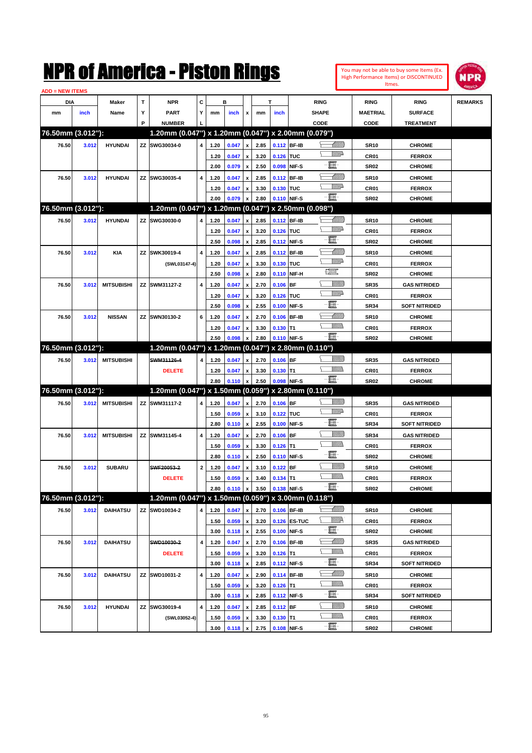# NPR of America - Piston Rings

You may not be able to buy some Items (Ex. High Performance Items) or DISCONTINUED Itmes.

ADD = NEW ITEMS

| DIA mm | DIA inch | Maker Name | TYP | NPR PART NUMBER | CYL | B mm | B inch | x | T mm | T inch | RING SHAPE CODE | RING MAETRIAL CODE | RING SURFACE TREATMENT | REMARKS |
|---|---|---|---|---|---|---|---|---|---|---|---|---|---|---|
| **76.50mm (3.012"):** | | | | **1.20mm (0.047") x 1.20mm (0.047") x 2.00mm (0.079")** | | | | | | | | | | |
| 76.50 | 3.012 | HYUNDAI | ZZ | SWG30034-0 | 4 | 1.20 | 0.047 | x | 2.85 | 0.112 | BF-IB | SR10 | CHROME | |
| | | | | | | 1.20 | 0.047 | x | 3.20 | 0.126 | TUC | CR01 | FERROX | |
| | | | | | | 2.00 | 0.079 | x | 2.50 | 0.098 | NIF-S | SR02 | CHROME | |
| 76.50 | 3.012 | HYUNDAI | ZZ | SWG30035-4 | 4 | 1.20 | 0.047 | x | 2.85 | 0.112 | BF-IB | SR10 | CHROME | |
| | | | | | | 1.20 | 0.047 | x | 3.30 | 0.130 | TUC | CR01 | FERROX | |
| | | | | | | 2.00 | 0.079 | x | 2.80 | 0.110 | NIF-S | SR02 | CHROME | |
| **76.50mm (3.012"):** | | | | **1.20mm (0.047") x 1.20mm (0.047") x 2.50mm (0.098")** | | | | | | | | | | |
| 76.50 | 3.012 | HYUNDAI | ZZ | SWG30030-0 | 4 | 1.20 | 0.047 | x | 2.85 | 0.112 | BF-IB | SR10 | CHROME | |
| | | | | | | 1.20 | 0.047 | x | 3.20 | 0.126 | TUC | CR01 | FERROX | |
| | | | | | | 2.50 | 0.098 | x | 2.85 | 0.112 | NIF-S | SR02 | CHROME | |
| 76.50 | 3.012 | KIA | ZZ | SWK30019-4 | 4 | 1.20 | 0.047 | x | 2.85 | 0.112 | BF-IB | SR10 | CHROME | |
| | | | | (SWL03147-4) | | 1.20 | 0.047 | x | 3.30 | 0.130 | TUC | CR01 | FERROX | |
| | | | | | | 2.50 | 0.098 | x | 2.80 | 0.110 | NIF-H | SR02 | CHROME | |
| 76.50 | 3.012 | MITSUBISHI | ZZ | SWM31127-2 | 4 | 1.20 | 0.047 | x | 2.70 | 0.106 | BF | SR35 | GAS NITRIDED | |
| | | | | | | 1.20 | 0.047 | x | 3.20 | 0.126 | TUC | CR01 | FERROX | |
| | | | | | | 2.50 | 0.098 | x | 2.55 | 0.100 | NIF-S | SR34 | SOFT NITRIDED | |
| 76.50 | 3.012 | NISSAN | ZZ | SWN30130-2 | 6 | 1.20 | 0.047 | x | 2.70 | 0.106 | BF-IB | SR10 | CHROME | |
| | | | | | | 1.20 | 0.047 | x | 3.30 | 0.130 | T1 | CR01 | FERROX | |
| | | | | | | 2.50 | 0.098 | x | 2.80 | 0.110 | NIF-S | SR02 | CHROME | |
| **76.50mm (3.012"):** | | | | **1.20mm (0.047") x 1.20mm (0.047") x 2.80mm (0.110")** | | | | | | | | | | |
| 76.50 | 3.012 | MITSUBISHI | | ~~SWM31126-4~~ | 4 | 1.20 | 0.047 | x | 2.70 | 0.106 | BF | SR35 | GAS NITRIDED | |
| | | | | DELETE | | 1.20 | 0.047 | x | 3.30 | 0.130 | T1 | CR01 | FERROX | |
| | | | | | | 2.80 | 0.110 | x | 2.50 | 0.098 | NIF-S | SR02 | CHROME | |
| **76.50mm (3.012"):** | | | | **1.20mm (0.047") x 1.50mm (0.059") x 2.80mm (0.110")** | | | | | | | | | | |
| 76.50 | 3.012 | MITSUBISHI | ZZ | SWM31117-2 | 4 | 1.20 | 0.047 | x | 2.70 | 0.106 | BF | SR35 | GAS NITRIDED | |
| | | | | | | 1.50 | 0.059 | x | 3.10 | 0.122 | TUC | CR01 | FERROX | |
| | | | | | | 2.80 | 0.110 | x | 2.55 | 0.100 | NIF-S | SR34 | SOFT NITRIDED | |
| 76.50 | 3.012 | MITSUBISHI | ZZ | SWM31145-4 | 4 | 1.20 | 0.047 | x | 2.70 | 0.106 | BF | SR34 | GAS NITRIDED | |
| | | | | | | 1.50 | 0.059 | x | 3.30 | 0.126 | T1 | CR01 | FERROX | |
| | | | | | | 2.80 | 0.110 | x | 2.50 | 0.110 | NIF-S | SR02 | CHROME | |
| 76.50 | 3.012 | SUBARU | | ~~SWF20053-2~~ | 2 | 1.20 | 0.047 | x | 3.10 | 0.122 | BF | SR10 | CHROME | |
| | | | | DELETE | | 1.50 | 0.059 | x | 3.40 | 0.134 | T1 | CR01 | FERROX | |
| | | | | | | 2.80 | 0.110 | x | 3.50 | 0.138 | NIF-S | SR02 | CHROME | |
| **76.50mm (3.012"):** | | | | **1.20mm (0.047") x 1.50mm (0.059") x 3.00mm (0.118")** | | | | | | | | | | |
| 76.50 | 3.012 | DAIHATSU | ZZ | SWD10034-2 | 4 | 1.20 | 0.047 | x | 2.70 | 0.106 | BF-IB | SR10 | CHROME | |
| | | | | | | 1.50 | 0.059 | x | 3.20 | 0.126 | ES-TUC | CR01 | FERROX | |
| | | | | | | 3.00 | 0.118 | x | 2.55 | 0.100 | NIF-S | SR02 | CHROME | |
| 76.50 | 3.012 | DAIHATSU | | ~~SWD10030-2~~ | 4 | 1.20 | 0.047 | x | 2.70 | 0.106 | BF-IB | SR35 | GAS NITRIDED | |
| | | | | DELETE | | 1.50 | 0.059 | x | 3.20 | 0.126 | T1 | CR01 | FERROX | |
| | | | | | | 3.00 | 0.118 | x | 2.85 | 0.112 | NIF-S | SR34 | SOFT NITRIDED | |
| 76.50 | 3.012 | DAIHATSU | ZZ | SWD10031-2 | 4 | 1.20 | 0.047 | x | 2.90 | 0.114 | BF-IB | SR10 | CHROME | |
| | | | | | | 1.50 | 0.059 | x | 3.20 | 0.126 | T1 | CR01 | FERROX | |
| | | | | | | 3.00 | 0.118 | x | 2.85 | 0.112 | NIF-S | SR34 | SOFT NITRIDED | |
| 76.50 | 3.012 | HYUNDAI | ZZ | SWG30019-4 | 4 | 1.20 | 0.047 | x | 2.85 | 0.112 | BF | SR10 | CHROME | |
| | | | | (SWL03052-4) | | 1.50 | 0.059 | x | 3.30 | 0.130 | T1 | CR01 | FERROX | |
| | | | | | | 3.00 | 0.118 | x | 2.75 | 0.108 | NIF-S | SR02 | CHROME | |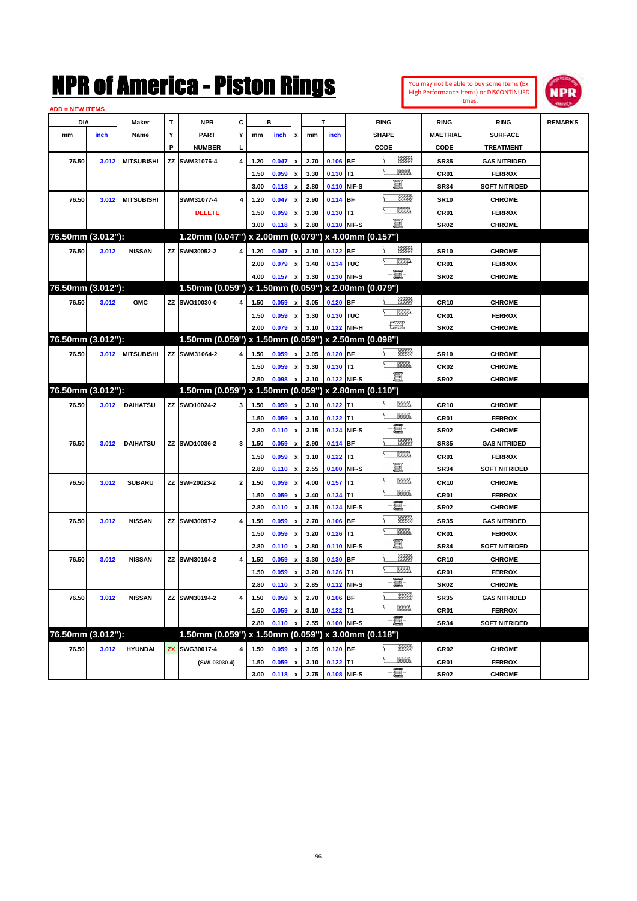# NPR of America - Piston Rings

You may not be able to buy some Items (Ex. High Performance Items) or DISCONTINUED Itmes.

ADD = NEW ITEMS

| DIA mm | DIA inch | Maker Name | TYP | NPR PART NUMBER | CYL | B mm | B inch | x | T mm | T inch | RING SHAPE CODE | RING MAETRIAL CODE | RING SURFACE TREATMENT | REMARKS |
|---|---|---|---|---|---|---|---|---|---|---|---|---|---|---|
| 76.50 | 3.012 | MITSUBISHI | ZZ | SWM31076-4 | 4 | 1.20 | 0.047 | x | 2.70 | 0.106 | BF | SR35 | GAS NITRIDED | |
| | | | | | | 1.50 | 0.059 | x | 3.30 | 0.130 | T1 | CR01 | FERROX | |
| | | | | | | 3.00 | 0.118 | x | 2.80 | 0.110 | NIF-S | SR34 | SOFT NITRIDED | |
| 76.50 | 3.012 | MITSUBISHI | | ~~SWM31077-4~~ | 4 | 1.20 | 0.047 | x | 2.90 | 0.114 | BF | SR10 | CHROME | |
| | | | | DELETE | | 1.50 | 0.059 | x | 3.30 | 0.130 | T1 | CR01 | FERROX | |
| | | | | | | 3.00 | 0.118 | x | 2.80 | 0.110 | NIF-S | SR02 | CHROME | |
| **76.50mm (3.012"):** | | | | **1.20mm (0.047") x 2.00mm (0.079") x 4.00mm (0.157")** | | | | | | | | | | |
| 76.50 | 3.012 | NISSAN | ZZ | SWN30052-2 | 4 | 1.20 | 0.047 | x | 3.10 | 0.122 | BF | SR10 | CHROME | |
| | | | | | | 2.00 | 0.079 | x | 3.40 | 0.134 | TUC | CR01 | FERROX | |
| | | | | | | 4.00 | 0.157 | x | 3.30 | 0.130 | NIF-S | SR02 | CHROME | |
| **76.50mm (3.012"):** | | | | **1.50mm (0.059") x 1.50mm (0.059") x 2.00mm (0.079")** | | | | | | | | | | |
| 76.50 | 3.012 | GMC | ZZ | SWG10030-0 | 4 | 1.50 | 0.059 | x | 3.05 | 0.120 | BF | CR10 | CHROME | |
| | | | | | | 1.50 | 0.059 | x | 3.30 | 0.130 | TUC | CR01 | FERROX | |
| | | | | | | 2.00 | 0.079 | x | 3.10 | 0.122 | NIF-H | SR02 | CHROME | |
| **76.50mm (3.012"):** | | | | **1.50mm (0.059") x 1.50mm (0.059") x 2.50mm (0.098")** | | | | | | | | | | |
| 76.50 | 3.012 | MITSUBISHI | ZZ | SWM31064-2 | 4 | 1.50 | 0.059 | x | 3.05 | 0.120 | BF | SR10 | CHROME | |
| | | | | | | 1.50 | 0.059 | x | 3.30 | 0.130 | T1 | CR02 | CHROME | |
| | | | | | | 2.50 | 0.098 | x | 3.10 | 0.122 | NIF-S | SR02 | CHROME | |
| **76.50mm (3.012"):** | | | | **1.50mm (0.059") x 1.50mm (0.059") x 2.80mm (0.110")** | | | | | | | | | | |
| 76.50 | 3.012 | DAIHATSU | ZZ | SWD10024-2 | 3 | 1.50 | 0.059 | x | 3.10 | 0.122 | T1 | CR10 | CHROME | |
| | | | | | | 1.50 | 0.059 | x | 3.10 | 0.122 | T1 | CR01 | FERROX | |
| | | | | | | 2.80 | 0.110 | x | 3.15 | 0.124 | NIF-S | SR02 | CHROME | |
| 76.50 | 3.012 | DAIHATSU | ZZ | SWD10036-2 | 3 | 1.50 | 0.059 | x | 2.90 | 0.114 | BF | SR35 | GAS NITRIDED | |
| | | | | | | 1.50 | 0.059 | x | 3.10 | 0.122 | T1 | CR01 | FERROX | |
| | | | | | | 2.80 | 0.110 | x | 2.55 | 0.100 | NIF-S | SR34 | SOFT NITRIDED | |
| 76.50 | 3.012 | SUBARU | ZZ | SWF20023-2 | 2 | 1.50 | 0.059 | x | 4.00 | 0.157 | T1 | CR10 | CHROME | |
| | | | | | | 1.50 | 0.059 | x | 3.40 | 0.134 | T1 | CR01 | FERROX | |
| | | | | | | 2.80 | 0.110 | x | 3.15 | 0.124 | NIF-S | SR02 | CHROME | |
| 76.50 | 3.012 | NISSAN | ZZ | SWN30097-2 | 4 | 1.50 | 0.059 | x | 2.70 | 0.106 | BF | SR35 | GAS NITRIDED | |
| | | | | | | 1.50 | 0.059 | x | 3.20 | 0.126 | T1 | CR01 | FERROX | |
| | | | | | | 2.80 | 0.110 | x | 2.80 | 0.110 | NIF-S | SR34 | SOFT NITRIDED | |
| 76.50 | 3.012 | NISSAN | ZZ | SWN30104-2 | 4 | 1.50 | 0.059 | x | 3.30 | 0.130 | BF | CR10 | CHROME | |
| | | | | | | 1.50 | 0.059 | x | 3.20 | 0.126 | T1 | CR01 | FERROX | |
| | | | | | | 2.80 | 0.110 | x | 2.85 | 0.112 | NIF-S | SR02 | CHROME | |
| 76.50 | 3.012 | NISSAN | ZZ | SWN30194-2 | 4 | 1.50 | 0.059 | x | 2.70 | 0.106 | BF | SR35 | GAS NITRIDED | |
| | | | | | | 1.50 | 0.059 | x | 3.10 | 0.122 | T1 | CR01 | FERROX | |
| | | | | | | 2.80 | 0.110 | x | 2.55 | 0.100 | NIF-S | SR34 | SOFT NITRIDED | |
| **76.50mm (3.012"):** | | | | **1.50mm (0.059") x 1.50mm (0.059") x 3.00mm (0.118")** | | | | | | | | | | |
| 76.50 | 3.012 | HYUNDAI | ZX | SWG30017-4 | 4 | 1.50 | 0.059 | x | 3.05 | 0.120 | BF | CR02 | CHROME | |
| | | | | (SWL03030-4) | | 1.50 | 0.059 | x | 3.10 | 0.122 | T1 | CR01 | FERROX | |
| | | | | | | 3.00 | 0.118 | x | 2.75 | 0.108 | NIF-S | SR02 | CHROME | |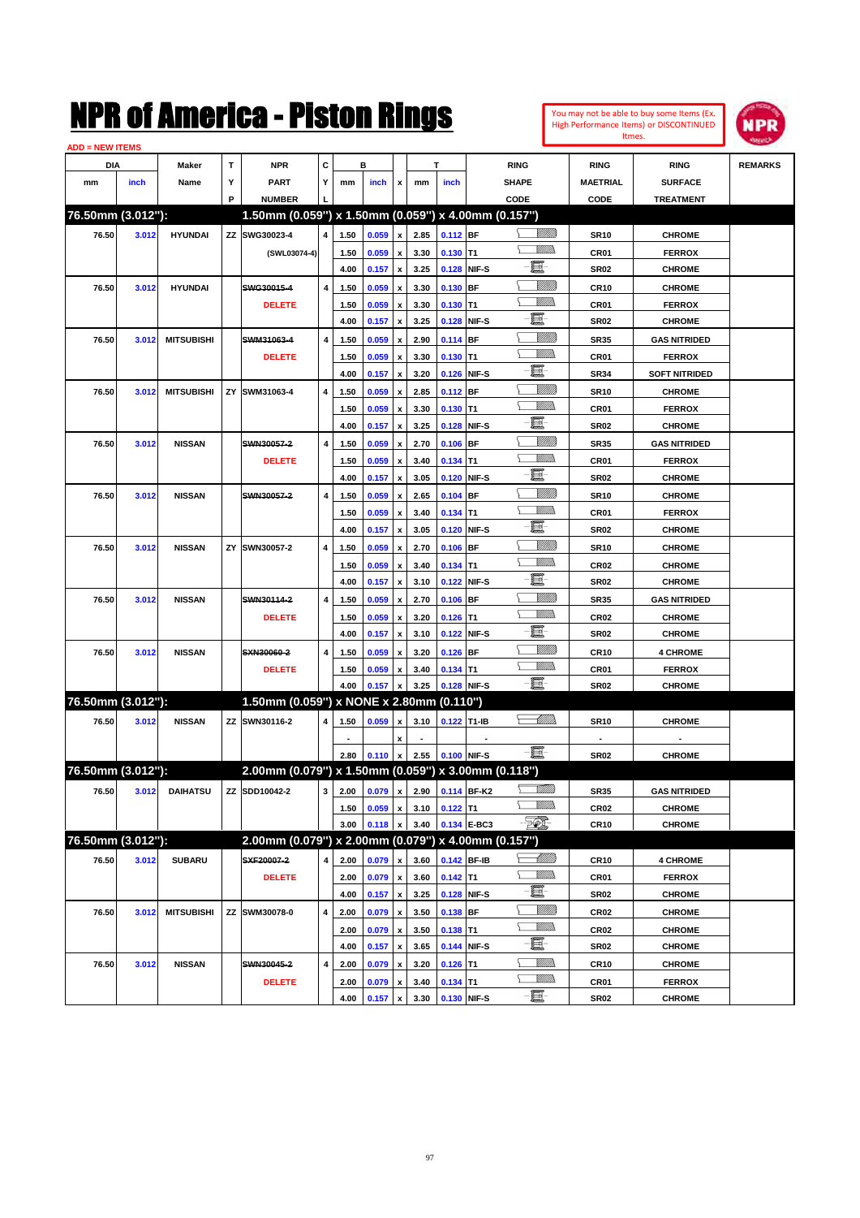# NPR of America - Piston Rings

You may not be able to buy some Items (Ex. High Performance Items) or DISCONTINUED Itmes.

ADD = NEW ITEMS

| DIA mm | DIA inch | Maker Name | TYP | NPR PART NUMBER | CYL | B mm | B inch | x | T mm | T inch | RING SHAPE CODE | RING MAETRIAL CODE | RING SURFACE TREATMENT | REMARKS |
|---|---|---|---|---|---|---|---|---|---|---|---|---|---|---|
| **76.50mm (3.012"):** | | | | **1.50mm (0.059") x 1.50mm (0.059") x 4.00mm (0.157")** | | | | | | | | | | |
| 76.50 | 3.012 | HYUNDAI | ZZ | SWG30023-4 | 4 | 1.50 | 0.059 | x | 2.85 | 0.112 | BF | SR10 | CHROME | |
| | | | | (SWL03074-4) | | 1.50 | 0.059 | x | 3.30 | 0.130 | T1 | CR01 | FERROX | |
| | | | | | | 4.00 | 0.157 | x | 3.25 | 0.128 | NIF-S | SR02 | CHROME | |
| 76.50 | 3.012 | HYUNDAI | | ~~SWG30015-4~~ | 4 | 1.50 | 0.059 | x | 3.30 | 0.130 | BF | CR10 | CHROME | |
| | | | | DELETE | | 1.50 | 0.059 | x | 3.30 | 0.130 | T1 | CR01 | FERROX | |
| | | | | | | 4.00 | 0.157 | x | 3.25 | 0.128 | NIF-S | SR02 | CHROME | |
| 76.50 | 3.012 | MITSUBISHI | | ~~SWM31063-4~~ | 4 | 1.50 | 0.059 | x | 2.90 | 0.114 | BF | SR35 | GAS NITRIDED | |
| | | | | DELETE | | 1.50 | 0.059 | x | 3.30 | 0.130 | T1 | CR01 | FERROX | |
| | | | | | | 4.00 | 0.157 | x | 3.20 | 0.126 | NIF-S | SR34 | SOFT NITRIDED | |
| 76.50 | 3.012 | MITSUBISHI | ZY | SWM31063-4 | 4 | 1.50 | 0.059 | x | 2.85 | 0.112 | BF | SR10 | CHROME | |
| | | | | | | 1.50 | 0.059 | x | 3.30 | 0.130 | T1 | CR01 | FERROX | |
| | | | | | | 4.00 | 0.157 | x | 3.25 | 0.128 | NIF-S | SR02 | CHROME | |
| 76.50 | 3.012 | NISSAN | | ~~SWN30057-2~~ | 4 | 1.50 | 0.059 | x | 2.70 | 0.106 | BF | SR35 | GAS NITRIDED | |
| | | | | DELETE | | 1.50 | 0.059 | x | 3.40 | 0.134 | T1 | CR01 | FERROX | |
| | | | | | | 4.00 | 0.157 | x | 3.05 | 0.120 | NIF-S | SR02 | CHROME | |
| 76.50 | 3.012 | NISSAN | | ~~SWN30057-2~~ | 4 | 1.50 | 0.059 | x | 2.65 | 0.104 | BF | SR10 | CHROME | |
| | | | | | | 1.50 | 0.059 | x | 3.40 | 0.134 | T1 | CR01 | FERROX | |
| | | | | | | 4.00 | 0.157 | x | 3.05 | 0.120 | NIF-S | SR02 | CHROME | |
| 76.50 | 3.012 | NISSAN | ZY | SWN30057-2 | 4 | 1.50 | 0.059 | x | 2.70 | 0.106 | BF | SR10 | CHROME | |
| | | | | | | 1.50 | 0.059 | x | 3.40 | 0.134 | T1 | CR02 | CHROME | |
| | | | | | | 4.00 | 0.157 | x | 3.10 | 0.122 | NIF-S | SR02 | CHROME | |
| 76.50 | 3.012 | NISSAN | | ~~SWN30114-2~~ | 4 | 1.50 | 0.059 | x | 2.70 | 0.106 | BF | SR35 | GAS NITRIDED | |
| | | | | DELETE | | 1.50 | 0.059 | x | 3.20 | 0.126 | T1 | CR02 | CHROME | |
| | | | | | | 4.00 | 0.157 | x | 3.10 | 0.122 | NIF-S | SR02 | CHROME | |
| 76.50 | 3.012 | NISSAN | | ~~SXN30060-2~~ | 4 | 1.50 | 0.059 | x | 3.20 | 0.126 | BF | CR10 | 4 CHROME | |
| | | | | DELETE | | 1.50 | 0.059 | x | 3.40 | 0.134 | T1 | CR01 | FERROX | |
| | | | | | | 4.00 | 0.157 | x | 3.25 | 0.128 | NIF-S | SR02 | CHROME | |
| **76.50mm (3.012"):** | | | | **1.50mm (0.059") x NONE x 2.80mm (0.110")** | | | | | | | | | | |
| 76.50 | 3.012 | NISSAN | ZZ | SWN30116-2 | 4 | 1.50 | 0.059 | x | 3.10 | 0.122 | T1-IB | SR10 | CHROME | |
| | | | | | | - | | x | - | | - | - | - | |
| | | | | | | 2.80 | 0.110 | x | 2.55 | 0.100 | NIF-S | SR02 | CHROME | |
| **76.50mm (3.012"):** | | | | **2.00mm (0.079") x 1.50mm (0.059") x 3.00mm (0.118")** | | | | | | | | | | |
| 76.50 | 3.012 | DAIHATSU | ZZ | SDD10042-2 | 3 | 2.00 | 0.079 | x | 2.90 | 0.114 | BF-K2 | SR35 | GAS NITRIDED | |
| | | | | | | 1.50 | 0.059 | x | 3.10 | 0.122 | T1 | CR02 | CHROME | |
| | | | | | | 3.00 | 0.118 | x | 3.40 | 0.134 | E-BC3 | CR10 | CHROME | |
| **76.50mm (3.012"):** | | | | **2.00mm (0.079") x 2.00mm (0.079") x 4.00mm (0.157")** | | | | | | | | | | |
| 76.50 | 3.012 | SUBARU | | ~~SXF20007-2~~ | 4 | 2.00 | 0.079 | x | 3.60 | 0.142 | BF-IB | CR10 | 4 CHROME | |
| | | | | DELETE | | 2.00 | 0.079 | x | 3.60 | 0.142 | T1 | CR01 | FERROX | |
| | | | | | | 4.00 | 0.157 | x | 3.25 | 0.128 | NIF-S | SR02 | CHROME | |
| 76.50 | 3.012 | MITSUBISHI | ZZ | SWM30078-0 | 4 | 2.00 | 0.079 | x | 3.50 | 0.138 | BF | CR02 | CHROME | |
| | | | | | | 2.00 | 0.079 | x | 3.50 | 0.138 | T1 | CR02 | CHROME | |
| | | | | | | 4.00 | 0.157 | x | 3.65 | 0.144 | NIF-S | SR02 | CHROME | |
| 76.50 | 3.012 | NISSAN | | ~~SWN30045-2~~ | 4 | 2.00 | 0.079 | x | 3.20 | 0.126 | T1 | CR10 | CHROME | |
| | | | | DELETE | | 2.00 | 0.079 | x | 3.40 | 0.134 | T1 | CR01 | FERROX | |
| | | | | | | 4.00 | 0.157 | x | 3.30 | 0.130 | NIF-S | SR02 | CHROME | |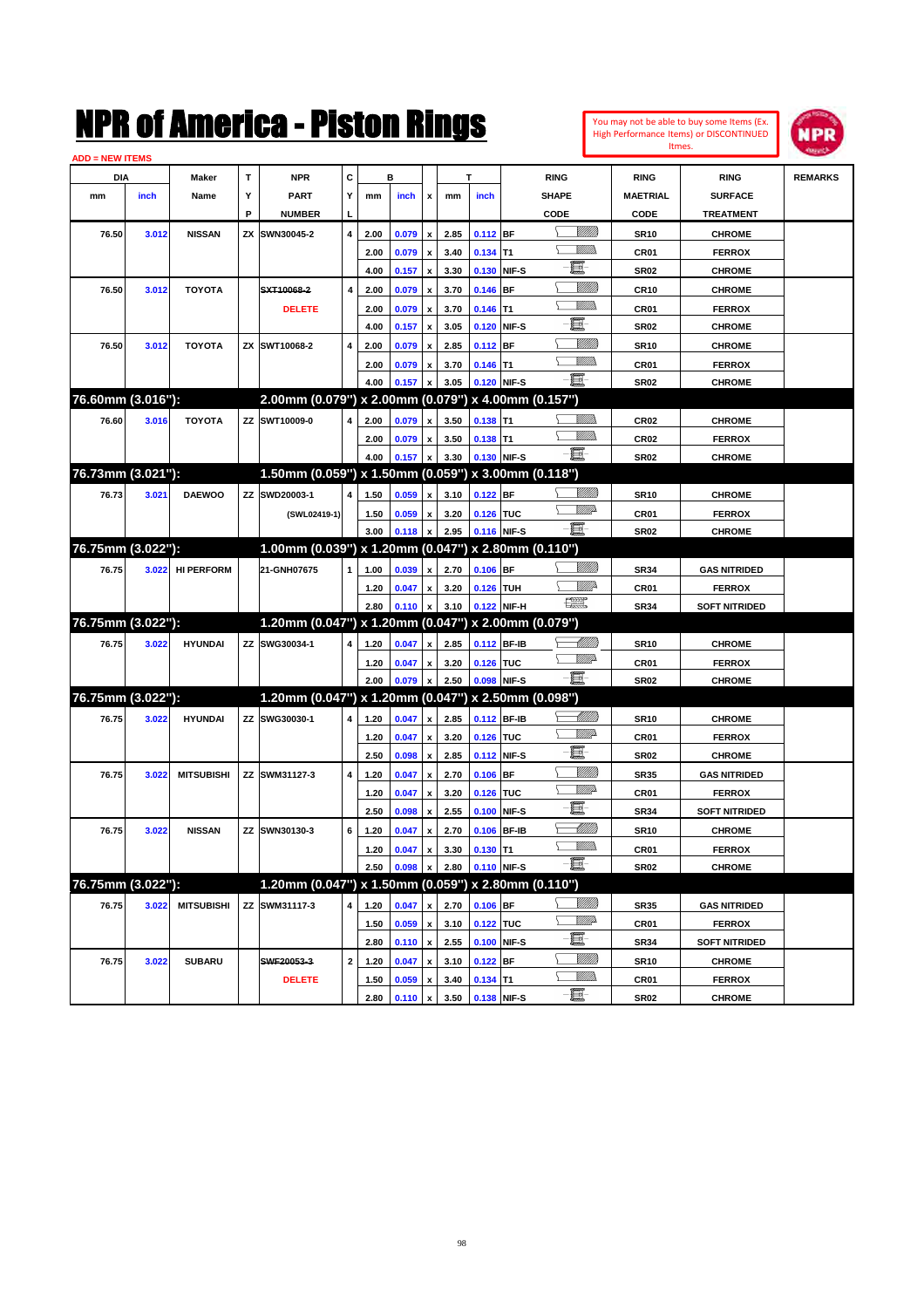# NPR of America - Piston Rings

You may not be able to buy some Items (Ex. High Performance Items) or DISCONTINUED Itmes.

ADD = NEW ITEMS

| DIA mm | DIA inch | Maker Name | TYP | NPR PART NUMBER | CYL | B mm | B inch | x | T mm | T inch | RING SHAPE CODE | RING MAETRIAL CODE | RING SURFACE TREATMENT | REMARKS |
|---|---|---|---|---|---|---|---|---|---|---|---|---|---|---|
| 76.50 | 3.012 | NISSAN | ZX | SWN30045-2 | 4 | 2.00 | 0.079 | x | 2.85 | 0.112 | BF | SR10 | CHROME | |
| | | | | | | 2.00 | 0.079 | x | 3.40 | 0.134 | T1 | CR01 | FERROX | |
| | | | | | | 4.00 | 0.157 | x | 3.30 | 0.130 | NIF-S | SR02 | CHROME | |
| 76.50 | 3.012 | TOYOTA | | ~~SXT10068-2~~ DELETE | 4 | 2.00 | 0.079 | x | 3.70 | 0.146 | BF | CR10 | CHROME | |
| | | | | | | 2.00 | 0.079 | x | 3.70 | 0.146 | T1 | CR01 | FERROX | |
| | | | | | | 4.00 | 0.157 | x | 3.05 | 0.120 | NIF-S | SR02 | CHROME | |
| 76.50 | 3.012 | TOYOTA | ZX | SWT10068-2 | 4 | 2.00 | 0.079 | x | 2.85 | 0.112 | BF | SR10 | CHROME | |
| | | | | | | 2.00 | 0.079 | x | 3.70 | 0.146 | T1 | CR01 | FERROX | |
| | | | | | | 4.00 | 0.157 | x | 3.05 | 0.120 | NIF-S | SR02 | CHROME | |
| **76.60mm (3.016"):** | | | | **2.00mm (0.079") x 2.00mm (0.079") x 4.00mm (0.157")** | | | | | | | | | | |
| 76.60 | 3.016 | TOYOTA | ZZ | SWT10009-0 | 4 | 2.00 | 0.079 | x | 3.50 | 0.138 | T1 | CR02 | CHROME | |
| | | | | | | 2.00 | 0.079 | x | 3.50 | 0.138 | T1 | CR02 | FERROX | |
| | | | | | | 4.00 | 0.157 | x | 3.30 | 0.130 | NIF-S | SR02 | CHROME | |
| **76.73mm (3.021"):** | | | | **1.50mm (0.059") x 1.50mm (0.059") x 3.00mm (0.118")** | | | | | | | | | | |
| 76.73 | 3.021 | DAEWOO | ZZ | SWD20003-1 | 4 | 1.50 | 0.059 | x | 3.10 | 0.122 | BF | SR10 | CHROME | |
| | | | | (SWL02419-1) | | 1.50 | 0.059 | x | 3.20 | 0.126 | TUC | CR01 | FERROX | |
| | | | | | | 3.00 | 0.118 | x | 2.95 | 0.116 | NIF-S | SR02 | CHROME | |
| **76.75mm (3.022"):** | | | | **1.00mm (0.039") x 1.20mm (0.047") x 2.80mm (0.110")** | | | | | | | | | | |
| 76.75 | 3.022 | HI PERFORM | | 21-GNH07675 | 1 | 1.00 | 0.039 | x | 2.70 | 0.106 | BF | SR34 | GAS NITRIDED | |
| | | | | | | 1.20 | 0.047 | x | 3.20 | 0.126 | TUH | CR01 | FERROX | |
| | | | | | | 2.80 | 0.110 | x | 3.10 | 0.122 | NIF-H | SR34 | SOFT NITRIDED | |
| **76.75mm (3.022"):** | | | | **1.20mm (0.047") x 1.20mm (0.047") x 2.00mm (0.079")** | | | | | | | | | | |
| 76.75 | 3.022 | HYUNDAI | ZZ | SWG30034-1 | 4 | 1.20 | 0.047 | x | 2.85 | 0.112 | BF-IB | SR10 | CHROME | |
| | | | | | | 1.20 | 0.047 | x | 3.20 | 0.126 | TUC | CR01 | FERROX | |
| | | | | | | 2.00 | 0.079 | x | 2.50 | 0.098 | NIF-S | SR02 | CHROME | |
| **76.75mm (3.022"):** | | | | **1.20mm (0.047") x 1.20mm (0.047") x 2.50mm (0.098")** | | | | | | | | | | |
| 76.75 | 3.022 | HYUNDAI | ZZ | SWG30030-1 | 4 | 1.20 | 0.047 | x | 2.85 | 0.112 | BF-IB | SR10 | CHROME | |
| | | | | | | 1.20 | 0.047 | x | 3.20 | 0.126 | TUC | CR01 | FERROX | |
| | | | | | | 2.50 | 0.098 | x | 2.85 | 0.112 | NIF-S | SR02 | CHROME | |
| 76.75 | 3.022 | MITSUBISHI | ZZ | SWM31127-3 | 4 | 1.20 | 0.047 | x | 2.70 | 0.106 | BF | SR35 | GAS NITRIDED | |
| | | | | | | 1.20 | 0.047 | x | 3.20 | 0.126 | TUC | CR01 | FERROX | |
| | | | | | | 2.50 | 0.098 | x | 2.55 | 0.100 | NIF-S | SR34 | SOFT NITRIDED | |
| 76.75 | 3.022 | NISSAN | ZZ | SWN30130-3 | 6 | 1.20 | 0.047 | x | 2.70 | 0.106 | BF-IB | SR10 | CHROME | |
| | | | | | | 1.20 | 0.047 | x | 3.30 | 0.130 | T1 | CR01 | FERROX | |
| | | | | | | 2.50 | 0.098 | x | 2.80 | 0.110 | NIF-S | SR02 | CHROME | |
| **76.75mm (3.022"):** | | | | **1.20mm (0.047") x 1.50mm (0.059") x 2.80mm (0.110")** | | | | | | | | | | |
| 76.75 | 3.022 | MITSUBISHI | ZZ | SWM31117-3 | 4 | 1.20 | 0.047 | x | 2.70 | 0.106 | BF | SR35 | GAS NITRIDED | |
| | | | | | | 1.50 | 0.059 | x | 3.10 | 0.122 | TUC | CR01 | FERROX | |
| | | | | | | 2.80 | 0.110 | x | 2.55 | 0.100 | NIF-S | SR34 | SOFT NITRIDED | |
| 76.75 | 3.022 | SUBARU | | ~~SWF20053-3~~ DELETE | 2 | 1.20 | 0.047 | x | 3.10 | 0.122 | BF | SR10 | CHROME | |
| | | | | | | 1.50 | 0.059 | x | 3.40 | 0.134 | T1 | CR01 | FERROX | |
| | | | | | | 2.80 | 0.110 | x | 3.50 | 0.138 | NIF-S | SR02 | CHROME | |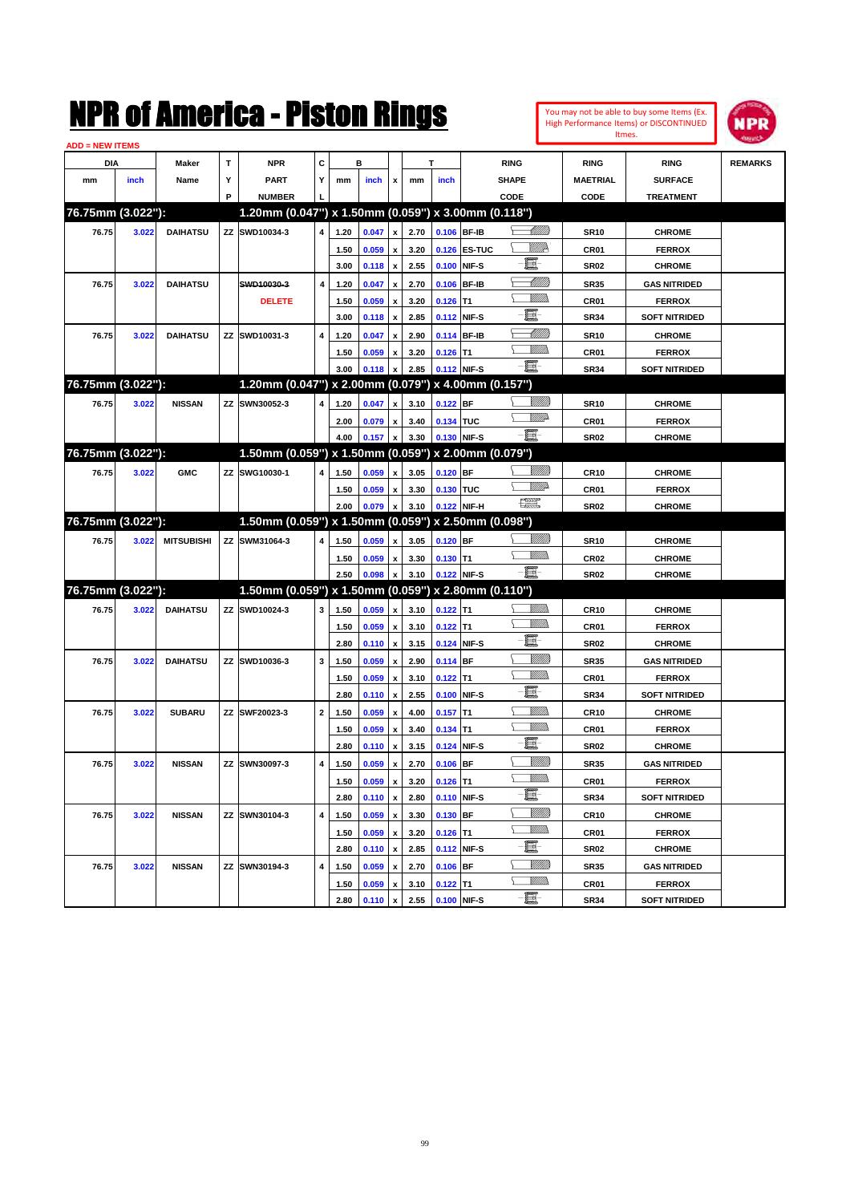# NPR of America - Piston Rings

You may not be able to buy some Items (Ex. High Performance Items) or DISCONTINUED Itmes.

ADD = NEW ITEMS

| DIA | | Maker | T | NPR | C | B | | | T | | RING | RING | RING | REMARKS |
|---|---|---|---|---|---|---|---|---|---|---|---|---|---|---|
| mm | inch | Name | Y | PART | Y | mm | inch | x | mm | inch | SHAPE | MAETRIAL | SURFACE | |
| | | | P | NUMBER | L | | | | | | CODE | CODE | TREATMENT | |
| **76.75mm (3.022"):** | | | | **1.20mm (0.047") x 1.50mm (0.059") x 3.00mm (0.118")** | | | | | | | | | | |
| 76.75 | 3.022 | DAIHATSU | ZZ | SWD10034-3 | 4 | 1.20 | 0.047 | x | 2.70 | 0.106 | BF-IB | SR10 | CHROME | |
| | | | | | | 1.50 | 0.059 | x | 3.20 | 0.126 | ES-TUC | CR01 | FERROX | |
| | | | | | | 3.00 | 0.118 | x | 2.55 | 0.100 | NIF-S | SR02 | CHROME | |
| 76.75 | 3.022 | DAIHATSU | | ~~SWD10030-3~~ | 4 | 1.20 | 0.047 | x | 2.70 | 0.106 | BF-IB | SR35 | GAS NITRIDED | |
| | | | | DELETE | | 1.50 | 0.059 | x | 3.20 | 0.126 | T1 | CR01 | FERROX | |
| | | | | | | 3.00 | 0.118 | x | 2.85 | 0.112 | NIF-S | SR34 | SOFT NITRIDED | |
| 76.75 | 3.022 | DAIHATSU | ZZ | SWD10031-3 | 4 | 1.20 | 0.047 | x | 2.90 | 0.114 | BF-IB | SR10 | CHROME | |
| | | | | | | 1.50 | 0.059 | x | 3.20 | 0.126 | T1 | CR01 | FERROX | |
| | | | | | | 3.00 | 0.118 | x | 2.85 | 0.112 | NIF-S | SR34 | SOFT NITRIDED | |
| **76.75mm (3.022"):** | | | | **1.20mm (0.047") x 2.00mm (0.079") x 4.00mm (0.157")** | | | | | | | | | | |
| 76.75 | 3.022 | NISSAN | ZZ | SWN30052-3 | 4 | 1.20 | 0.047 | x | 3.10 | 0.122 | BF | SR10 | CHROME | |
| | | | | | | 2.00 | 0.079 | x | 3.40 | 0.134 | TUC | CR01 | FERROX | |
| | | | | | | 4.00 | 0.157 | x | 3.30 | 0.130 | NIF-S | SR02 | CHROME | |
| **76.75mm (3.022"):** | | | | **1.50mm (0.059") x 1.50mm (0.059") x 2.00mm (0.079")** | | | | | | | | | | |
| 76.75 | 3.022 | GMC | ZZ | SWG10030-1 | 4 | 1.50 | 0.059 | x | 3.05 | 0.120 | BF | CR10 | CHROME | |
| | | | | | | 1.50 | 0.059 | x | 3.30 | 0.130 | TUC | CR01 | FERROX | |
| | | | | | | 2.00 | 0.079 | x | 3.10 | 0.122 | NIF-H | SR02 | CHROME | |
| **76.75mm (3.022"):** | | | | **1.50mm (0.059") x 1.50mm (0.059") x 2.50mm (0.098")** | | | | | | | | | | |
| 76.75 | 3.022 | MITSUBISHI | ZZ | SWM31064-3 | 4 | 1.50 | 0.059 | x | 3.05 | 0.120 | BF | SR10 | CHROME | |
| | | | | | | 1.50 | 0.059 | x | 3.30 | 0.130 | T1 | CR02 | CHROME | |
| | | | | | | 2.50 | 0.098 | x | 3.10 | 0.122 | NIF-S | SR02 | CHROME | |
| **76.75mm (3.022"):** | | | | **1.50mm (0.059") x 1.50mm (0.059") x 2.80mm (0.110")** | | | | | | | | | | |
| 76.75 | 3.022 | DAIHATSU | ZZ | SWD10024-3 | 3 | 1.50 | 0.059 | x | 3.10 | 0.122 | T1 | CR10 | CHROME | |
| | | | | | | 1.50 | 0.059 | x | 3.10 | 0.122 | T1 | CR01 | FERROX | |
| | | | | | | 2.80 | 0.110 | x | 3.15 | 0.124 | NIF-S | SR02 | CHROME | |
| 76.75 | 3.022 | DAIHATSU | ZZ | SWD10036-3 | 3 | 1.50 | 0.059 | x | 2.90 | 0.114 | BF | SR35 | GAS NITRIDED | |
| | | | | | | 1.50 | 0.059 | x | 3.10 | 0.122 | T1 | CR01 | FERROX | |
| | | | | | | 2.80 | 0.110 | x | 2.55 | 0.100 | NIF-S | SR34 | SOFT NITRIDED | |
| 76.75 | 3.022 | SUBARU | ZZ | SWF20023-3 | 2 | 1.50 | 0.059 | x | 4.00 | 0.157 | T1 | CR10 | CHROME | |
| | | | | | | 1.50 | 0.059 | x | 3.40 | 0.134 | T1 | CR01 | FERROX | |
| | | | | | | 2.80 | 0.110 | x | 3.15 | 0.124 | NIF-S | SR02 | CHROME | |
| 76.75 | 3.022 | NISSAN | ZZ | SWN30097-3 | 4 | 1.50 | 0.059 | x | 2.70 | 0.106 | BF | SR35 | GAS NITRIDED | |
| | | | | | | 1.50 | 0.059 | x | 3.20 | 0.126 | T1 | CR01 | FERROX | |
| | | | | | | 2.80 | 0.110 | x | 2.80 | 0.110 | NIF-S | SR34 | SOFT NITRIDED | |
| 76.75 | 3.022 | NISSAN | ZZ | SWN30104-3 | 4 | 1.50 | 0.059 | x | 3.30 | 0.130 | BF | CR10 | CHROME | |
| | | | | | | 1.50 | 0.059 | x | 3.20 | 0.126 | T1 | CR01 | FERROX | |
| | | | | | | 2.80 | 0.110 | x | 2.85 | 0.112 | NIF-S | SR02 | CHROME | |
| 76.75 | 3.022 | NISSAN | ZZ | SWN30194-3 | 4 | 1.50 | 0.059 | x | 2.70 | 0.106 | BF | SR35 | GAS NITRIDED | |
| | | | | | | 1.50 | 0.059 | x | 3.10 | 0.122 | T1 | CR01 | FERROX | |
| | | | | | | 2.80 | 0.110 | x | 2.55 | 0.100 | NIF-S | SR34 | SOFT NITRIDED | |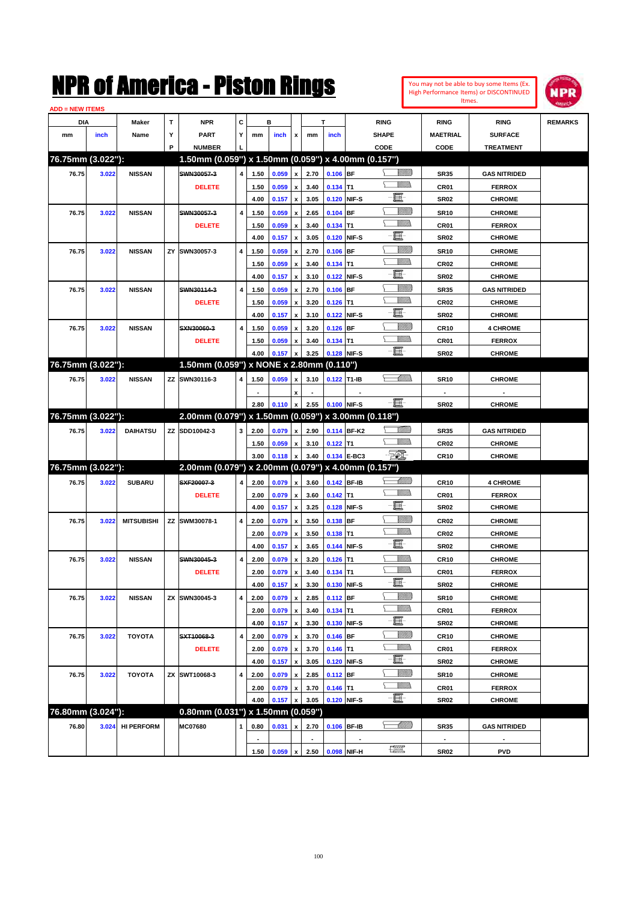# NPR of America - Piston Rings

You may not be able to buy some Items (Ex. High Performance Items) or DISCONTINUED Itmes.

ADD = NEW ITEMS

| DIA mm | DIA inch | Maker Name | TYP | NPR PART NUMBER | CYL | B mm | B inch | x | T mm | T inch | RING SHAPE CODE | RING MAETRIAL CODE | RING SURFACE TREATMENT | REMARKS |
|---|---|---|---|---|---|---|---|---|---|---|---|---|---|---|
| **76.75mm (3.022"):** | | | | **1.50mm (0.059") x 1.50mm (0.059") x 4.00mm (0.157")** | | | | | | | | | | |
| 76.75 | 3.022 | NISSAN | | ~~SWN30057-3~~ | 4 | 1.50 | 0.059 | x | 2.70 | 0.106 | BF | SR35 | GAS NITRIDED | |
| | | | | DELETE | | 1.50 | 0.059 | x | 3.40 | 0.134 | T1 | CR01 | FERROX | |
| | | | | | | 4.00 | 0.157 | x | 3.05 | 0.120 | NIF-S | SR02 | CHROME | |
| 76.75 | 3.022 | NISSAN | | ~~SWN30057-3~~ | 4 | 1.50 | 0.059 | x | 2.65 | 0.104 | BF | SR10 | CHROME | |
| | | | | DELETE | | 1.50 | 0.059 | x | 3.40 | 0.134 | T1 | CR01 | FERROX | |
| | | | | | | 4.00 | 0.157 | x | 3.05 | 0.120 | NIF-S | SR02 | CHROME | |
| 76.75 | 3.022 | NISSAN | ZY | SWN30057-3 | 4 | 1.50 | 0.059 | x | 2.70 | 0.106 | BF | SR10 | CHROME | |
| | | | | | | 1.50 | 0.059 | x | 3.40 | 0.134 | T1 | CR02 | CHROME | |
| | | | | | | 4.00 | 0.157 | x | 3.10 | 0.122 | NIF-S | SR02 | CHROME | |
| 76.75 | 3.022 | NISSAN | | ~~SWN30114-3~~ | 4 | 1.50 | 0.059 | x | 2.70 | 0.106 | BF | SR35 | GAS NITRIDED | |
| | | | | DELETE | | 1.50 | 0.059 | x | 3.20 | 0.126 | T1 | CR02 | CHROME | |
| | | | | | | 4.00 | 0.157 | x | 3.10 | 0.122 | NIF-S | SR02 | CHROME | |
| 76.75 | 3.022 | NISSAN | | ~~SXN30060-3~~ | 4 | 1.50 | 0.059 | x | 3.20 | 0.126 | BF | CR10 | 4 CHROME | |
| | | | | DELETE | | 1.50 | 0.059 | x | 3.40 | 0.134 | T1 | CR01 | FERROX | |
| | | | | | | 4.00 | 0.157 | x | 3.25 | 0.128 | NIF-S | SR02 | CHROME | |
| **76.75mm (3.022"):** | | | | **1.50mm (0.059") x NONE x 2.80mm (0.110")** | | | | | | | | | | |
| 76.75 | 3.022 | NISSAN | ZZ | SWN30116-3 | 4 | 1.50 | 0.059 | x | 3.10 | 0.122 | T1-IB | SR10 | CHROME | |
| | | | | | | - | | x | - | | - | - | - | |
| | | | | | | 2.80 | 0.110 | x | 2.55 | 0.100 | NIF-S | SR02 | CHROME | |
| **76.75mm (3.022"):** | | | | **2.00mm (0.079") x 1.50mm (0.059") x 3.00mm (0.118")** | | | | | | | | | | |
| 76.75 | 3.022 | DAIHATSU | ZZ | SDD10042-3 | 3 | 2.00 | 0.079 | x | 2.90 | 0.114 | BF-K2 | SR35 | GAS NITRIDED | |
| | | | | | | 1.50 | 0.059 | x | 3.10 | 0.122 | T1 | CR02 | CHROME | |
| | | | | | | 3.00 | 0.118 | x | 3.40 | 0.134 | E-BC3 | CR10 | CHROME | |
| **76.75mm (3.022"):** | | | | **2.00mm (0.079") x 2.00mm (0.079") x 4.00mm (0.157")** | | | | | | | | | | |
| 76.75 | 3.022 | SUBARU | | ~~SXF20007-3~~ | 4 | 2.00 | 0.079 | x | 3.60 | 0.142 | BF-IB | CR10 | 4 CHROME | |
| | | | | DELETE | | 2.00 | 0.079 | x | 3.60 | 0.142 | T1 | CR01 | FERROX | |
| | | | | | | 4.00 | 0.157 | x | 3.25 | 0.128 | NIF-S | SR02 | CHROME | |
| 76.75 | 3.022 | MITSUBISHI | ZZ | SWM30078-1 | 4 | 2.00 | 0.079 | x | 3.50 | 0.138 | BF | CR02 | CHROME | |
| | | | | | | 2.00 | 0.079 | x | 3.50 | 0.138 | T1 | CR02 | CHROME | |
| | | | | | | 4.00 | 0.157 | x | 3.65 | 0.144 | NIF-S | SR02 | CHROME | |
| 76.75 | 3.022 | NISSAN | | ~~SWN30045-3~~ | 4 | 2.00 | 0.079 | x | 3.20 | 0.126 | T1 | CR10 | CHROME | |
| | | | | DELETE | | 2.00 | 0.079 | x | 3.40 | 0.134 | T1 | CR01 | FERROX | |
| | | | | | | 4.00 | 0.157 | x | 3.30 | 0.130 | NIF-S | SR02 | CHROME | |
| 76.75 | 3.022 | NISSAN | ZX | SWN30045-3 | 4 | 2.00 | 0.079 | x | 2.85 | 0.112 | BF | SR10 | CHROME | |
| | | | | | | 2.00 | 0.079 | x | 3.40 | 0.134 | T1 | CR01 | FERROX | |
| | | | | | | 4.00 | 0.157 | x | 3.30 | 0.130 | NIF-S | SR02 | CHROME | |
| 76.75 | 3.022 | TOYOTA | | ~~SXT10068-3~~ | 4 | 2.00 | 0.079 | x | 3.70 | 0.146 | BF | CR10 | CHROME | |
| | | | | DELETE | | 2.00 | 0.079 | x | 3.70 | 0.146 | T1 | CR01 | FERROX | |
| | | | | | | 4.00 | 0.157 | x | 3.05 | 0.120 | NIF-S | SR02 | CHROME | |
| 76.75 | 3.022 | TOYOTA | ZX | SWT10068-3 | 4 | 2.00 | 0.079 | x | 2.85 | 0.112 | BF | SR10 | CHROME | |
| | | | | | | 2.00 | 0.079 | x | 3.70 | 0.146 | T1 | CR01 | FERROX | |
| | | | | | | 4.00 | 0.157 | x | 3.05 | 0.120 | NIF-S | SR02 | CHROME | |
| **76.80mm (3.024"):** | | | | **0.80mm (0.031") x 1.50mm (0.059")** | | | | | | | | | | |
| 76.80 | 3.024 | HI PERFORM | | MC07680 | 1 | 0.80 | 0.031 | x | 2.70 | 0.106 | BF-IB | SR35 | GAS NITRIDED | |
| | | | | | | - | | | - | | - | - | - | |
| | | | | | | 1.50 | 0.059 | x | 2.50 | 0.098 | NIF-H | SR02 | PVD | |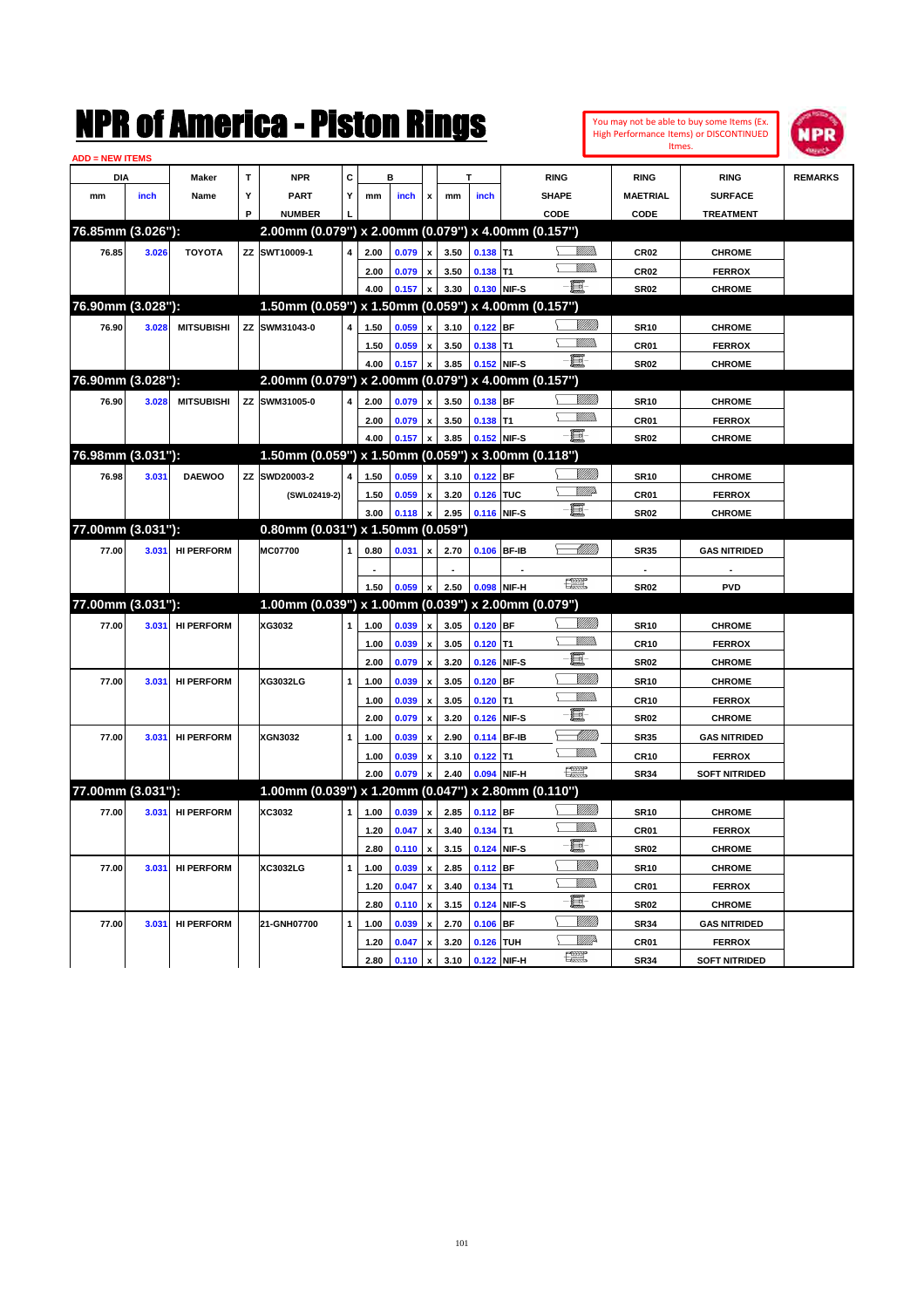# NPR of America - Piston Rings

You may not be able to buy some Items (Ex. High Performance Items) or DISCONTINUED Itmes.

ADD = NEW ITEMS

| DIA mm | DIA inch | Maker Name | TYP | NPR PART NUMBER | CYL | B mm | B inch | x | T mm | T inch | RING SHAPE CODE | RING MAETRIAL CODE | RING SURFACE TREATMENT | REMARKS |
|---|---|---|---|---|---|---|---|---|---|---|---|---|---|---|
| **76.85mm (3.026"):** | | | | **2.00mm (0.079") x 2.00mm (0.079") x 4.00mm (0.157")** | | | | | | | | | | |
| 76.85 | 3.026 | TOYOTA | ZZ | SWT10009-1 | 4 | 2.00 | 0.079 | x | 3.50 | 0.138 | T1 | CR02 | CHROME | |
| | | | | | | 2.00 | 0.079 | x | 3.50 | 0.138 | T1 | CR02 | FERROX | |
| | | | | | | 4.00 | 0.157 | x | 3.30 | 0.130 | NIF-S | SR02 | CHROME | |
| **76.90mm (3.028"):** | | | | **1.50mm (0.059") x 1.50mm (0.059") x 4.00mm (0.157")** | | | | | | | | | | |
| 76.90 | 3.028 | MITSUBISHI | ZZ | SWM31043-0 | 4 | 1.50 | 0.059 | x | 3.10 | 0.122 | BF | SR10 | CHROME | |
| | | | | | | 1.50 | 0.059 | x | 3.50 | 0.138 | T1 | CR01 | FERROX | |
| | | | | | | 4.00 | 0.157 | x | 3.85 | 0.152 | NIF-S | SR02 | CHROME | |
| **76.90mm (3.028"):** | | | | **2.00mm (0.079") x 2.00mm (0.079") x 4.00mm (0.157")** | | | | | | | | | | |
| 76.90 | 3.028 | MITSUBISHI | ZZ | SWM31005-0 | 4 | 2.00 | 0.079 | x | 3.50 | 0.138 | BF | SR10 | CHROME | |
| | | | | | | 2.00 | 0.079 | x | 3.50 | 0.138 | T1 | CR01 | FERROX | |
| | | | | | | 4.00 | 0.157 | x | 3.85 | 0.152 | NIF-S | SR02 | CHROME | |
| **76.98mm (3.031"):** | | | | **1.50mm (0.059") x 1.50mm (0.059") x 3.00mm (0.118")** | | | | | | | | | | |
| 76.98 | 3.031 | DAEWOO | ZZ | SWD20003-2 | 4 | 1.50 | 0.059 | x | 3.10 | 0.122 | BF | SR10 | CHROME | |
| | | | | (SWL02419-2) | | 1.50 | 0.059 | x | 3.20 | 0.126 | TUC | CR01 | FERROX | |
| | | | | | | 3.00 | 0.118 | x | 2.95 | 0.116 | NIF-S | SR02 | CHROME | |
| **77.00mm (3.031"):** | | | | **0.80mm (0.031") x 1.50mm (0.059")** | | | | | | | | | | |
| 77.00 | 3.031 | HI PERFORM | | MC07700 | 1 | 0.80 | 0.031 | x | 2.70 | 0.106 | BF-IB | SR35 | GAS NITRIDED | |
| | | | | | | - | | | - | | - | - | - | |
| | | | | | | 1.50 | 0.059 | x | 2.50 | 0.098 | NIF-H | SR02 | PVD | |
| **77.00mm (3.031"):** | | | | **1.00mm (0.039") x 1.00mm (0.039") x 2.00mm (0.079")** | | | | | | | | | | |
| 77.00 | 3.031 | HI PERFORM | | XG3032 | 1 | 1.00 | 0.039 | x | 3.05 | 0.120 | BF | SR10 | CHROME | |
| | | | | | | 1.00 | 0.039 | x | 3.05 | 0.120 | T1 | CR10 | FERROX | |
| | | | | | | 2.00 | 0.079 | x | 3.20 | 0.126 | NIF-S | SR02 | CHROME | |
| 77.00 | 3.031 | HI PERFORM | | XG3032LG | 1 | 1.00 | 0.039 | x | 3.05 | 0.120 | BF | SR10 | CHROME | |
| | | | | | | 1.00 | 0.039 | x | 3.05 | 0.120 | T1 | CR10 | FERROX | |
| | | | | | | 2.00 | 0.079 | x | 3.20 | 0.126 | NIF-S | SR02 | CHROME | |
| 77.00 | 3.031 | HI PERFORM | | XGN3032 | 1 | 1.00 | 0.039 | x | 2.90 | 0.114 | BF-IB | SR35 | GAS NITRIDED | |
| | | | | | | 1.00 | 0.039 | x | 3.10 | 0.122 | T1 | CR10 | FERROX | |
| | | | | | | 2.00 | 0.079 | x | 2.40 | 0.094 | NIF-H | SR34 | SOFT NITRIDED | |
| **77.00mm (3.031"):** | | | | **1.00mm (0.039") x 1.20mm (0.047") x 2.80mm (0.110")** | | | | | | | | | | |
| 77.00 | 3.031 | HI PERFORM | | XC3032 | 1 | 1.00 | 0.039 | x | 2.85 | 0.112 | BF | SR10 | CHROME | |
| | | | | | | 1.20 | 0.047 | x | 3.40 | 0.134 | T1 | CR01 | FERROX | |
| | | | | | | 2.80 | 0.110 | x | 3.15 | 0.124 | NIF-S | SR02 | CHROME | |
| 77.00 | 3.031 | HI PERFORM | | XC3032LG | 1 | 1.00 | 0.039 | x | 2.85 | 0.112 | BF | SR10 | CHROME | |
| | | | | | | 1.20 | 0.047 | x | 3.40 | 0.134 | T1 | CR01 | FERROX | |
| | | | | | | 2.80 | 0.110 | x | 3.15 | 0.124 | NIF-S | SR02 | CHROME | |
| 77.00 | 3.031 | HI PERFORM | | 21-GNH07700 | 1 | 1.00 | 0.039 | x | 2.70 | 0.106 | BF | SR34 | GAS NITRIDED | |
| | | | | | | 1.20 | 0.047 | x | 3.20 | 0.126 | TUH | CR01 | FERROX | |
| | | | | | | 2.80 | 0.110 | x | 3.10 | 0.122 | NIF-H | SR34 | SOFT NITRIDED | |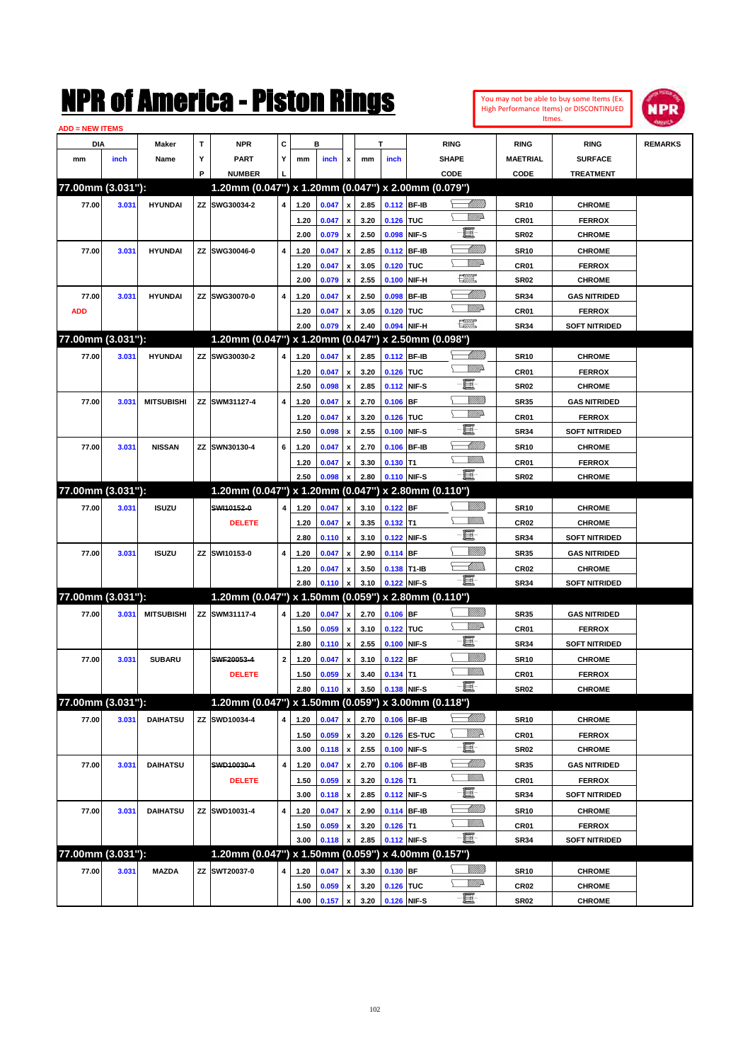# NPR of America - Piston Rings

You may not be able to buy some Items (Ex. High Performance Items) or DISCONTINUED Itmes.

ADD = NEW ITEMS

| DIA mm | DIA inch | Maker Name | TYP | NPR PART NUMBER | CYL | B mm | B inch | x | T mm | T inch | RING SHAPE CODE | RING MAETRIAL CODE | RING SURFACE TREATMENT | REMARKS |
|---|---|---|---|---|---|---|---|---|---|---|---|---|---|---|
| **77.00mm (3.031"):** | | | | **1.20mm (0.047") x 1.20mm (0.047") x 2.00mm (0.079")** | | | | | | | | | | |
| 77.00 | 3.031 | HYUNDAI | ZZ | SWG30034-2 | 4 | 1.20 | 0.047 | x | 2.85 | 0.112 | BF-IB | SR10 | CHROME | |
| | | | | | | 1.20 | 0.047 | x | 3.20 | 0.126 | TUC | CR01 | FERROX | |
| | | | | | | 2.00 | 0.079 | x | 2.50 | 0.098 | NIF-S | SR02 | CHROME | |
| 77.00 | 3.031 | HYUNDAI | ZZ | SWG30046-0 | 4 | 1.20 | 0.047 | x | 2.85 | 0.112 | BF-IB | SR10 | CHROME | |
| | | | | | | 1.20 | 0.047 | x | 3.05 | 0.120 | TUC | CR01 | FERROX | |
| | | | | | | 2.00 | 0.079 | x | 2.55 | 0.100 | NIF-H | SR02 | CHROME | |
| 77.00 | 3.031 | HYUNDAI | ZZ | SWG30070-0 | 4 | 1.20 | 0.047 | x | 2.50 | 0.098 | BF-IB | SR34 | GAS NITRIDED | |
| ADD | | | | | | 1.20 | 0.047 | x | 3.05 | 0.120 | TUC | CR01 | FERROX | |
| | | | | | | 2.00 | 0.079 | x | 2.40 | 0.094 | NIF-H | SR34 | SOFT NITRIDED | |
| **77.00mm (3.031"):** | | | | **1.20mm (0.047") x 1.20mm (0.047") x 2.50mm (0.098")** | | | | | | | | | | |
| 77.00 | 3.031 | HYUNDAI | ZZ | SWG30030-2 | 4 | 1.20 | 0.047 | x | 2.85 | 0.112 | BF-IB | SR10 | CHROME | |
| | | | | | | 1.20 | 0.047 | x | 3.20 | 0.126 | TUC | CR01 | FERROX | |
| | | | | | | 2.50 | 0.098 | x | 2.85 | 0.112 | NIF-S | SR02 | CHROME | |
| 77.00 | 3.031 | MITSUBISHI | ZZ | SWM31127-4 | 4 | 1.20 | 0.047 | x | 2.70 | 0.106 | BF | SR35 | GAS NITRIDED | |
| | | | | | | 1.20 | 0.047 | x | 3.20 | 0.126 | TUC | CR01 | FERROX | |
| | | | | | | 2.50 | 0.098 | x | 2.55 | 0.100 | NIF-S | SR34 | SOFT NITRIDED | |
| 77.00 | 3.031 | NISSAN | ZZ | SWN30130-4 | 6 | 1.20 | 0.047 | x | 2.70 | 0.106 | BF-IB | SR10 | CHROME | |
| | | | | | | 1.20 | 0.047 | x | 3.30 | 0.130 | T1 | CR01 | FERROX | |
| | | | | | | 2.50 | 0.098 | x | 2.80 | 0.110 | NIF-S | SR02 | CHROME | |
| **77.00mm (3.031"):** | | | | **1.20mm (0.047") x 1.20mm (0.047") x 2.80mm (0.110")** | | | | | | | | | | |
| 77.00 | 3.031 | ISUZU | | ~~SWI10152-0~~ | 4 | 1.20 | 0.047 | x | 3.10 | 0.122 | BF | SR10 | CHROME | |
| | | | | DELETE | | 1.20 | 0.047 | x | 3.35 | 0.132 | T1 | CR02 | CHROME | |
| | | | | | | 2.80 | 0.110 | x | 3.10 | 0.122 | NIF-S | SR34 | SOFT NITRIDED | |
| 77.00 | 3.031 | ISUZU | ZZ | SWI10153-0 | 4 | 1.20 | 0.047 | x | 2.90 | 0.114 | BF | SR35 | GAS NITRIDED | |
| | | | | | | 1.20 | 0.047 | x | 3.50 | 0.138 | T1-IB | CR02 | CHROME | |
| | | | | | | 2.80 | 0.110 | x | 3.10 | 0.122 | NIF-S | SR34 | SOFT NITRIDED | |
| **77.00mm (3.031"):** | | | | **1.20mm (0.047") x 1.50mm (0.059") x 2.80mm (0.110")** | | | | | | | | | | |
| 77.00 | 3.031 | MITSUBISHI | ZZ | SWM31117-4 | 4 | 1.20 | 0.047 | x | 2.70 | 0.106 | BF | SR35 | GAS NITRIDED | |
| | | | | | | 1.50 | 0.059 | x | 3.10 | 0.122 | TUC | CR01 | FERROX | |
| | | | | | | 2.80 | 0.110 | x | 2.55 | 0.100 | NIF-S | SR34 | SOFT NITRIDED | |
| 77.00 | 3.031 | SUBARU | | ~~SWF20053-4~~ | 2 | 1.20 | 0.047 | x | 3.10 | 0.122 | BF | SR10 | CHROME | |
| | | | | DELETE | | 1.50 | 0.059 | x | 3.40 | 0.134 | T1 | CR01 | FERROX | |
| | | | | | | 2.80 | 0.110 | x | 3.50 | 0.138 | NIF-S | SR02 | CHROME | |
| **77.00mm (3.031"):** | | | | **1.20mm (0.047") x 1.50mm (0.059") x 3.00mm (0.118")** | | | | | | | | | | |
| 77.00 | 3.031 | DAIHATSU | ZZ | SWD10034-4 | 4 | 1.20 | 0.047 | x | 2.70 | 0.106 | BF-IB | SR10 | CHROME | |
| | | | | | | 1.50 | 0.059 | x | 3.20 | 0.126 | ES-TUC | CR01 | FERROX | |
| | | | | | | 3.00 | 0.118 | x | 2.55 | 0.100 | NIF-S | SR02 | CHROME | |
| 77.00 | 3.031 | DAIHATSU | | ~~SWD10030-4~~ | 4 | 1.20 | 0.047 | x | 2.70 | 0.106 | BF-IB | SR35 | GAS NITRIDED | |
| | | | | DELETE | | 1.50 | 0.059 | x | 3.20 | 0.126 | T1 | CR01 | FERROX | |
| | | | | | | 3.00 | 0.118 | x | 2.85 | 0.112 | NIF-S | SR34 | SOFT NITRIDED | |
| 77.00 | 3.031 | DAIHATSU | ZZ | SWD10031-4 | 4 | 1.20 | 0.047 | x | 2.90 | 0.114 | BF-IB | SR10 | CHROME | |
| | | | | | | 1.50 | 0.059 | x | 3.20 | 0.126 | T1 | CR01 | FERROX | |
| | | | | | | 3.00 | 0.118 | x | 2.85 | 0.112 | NIF-S | SR34 | SOFT NITRIDED | |
| **77.00mm (3.031"):** | | | | **1.20mm (0.047") x 1.50mm (0.059") x 4.00mm (0.157")** | | | | | | | | | | |
| 77.00 | 3.031 | MAZDA | ZZ | SWT20037-0 | 4 | 1.20 | 0.047 | x | 3.30 | 0.130 | BF | SR10 | CHROME | |
| | | | | | | 1.50 | 0.059 | x | 3.20 | 0.126 | TUC | CR02 | CHROME | |
| | | | | | | 4.00 | 0.157 | x | 3.20 | 0.126 | NIF-S | SR02 | CHROME | |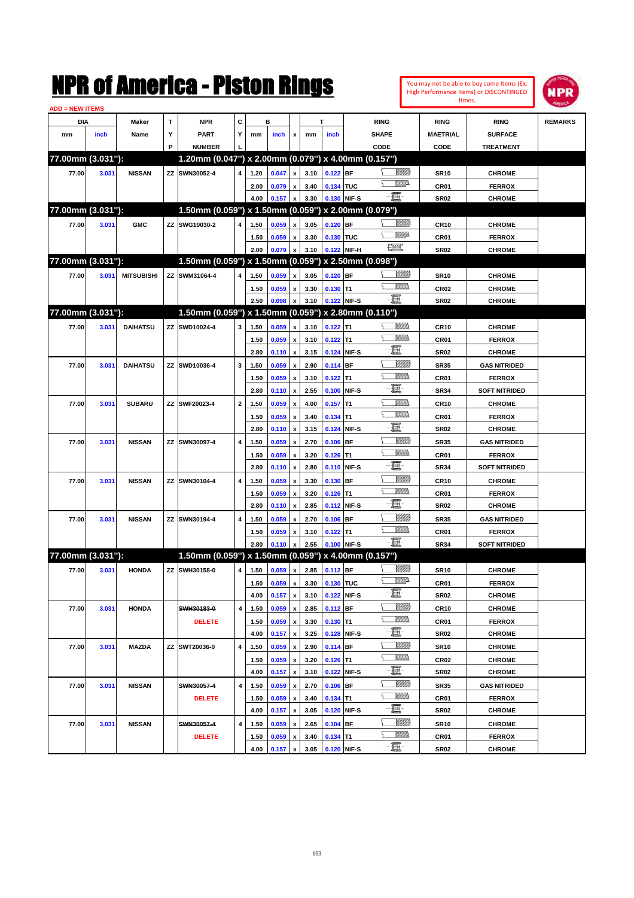# NPR of America - Piston Rings

You may not be able to buy some Items (Ex. High Performance Items) or DISCONTINUED Itmes.

ADD = NEW ITEMS

| DIA mm | DIA inch | Maker Name | TYP | NPR PART NUMBER | CYL | B mm | B inch | x | T mm | T inch | RING SHAPE CODE | RING MAETRIAL CODE | RING SURFACE TREATMENT | REMARKS |
|---|---|---|---|---|---|---|---|---|---|---|---|---|---|---|
| **77.00mm (3.031"):** | | | | **1.20mm (0.047") x 2.00mm (0.079") x 4.00mm (0.157")** | | | | | | | | | | |
| 77.00 | 3.031 | NISSAN | ZZ | SWN30052-4 | 4 | 1.20 | 0.047 | x | 3.10 | 0.122 | BF | SR10 | CHROME | |
| | | | | | | 2.00 | 0.079 | x | 3.40 | 0.134 | TUC | CR01 | FERROX | |
| | | | | | | 4.00 | 0.157 | x | 3.30 | 0.130 | NIF-S | SR02 | CHROME | |
| **77.00mm (3.031"):** | | | | **1.50mm (0.059") x 1.50mm (0.059") x 2.00mm (0.079")** | | | | | | | | | | |
| 77.00 | 3.031 | GMC | ZZ | SWG10030-2 | 4 | 1.50 | 0.059 | x | 3.05 | 0.120 | BF | CR10 | CHROME | |
| | | | | | | 1.50 | 0.059 | x | 3.30 | 0.130 | TUC | CR01 | FERROX | |
| | | | | | | 2.00 | 0.079 | x | 3.10 | 0.122 | NIF-H | SR02 | CHROME | |
| **77.00mm (3.031"):** | | | | **1.50mm (0.059") x 1.50mm (0.059") x 2.50mm (0.098")** | | | | | | | | | | |
| 77.00 | 3.031 | MITSUBISHI | ZZ | SWM31064-4 | 4 | 1.50 | 0.059 | x | 3.05 | 0.120 | BF | SR10 | CHROME | |
| | | | | | | 1.50 | 0.059 | x | 3.30 | 0.130 | T1 | CR02 | CHROME | |
| | | | | | | 2.50 | 0.098 | x | 3.10 | 0.122 | NIF-S | SR02 | CHROME | |
| **77.00mm (3.031"):** | | | | **1.50mm (0.059") x 1.50mm (0.059") x 2.80mm (0.110")** | | | | | | | | | | |
| 77.00 | 3.031 | DAIHATSU | ZZ | SWD10024-4 | 3 | 1.50 | 0.059 | x | 3.10 | 0.122 | T1 | CR10 | CHROME | |
| | | | | | | 1.50 | 0.059 | x | 3.10 | 0.122 | T1 | CR01 | FERROX | |
| | | | | | | 2.80 | 0.110 | x | 3.15 | 0.124 | NIF-S | SR02 | CHROME | |
| 77.00 | 3.031 | DAIHATSU | ZZ | SWD10036-4 | 3 | 1.50 | 0.059 | x | 2.90 | 0.114 | BF | SR35 | GAS NITRIDED | |
| | | | | | | 1.50 | 0.059 | x | 3.10 | 0.122 | T1 | CR01 | FERROX | |
| | | | | | | 2.80 | 0.110 | x | 2.55 | 0.100 | NIF-S | SR34 | SOFT NITRIDED | |
| 77.00 | 3.031 | SUBARU | ZZ | SWF20023-4 | 2 | 1.50 | 0.059 | x | 4.00 | 0.157 | T1 | CR10 | CHROME | |
| | | | | | | 1.50 | 0.059 | x | 3.40 | 0.134 | T1 | CR01 | FERROX | |
| | | | | | | 2.80 | 0.110 | x | 3.15 | 0.124 | NIF-S | SR02 | CHROME | |
| 77.00 | 3.031 | NISSAN | ZZ | SWN30097-4 | 4 | 1.50 | 0.059 | x | 2.70 | 0.106 | BF | SR35 | GAS NITRIDED | |
| | | | | | | 1.50 | 0.059 | x | 3.20 | 0.126 | T1 | CR01 | FERROX | |
| | | | | | | 2.80 | 0.110 | x | 2.80 | 0.110 | NIF-S | SR34 | SOFT NITRIDED | |
| 77.00 | 3.031 | NISSAN | ZZ | SWN30104-4 | 4 | 1.50 | 0.059 | x | 3.30 | 0.130 | BF | CR10 | CHROME | |
| | | | | | | 1.50 | 0.059 | x | 3.20 | 0.126 | T1 | CR01 | FERROX | |
| | | | | | | 2.80 | 0.110 | x | 2.85 | 0.112 | NIF-S | SR02 | CHROME | |
| 77.00 | 3.031 | NISSAN | ZZ | SWN30194-4 | 4 | 1.50 | 0.059 | x | 2.70 | 0.106 | BF | SR35 | GAS NITRIDED | |
| | | | | | | 1.50 | 0.059 | x | 3.10 | 0.122 | T1 | CR01 | FERROX | |
| | | | | | | 2.80 | 0.110 | x | 2.55 | 0.100 | NIF-S | SR34 | SOFT NITRIDED | |
| **77.00mm (3.031"):** | | | | **1.50mm (0.059") x 1.50mm (0.059") x 4.00mm (0.157")** | | | | | | | | | | |
| 77.00 | 3.031 | HONDA | ZZ | SWH30158-0 | 4 | 1.50 | 0.059 | x | 2.85 | 0.112 | BF | SR10 | CHROME | |
| | | | | | | 1.50 | 0.059 | x | 3.30 | 0.130 | TUC | CR01 | FERROX | |
| | | | | | | 4.00 | 0.157 | x | 3.10 | 0.122 | NIF-S | SR02 | CHROME | |
| 77.00 | 3.031 | HONDA | | ~~SWH30183-0~~ | 4 | 1.50 | 0.059 | x | 2.85 | 0.112 | BF | CR10 | CHROME | |
| | | | | DELETE | | 1.50 | 0.059 | x | 3.30 | 0.130 | T1 | CR01 | FERROX | |
| | | | | | | 4.00 | 0.157 | x | 3.25 | 0.128 | NIF-S | SR02 | CHROME | |
| 77.00 | 3.031 | MAZDA | ZZ | SWT20036-0 | 4 | 1.50 | 0.059 | x | 2.90 | 0.114 | BF | SR10 | CHROME | |
| | | | | | | 1.50 | 0.059 | x | 3.20 | 0.126 | T1 | CR02 | CHROME | |
| | | | | | | 4.00 | 0.157 | x | 3.10 | 0.122 | NIF-S | SR02 | CHROME | |
| 77.00 | 3.031 | NISSAN | | ~~SWN30057-4~~ | 4 | 1.50 | 0.059 | x | 2.70 | 0.106 | BF | SR35 | GAS NITRIDED | |
| | | | | DELETE | | 1.50 | 0.059 | x | 3.40 | 0.134 | T1 | CR01 | FERROX | |
| | | | | | | 4.00 | 0.157 | x | 3.05 | 0.120 | NIF-S | SR02 | CHROME | |
| 77.00 | 3.031 | NISSAN | | ~~SWN30057-4~~ | 4 | 1.50 | 0.059 | x | 2.65 | 0.104 | BF | SR10 | CHROME | |
| | | | | DELETE | | 1.50 | 0.059 | x | 3.40 | 0.134 | T1 | CR01 | FERROX | |
| | | | | | | 4.00 | 0.157 | x | 3.05 | 0.120 | NIF-S | SR02 | CHROME | |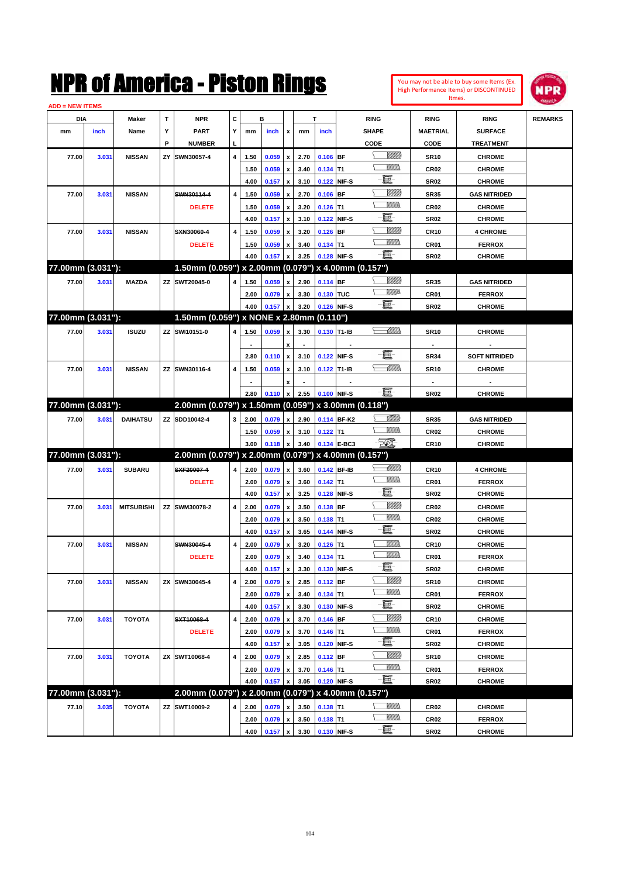# NPR of America - Piston Rings

You may not be able to buy some Items (Ex. High Performance Items) or DISCONTINUED Itmes.

ADD = NEW ITEMS

| DIA mm | DIA inch | Maker Name | TYP | NPR PART NUMBER | CYL | B mm | B inch | x | T mm | T inch | RING SHAPE CODE | RING MAETRIAL CODE | RING SURFACE TREATMENT | REMARKS |
|---|---|---|---|---|---|---|---|---|---|---|---|---|---|---|
| 77.00 | 3.031 | NISSAN | ZY | SWN30057-4 | 4 | 1.50 | 0.059 | x | 2.70 | 0.106 | BF | SR10 | CHROME | |
| | | | | | | 1.50 | 0.059 | x | 3.40 | 0.134 | T1 | CR02 | CHROME | |
| | | | | | | 4.00 | 0.157 | x | 3.10 | 0.122 | NIF-S | SR02 | CHROME | |
| 77.00 | 3.031 | NISSAN | | ~~SWN30114-4~~ DELETE | 4 | 1.50 | 0.059 | x | 2.70 | 0.106 | BF | SR35 | GAS NITRIDED | |
| | | | | | | 1.50 | 0.059 | x | 3.20 | 0.126 | T1 | CR02 | CHROME | |
| | | | | | | 4.00 | 0.157 | x | 3.10 | 0.122 | NIF-S | SR02 | CHROME | |
| 77.00 | 3.031 | NISSAN | | ~~SXN30060-4~~ DELETE | 4 | 1.50 | 0.059 | x | 3.20 | 0.126 | BF | CR10 | 4 CHROME | |
| | | | | | | 1.50 | 0.059 | x | 3.40 | 0.134 | T1 | CR01 | FERROX | |
| | | | | | | 4.00 | 0.157 | x | 3.25 | 0.128 | NIF-S | SR02 | CHROME | |
| **77.00mm (3.031"):** | | | | **1.50mm (0.059") x 2.00mm (0.079") x 4.00mm (0.157")** | | | | | | | | | | |
| 77.00 | 3.031 | MAZDA | ZZ | SWT20045-0 | 4 | 1.50 | 0.059 | x | 2.90 | 0.114 | BF | SR35 | GAS NITRIDED | |
| | | | | | | 2.00 | 0.079 | x | 3.30 | 0.130 | TUC | CR01 | FERROX | |
| | | | | | | 4.00 | 0.157 | x | 3.20 | 0.126 | NIF-S | SR02 | CHROME | |
| **77.00mm (3.031"):** | | | | **1.50mm (0.059") x NONE x 2.80mm (0.110")** | | | | | | | | | | |
| 77.00 | 3.031 | ISUZU | ZZ | SWI10151-0 | 4 | 1.50 | 0.059 | x | 3.30 | 0.130 | T1-IB | SR10 | CHROME | |
| | | | | | | - | | x | - | | - | - | - | |
| | | | | | | 2.80 | 0.110 | x | 3.10 | 0.122 | NIF-S | SR34 | SOFT NITRIDED | |
| 77.00 | 3.031 | NISSAN | ZZ | SWN30116-4 | 4 | 1.50 | 0.059 | x | 3.10 | 0.122 | T1-IB | SR10 | CHROME | |
| | | | | | | - | | x | - | | - | - | - | |
| | | | | | | 2.80 | 0.110 | x | 2.55 | 0.100 | NIF-S | SR02 | CHROME | |
| **77.00mm (3.031"):** | | | | **2.00mm (0.079") x 1.50mm (0.059") x 3.00mm (0.118")** | | | | | | | | | | |
| 77.00 | 3.031 | DAIHATSU | ZZ | SDD10042-4 | 3 | 2.00 | 0.079 | x | 2.90 | 0.114 | BF-K2 | SR35 | GAS NITRIDED | |
| | | | | | | 1.50 | 0.059 | x | 3.10 | 0.122 | T1 | CR02 | CHROME | |
| | | | | | | 3.00 | 0.118 | x | 3.40 | 0.134 | E-BC3 | CR10 | CHROME | |
| **77.00mm (3.031"):** | | | | **2.00mm (0.079") x 2.00mm (0.079") x 4.00mm (0.157")** | | | | | | | | | | |
| 77.00 | 3.031 | SUBARU | | ~~SXF20007-4~~ DELETE | 4 | 2.00 | 0.079 | x | 3.60 | 0.142 | BF-IB | CR10 | 4 CHROME | |
| | | | | | | 2.00 | 0.079 | x | 3.60 | 0.142 | T1 | CR01 | FERROX | |
| | | | | | | 4.00 | 0.157 | x | 3.25 | 0.128 | NIF-S | SR02 | CHROME | |
| 77.00 | 3.031 | MITSUBISHI | ZZ | SWM30078-2 | 4 | 2.00 | 0.079 | x | 3.50 | 0.138 | BF | CR02 | CHROME | |
| | | | | | | 2.00 | 0.079 | x | 3.50 | 0.138 | T1 | CR02 | CHROME | |
| | | | | | | 4.00 | 0.157 | x | 3.65 | 0.144 | NIF-S | SR02 | CHROME | |
| 77.00 | 3.031 | NISSAN | | ~~SWN30045-4~~ DELETE | 4 | 2.00 | 0.079 | x | 3.20 | 0.126 | T1 | CR10 | CHROME | |
| | | | | | | 2.00 | 0.079 | x | 3.40 | 0.134 | T1 | CR01 | FERROX | |
| | | | | | | 4.00 | 0.157 | x | 3.30 | 0.130 | NIF-S | SR02 | CHROME | |
| 77.00 | 3.031 | NISSAN | ZX | SWN30045-4 | 4 | 2.00 | 0.079 | x | 2.85 | 0.112 | BF | SR10 | CHROME | |
| | | | | | | 2.00 | 0.079 | x | 3.40 | 0.134 | T1 | CR01 | FERROX | |
| | | | | | | 4.00 | 0.157 | x | 3.30 | 0.130 | NIF-S | SR02 | CHROME | |
| 77.00 | 3.031 | TOYOTA | | ~~SXT10068-4~~ DELETE | 4 | 2.00 | 0.079 | x | 3.70 | 0.146 | BF | CR10 | CHROME | |
| | | | | | | 2.00 | 0.079 | x | 3.70 | 0.146 | T1 | CR01 | FERROX | |
| | | | | | | 4.00 | 0.157 | x | 3.05 | 0.120 | NIF-S | SR02 | CHROME | |
| 77.00 | 3.031 | TOYOTA | ZX | SWT10068-4 | 4 | 2.00 | 0.079 | x | 2.85 | 0.112 | BF | SR10 | CHROME | |
| | | | | | | 2.00 | 0.079 | x | 3.70 | 0.146 | T1 | CR01 | FERROX | |
| | | | | | | 4.00 | 0.157 | x | 3.05 | 0.120 | NIF-S | SR02 | CHROME | |
| **77.00mm (3.031"):** | | | | **2.00mm (0.079") x 2.00mm (0.079") x 4.00mm (0.157")** | | | | | | | | | | |
| 77.10 | 3.035 | TOYOTA | ZZ | SWT10009-2 | 4 | 2.00 | 0.079 | x | 3.50 | 0.138 | T1 | CR02 | CHROME | |
| | | | | | | 2.00 | 0.079 | x | 3.50 | 0.138 | T1 | CR02 | FERROX | |
| | | | | | | 4.00 | 0.157 | x | 3.30 | 0.130 | NIF-S | SR02 | CHROME | |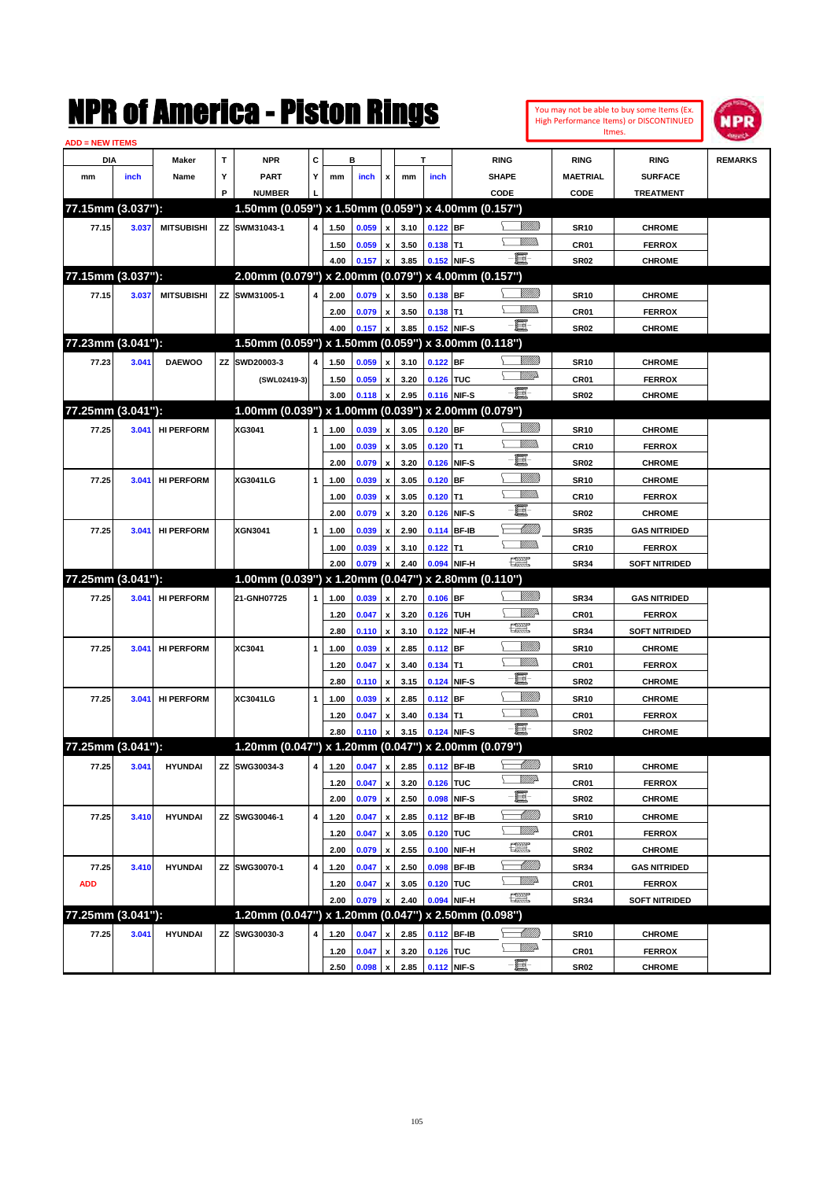# NPR of America - Piston Rings

You may not be able to buy some Items (Ex. High Performance Items) or DISCONTINUED Itmes.

ADD = NEW ITEMS

| DIA mm | DIA inch | Maker Name | TYP | NPR PART NUMBER | CYL | B mm | B inch | x | T mm | T inch | RING SHAPE CODE | RING MAETRIAL CODE | RING SURFACE TREATMENT | REMARKS |
|---|---|---|---|---|---|---|---|---|---|---|---|---|---|---|
| **77.15mm (3.037"):** | | | | **1.50mm (0.059") x 1.50mm (0.059") x 4.00mm (0.157")** | | | | | | | | | | |
| 77.15 | 3.037 | MITSUBISHI | ZZ | SWM31043-1 | 4 | 1.50 | 0.059 | x | 3.10 | 0.122 | BF | SR10 | CHROME | |
| | | | | | | 1.50 | 0.059 | x | 3.50 | 0.138 | T1 | CR01 | FERROX | |
| | | | | | | 4.00 | 0.157 | x | 3.85 | 0.152 | NIF-S | SR02 | CHROME | |
| **77.15mm (3.037"):** | | | | **2.00mm (0.079") x 2.00mm (0.079") x 4.00mm (0.157")** | | | | | | | | | | |
| 77.15 | 3.037 | MITSUBISHI | ZZ | SWM31005-1 | 4 | 2.00 | 0.079 | x | 3.50 | 0.138 | BF | SR10 | CHROME | |
| | | | | | | 2.00 | 0.079 | x | 3.50 | 0.138 | T1 | CR01 | FERROX | |
| | | | | | | 4.00 | 0.157 | x | 3.85 | 0.152 | NIF-S | SR02 | CHROME | |
| **77.23mm (3.041"):** | | | | **1.50mm (0.059") x 1.50mm (0.059") x 3.00mm (0.118")** | | | | | | | | | | |
| 77.23 | 3.041 | DAEWOO | ZZ | SWD20003-3 | 4 | 1.50 | 0.059 | x | 3.10 | 0.122 | BF | SR10 | CHROME | |
| | | | | (SWL02419-3) | | 1.50 | 0.059 | x | 3.20 | 0.126 | TUC | CR01 | FERROX | |
| | | | | | | 3.00 | 0.118 | x | 2.95 | 0.116 | NIF-S | SR02 | CHROME | |
| **77.25mm (3.041"):** | | | | **1.00mm (0.039") x 1.00mm (0.039") x 2.00mm (0.079")** | | | | | | | | | | |
| 77.25 | 3.041 | HI PERFORM | | XG3041 | 1 | 1.00 | 0.039 | x | 3.05 | 0.120 | BF | SR10 | CHROME | |
| | | | | | | 1.00 | 0.039 | x | 3.05 | 0.120 | T1 | CR10 | FERROX | |
| | | | | | | 2.00 | 0.079 | x | 3.20 | 0.126 | NIF-S | SR02 | CHROME | |
| 77.25 | 3.041 | HI PERFORM | | XG3041LG | 1 | 1.00 | 0.039 | x | 3.05 | 0.120 | BF | SR10 | CHROME | |
| | | | | | | 1.00 | 0.039 | x | 3.05 | 0.120 | T1 | CR10 | FERROX | |
| | | | | | | 2.00 | 0.079 | x | 3.20 | 0.126 | NIF-S | SR02 | CHROME | |
| 77.25 | 3.041 | HI PERFORM | | XGN3041 | 1 | 1.00 | 0.039 | x | 2.90 | 0.114 | BF-IB | SR35 | GAS NITRIDED | |
| | | | | | | 1.00 | 0.039 | x | 3.10 | 0.122 | T1 | CR10 | FERROX | |
| | | | | | | 2.00 | 0.079 | x | 2.40 | 0.094 | NIF-H | SR34 | SOFT NITRIDED | |
| **77.25mm (3.041"):** | | | | **1.00mm (0.039") x 1.20mm (0.047") x 2.80mm (0.110")** | | | | | | | | | | |
| 77.25 | 3.041 | HI PERFORM | | 21-GNH07725 | 1 | 1.00 | 0.039 | x | 2.70 | 0.106 | BF | SR34 | GAS NITRIDED | |
| | | | | | | 1.20 | 0.047 | x | 3.20 | 0.126 | TUH | CR01 | FERROX | |
| | | | | | | 2.80 | 0.110 | x | 3.10 | 0.122 | NIF-H | SR34 | SOFT NITRIDED | |
| 77.25 | 3.041 | HI PERFORM | | XC3041 | 1 | 1.00 | 0.039 | x | 2.85 | 0.112 | BF | SR10 | CHROME | |
| | | | | | | 1.20 | 0.047 | x | 3.40 | 0.134 | T1 | CR01 | FERROX | |
| | | | | | | 2.80 | 0.110 | x | 3.15 | 0.124 | NIF-S | SR02 | CHROME | |
| 77.25 | 3.041 | HI PERFORM | | XC3041LG | 1 | 1.00 | 0.039 | x | 2.85 | 0.112 | BF | SR10 | CHROME | |
| | | | | | | 1.20 | 0.047 | x | 3.40 | 0.134 | T1 | CR01 | FERROX | |
| | | | | | | 2.80 | 0.110 | x | 3.15 | 0.124 | NIF-S | SR02 | CHROME | |
| **77.25mm (3.041"):** | | | | **1.20mm (0.047") x 1.20mm (0.047") x 2.00mm (0.079")** | | | | | | | | | | |
| 77.25 | 3.041 | HYUNDAI | ZZ | SWG30034-3 | 4 | 1.20 | 0.047 | x | 2.85 | 0.112 | BF-IB | SR10 | CHROME | |
| | | | | | | 1.20 | 0.047 | x | 3.20 | 0.126 | TUC | CR01 | FERROX | |
| | | | | | | 2.00 | 0.079 | x | 2.50 | 0.098 | NIF-S | SR02 | CHROME | |
| 77.25 | 3.410 | HYUNDAI | ZZ | SWG30046-1 | 4 | 1.20 | 0.047 | x | 2.85 | 0.112 | BF-IB | SR10 | CHROME | |
| | | | | | | 1.20 | 0.047 | x | 3.05 | 0.120 | TUC | CR01 | FERROX | |
| | | | | | | 2.00 | 0.079 | x | 2.55 | 0.100 | NIF-H | SR02 | CHROME | |
| 77.25 | 3.410 | HYUNDAI | ZZ | SWG30070-1 | 4 | 1.20 | 0.047 | x | 2.50 | 0.098 | BF-IB | SR34 | GAS NITRIDED | |
| ADD | | | | | | 1.20 | 0.047 | x | 3.05 | 0.120 | TUC | CR01 | FERROX | |
| | | | | | | 2.00 | 0.079 | x | 2.40 | 0.094 | NIF-H | SR34 | SOFT NITRIDED | |
| **77.25mm (3.041"):** | | | | **1.20mm (0.047") x 1.20mm (0.047") x 2.50mm (0.098")** | | | | | | | | | | |
| 77.25 | 3.041 | HYUNDAI | ZZ | SWG30030-3 | 4 | 1.20 | 0.047 | x | 2.85 | 0.112 | BF-IB | SR10 | CHROME | |
| | | | | | | 1.20 | 0.047 | x | 3.20 | 0.126 | TUC | CR01 | FERROX | |
| | | | | | | 2.50 | 0.098 | x | 2.85 | 0.112 | NIF-S | SR02 | CHROME | |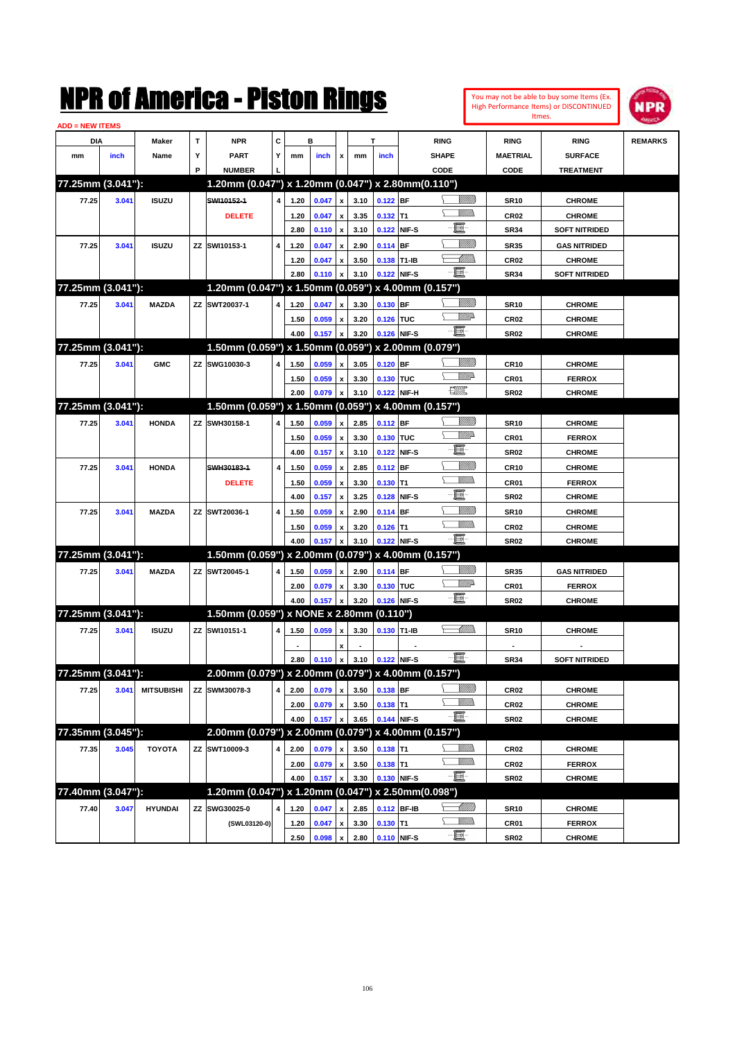# NPR of America - Piston Rings

You may not be able to buy some Items (Ex. High Performance Items) or DISCONTINUED Itmes.

ADD = NEW ITEMS

| DIA mm | DIA inch | Maker Name | TYP | NPR PART NUMBER | CYL | B mm | B inch | x | T mm | T inch | RING SHAPE CODE | RING MAETRIAL CODE | RING SURFACE TREATMENT | REMARKS |
|---|---|---|---|---|---|---|---|---|---|---|---|---|---|---|
| **77.25mm (3.041"):** | | | | **1.20mm (0.047") x 1.20mm (0.047") x 2.80mm(0.110")** | | | | | | | | | | |
| 77.25 | 3.041 | ISUZU | | ~~SWI10152-1~~ | 4 | 1.20 | 0.047 | x | 3.10 | 0.122 | BF | SR10 | CHROME | |
| | | | | DELETE | | 1.20 | 0.047 | x | 3.35 | 0.132 | T1 | CR02 | CHROME | |
| | | | | | | 2.80 | 0.110 | x | 3.10 | 0.122 | NIF-S | SR34 | SOFT NITRIDED | |
| 77.25 | 3.041 | ISUZU | ZZ | SWI10153-1 | 4 | 1.20 | 0.047 | x | 2.90 | 0.114 | BF | SR35 | GAS NITRIDED | |
| | | | | | | 1.20 | 0.047 | x | 3.50 | 0.138 | T1-IB | CR02 | CHROME | |
| | | | | | | 2.80 | 0.110 | x | 3.10 | 0.122 | NIF-S | SR34 | SOFT NITRIDED | |
| **77.25mm (3.041"):** | | | | **1.20mm (0.047") x 1.50mm (0.059") x 4.00mm (0.157")** | | | | | | | | | | |
| 77.25 | 3.041 | MAZDA | ZZ | SWT20037-1 | 4 | 1.20 | 0.047 | x | 3.30 | 0.130 | BF | SR10 | CHROME | |
| | | | | | | 1.50 | 0.059 | x | 3.20 | 0.126 | TUC | CR02 | CHROME | |
| | | | | | | 4.00 | 0.157 | x | 3.20 | 0.126 | NIF-S | SR02 | CHROME | |
| **77.25mm (3.041"):** | | | | **1.50mm (0.059") x 1.50mm (0.059") x 2.00mm (0.079")** | | | | | | | | | | |
| 77.25 | 3.041 | GMC | ZZ | SWG10030-3 | 4 | 1.50 | 0.059 | x | 3.05 | 0.120 | BF | CR10 | CHROME | |
| | | | | | | 1.50 | 0.059 | x | 3.30 | 0.130 | TUC | CR01 | FERROX | |
| | | | | | | 2.00 | 0.079 | x | 3.10 | 0.122 | NIF-H | SR02 | CHROME | |
| **77.25mm (3.041"):** | | | | **1.50mm (0.059") x 1.50mm (0.059") x 4.00mm (0.157")** | | | | | | | | | | |
| 77.25 | 3.041 | HONDA | ZZ | SWH30158-1 | 4 | 1.50 | 0.059 | x | 2.85 | 0.112 | BF | SR10 | CHROME | |
| | | | | | | 1.50 | 0.059 | x | 3.30 | 0.130 | TUC | CR01 | FERROX | |
| | | | | | | 4.00 | 0.157 | x | 3.10 | 0.122 | NIF-S | SR02 | CHROME | |
| 77.25 | 3.041 | HONDA | | ~~SWH30183-1~~ | 4 | 1.50 | 0.059 | x | 2.85 | 0.112 | BF | CR10 | CHROME | |
| | | | | DELETE | | 1.50 | 0.059 | x | 3.30 | 0.130 | T1 | CR01 | FERROX | |
| | | | | | | 4.00 | 0.157 | x | 3.25 | 0.128 | NIF-S | SR02 | CHROME | |
| 77.25 | 3.041 | MAZDA | ZZ | SWT20036-1 | 4 | 1.50 | 0.059 | x | 2.90 | 0.114 | BF | SR10 | CHROME | |
| | | | | | | 1.50 | 0.059 | x | 3.20 | 0.126 | T1 | CR02 | CHROME | |
| | | | | | | 4.00 | 0.157 | x | 3.10 | 0.122 | NIF-S | SR02 | CHROME | |
| **77.25mm (3.041"):** | | | | **1.50mm (0.059") x 2.00mm (0.079") x 4.00mm (0.157")** | | | | | | | | | | |
| 77.25 | 3.041 | MAZDA | ZZ | SWT20045-1 | 4 | 1.50 | 0.059 | x | 2.90 | 0.114 | BF | SR35 | GAS NITRIDED | |
| | | | | | | 2.00 | 0.079 | x | 3.30 | 0.130 | TUC | CR01 | FERROX | |
| | | | | | | 4.00 | 0.157 | x | 3.20 | 0.126 | NIF-S | SR02 | CHROME | |
| **77.25mm (3.041"):** | | | | **1.50mm (0.059") x NONE x 2.80mm (0.110")** | | | | | | | | | | |
| 77.25 | 3.041 | ISUZU | ZZ | SWI10151-1 | 4 | 1.50 | 0.059 | x | 3.30 | 0.130 | T1-IB | SR10 | CHROME | |
| | | | | | | - | | x | - | | - | - | - | |
| | | | | | | 2.80 | 0.110 | x | 3.10 | 0.122 | NIF-S | SR34 | SOFT NITRIDED | |
| **77.25mm (3.041"):** | | | | **2.00mm (0.079") x 2.00mm (0.079") x 4.00mm (0.157")** | | | | | | | | | | |
| 77.25 | 3.041 | MITSUBISHI | ZZ | SWM30078-3 | 4 | 2.00 | 0.079 | x | 3.50 | 0.138 | BF | CR02 | CHROME | |
| | | | | | | 2.00 | 0.079 | x | 3.50 | 0.138 | T1 | CR02 | CHROME | |
| | | | | | | 4.00 | 0.157 | x | 3.65 | 0.144 | NIF-S | SR02 | CHROME | |
| **77.35mm (3.045"):** | | | | **2.00mm (0.079") x 2.00mm (0.079") x 4.00mm (0.157")** | | | | | | | | | | |
| 77.35 | 3.045 | TOYOTA | ZZ | SWT10009-3 | 4 | 2.00 | 0.079 | x | 3.50 | 0.138 | T1 | CR02 | CHROME | |
| | | | | | | 2.00 | 0.079 | x | 3.50 | 0.138 | T1 | CR02 | FERROX | |
| | | | | | | 4.00 | 0.157 | x | 3.30 | 0.130 | NIF-S | SR02 | CHROME | |
| **77.40mm (3.047"):** | | | | **1.20mm (0.047") x 1.20mm (0.047") x 2.50mm(0.098")** | | | | | | | | | | |
| 77.40 | 3.047 | HYUNDAI | ZZ | SWG30025-0 | 4 | 1.20 | 0.047 | x | 2.85 | 0.112 | BF-IB | SR10 | CHROME | |
| | | | | (SWL03120-0) | | 1.20 | 0.047 | x | 3.30 | 0.130 | T1 | CR01 | FERROX | |
| | | | | | | 2.50 | 0.098 | x | 2.80 | 0.110 | NIF-S | SR02 | CHROME | |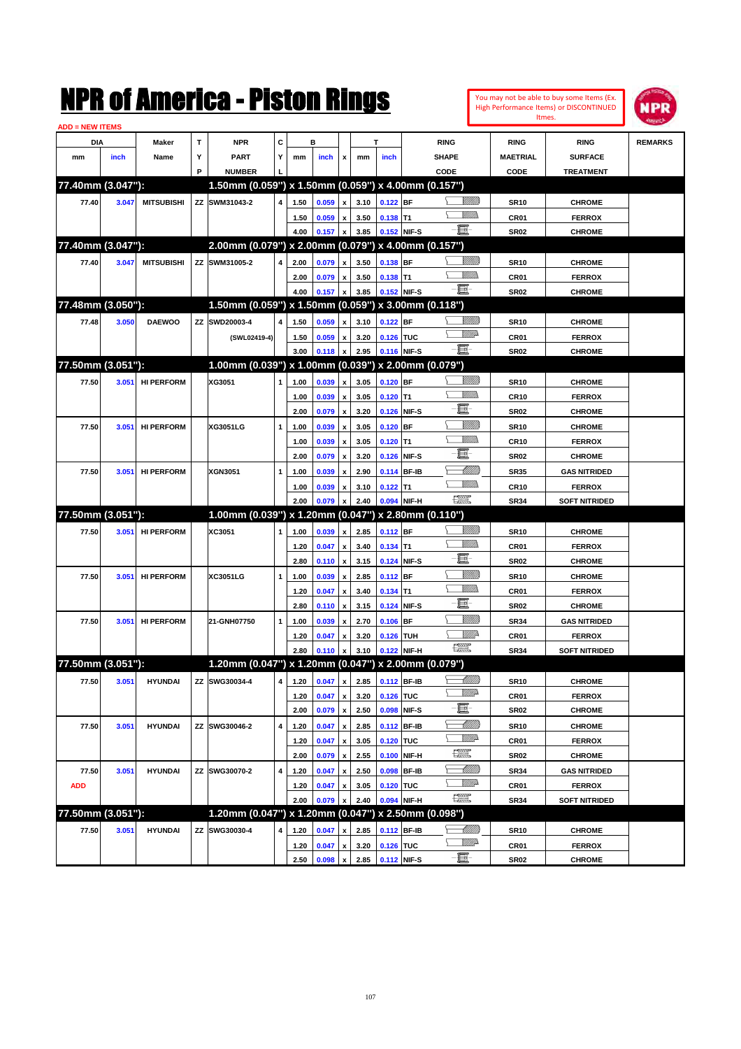# NPR of America - Piston Rings

You may not be able to buy some Items (Ex. High Performance Items) or DISCONTINUED Itmes.

ADD = NEW ITEMS

| DIA mm | DIA inch | Maker Name | TYP | NPR PART NUMBER | CYL | B mm | B inch | x | T mm | T inch | RING SHAPE CODE | RING MAETRIAL CODE | RING SURFACE TREATMENT | REMARKS |
|---|---|---|---|---|---|---|---|---|---|---|---|---|---|---|
| **77.40mm (3.047"):** | | | | **1.50mm (0.059") x 1.50mm (0.059") x 4.00mm (0.157")** | | | | | | | | | | |
| 77.40 | 3.047 | MITSUBISHI | ZZ | SWM31043-2 | 4 | 1.50 | 0.059 | x | 3.10 | 0.122 | BF | SR10 | CHROME | |
| | | | | | | 1.50 | 0.059 | x | 3.50 | 0.138 | T1 | CR01 | FERROX | |
| | | | | | | 4.00 | 0.157 | x | 3.85 | 0.152 | NIF-S | SR02 | CHROME | |
| **77.40mm (3.047"):** | | | | **2.00mm (0.079") x 2.00mm (0.079") x 4.00mm (0.157")** | | | | | | | | | | |
| 77.40 | 3.047 | MITSUBISHI | ZZ | SWM31005-2 | 4 | 2.00 | 0.079 | x | 3.50 | 0.138 | BF | SR10 | CHROME | |
| | | | | | | 2.00 | 0.079 | x | 3.50 | 0.138 | T1 | CR01 | FERROX | |
| | | | | | | 4.00 | 0.157 | x | 3.85 | 0.152 | NIF-S | SR02 | CHROME | |
| **77.48mm (3.050"):** | | | | **1.50mm (0.059") x 1.50mm (0.059") x 3.00mm (0.118")** | | | | | | | | | | |
| 77.48 | 3.050 | DAEWOO | ZZ | SWD20003-4 | 4 | 1.50 | 0.059 | x | 3.10 | 0.122 | BF | SR10 | CHROME | |
| | | | | (SWL02419-4) | | 1.50 | 0.059 | x | 3.20 | 0.126 | TUC | CR01 | FERROX | |
| | | | | | | 3.00 | 0.118 | x | 2.95 | 0.116 | NIF-S | SR02 | CHROME | |
| **77.50mm (3.051"):** | | | | **1.00mm (0.039") x 1.00mm (0.039") x 2.00mm (0.079")** | | | | | | | | | | |
| 77.50 | 3.051 | HI PERFORM | | XG3051 | 1 | 1.00 | 0.039 | x | 3.05 | 0.120 | BF | SR10 | CHROME | |
| | | | | | | 1.00 | 0.039 | x | 3.05 | 0.120 | T1 | CR10 | FERROX | |
| | | | | | | 2.00 | 0.079 | x | 3.20 | 0.126 | NIF-S | SR02 | CHROME | |
| 77.50 | 3.051 | HI PERFORM | | XG3051LG | 1 | 1.00 | 0.039 | x | 3.05 | 0.120 | BF | SR10 | CHROME | |
| | | | | | | 1.00 | 0.039 | x | 3.05 | 0.120 | T1 | CR10 | FERROX | |
| | | | | | | 2.00 | 0.079 | x | 3.20 | 0.126 | NIF-S | SR02 | CHROME | |
| 77.50 | 3.051 | HI PERFORM | | XGN3051 | 1 | 1.00 | 0.039 | x | 2.90 | 0.114 | BF-IB | SR35 | GAS NITRIDED | |
| | | | | | | 1.00 | 0.039 | x | 3.10 | 0.122 | T1 | CR10 | FERROX | |
| | | | | | | 2.00 | 0.079 | x | 2.40 | 0.094 | NIF-H | SR34 | SOFT NITRIDED | |
| **77.50mm (3.051"):** | | | | **1.00mm (0.039") x 1.20mm (0.047") x 2.80mm (0.110")** | | | | | | | | | | |
| 77.50 | 3.051 | HI PERFORM | | XC3051 | 1 | 1.00 | 0.039 | x | 2.85 | 0.112 | BF | SR10 | CHROME | |
| | | | | | | 1.20 | 0.047 | x | 3.40 | 0.134 | T1 | CR01 | FERROX | |
| | | | | | | 2.80 | 0.110 | x | 3.15 | 0.124 | NIF-S | SR02 | CHROME | |
| 77.50 | 3.051 | HI PERFORM | | XC3051LG | 1 | 1.00 | 0.039 | x | 2.85 | 0.112 | BF | SR10 | CHROME | |
| | | | | | | 1.20 | 0.047 | x | 3.40 | 0.134 | T1 | CR01 | FERROX | |
| | | | | | | 2.80 | 0.110 | x | 3.15 | 0.124 | NIF-S | SR02 | CHROME | |
| 77.50 | 3.051 | HI PERFORM | | 21-GNH07750 | 1 | 1.00 | 0.039 | x | 2.70 | 0.106 | BF | SR34 | GAS NITRIDED | |
| | | | | | | 1.20 | 0.047 | x | 3.20 | 0.126 | TUH | CR01 | FERROX | |
| | | | | | | 2.80 | 0.110 | x | 3.10 | 0.122 | NIF-H | SR34 | SOFT NITRIDED | |
| **77.50mm (3.051"):** | | | | **1.20mm (0.047") x 1.20mm (0.047") x 2.00mm (0.079")** | | | | | | | | | | |
| 77.50 | 3.051 | HYUNDAI | ZZ | SWG30034-4 | 4 | 1.20 | 0.047 | x | 2.85 | 0.112 | BF-IB | SR10 | CHROME | |
| | | | | | | 1.20 | 0.047 | x | 3.20 | 0.126 | TUC | CR01 | FERROX | |
| | | | | | | 2.00 | 0.079 | x | 2.50 | 0.098 | NIF-S | SR02 | CHROME | |
| 77.50 | 3.051 | HYUNDAI | ZZ | SWG30046-2 | 4 | 1.20 | 0.047 | x | 2.85 | 0.112 | BF-IB | SR10 | CHROME | |
| | | | | | | 1.20 | 0.047 | x | 3.05 | 0.120 | TUC | CR01 | FERROX | |
| | | | | | | 2.00 | 0.079 | x | 2.55 | 0.100 | NIF-H | SR02 | CHROME | |
| 77.50 | 3.051 | HYUNDAI | ZZ | SWG30070-2 | 4 | 1.20 | 0.047 | x | 2.50 | 0.098 | BF-IB | SR34 | GAS NITRIDED | |
| ADD | | | | | | 1.20 | 0.047 | x | 3.05 | 0.120 | TUC | CR01 | FERROX | |
| | | | | | | 2.00 | 0.079 | x | 2.40 | 0.094 | NIF-H | SR34 | SOFT NITRIDED | |
| **77.50mm (3.051"):** | | | | **1.20mm (0.047") x 1.20mm (0.047") x 2.50mm (0.098")** | | | | | | | | | | |
| 77.50 | 3.051 | HYUNDAI | ZZ | SWG30030-4 | 4 | 1.20 | 0.047 | x | 2.85 | 0.112 | BF-IB | SR10 | CHROME | |
| | | | | | | 1.20 | 0.047 | x | 3.20 | 0.126 | TUC | CR01 | FERROX | |
| | | | | | | 2.50 | 0.098 | x | 2.85 | 0.112 | NIF-S | SR02 | CHROME | |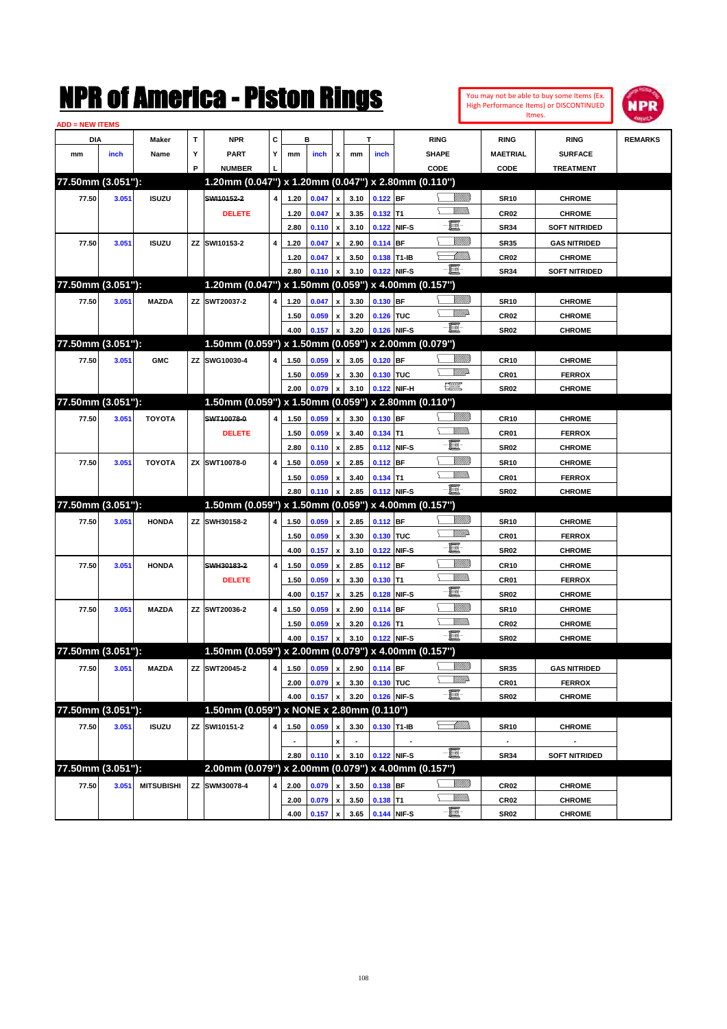# NPR of America - Piston Rings

You may not be able to buy some Items (Ex. High Performance Items) or DISCONTINUED Itmes.

ADD = NEW ITEMS

| DIA mm | DIA inch | Maker Name | TYP | NPR PART NUMBER | CYL | B mm | B inch | x | T mm | T inch | RING SHAPE CODE | RING MAETRIAL CODE | RING SURFACE TREATMENT | REMARKS |
|---|---|---|---|---|---|---|---|---|---|---|---|---|---|---|
| **77.50mm (3.051"):** | | | | **1.20mm (0.047") x 1.20mm (0.047") x 2.80mm (0.110")** | | | | | | | | | | |
| 77.50 | 3.051 | ISUZU | | ~~SWI10152-2~~ | 4 | 1.20 | 0.047 | x | 3.10 | 0.122 | BF | SR10 | CHROME | |
| | | | | DELETE | | 1.20 | 0.047 | x | 3.35 | 0.132 | T1 | CR02 | CHROME | |
| | | | | | | 2.80 | 0.110 | x | 3.10 | 0.122 | NIF-S | SR34 | SOFT NITRIDED | |
| 77.50 | 3.051 | ISUZU | ZZ | SWI10153-2 | 4 | 1.20 | 0.047 | x | 2.90 | 0.114 | BF | SR35 | GAS NITRIDED | |
| | | | | | | 1.20 | 0.047 | x | 3.50 | 0.138 | T1-IB | CR02 | CHROME | |
| | | | | | | 2.80 | 0.110 | x | 3.10 | 0.122 | NIF-S | SR34 | SOFT NITRIDED | |
| **77.50mm (3.051"):** | | | | **1.20mm (0.047") x 1.50mm (0.059") x 4.00mm (0.157")** | | | | | | | | | | |
| 77.50 | 3.051 | MAZDA | ZZ | SWT20037-2 | 4 | 1.20 | 0.047 | x | 3.30 | 0.130 | BF | SR10 | CHROME | |
| | | | | | | 1.50 | 0.059 | x | 3.20 | 0.126 | TUC | CR02 | CHROME | |
| | | | | | | 4.00 | 0.157 | x | 3.20 | 0.126 | NIF-S | SR02 | CHROME | |
| **77.50mm (3.051"):** | | | | **1.50mm (0.059") x 1.50mm (0.059") x 2.00mm (0.079")** | | | | | | | | | | |
| 77.50 | 3.051 | GMC | ZZ | SWG10030-4 | 4 | 1.50 | 0.059 | x | 3.05 | 0.120 | BF | CR10 | CHROME | |
| | | | | | | 1.50 | 0.059 | x | 3.30 | 0.130 | TUC | CR01 | FERROX | |
| | | | | | | 2.00 | 0.079 | x | 3.10 | 0.122 | NIF-H | SR02 | CHROME | |
| **77.50mm (3.051"):** | | | | **1.50mm (0.059") x 1.50mm (0.059") x 2.80mm (0.110")** | | | | | | | | | | |
| 77.50 | 3.051 | TOYOTA | | ~~SWT10078-0~~ | 4 | 1.50 | 0.059 | x | 3.30 | 0.130 | BF | CR10 | CHROME | |
| | | | | DELETE | | 1.50 | 0.059 | x | 3.40 | 0.134 | T1 | CR01 | FERROX | |
| | | | | | | 2.80 | 0.110 | x | 2.85 | 0.112 | NIF-S | SR02 | CHROME | |
| 77.50 | 3.051 | TOYOTA | ZX | SWT10078-0 | 4 | 1.50 | 0.059 | x | 2.85 | 0.112 | BF | SR10 | CHROME | |
| | | | | | | 1.50 | 0.059 | x | 3.40 | 0.134 | T1 | CR01 | FERROX | |
| | | | | | | 2.80 | 0.110 | x | 2.85 | 0.112 | NIF-S | SR02 | CHROME | |
| **77.50mm (3.051"):** | | | | **1.50mm (0.059") x 1.50mm (0.059") x 4.00mm (0.157")** | | | | | | | | | | |
| 77.50 | 3.051 | HONDA | ZZ | SWH30158-2 | 4 | 1.50 | 0.059 | x | 2.85 | 0.112 | BF | SR10 | CHROME | |
| | | | | | | 1.50 | 0.059 | x | 3.30 | 0.130 | TUC | CR01 | FERROX | |
| | | | | | | 4.00 | 0.157 | x | 3.10 | 0.122 | NIF-S | SR02 | CHROME | |
| 77.50 | 3.051 | HONDA | | ~~SWH30183-2~~ | 4 | 1.50 | 0.059 | x | 2.85 | 0.112 | BF | CR10 | CHROME | |
| | | | | DELETE | | 1.50 | 0.059 | x | 3.30 | 0.130 | T1 | CR01 | FERROX | |
| | | | | | | 4.00 | 0.157 | x | 3.25 | 0.128 | NIF-S | SR02 | CHROME | |
| 77.50 | 3.051 | MAZDA | ZZ | SWT20036-2 | 4 | 1.50 | 0.059 | x | 2.90 | 0.114 | BF | SR10 | CHROME | |
| | | | | | | 1.50 | 0.059 | x | 3.20 | 0.126 | T1 | CR02 | CHROME | |
| | | | | | | 4.00 | 0.157 | x | 3.10 | 0.122 | NIF-S | SR02 | CHROME | |
| **77.50mm (3.051"):** | | | | **1.50mm (0.059") x 2.00mm (0.079") x 4.00mm (0.157")** | | | | | | | | | | |
| 77.50 | 3.051 | MAZDA | ZZ | SWT20045-2 | 4 | 1.50 | 0.059 | x | 2.90 | 0.114 | BF | SR35 | GAS NITRIDED | |
| | | | | | | 2.00 | 0.079 | x | 3.30 | 0.130 | TUC | CR01 | FERROX | |
| | | | | | | 4.00 | 0.157 | x | 3.20 | 0.126 | NIF-S | SR02 | CHROME | |
| **77.50mm (3.051"):** | | | | **1.50mm (0.059") x NONE x 2.80mm (0.110")** | | | | | | | | | | |
| 77.50 | 3.051 | ISUZU | ZZ | SWI10151-2 | 4 | 1.50 | 0.059 | x | 3.30 | 0.130 | T1-IB | SR10 | CHROME | |
| | | | | | | - | | x | - | | - | - | - | |
| | | | | | | 2.80 | 0.110 | x | 3.10 | 0.122 | NIF-S | SR34 | SOFT NITRIDED | |
| **77.50mm (3.051"):** | | | | **2.00mm (0.079") x 2.00mm (0.079") x 4.00mm (0.157")** | | | | | | | | | | |
| 77.50 | 3.051 | MITSUBISHI | ZZ | SWM30078-4 | 4 | 2.00 | 0.079 | x | 3.50 | 0.138 | BF | CR02 | CHROME | |
| | | | | | | 2.00 | 0.079 | x | 3.50 | 0.138 | T1 | CR02 | CHROME | |
| | | | | | | 4.00 | 0.157 | x | 3.65 | 0.144 | NIF-S | SR02 | CHROME | |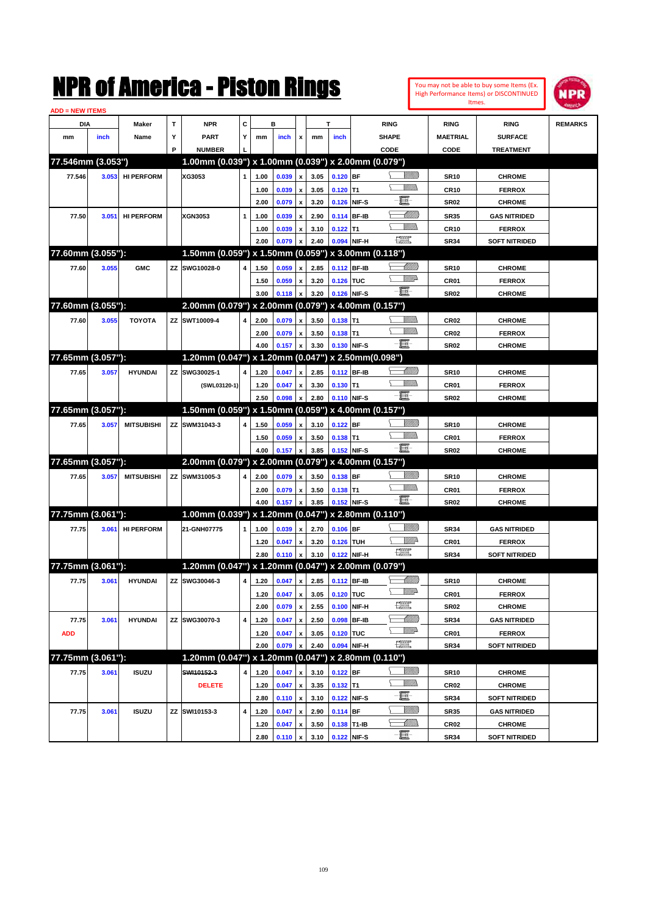# NPR of America - Piston Rings

You may not be able to buy some Items (Ex. High Performance Items) or DISCONTINUED Itmes.

ADD = NEW ITEMS

| DIA mm | DIA inch | Maker Name | TYP | NPR PART NUMBER | CYL | B mm | B inch | x | T mm | T inch | RING SHAPE CODE | RING MAETRIAL CODE | RING SURFACE TREATMENT | REMARKS |
|---|---|---|---|---|---|---|---|---|---|---|---|---|---|---|
| **77.546mm (3.053")** | | | | **1.00mm (0.039") x 1.00mm (0.039") x 2.00mm (0.079")** | | | | | | | | | | |
| 77.546 | 3.053 | HI PERFORM | | XG3053 | 1 | 1.00 | 0.039 | x | 3.05 | 0.120 | BF | SR10 | CHROME | |
| | | | | | | 1.00 | 0.039 | x | 3.05 | 0.120 | T1 | CR10 | FERROX | |
| | | | | | | 2.00 | 0.079 | x | 3.20 | 0.126 | NIF-S | SR02 | CHROME | |
| 77.50 | 3.051 | HI PERFORM | | XGN3053 | 1 | 1.00 | 0.039 | x | 2.90 | 0.114 | BF-IB | SR35 | GAS NITRIDED | |
| | | | | | | 1.00 | 0.039 | x | 3.10 | 0.122 | T1 | CR10 | FERROX | |
| | | | | | | 2.00 | 0.079 | x | 2.40 | 0.094 | NIF-H | SR34 | SOFT NITRIDED | |
| **77.60mm (3.055"):** | | | | **1.50mm (0.059") x 1.50mm (0.059") x 3.00mm (0.118")** | | | | | | | | | | |
| 77.60 | 3.055 | GMC | ZZ | SWG10028-0 | 4 | 1.50 | 0.059 | x | 2.85 | 0.112 | BF-IB | SR10 | CHROME | |
| | | | | | | 1.50 | 0.059 | x | 3.20 | 0.126 | TUC | CR01 | FERROX | |
| | | | | | | 3.00 | 0.118 | x | 3.20 | 0.126 | NIF-S | SR02 | CHROME | |
| **77.60mm (3.055"):** | | | | **2.00mm (0.079") x 2.00mm (0.079") x 4.00mm (0.157")** | | | | | | | | | | |
| 77.60 | 3.055 | TOYOTA | ZZ | SWT10009-4 | 4 | 2.00 | 0.079 | x | 3.50 | 0.138 | T1 | CR02 | CHROME | |
| | | | | | | 2.00 | 0.079 | x | 3.50 | 0.138 | T1 | CR02 | FERROX | |
| | | | | | | 4.00 | 0.157 | x | 3.30 | 0.130 | NIF-S | SR02 | CHROME | |
| **77.65mm (3.057"):** | | | | **1.20mm (0.047") x 1.20mm (0.047") x 2.50mm(0.098")** | | | | | | | | | | |
| 77.65 | 3.057 | HYUNDAI | ZZ | SWG30025-1 | 4 | 1.20 | 0.047 | x | 2.85 | 0.112 | BF-IB | SR10 | CHROME | |
| | | | | (SWL03120-1) | | 1.20 | 0.047 | x | 3.30 | 0.130 | T1 | CR01 | FERROX | |
| | | | | | | 2.50 | 0.098 | x | 2.80 | 0.110 | NIF-S | SR02 | CHROME | |
| **77.65mm (3.057"):** | | | | **1.50mm (0.059") x 1.50mm (0.059") x 4.00mm (0.157")** | | | | | | | | | | |
| 77.65 | 3.057 | MITSUBISHI | ZZ | SWM31043-3 | 4 | 1.50 | 0.059 | x | 3.10 | 0.122 | BF | SR10 | CHROME | |
| | | | | | | 1.50 | 0.059 | x | 3.50 | 0.138 | T1 | CR01 | FERROX | |
| | | | | | | 4.00 | 0.157 | x | 3.85 | 0.152 | NIF-S | SR02 | CHROME | |
| **77.65mm (3.057"):** | | | | **2.00mm (0.079") x 2.00mm (0.079") x 4.00mm (0.157")** | | | | | | | | | | |
| 77.65 | 3.057 | MITSUBISHI | ZZ | SWM31005-3 | 4 | 2.00 | 0.079 | x | 3.50 | 0.138 | BF | SR10 | CHROME | |
| | | | | | | 2.00 | 0.079 | x | 3.50 | 0.138 | T1 | CR01 | FERROX | |
| | | | | | | 4.00 | 0.157 | x | 3.85 | 0.152 | NIF-S | SR02 | CHROME | |
| **77.75mm (3.061"):** | | | | **1.00mm (0.039") x 1.20mm (0.047") x 2.80mm (0.110")** | | | | | | | | | | |
| 77.75 | 3.061 | HI PERFORM | | 21-GNH07775 | 1 | 1.00 | 0.039 | x | 2.70 | 0.106 | BF | SR34 | GAS NITRIDED | |
| | | | | | | 1.20 | 0.047 | x | 3.20 | 0.126 | TUH | CR01 | FERROX | |
| | | | | | | 2.80 | 0.110 | x | 3.10 | 0.122 | NIF-H | SR34 | SOFT NITRIDED | |
| **77.75mm (3.061"):** | | | | **1.20mm (0.047") x 1.20mm (0.047") x 2.00mm (0.079")** | | | | | | | | | | |
| 77.75 | 3.061 | HYUNDAI | ZZ | SWG30046-3 | 4 | 1.20 | 0.047 | x | 2.85 | 0.112 | BF-IB | SR10 | CHROME | |
| | | | | | | 1.20 | 0.047 | x | 3.05 | 0.120 | TUC | CR01 | FERROX | |
| | | | | | | 2.00 | 0.079 | x | 2.55 | 0.100 | NIF-H | SR02 | CHROME | |
| 77.75 | 3.061 | HYUNDAI | ZZ | SWG30070-3 | 4 | 1.20 | 0.047 | x | 2.50 | 0.098 | BF-IB | SR34 | GAS NITRIDED | |
| ADD | | | | | | 1.20 | 0.047 | x | 3.05 | 0.120 | TUC | CR01 | FERROX | |
| | | | | | | 2.00 | 0.079 | x | 2.40 | 0.094 | NIF-H | SR34 | SOFT NITRIDED | |
| **77.75mm (3.061"):** | | | | **1.20mm (0.047") x 1.20mm (0.047") x 2.80mm (0.110")** | | | | | | | | | | |
| 77.75 | 3.061 | ISUZU | | ~~SWI10152-3~~ | 4 | 1.20 | 0.047 | x | 3.10 | 0.122 | BF | SR10 | CHROME | |
| | | | | DELETE | | 1.20 | 0.047 | x | 3.35 | 0.132 | T1 | CR02 | CHROME | |
| | | | | | | 2.80 | 0.110 | x | 3.10 | 0.122 | NIF-S | SR34 | SOFT NITRIDED | |
| 77.75 | 3.061 | ISUZU | ZZ | SWI10153-3 | 4 | 1.20 | 0.047 | x | 2.90 | 0.114 | BF | SR35 | GAS NITRIDED | |
| | | | | | | 1.20 | 0.047 | x | 3.50 | 0.138 | T1-IB | CR02 | CHROME | |
| | | | | | | 2.80 | 0.110 | x | 3.10 | 0.122 | NIF-S | SR34 | SOFT NITRIDED | |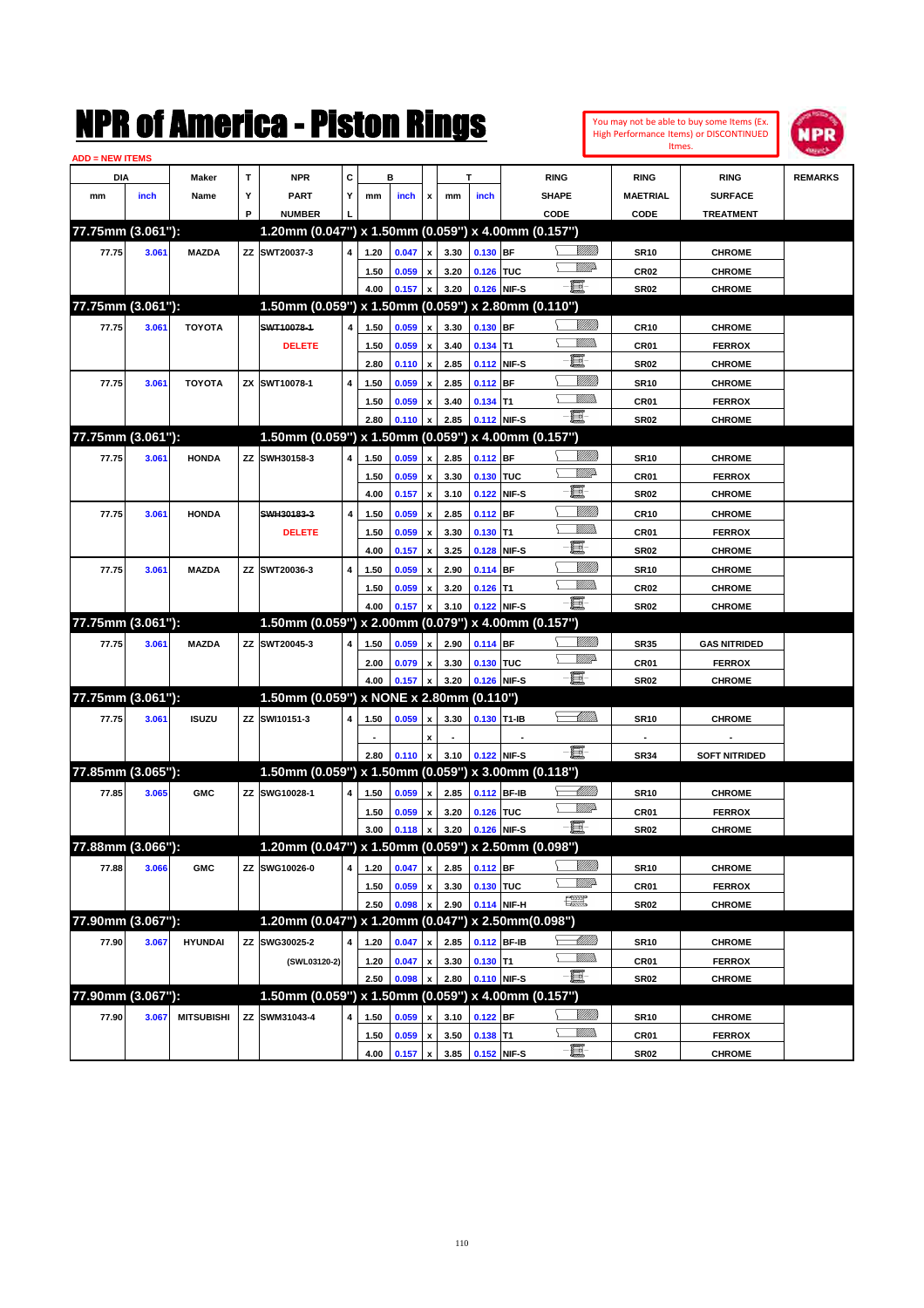# NPR of America - Piston Rings

You may not be able to buy some Items (Ex. High Performance Items) or DISCONTINUED Itmes.

ADD = NEW ITEMS

| DIA mm | DIA inch | Maker Name | TYP | NPR PART NUMBER | CYL | B mm | B inch | x | T mm | T inch | RING SHAPE CODE | RING MAETRIAL CODE | RING SURFACE TREATMENT | REMARKS |
|---|---|---|---|---|---|---|---|---|---|---|---|---|---|---|
| **77.75mm (3.061"):** | | | | **1.20mm (0.047") x 1.50mm (0.059") x 4.00mm (0.157")** | | | | | | | | | | |
| 77.75 | 3.061 | MAZDA | ZZ | SWT20037-3 | 4 | 1.20 | 0.047 | x | 3.30 | 0.130 | BF | SR10 | CHROME | |
| | | | | | | 1.50 | 0.059 | x | 3.20 | 0.126 | TUC | CR02 | CHROME | |
| | | | | | | 4.00 | 0.157 | x | 3.20 | 0.126 | NIF-S | SR02 | CHROME | |
| **77.75mm (3.061"):** | | | | **1.50mm (0.059") x 1.50mm (0.059") x 2.80mm (0.110")** | | | | | | | | | | |
| 77.75 | 3.061 | TOYOTA | | ~~SWT10078-1~~ | 4 | 1.50 | 0.059 | x | 3.30 | 0.130 | BF | CR10 | CHROME | |
| | | | | DELETE | | 1.50 | 0.059 | x | 3.40 | 0.134 | T1 | CR01 | FERROX | |
| | | | | | | 2.80 | 0.110 | x | 2.85 | 0.112 | NIF-S | SR02 | CHROME | |
| 77.75 | 3.061 | TOYOTA | ZX | SWT10078-1 | 4 | 1.50 | 0.059 | x | 2.85 | 0.112 | BF | SR10 | CHROME | |
| | | | | | | 1.50 | 0.059 | x | 3.40 | 0.134 | T1 | CR01 | FERROX | |
| | | | | | | 2.80 | 0.110 | x | 2.85 | 0.112 | NIF-S | SR02 | CHROME | |
| **77.75mm (3.061"):** | | | | **1.50mm (0.059") x 1.50mm (0.059") x 4.00mm (0.157")** | | | | | | | | | | |
| 77.75 | 3.061 | HONDA | ZZ | SWH30158-3 | 4 | 1.50 | 0.059 | x | 2.85 | 0.112 | BF | SR10 | CHROME | |
| | | | | | | 1.50 | 0.059 | x | 3.30 | 0.130 | TUC | CR01 | FERROX | |
| | | | | | | 4.00 | 0.157 | x | 3.10 | 0.122 | NIF-S | SR02 | CHROME | |
| 77.75 | 3.061 | HONDA | | ~~SWH30183-3~~ | 4 | 1.50 | 0.059 | x | 2.85 | 0.112 | BF | CR10 | CHROME | |
| | | | | DELETE | | 1.50 | 0.059 | x | 3.30 | 0.130 | T1 | CR01 | FERROX | |
| | | | | | | 4.00 | 0.157 | x | 3.25 | 0.128 | NIF-S | SR02 | CHROME | |
| 77.75 | 3.061 | MAZDA | ZZ | SWT20036-3 | 4 | 1.50 | 0.059 | x | 2.90 | 0.114 | BF | SR10 | CHROME | |
| | | | | | | 1.50 | 0.059 | x | 3.20 | 0.126 | T1 | CR02 | CHROME | |
| | | | | | | 4.00 | 0.157 | x | 3.10 | 0.122 | NIF-S | SR02 | CHROME | |
| **77.75mm (3.061"):** | | | | **1.50mm (0.059") x 2.00mm (0.079") x 4.00mm (0.157")** | | | | | | | | | | |
| 77.75 | 3.061 | MAZDA | ZZ | SWT20045-3 | 4 | 1.50 | 0.059 | x | 2.90 | 0.114 | BF | SR35 | GAS NITRIDED | |
| | | | | | | 2.00 | 0.079 | x | 3.30 | 0.130 | TUC | CR01 | FERROX | |
| | | | | | | 4.00 | 0.157 | x | 3.20 | 0.126 | NIF-S | SR02 | CHROME | |
| **77.75mm (3.061"):** | | | | **1.50mm (0.059") x NONE x 2.80mm (0.110")** | | | | | | | | | | |
| 77.75 | 3.061 | ISUZU | ZZ | SWI10151-3 | 4 | 1.50 | 0.059 | x | 3.30 | 0.130 | T1-IB | SR10 | CHROME | |
| | | | | | | - | | x | - | | - | - | - | |
| | | | | | | 2.80 | 0.110 | x | 3.10 | 0.122 | NIF-S | SR34 | SOFT NITRIDED | |
| **77.85mm (3.065"):** | | | | **1.50mm (0.059") x 1.50mm (0.059") x 3.00mm (0.118")** | | | | | | | | | | |
| 77.85 | 3.065 | GMC | ZZ | SWG10028-1 | 4 | 1.50 | 0.059 | x | 2.85 | 0.112 | BF-IB | SR10 | CHROME | |
| | | | | | | 1.50 | 0.059 | x | 3.20 | 0.126 | TUC | CR01 | FERROX | |
| | | | | | | 3.00 | 0.118 | x | 3.20 | 0.126 | NIF-S | SR02 | CHROME | |
| **77.88mm (3.066"):** | | | | **1.20mm (0.047") x 1.50mm (0.059") x 2.50mm (0.098")** | | | | | | | | | | |
| 77.88 | 3.066 | GMC | ZZ | SWG10026-0 | 4 | 1.20 | 0.047 | x | 2.85 | 0.112 | BF | SR10 | CHROME | |
| | | | | | | 1.50 | 0.059 | x | 3.30 | 0.130 | TUC | CR01 | FERROX | |
| | | | | | | 2.50 | 0.098 | x | 2.90 | 0.114 | NIF-H | SR02 | CHROME | |
| **77.90mm (3.067"):** | | | | **1.20mm (0.047") x 1.20mm (0.047") x 2.50mm(0.098")** | | | | | | | | | | |
| 77.90 | 3.067 | HYUNDAI | ZZ | SWG30025-2 | 4 | 1.20 | 0.047 | x | 2.85 | 0.112 | BF-IB | SR10 | CHROME | |
| | | | | (SWL03120-2) | | 1.20 | 0.047 | x | 3.30 | 0.130 | T1 | CR01 | FERROX | |
| | | | | | | 2.50 | 0.098 | x | 2.80 | 0.110 | NIF-S | SR02 | CHROME | |
| **77.90mm (3.067"):** | | | | **1.50mm (0.059") x 1.50mm (0.059") x 4.00mm (0.157")** | | | | | | | | | | |
| 77.90 | 3.067 | MITSUBISHI | ZZ | SWM31043-4 | 4 | 1.50 | 0.059 | x | 3.10 | 0.122 | BF | SR10 | CHROME | |
| | | | | | | 1.50 | 0.059 | x | 3.50 | 0.138 | T1 | CR01 | FERROX | |
| | | | | | | 4.00 | 0.157 | x | 3.85 | 0.152 | NIF-S | SR02 | CHROME | |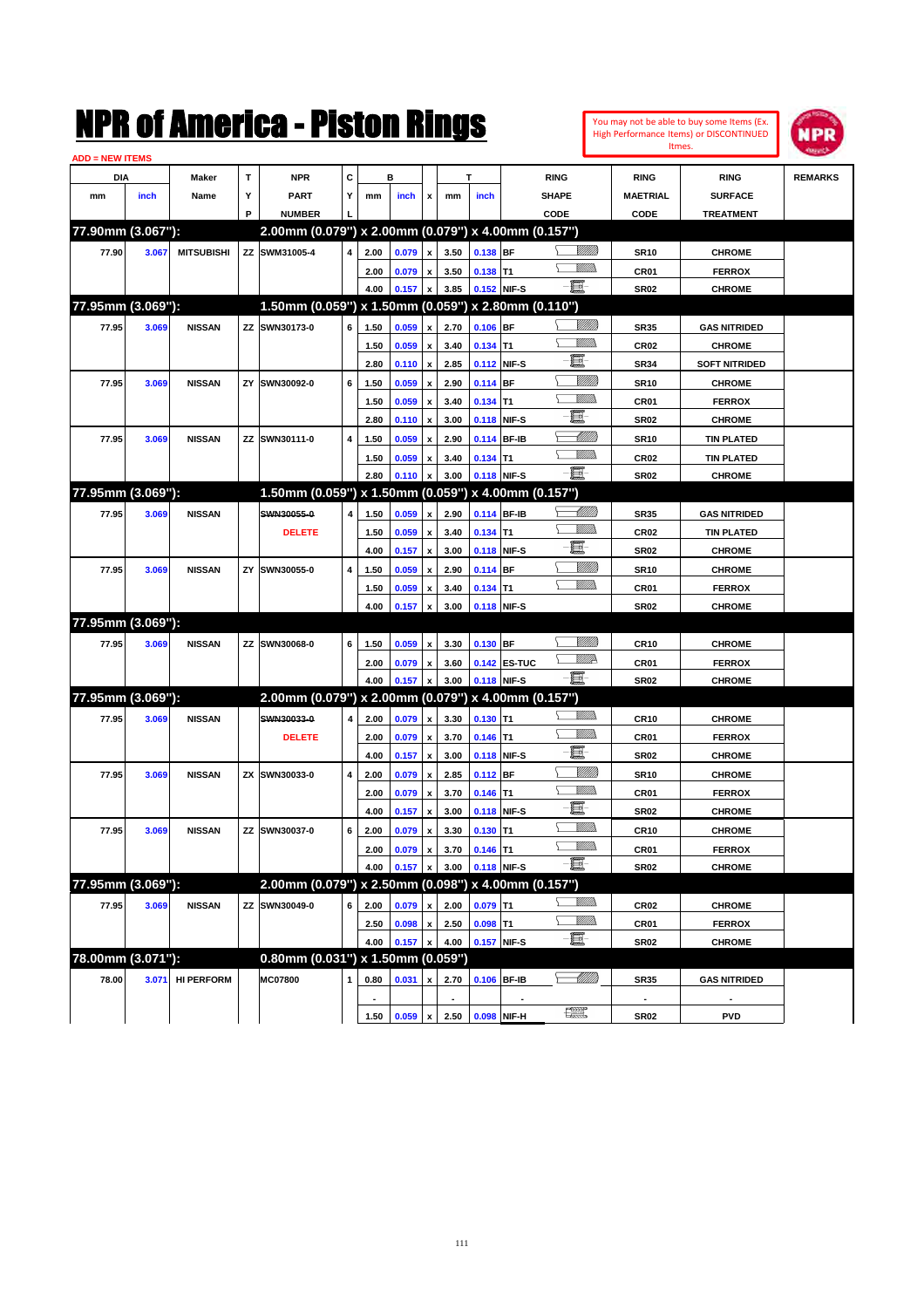# NPR of America - Piston Rings

You may not be able to buy some Items (Ex. High Performance Items) or DISCONTINUED Itmes.

ADD = NEW ITEMS

| DIA mm | DIA inch | Maker Name | TYP | NPR PART NUMBER | CYL | B mm | B inch | x | T mm | T inch | RING SHAPE CODE | RING MAETRIAL CODE | RING SURFACE TREATMENT | REMARKS |
|---|---|---|---|---|---|---|---|---|---|---|---|---|---|---|
| **77.90mm (3.067"):** | | | | **2.00mm (0.079") x 2.00mm (0.079") x 4.00mm (0.157")** | | | | | | | | | | |
| 77.90 | 3.067 | MITSUBISHI | ZZ | SWM31005-4 | 4 | 2.00 | 0.079 | x | 3.50 | 0.138 | BF | SR10 | CHROME | |
| | | | | | | 2.00 | 0.079 | x | 3.50 | 0.138 | T1 | CR01 | FERROX | |
| | | | | | | 4.00 | 0.157 | x | 3.85 | 0.152 | NIF-S | SR02 | CHROME | |
| **77.95mm (3.069"):** | | | | **1.50mm (0.059") x 1.50mm (0.059") x 2.80mm (0.110")** | | | | | | | | | | |
| 77.95 | 3.069 | NISSAN | ZZ | SWN30173-0 | 6 | 1.50 | 0.059 | x | 2.70 | 0.106 | BF | SR35 | GAS NITRIDED | |
| | | | | | | 1.50 | 0.059 | x | 3.40 | 0.134 | T1 | CR02 | CHROME | |
| | | | | | | 2.80 | 0.110 | x | 2.85 | 0.112 | NIF-S | SR34 | SOFT NITRIDED | |
| 77.95 | 3.069 | NISSAN | ZY | SWN30092-0 | 6 | 1.50 | 0.059 | x | 2.90 | 0.114 | BF | SR10 | CHROME | |
| | | | | | | 1.50 | 0.059 | x | 3.40 | 0.134 | T1 | CR01 | FERROX | |
| | | | | | | 2.80 | 0.110 | x | 3.00 | 0.118 | NIF-S | SR02 | CHROME | |
| 77.95 | 3.069 | NISSAN | ZZ | SWN30111-0 | 4 | 1.50 | 0.059 | x | 2.90 | 0.114 | BF-IB | SR10 | TIN PLATED | |
| | | | | | | 1.50 | 0.059 | x | 3.40 | 0.134 | T1 | CR02 | TIN PLATED | |
| | | | | | | 2.80 | 0.110 | x | 3.00 | 0.118 | NIF-S | SR02 | CHROME | |
| **77.95mm (3.069"):** | | | | **1.50mm (0.059") x 1.50mm (0.059") x 4.00mm (0.157")** | | | | | | | | | | |
| 77.95 | 3.069 | NISSAN | | ~~SWN30055-0~~ | 4 | 1.50 | 0.059 | x | 2.90 | 0.114 | BF-IB | SR35 | GAS NITRIDED | |
| | | | | DELETE | | 1.50 | 0.059 | x | 3.40 | 0.134 | T1 | CR02 | TIN PLATED | |
| | | | | | | 4.00 | 0.157 | x | 3.00 | 0.118 | NIF-S | SR02 | CHROME | |
| 77.95 | 3.069 | NISSAN | ZY | SWN30055-0 | 4 | 1.50 | 0.059 | x | 2.90 | 0.114 | BF | SR10 | CHROME | |
| | | | | | | 1.50 | 0.059 | x | 3.40 | 0.134 | T1 | CR01 | FERROX | |
| | | | | | | 4.00 | 0.157 | x | 3.00 | 0.118 | NIF-S | SR02 | CHROME | |
| **77.95mm (3.069"):** | | | | | | | | | | | | | | |
| 77.95 | 3.069 | NISSAN | ZZ | SWN30068-0 | 6 | 1.50 | 0.059 | x | 3.30 | 0.130 | BF | CR10 | CHROME | |
| | | | | | | 2.00 | 0.079 | x | 3.60 | 0.142 | ES-TUC | CR01 | FERROX | |
| | | | | | | 4.00 | 0.157 | x | 3.00 | 0.118 | NIF-S | SR02 | CHROME | |
| **77.95mm (3.069"):** | | | | **2.00mm (0.079") x 2.00mm (0.079") x 4.00mm (0.157")** | | | | | | | | | | |
| 77.95 | 3.069 | NISSAN | | ~~SWN30033-0~~ | 4 | 2.00 | 0.079 | x | 3.30 | 0.130 | T1 | CR10 | CHROME | |
| | | | | DELETE | | 2.00 | 0.079 | x | 3.70 | 0.146 | T1 | CR01 | FERROX | |
| | | | | | | 4.00 | 0.157 | x | 3.00 | 0.118 | NIF-S | SR02 | CHROME | |
| 77.95 | 3.069 | NISSAN | ZX | SWN30033-0 | 4 | 2.00 | 0.079 | x | 2.85 | 0.112 | BF | SR10 | CHROME | |
| | | | | | | 2.00 | 0.079 | x | 3.70 | 0.146 | T1 | CR01 | FERROX | |
| | | | | | | 4.00 | 0.157 | x | 3.00 | 0.118 | NIF-S | SR02 | CHROME | |
| 77.95 | 3.069 | NISSAN | ZZ | SWN30037-0 | 6 | 2.00 | 0.079 | x | 3.30 | 0.130 | T1 | CR10 | CHROME | |
| | | | | | | 2.00 | 0.079 | x | 3.70 | 0.146 | T1 | CR01 | FERROX | |
| | | | | | | 4.00 | 0.157 | x | 3.00 | 0.118 | NIF-S | SR02 | CHROME | |
| **77.95mm (3.069"):** | | | | **2.00mm (0.079") x 2.50mm (0.098") x 4.00mm (0.157")** | | | | | | | | | | |
| 77.95 | 3.069 | NISSAN | ZZ | SWN30049-0 | 6 | 2.00 | 0.079 | x | 2.00 | 0.079 | T1 | CR02 | CHROME | |
| | | | | | | 2.50 | 0.098 | x | 2.50 | 0.098 | T1 | CR01 | FERROX | |
| | | | | | | 4.00 | 0.157 | x | 4.00 | 0.157 | NIF-S | SR02 | CHROME | |
| **78.00mm (3.071"):** | | | | **0.80mm (0.031") x 1.50mm (0.059")** | | | | | | | | | | |
| 78.00 | 3.071 | HI PERFORM | | MC07800 | 1 | 0.80 | 0.031 | x | 2.70 | 0.106 | BF-IB | SR35 | GAS NITRIDED | |
| | | | | | | - | | | - | | - | - | - | |
| | | | | | | 1.50 | 0.059 | x | 2.50 | 0.098 | NIF-H | SR02 | PVD | |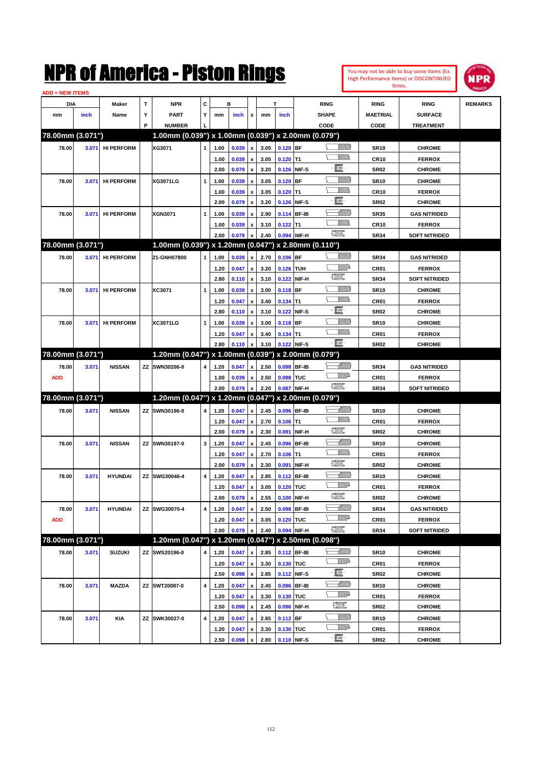# NPR of America - Piston Rings

You may not be able to buy some Items (Ex. High Performance Items) or DISCONTINUED Itmes.

ADD = NEW ITEMS

| DIA mm | DIA inch | Maker Name | TYP | NPR PART NUMBER | CYL | B mm | B inch | x | T mm | T inch | RING SHAPE CODE | RING MAETRIAL CODE | RING SURFACE TREATMENT | REMARKS |
|---|---|---|---|---|---|---|---|---|---|---|---|---|---|---|
| **78.00mm (3.071")** | | | | **1.00mm (0.039") x 1.00mm (0.039") x 2.00mm (0.079")** | | | | | | | | | | |
| 78.00 | 3.071 | HI PERFORM | | XG3071 | 1 | 1.00 | 0.039 | x | 3.05 | 0.120 | BF | SR10 | CHROME | |
| | | | | | | 1.00 | 0.039 | x | 3.05 | 0.120 | T1 | CR10 | FERROX | |
| | | | | | | 2.00 | 0.079 | x | 3.20 | 0.126 | NIF-S | SR02 | CHROME | |
| 78.00 | 3.071 | HI PERFORM | | XG3071LG | 1 | 1.00 | 0.039 | x | 3.05 | 0.120 | BF | SR10 | CHROME | |
| | | | | | | 1.00 | 0.039 | x | 3.05 | 0.120 | T1 | CR10 | FERROX | |
| | | | | | | 2.00 | 0.079 | x | 3.20 | 0.126 | NIF-S | SR02 | CHROME | |
| 78.00 | 3.071 | HI PERFORM | | XGN3071 | 1 | 1.00 | 0.039 | x | 2.90 | 0.114 | BF-IB | SR35 | GAS NITRIDED | |
| | | | | | | 1.00 | 0.039 | x | 3.10 | 0.122 | T1 | CR10 | FERROX | |
| | | | | | | 2.00 | 0.079 | x | 2.40 | 0.094 | NIF-H | SR34 | SOFT NITRIDED | |
| **78.00mm (3.071")** | | | | **1.00mm (0.039") x 1.20mm (0.047") x 2.80mm (0.110")** | | | | | | | | | | |
| 78.00 | 3.071 | HI PERFORM | | 21-GNH07800 | 1 | 1.00 | 0.039 | x | 2.70 | 0.106 | BF | SR34 | GAS NITRIDED | |
| | | | | | | 1.20 | 0.047 | x | 3.20 | 0.126 | TUH | CR01 | FERROX | |
| | | | | | | 2.80 | 0.110 | x | 3.10 | 0.122 | NIF-H | SR34 | SOFT NITRIDED | |
| 78.00 | 3.071 | HI PERFORM | | XC3071 | 1 | 1.00 | 0.039 | x | 3.00 | 0.118 | BF | SR10 | CHROME | |
| | | | | | | 1.20 | 0.047 | x | 3.40 | 0.134 | T1 | CR01 | FERROX | |
| | | | | | | 2.80 | 0.110 | x | 3.10 | 0.122 | NIF-S | SR02 | CHROME | |
| 78.00 | 3.071 | HI PERFORM | | XC3071LG | 1 | 1.00 | 0.039 | x | 3.00 | 0.118 | BF | SR10 | CHROME | |
| | | | | | | 1.20 | 0.047 | x | 3.40 | 0.134 | T1 | CR01 | FERROX | |
| | | | | | | 2.80 | 0.110 | x | 3.10 | 0.122 | NIF-S | SR02 | CHROME | |
| **78.00mm (3.071")** | | | | **1.20mm (0.047") x 1.00mm (0.039") x 2.00mm (0.079")** | | | | | | | | | | |
| 78.00 | 3.071 | NISSAN | ZZ | SWN30206-0 | 4 | 1.20 | 0.047 | x | 2.50 | 0.098 | BF-IB | SR34 | GAS NITRIDED | |
| ADD | | | | | | 1.00 | 0.039 | x | 2.50 | 0.098 | TUC | CR01 | FERROX | |
| | | | | | | 2.00 | 0.079 | x | 2.20 | 0.087 | NIF-H | SR34 | SOFT NITRIDED | |
| **78.00mm (3.071")** | | | | **1.20mm (0.047") x 1.20mm (0.047") x 2.00mm (0.079")** | | | | | | | | | | |
| 78.00 | 3.071 | NISSAN | ZZ | SWN30196-0 | 4 | 1.20 | 0.047 | x | 2.45 | 0.096 | BF-IB | SR10 | CHROME | |
| | | | | | | 1.20 | 0.047 | x | 2.70 | 0.106 | T1 | CR01 | FERROX | |
| | | | | | | 2.00 | 0.079 | x | 2.30 | 0.091 | NIF-H | SR02 | CHROME | |
| 78.00 | 3.071 | NISSAN | ZZ | SWN30197-0 | 3 | 1.20 | 0.047 | x | 2.45 | 0.096 | BF-IB | SR10 | CHROME | |
| | | | | | | 1.20 | 0.047 | x | 2.70 | 0.106 | T1 | CR01 | FERROX | |
| | | | | | | 2.00 | 0.079 | x | 2.30 | 0.091 | NIF-H | SR02 | CHROME | |
| 78.00 | 3.071 | HYUNDAI | ZZ | SWG30046-4 | 4 | 1.20 | 0.047 | x | 2.85 | 0.112 | BF-IB | SR10 | CHROME | |
| | | | | | | 1.20 | 0.047 | x | 3.05 | 0.120 | TUC | CR01 | FERROX | |
| | | | | | | 2.00 | 0.079 | x | 2.55 | 0.100 | NIF-H | SR02 | CHROME | |
| 78.00 | 3.071 | HYUNDAI | ZZ | SWG30070-4 | 4 | 1.20 | 0.047 | x | 2.50 | 0.098 | BF-IB | SR34 | GAS NITRIDED | |
| ADD | | | | | | 1.20 | 0.047 | x | 3.05 | 0.120 | TUC | CR01 | FERROX | |
| | | | | | | 2.00 | 0.079 | x | 2.40 | 0.094 | NIF-H | SR34 | SOFT NITRIDED | |
| **78.00mm (3.071")** | | | | **1.20mm (0.047") x 1.20mm (0.047") x 2.50mm (0.098")** | | | | | | | | | | |
| 78.00 | 3.071 | SUZUKI | ZZ | SWS20196-0 | 4 | 1.20 | 0.047 | x | 2.85 | 0.112 | BF-IB | SR10 | CHROME | |
| | | | | | | 1.20 | 0.047 | x | 3.30 | 0.130 | TUC | CR01 | FERROX | |
| | | | | | | 2.50 | 0.098 | x | 2.85 | 0.112 | NIF-S | SR02 | CHROME | |
| 78.00 | 3.071 | MAZDA | ZZ | SWT20087-0 | 4 | 1.20 | 0.047 | x | 2.45 | 0.096 | BF-IB | SR10 | CHROME | |
| | | | | | | 1.20 | 0.047 | x | 3.30 | 0.130 | TUC | CR01 | FERROX | |
| | | | | | | 2.50 | 0.098 | x | 2.45 | 0.096 | NIF-H | SR02 | CHROME | |
| 78.00 | 3.071 | KIA | ZZ | SWK30027-0 | 4 | 1.20 | 0.047 | x | 2.85 | 0.112 | BF | SR10 | CHROME | |
| | | | | | | 1.20 | 0.047 | x | 3.30 | 0.130 | TUC | CR01 | FERROX | |
| | | | | | | 2.50 | 0.098 | x | 2.80 | 0.110 | NIF-S | SR02 | CHROME | |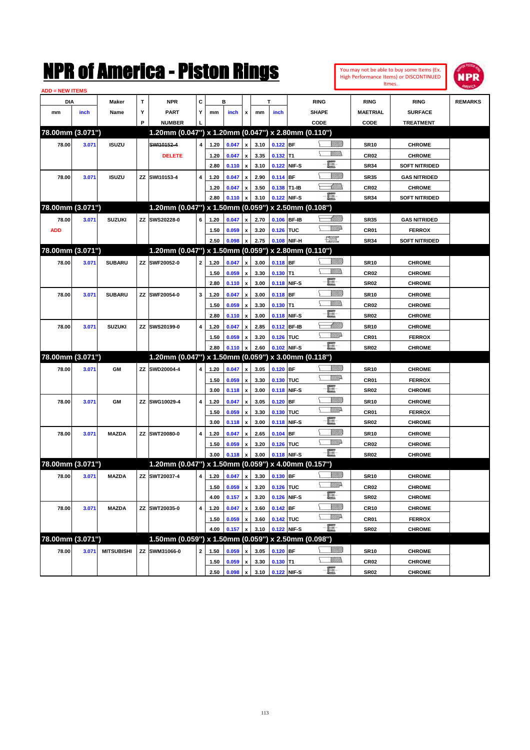# NPR of America - Piston Rings

You may not be able to buy some Items (Ex. High Performance Items) or DISCONTINUED Itmes.

ADD = NEW ITEMS

| DIA mm | DIA inch | Maker Name | TYP | NPR PART NUMBER | CYL | B mm | B inch | x | T mm | T inch | RING SHAPE CODE | RING MAETRIAL CODE | RING SURFACE TREATMENT | REMARKS |
|---|---|---|---|---|---|---|---|---|---|---|---|---|---|---|
| **78.00mm (3.071")** | | | | **1.20mm (0.047") x 1.20mm (0.047") x 2.80mm (0.110")** | | | | | | | | | | |
| 78.00 | 3.071 | ISUZU | | ~~SWI10152-4~~ | 4 | 1.20 | 0.047 | x | 3.10 | 0.122 | BF | SR10 | CHROME | |
| | | | | DELETE | | 1.20 | 0.047 | x | 3.35 | 0.132 | T1 | CR02 | CHROME | |
| | | | | | | 2.80 | 0.110 | x | 3.10 | 0.122 | NIF-S | SR34 | SOFT NITRIDED | |
| 78.00 | 3.071 | ISUZU | ZZ | SWI10153-4 | 4 | 1.20 | 0.047 | x | 2.90 | 0.114 | BF | SR35 | GAS NITRIDED | |
| | | | | | | 1.20 | 0.047 | x | 3.50 | 0.138 | T1-IB | CR02 | CHROME | |
| | | | | | | 2.80 | 0.110 | x | 3.10 | 0.122 | NIF-S | SR34 | SOFT NITRIDED | |
| **78.00mm (3.071")** | | | | **1.20mm (0.047") x 1.50mm (0.059") x 2.50mm (0.108")** | | | | | | | | | | |
| 78.00 | 3.071 | SUZUKI | ZZ | SWS20228-0 | 6 | 1.20 | 0.047 | x | 2.70 | 0.106 | BF-IB | SR35 | GAS NITRIDED | |
| ADD | | | | | | 1.50 | 0.059 | x | 3.20 | 0.126 | TUC | CR01 | FERROX | |
| | | | | | | 2.50 | 0.098 | x | 2.75 | 0.108 | NIF-H | SR34 | SOFT NITRIDED | |
| **78.00mm (3.071")** | | | | **1.20mm (0.047") x 1.50mm (0.059") x 2.80mm (0.110")** | | | | | | | | | | |
| 78.00 | 3.071 | SUBARU | ZZ | SWF20052-0 | 2 | 1.20 | 0.047 | x | 3.00 | 0.118 | BF | SR10 | CHROME | |
| | | | | | | 1.50 | 0.059 | x | 3.30 | 0.130 | T1 | CR02 | CHROME | |
| | | | | | | 2.80 | 0.110 | x | 3.00 | 0.118 | NIF-S | SR02 | CHROME | |
| 78.00 | 3.071 | SUBARU | ZZ | SWF20054-0 | 3 | 1.20 | 0.047 | x | 3.00 | 0.118 | BF | SR10 | CHROME | |
| | | | | | | 1.50 | 0.059 | x | 3.30 | 0.130 | T1 | CR02 | CHROME | |
| | | | | | | 2.80 | 0.110 | x | 3.00 | 0.118 | NIF-S | SR02 | CHROME | |
| 78.00 | 3.071 | SUZUKI | ZZ | SWS20199-0 | 4 | 1.20 | 0.047 | x | 2.85 | 0.112 | BF-IB | SR10 | CHROME | |
| | | | | | | 1.50 | 0.059 | x | 3.20 | 0.126 | TUC | CR01 | FERROX | |
| | | | | | | 2.80 | 0.110 | x | 2.60 | 0.102 | NIF-S | SR02 | CHROME | |
| **78.00mm (3.071")** | | | | **1.20mm (0.047") x 1.50mm (0.059") x 3.00mm (0.118")** | | | | | | | | | | |
| 78.00 | 3.071 | GM | ZZ | SWD20004-4 | 4 | 1.20 | 0.047 | x | 3.05 | 0.120 | BF | SR10 | CHROME | |
| | | | | | | 1.50 | 0.059 | x | 3.30 | 0.130 | TUC | CR01 | FERROX | |
| | | | | | | 3.00 | 0.118 | x | 3.00 | 0.118 | NIF-S | SR02 | CHROME | |
| 78.00 | 3.071 | GM | ZZ | SWG10029-4 | 4 | 1.20 | 0.047 | x | 3.05 | 0.120 | BF | SR10 | CHROME | |
| | | | | | | 1.50 | 0.059 | x | 3.30 | 0.130 | TUC | CR01 | FERROX | |
| | | | | | | 3.00 | 0.118 | x | 3.00 | 0.118 | NIF-S | SR02 | CHROME | |
| 78.00 | 3.071 | MAZDA | ZZ | SWT20080-0 | 4 | 1.20 | 0.047 | x | 2.65 | 0.104 | BF | SR10 | CHROME | |
| | | | | | | 1.50 | 0.059 | x | 3.20 | 0.126 | TUC | CR02 | CHROME | |
| | | | | | | 3.00 | 0.118 | x | 3.00 | 0.118 | NIF-S | SR02 | CHROME | |
| **78.00mm (3.071")** | | | | **1.20mm (0.047") x 1.50mm (0.059") x 4.00mm (0.157")** | | | | | | | | | | |
| 78.00 | 3.071 | MAZDA | ZZ | SWT20037-4 | 4 | 1.20 | 0.047 | x | 3.30 | 0.130 | BF | SR10 | CHROME | |
| | | | | | | 1.50 | 0.059 | x | 3.20 | 0.126 | TUC | CR02 | CHROME | |
| | | | | | | 4.00 | 0.157 | x | 3.20 | 0.126 | NIF-S | SR02 | CHROME | |
| 78.00 | 3.071 | MAZDA | ZZ | SWT20035-0 | 4 | 1.20 | 0.047 | x | 3.60 | 0.142 | BF | CR10 | CHROME | |
| | | | | | | 1.50 | 0.059 | x | 3.60 | 0.142 | TUC | CR01 | FERROX | |
| | | | | | | 4.00 | 0.157 | x | 3.10 | 0.122 | NIF-S | SR02 | CHROME | |
| **78.00mm (3.071")** | | | | **1.50mm (0.059") x 1.50mm (0.059") x 2.50mm (0.098")** | | | | | | | | | | |
| 78.00 | 3.071 | MITSUBISHI | ZZ | SWM31066-0 | 2 | 1.50 | 0.059 | x | 3.05 | 0.120 | BF | SR10 | CHROME | |
| | | | | | | 1.50 | 0.059 | x | 3.30 | 0.130 | T1 | CR02 | CHROME | |
| | | | | | | 2.50 | 0.098 | x | 3.10 | 0.122 | NIF-S | SR02 | CHROME | |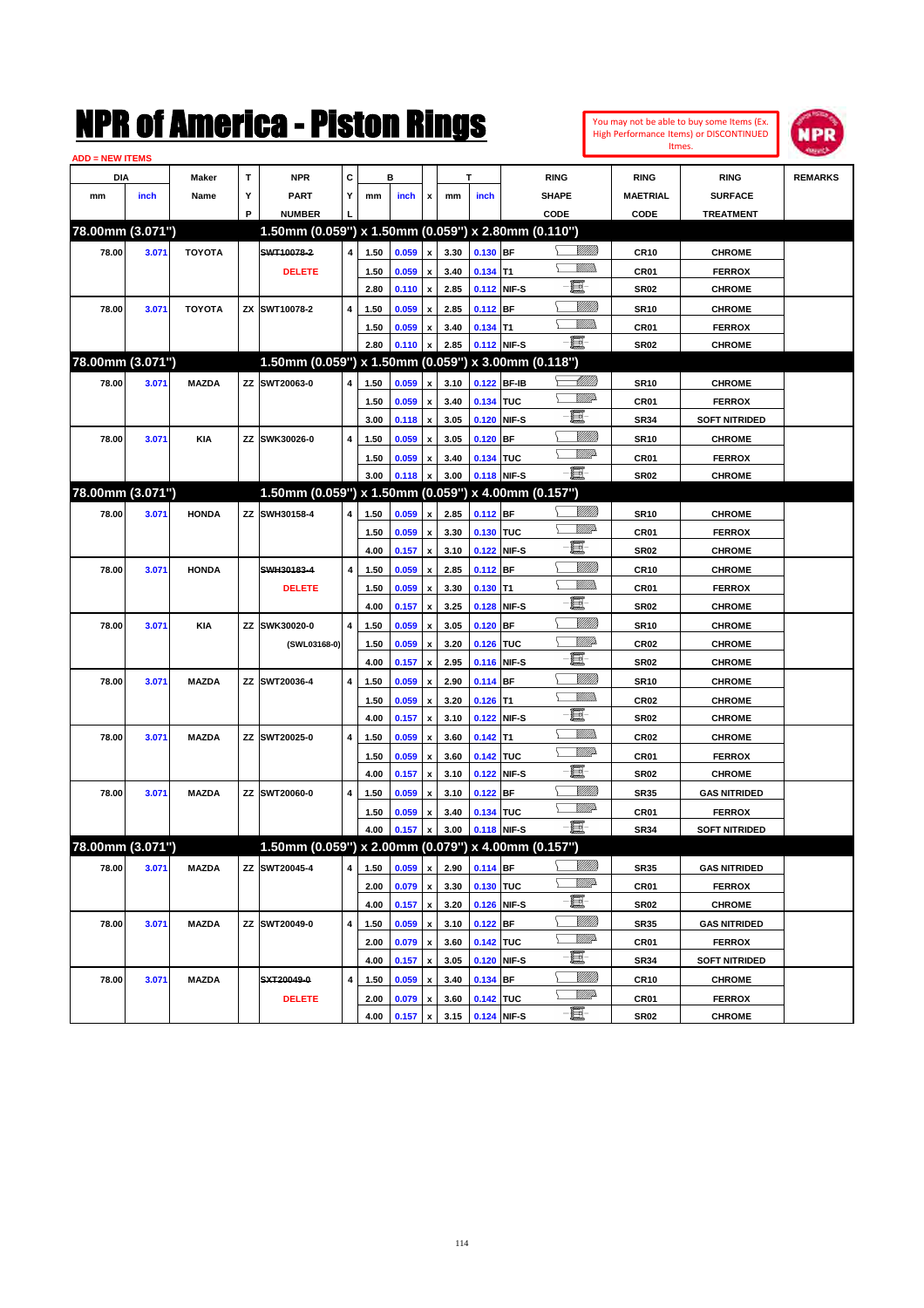# NPR of America - Piston Rings

You may not be able to buy some Items (Ex. High Performance Items) or DISCONTINUED Itmes.

ADD = NEW ITEMS

| DIA mm | DIA inch | Maker Name | TYP | NPR PART NUMBER | CYL | B mm | B inch | x | T mm | T inch | RING SHAPE CODE | RING MAETRIAL CODE | RING SURFACE TREATMENT | REMARKS |
|---|---|---|---|---|---|---|---|---|---|---|---|---|---|---|
| **78.00mm (3.071")** | | | | **1.50mm (0.059") x 1.50mm (0.059") x 2.80mm (0.110")** | | | | | | | | | | |
| 78.00 | 3.071 | TOYOTA | | ~~SWT10078-2~~ | 4 | 1.50 | 0.059 | x | 3.30 | 0.130 | BF | CR10 | CHROME | |
| | | | | DELETE | | 1.50 | 0.059 | x | 3.40 | 0.134 | T1 | CR01 | FERROX | |
| | | | | | | 2.80 | 0.110 | x | 2.85 | 0.112 | NIF-S | SR02 | CHROME | |
| 78.00 | 3.071 | TOYOTA | ZX | SWT10078-2 | 4 | 1.50 | 0.059 | x | 2.85 | 0.112 | BF | SR10 | CHROME | |
| | | | | | | 1.50 | 0.059 | x | 3.40 | 0.134 | T1 | CR01 | FERROX | |
| | | | | | | 2.80 | 0.110 | x | 2.85 | 0.112 | NIF-S | SR02 | CHROME | |
| **78.00mm (3.071")** | | | | **1.50mm (0.059") x 1.50mm (0.059") x 3.00mm (0.118")** | | | | | | | | | | |
| 78.00 | 3.071 | MAZDA | ZZ | SWT20063-0 | 4 | 1.50 | 0.059 | x | 3.10 | 0.122 | BF-IB | SR10 | CHROME | |
| | | | | | | 1.50 | 0.059 | x | 3.40 | 0.134 | TUC | CR01 | FERROX | |
| | | | | | | 3.00 | 0.118 | x | 3.05 | 0.120 | NIF-S | SR34 | SOFT NITRIDED | |
| 78.00 | 3.071 | KIA | ZZ | SWK30026-0 | 4 | 1.50 | 0.059 | x | 3.05 | 0.120 | BF | SR10 | CHROME | |
| | | | | | | 1.50 | 0.059 | x | 3.40 | 0.134 | TUC | CR01 | FERROX | |
| | | | | | | 3.00 | 0.118 | x | 3.00 | 0.118 | NIF-S | SR02 | CHROME | |
| **78.00mm (3.071")** | | | | **1.50mm (0.059") x 1.50mm (0.059") x 4.00mm (0.157")** | | | | | | | | | | |
| 78.00 | 3.071 | HONDA | ZZ | SWH30158-4 | 4 | 1.50 | 0.059 | x | 2.85 | 0.112 | BF | SR10 | CHROME | |
| | | | | | | 1.50 | 0.059 | x | 3.30 | 0.130 | TUC | CR01 | FERROX | |
| | | | | | | 4.00 | 0.157 | x | 3.10 | 0.122 | NIF-S | SR02 | CHROME | |
| 78.00 | 3.071 | HONDA | | ~~SWH30183-4~~ | 4 | 1.50 | 0.059 | x | 2.85 | 0.112 | BF | CR10 | CHROME | |
| | | | | DELETE | | 1.50 | 0.059 | x | 3.30 | 0.130 | T1 | CR01 | FERROX | |
| | | | | | | 4.00 | 0.157 | x | 3.25 | 0.128 | NIF-S | SR02 | CHROME | |
| 78.00 | 3.071 | KIA | ZZ | SWK30020-0 | 4 | 1.50 | 0.059 | x | 3.05 | 0.120 | BF | SR10 | CHROME | |
| | | | | (SWL03168-0) | | 1.50 | 0.059 | x | 3.20 | 0.126 | TUC | CR02 | CHROME | |
| | | | | | | 4.00 | 0.157 | x | 2.95 | 0.116 | NIF-S | SR02 | CHROME | |
| 78.00 | 3.071 | MAZDA | ZZ | SWT20036-4 | 4 | 1.50 | 0.059 | x | 2.90 | 0.114 | BF | SR10 | CHROME | |
| | | | | | | 1.50 | 0.059 | x | 3.20 | 0.126 | T1 | CR02 | CHROME | |
| | | | | | | 4.00 | 0.157 | x | 3.10 | 0.122 | NIF-S | SR02 | CHROME | |
| 78.00 | 3.071 | MAZDA | ZZ | SWT20025-0 | 4 | 1.50 | 0.059 | x | 3.60 | 0.142 | T1 | CR02 | CHROME | |
| | | | | | | 1.50 | 0.059 | x | 3.60 | 0.142 | TUC | CR01 | FERROX | |
| | | | | | | 4.00 | 0.157 | x | 3.10 | 0.122 | NIF-S | SR02 | CHROME | |
| 78.00 | 3.071 | MAZDA | ZZ | SWT20060-0 | 4 | 1.50 | 0.059 | x | 3.10 | 0.122 | BF | SR35 | GAS NITRIDED | |
| | | | | | | 1.50 | 0.059 | x | 3.40 | 0.134 | TUC | CR01 | FERROX | |
| | | | | | | 4.00 | 0.157 | x | 3.00 | 0.118 | NIF-S | SR34 | SOFT NITRIDED | |
| **78.00mm (3.071")** | | | | **1.50mm (0.059") x 2.00mm (0.079") x 4.00mm (0.157")** | | | | | | | | | | |
| 78.00 | 3.071 | MAZDA | ZZ | SWT20045-4 | 4 | 1.50 | 0.059 | x | 2.90 | 0.114 | BF | SR35 | GAS NITRIDED | |
| | | | | | | 2.00 | 0.079 | x | 3.30 | 0.130 | TUC | CR01 | FERROX | |
| | | | | | | 4.00 | 0.157 | x | 3.20 | 0.126 | NIF-S | SR02 | CHROME | |
| 78.00 | 3.071 | MAZDA | ZZ | SWT20049-0 | 4 | 1.50 | 0.059 | x | 3.10 | 0.122 | BF | SR35 | GAS NITRIDED | |
| | | | | | | 2.00 | 0.079 | x | 3.60 | 0.142 | TUC | CR01 | FERROX | |
| | | | | | | 4.00 | 0.157 | x | 3.05 | 0.120 | NIF-S | SR34 | SOFT NITRIDED | |
| 78.00 | 3.071 | MAZDA | | ~~SXT20049-0~~ | 4 | 1.50 | 0.059 | x | 3.40 | 0.134 | BF | CR10 | CHROME | |
| | | | | DELETE | | 2.00 | 0.079 | x | 3.60 | 0.142 | TUC | CR01 | FERROX | |
| | | | | | | 4.00 | 0.157 | x | 3.15 | 0.124 | NIF-S | SR02 | CHROME | |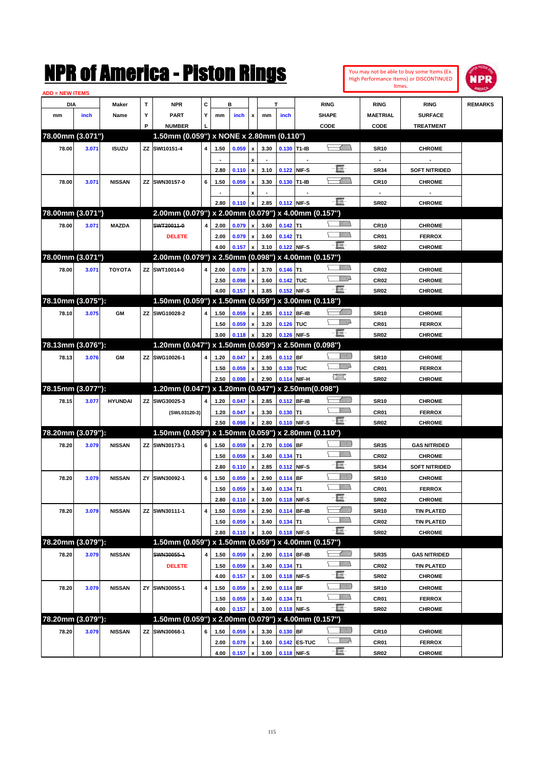# NPR of America - Piston Rings

You may not be able to buy some Items (Ex. High Performance Items) or DISCONTINUED Itmes.

ADD = NEW ITEMS

| DIA mm | DIA inch | Maker Name | TYP | NPR PART NUMBER | CYL | B mm | B inch | x | T mm | T inch | RING SHAPE CODE | RING MAETRIAL CODE | RING SURFACE TREATMENT | REMARKS |
|---|---|---|---|---|---|---|---|---|---|---|---|---|---|---|
| **78.00mm (3.071")** | | | | **1.50mm (0.059") x NONE x 2.80mm (0.110")** | | | | | | | | | | |
| 78.00 | 3.071 | ISUZU | ZZ | SWI10151-4 | 4 | 1.50 | 0.059 | x | 3.30 | 0.130 | T1-IB | SR10 | CHROME | |
| | | | | | | - | | x | - | | - | - | - | |
| | | | | | | 2.80 | 0.110 | x | 3.10 | 0.122 | NIF-S | SR34 | SOFT NITRIDED | |
| 78.00 | 3.071 | NISSAN | ZZ | SWN30157-0 | 6 | 1.50 | 0.059 | x | 3.30 | 0.130 | T1-IB | CR10 | CHROME | |
| | | | | | | - | | x | - | | - | - | - | |
| | | | | | | 2.80 | 0.110 | x | 2.85 | 0.112 | NIF-S | SR02 | CHROME | |
| **78.00mm (3.071")** | | | | **2.00mm (0.079") x 2.00mm (0.079") x 4.00mm (0.157")** | | | | | | | | | | |
| 78.00 | 3.071 | MAZDA | | ~~SWT20011-0~~ | 4 | 2.00 | 0.079 | x | 3.60 | 0.142 | T1 | CR10 | CHROME | |
| | | | | DELETE | | 2.00 | 0.079 | x | 3.60 | 0.142 | T1 | CR01 | FERROX | |
| | | | | | | 4.00 | 0.157 | x | 3.10 | 0.122 | NIF-S | SR02 | CHROME | |
| **78.00mm (3.071")** | | | | **2.00mm (0.079") x 2.50mm (0.098") x 4.00mm (0.157")** | | | | | | | | | | |
| 78.00 | 3.071 | TOYOTA | ZZ | SWT10014-0 | 4 | 2.00 | 0.079 | x | 3.70 | 0.146 | T1 | CR02 | CHROME | |
| | | | | | | 2.50 | 0.098 | x | 3.60 | 0.142 | TUC | CR02 | CHROME | |
| | | | | | | 4.00 | 0.157 | x | 3.85 | 0.152 | NIF-S | SR02 | CHROME | |
| **78.10mm (3.075"):** | | | | **1.50mm (0.059") x 1.50mm (0.059") x 3.00mm (0.118")** | | | | | | | | | | |
| 78.10 | 3.075 | GM | ZZ | SWG10028-2 | 4 | 1.50 | 0.059 | x | 2.85 | 0.112 | BF-IB | SR10 | CHROME | |
| | | | | | | 1.50 | 0.059 | x | 3.20 | 0.126 | TUC | CR01 | FERROX | |
| | | | | | | 3.00 | 0.118 | x | 3.20 | 0.126 | NIF-S | SR02 | CHROME | |
| **78.13mm (3.076"):** | | | | **1.20mm (0.047") x 1.50mm (0.059") x 2.50mm (0.098")** | | | | | | | | | | |
| 78.13 | 3.076 | GM | ZZ | SWG10026-1 | 4 | 1.20 | 0.047 | x | 2.85 | 0.112 | BF | SR10 | CHROME | |
| | | | | | | 1.50 | 0.059 | x | 3.30 | 0.130 | TUC | CR01 | FERROX | |
| | | | | | | 2.50 | 0.098 | x | 2.90 | 0.114 | NIF-H | SR02 | CHROME | |
| **78.15mm (3.077"):** | | | | **1.20mm (0.047") x 1.20mm (0.047") x 2.50mm(0.098")** | | | | | | | | | | |
| 78.15 | 3.077 | HYUNDAI | ZZ | SWG30025-3 | 4 | 1.20 | 0.047 | x | 2.85 | 0.112 | BF-IB | SR10 | CHROME | |
| | | | | (SWL03120-3) | | 1.20 | 0.047 | x | 3.30 | 0.130 | T1 | CR01 | FERROX | |
| | | | | | | 2.50 | 0.098 | x | 2.80 | 0.110 | NIF-S | SR02 | CHROME | |
| **78.20mm (3.079"):** | | | | **1.50mm (0.059") x 1.50mm (0.059") x 2.80mm (0.110")** | | | | | | | | | | |
| 78.20 | 3.079 | NISSAN | ZZ | SWN30173-1 | 6 | 1.50 | 0.059 | x | 2.70 | 0.106 | BF | SR35 | GAS NITRIDED | |
| | | | | | | 1.50 | 0.059 | x | 3.40 | 0.134 | T1 | CR02 | CHROME | |
| | | | | | | 2.80 | 0.110 | x | 2.85 | 0.112 | NIF-S | SR34 | SOFT NITRIDED | |
| 78.20 | 3.079 | NISSAN | ZY | SWN30092-1 | 6 | 1.50 | 0.059 | x | 2.90 | 0.114 | BF | SR10 | CHROME | |
| | | | | | | 1.50 | 0.059 | x | 3.40 | 0.134 | T1 | CR01 | FERROX | |
| | | | | | | 2.80 | 0.110 | x | 3.00 | 0.118 | NIF-S | SR02 | CHROME | |
| 78.20 | 3.079 | NISSAN | ZZ | SWN30111-1 | 4 | 1.50 | 0.059 | x | 2.90 | 0.114 | BF-IB | SR10 | TIN PLATED | |
| | | | | | | 1.50 | 0.059 | x | 3.40 | 0.134 | T1 | CR02 | TIN PLATED | |
| | | | | | | 2.80 | 0.110 | x | 3.00 | 0.118 | NIF-S | SR02 | CHROME | |
| **78.20mm (3.079"):** | | | | **1.50mm (0.059") x 1.50mm (0.059") x 4.00mm (0.157")** | | | | | | | | | | |
| 78.20 | 3.079 | NISSAN | | ~~SWN30055-1~~ | 4 | 1.50 | 0.059 | x | 2.90 | 0.114 | BF-IB | SR35 | GAS NITRIDED | |
| | | | | DELETE | | 1.50 | 0.059 | x | 3.40 | 0.134 | T1 | CR02 | TIN PLATED | |
| | | | | | | 4.00 | 0.157 | x | 3.00 | 0.118 | NIF-S | SR02 | CHROME | |
| 78.20 | 3.079 | NISSAN | ZY | SWN30055-1 | 4 | 1.50 | 0.059 | x | 2.90 | 0.114 | BF | SR10 | CHROME | |
| | | | | | | 1.50 | 0.059 | x | 3.40 | 0.134 | T1 | CR01 | FERROX | |
| | | | | | | 4.00 | 0.157 | x | 3.00 | 0.118 | NIF-S | SR02 | CHROME | |
| **78.20mm (3.079"):** | | | | **1.50mm (0.059") x 2.00mm (0.079") x 4.00mm (0.157")** | | | | | | | | | | |
| 78.20 | 3.079 | NISSAN | ZZ | SWN30068-1 | 6 | 1.50 | 0.059 | x | 3.30 | 0.130 | BF | CR10 | CHROME | |
| | | | | | | 2.00 | 0.079 | x | 3.60 | 0.142 | ES-TUC | CR01 | FERROX | |
| | | | | | | 4.00 | 0.157 | x | 3.00 | 0.118 | NIF-S | SR02 | CHROME | |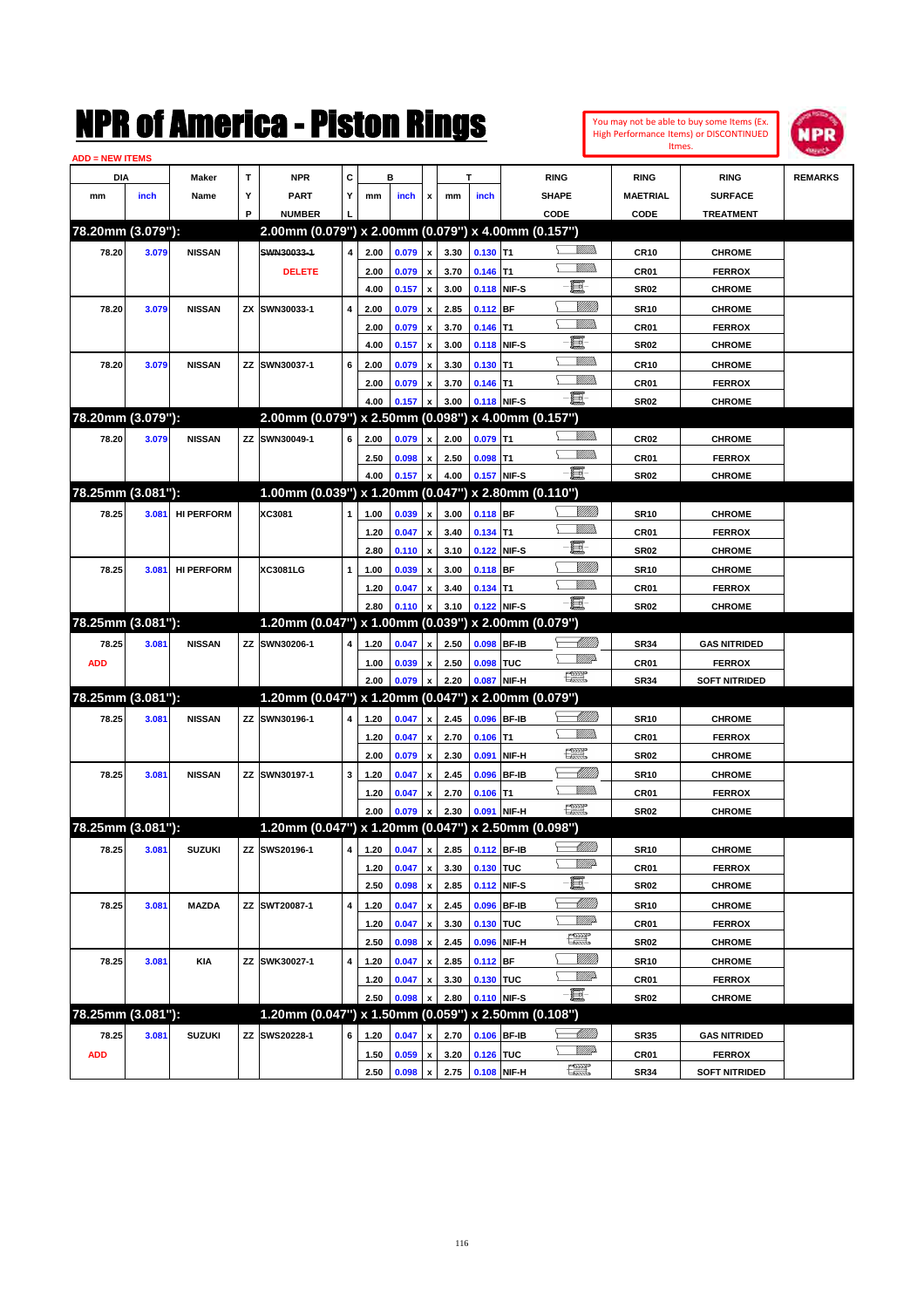# NPR of America - Piston Rings

You may not be able to buy some Items (Ex. High Performance Items) or DISCONTINUED Itmes.

ADD = NEW ITEMS

| DIA mm | DIA inch | Maker Name | TYP | NPR PART NUMBER | CYL | B mm | B inch | x | T mm | T inch | RING SHAPE CODE | RING MAETRIAL CODE | RING SURFACE TREATMENT | REMARKS |
|---|---|---|---|---|---|---|---|---|---|---|---|---|---|---|
| **78.20mm (3.079"):** | | | | **2.00mm (0.079") x 2.00mm (0.079") x 4.00mm (0.157")** | | | | | | | | | | |
| 78.20 | 3.079 | NISSAN | | ~~SWN30033-1~~ | 4 | 2.00 | 0.079 | x | 3.30 | 0.130 | T1 | CR10 | CHROME | |
| | | | | DELETE | | 2.00 | 0.079 | x | 3.70 | 0.146 | T1 | CR01 | FERROX | |
| | | | | | | 4.00 | 0.157 | x | 3.00 | 0.118 | NIF-S | SR02 | CHROME | |
| 78.20 | 3.079 | NISSAN | ZX | SWN30033-1 | 4 | 2.00 | 0.079 | x | 2.85 | 0.112 | BF | SR10 | CHROME | |
| | | | | | | 2.00 | 0.079 | x | 3.70 | 0.146 | T1 | CR01 | FERROX | |
| | | | | | | 4.00 | 0.157 | x | 3.00 | 0.118 | NIF-S | SR02 | CHROME | |
| 78.20 | 3.079 | NISSAN | ZZ | SWN30037-1 | 6 | 2.00 | 0.079 | x | 3.30 | 0.130 | T1 | CR10 | CHROME | |
| | | | | | | 2.00 | 0.079 | x | 3.70 | 0.146 | T1 | CR01 | FERROX | |
| | | | | | | 4.00 | 0.157 | x | 3.00 | 0.118 | NIF-S | SR02 | CHROME | |
| **78.20mm (3.079"):** | | | | **2.00mm (0.079") x 2.50mm (0.098") x 4.00mm (0.157")** | | | | | | | | | | |
| 78.20 | 3.079 | NISSAN | ZZ | SWN30049-1 | 6 | 2.00 | 0.079 | x | 2.00 | 0.079 | T1 | CR02 | CHROME | |
| | | | | | | 2.50 | 0.098 | x | 2.50 | 0.098 | T1 | CR01 | FERROX | |
| | | | | | | 4.00 | 0.157 | x | 4.00 | 0.157 | NIF-S | SR02 | CHROME | |
| **78.25mm (3.081"):** | | | | **1.00mm (0.039") x 1.20mm (0.047") x 2.80mm (0.110")** | | | | | | | | | | |
| 78.25 | 3.081 | HI PERFORM | | XC3081 | 1 | 1.00 | 0.039 | x | 3.00 | 0.118 | BF | SR10 | CHROME | |
| | | | | | | 1.20 | 0.047 | x | 3.40 | 0.134 | T1 | CR01 | FERROX | |
| | | | | | | 2.80 | 0.110 | x | 3.10 | 0.122 | NIF-S | SR02 | CHROME | |
| 78.25 | 3.081 | HI PERFORM | | XC3081LG | 1 | 1.00 | 0.039 | x | 3.00 | 0.118 | BF | SR10 | CHROME | |
| | | | | | | 1.20 | 0.047 | x | 3.40 | 0.134 | T1 | CR01 | FERROX | |
| | | | | | | 2.80 | 0.110 | x | 3.10 | 0.122 | NIF-S | SR02 | CHROME | |
| **78.25mm (3.081"):** | | | | **1.20mm (0.047") x 1.00mm (0.039") x 2.00mm (0.079")** | | | | | | | | | | |
| 78.25 | 3.081 | NISSAN | ZZ | SWN30206-1 | 4 | 1.20 | 0.047 | x | 2.50 | 0.098 | BF-IB | SR34 | GAS NITRIDED | |
| ADD | | | | | | 1.00 | 0.039 | x | 2.50 | 0.098 | TUC | CR01 | FERROX | |
| | | | | | | 2.00 | 0.079 | x | 2.20 | 0.087 | NIF-H | SR34 | SOFT NITRIDED | |
| **78.25mm (3.081"):** | | | | **1.20mm (0.047") x 1.20mm (0.047") x 2.00mm (0.079")** | | | | | | | | | | |
| 78.25 | 3.081 | NISSAN | ZZ | SWN30196-1 | 4 | 1.20 | 0.047 | x | 2.45 | 0.096 | BF-IB | SR10 | CHROME | |
| | | | | | | 1.20 | 0.047 | x | 2.70 | 0.106 | T1 | CR01 | FERROX | |
| | | | | | | 2.00 | 0.079 | x | 2.30 | 0.091 | NIF-H | SR02 | CHROME | |
| 78.25 | 3.081 | NISSAN | ZZ | SWN30197-1 | 3 | 1.20 | 0.047 | x | 2.45 | 0.096 | BF-IB | SR10 | CHROME | |
| | | | | | | 1.20 | 0.047 | x | 2.70 | 0.106 | T1 | CR01 | FERROX | |
| | | | | | | 2.00 | 0.079 | x | 2.30 | 0.091 | NIF-H | SR02 | CHROME | |
| **78.25mm (3.081"):** | | | | **1.20mm (0.047") x 1.20mm (0.047") x 2.50mm (0.098")** | | | | | | | | | | |
| 78.25 | 3.081 | SUZUKI | ZZ | SWS20196-1 | 4 | 1.20 | 0.047 | x | 2.85 | 0.112 | BF-IB | SR10 | CHROME | |
| | | | | | | 1.20 | 0.047 | x | 3.30 | 0.130 | TUC | CR01 | FERROX | |
| | | | | | | 2.50 | 0.098 | x | 2.85 | 0.112 | NIF-S | SR02 | CHROME | |
| 78.25 | 3.081 | MAZDA | ZZ | SWT20087-1 | 4 | 1.20 | 0.047 | x | 2.45 | 0.096 | BF-IB | SR10 | CHROME | |
| | | | | | | 1.20 | 0.047 | x | 3.30 | 0.130 | TUC | CR01 | FERROX | |
| | | | | | | 2.50 | 0.098 | x | 2.45 | 0.096 | NIF-H | SR02 | CHROME | |
| 78.25 | 3.081 | KIA | ZZ | SWK30027-1 | 4 | 1.20 | 0.047 | x | 2.85 | 0.112 | BF | SR10 | CHROME | |
| | | | | | | 1.20 | 0.047 | x | 3.30 | 0.130 | TUC | CR01 | FERROX | |
| | | | | | | 2.50 | 0.098 | x | 2.80 | 0.110 | NIF-S | SR02 | CHROME | |
| **78.25mm (3.081"):** | | | | **1.20mm (0.047") x 1.50mm (0.059") x 2.50mm (0.108")** | | | | | | | | | | |
| 78.25 | 3.081 | SUZUKI | ZZ | SWS20228-1 | 6 | 1.20 | 0.047 | x | 2.70 | 0.106 | BF-IB | SR35 | GAS NITRIDED | |
| ADD | | | | | | 1.50 | 0.059 | x | 3.20 | 0.126 | TUC | CR01 | FERROX | |
| | | | | | | 2.50 | 0.098 | x | 2.75 | 0.108 | NIF-H | SR34 | SOFT NITRIDED | |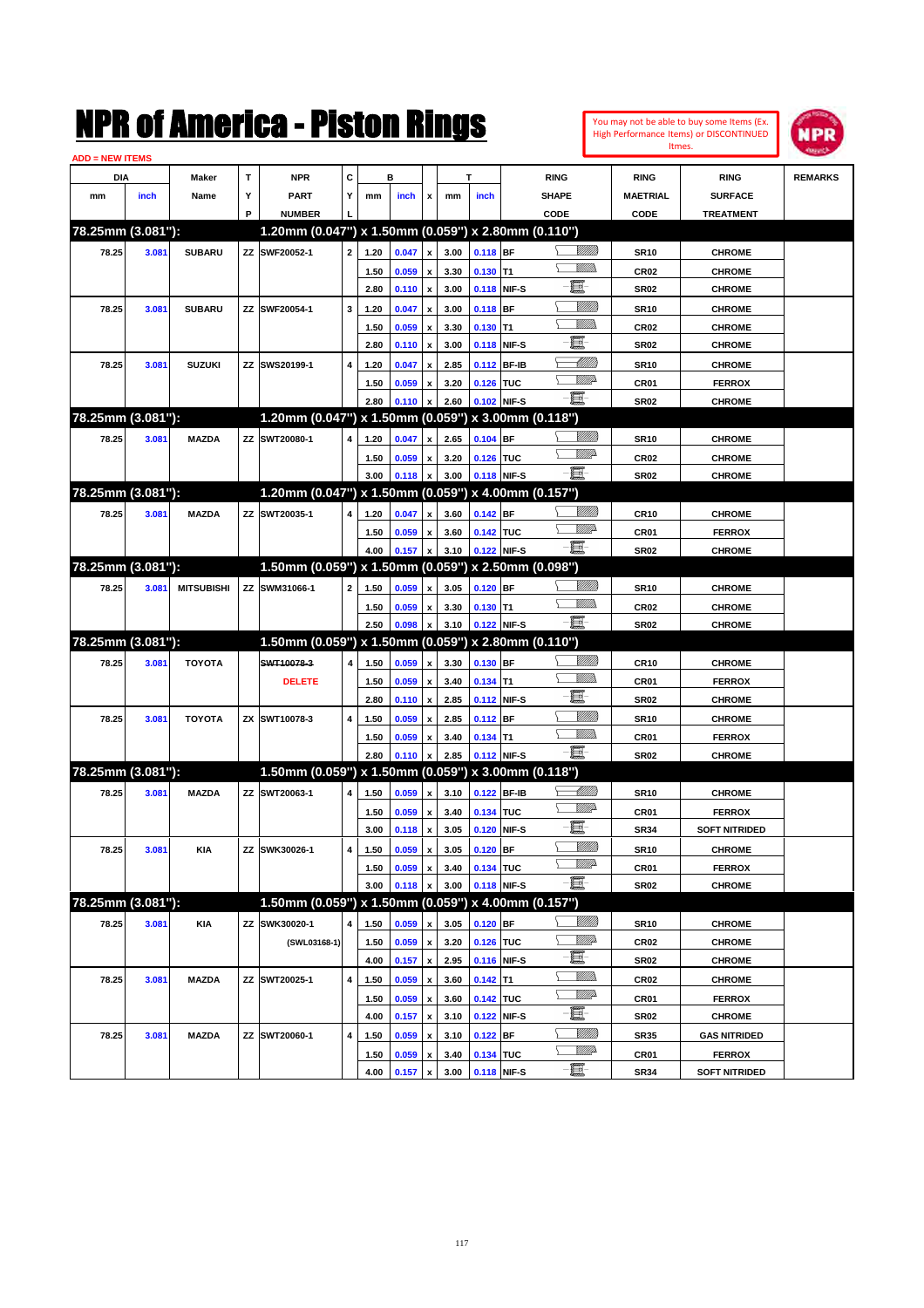# NPR of America - Piston Rings

You may not be able to buy some Items (Ex. High Performance Items) or DISCONTINUED Itmes.

ADD = NEW ITEMS

| DIA mm | DIA inch | Maker Name | TYP | NPR PART NUMBER | CYL | B mm | B inch | x | T mm | T inch | RING SHAPE CODE | RING MAETRIAL CODE | RING SURFACE TREATMENT | REMARKS |
|---|---|---|---|---|---|---|---|---|---|---|---|---|---|---|
| **78.25mm (3.081"):** | | | | **1.20mm (0.047") x 1.50mm (0.059") x 2.80mm (0.110")** | | | | | | | | | | |
| 78.25 | 3.081 | SUBARU | ZZ | SWF20052-1 | 2 | 1.20 | 0.047 | x | 3.00 | 0.118 | BF | SR10 | CHROME | |
| | | | | | | 1.50 | 0.059 | x | 3.30 | 0.130 | T1 | CR02 | CHROME | |
| | | | | | | 2.80 | 0.110 | x | 3.00 | 0.118 | NIF-S | SR02 | CHROME | |
| 78.25 | 3.081 | SUBARU | ZZ | SWF20054-1 | 3 | 1.20 | 0.047 | x | 3.00 | 0.118 | BF | SR10 | CHROME | |
| | | | | | | 1.50 | 0.059 | x | 3.30 | 0.130 | T1 | CR02 | CHROME | |
| | | | | | | 2.80 | 0.110 | x | 3.00 | 0.118 | NIF-S | SR02 | CHROME | |
| 78.25 | 3.081 | SUZUKI | ZZ | SWS20199-1 | 4 | 1.20 | 0.047 | x | 2.85 | 0.112 | BF-IB | SR10 | CHROME | |
| | | | | | | 1.50 | 0.059 | x | 3.20 | 0.126 | TUC | CR01 | FERROX | |
| | | | | | | 2.80 | 0.110 | x | 2.60 | 0.102 | NIF-S | SR02 | CHROME | |
| **78.25mm (3.081"):** | | | | **1.20mm (0.047") x 1.50mm (0.059") x 3.00mm (0.118")** | | | | | | | | | | |
| 78.25 | 3.081 | MAZDA | ZZ | SWT20080-1 | 4 | 1.20 | 0.047 | x | 2.65 | 0.104 | BF | SR10 | CHROME | |
| | | | | | | 1.50 | 0.059 | x | 3.20 | 0.126 | TUC | CR02 | CHROME | |
| | | | | | | 3.00 | 0.118 | x | 3.00 | 0.118 | NIF-S | SR02 | CHROME | |
| **78.25mm (3.081"):** | | | | **1.20mm (0.047") x 1.50mm (0.059") x 4.00mm (0.157")** | | | | | | | | | | |
| 78.25 | 3.081 | MAZDA | ZZ | SWT20035-1 | 4 | 1.20 | 0.047 | x | 3.60 | 0.142 | BF | CR10 | CHROME | |
| | | | | | | 1.50 | 0.059 | x | 3.60 | 0.142 | TUC | CR01 | FERROX | |
| | | | | | | 4.00 | 0.157 | x | 3.10 | 0.122 | NIF-S | SR02 | CHROME | |
| **78.25mm (3.081"):** | | | | **1.50mm (0.059") x 1.50mm (0.059") x 2.50mm (0.098")** | | | | | | | | | | |
| 78.25 | 3.081 | MITSUBISHI | ZZ | SWM31066-1 | 2 | 1.50 | 0.059 | x | 3.05 | 0.120 | BF | SR10 | CHROME | |
| | | | | | | 1.50 | 0.059 | x | 3.30 | 0.130 | T1 | CR02 | CHROME | |
| | | | | | | 2.50 | 0.098 | x | 3.10 | 0.122 | NIF-S | SR02 | CHROME | |
| **78.25mm (3.081"):** | | | | **1.50mm (0.059") x 1.50mm (0.059") x 2.80mm (0.110")** | | | | | | | | | | |
| 78.25 | 3.081 | TOYOTA | | ~~SWT10078-3~~ | 4 | 1.50 | 0.059 | x | 3.30 | 0.130 | BF | CR10 | CHROME | |
| | | | | DELETE | | 1.50 | 0.059 | x | 3.40 | 0.134 | T1 | CR01 | FERROX | |
| | | | | | | 2.80 | 0.110 | x | 2.85 | 0.112 | NIF-S | SR02 | CHROME | |
| 78.25 | 3.081 | TOYOTA | ZX | SWT10078-3 | 4 | 1.50 | 0.059 | x | 2.85 | 0.112 | BF | SR10 | CHROME | |
| | | | | | | 1.50 | 0.059 | x | 3.40 | 0.134 | T1 | CR01 | FERROX | |
| | | | | | | 2.80 | 0.110 | x | 2.85 | 0.112 | NIF-S | SR02 | CHROME | |
| **78.25mm (3.081"):** | | | | **1.50mm (0.059") x 1.50mm (0.059") x 3.00mm (0.118")** | | | | | | | | | | |
| 78.25 | 3.081 | MAZDA | ZZ | SWT20063-1 | 4 | 1.50 | 0.059 | x | 3.10 | 0.122 | BF-IB | SR10 | CHROME | |
| | | | | | | 1.50 | 0.059 | x | 3.40 | 0.134 | TUC | CR01 | FERROX | |
| | | | | | | 3.00 | 0.118 | x | 3.05 | 0.120 | NIF-S | SR34 | SOFT NITRIDED | |
| 78.25 | 3.081 | KIA | ZZ | SWK30026-1 | 4 | 1.50 | 0.059 | x | 3.05 | 0.120 | BF | SR10 | CHROME | |
| | | | | | | 1.50 | 0.059 | x | 3.40 | 0.134 | TUC | CR01 | FERROX | |
| | | | | | | 3.00 | 0.118 | x | 3.00 | 0.118 | NIF-S | SR02 | CHROME | |
| **78.25mm (3.081"):** | | | | **1.50mm (0.059") x 1.50mm (0.059") x 4.00mm (0.157")** | | | | | | | | | | |
| 78.25 | 3.081 | KIA | ZZ | SWK30020-1 | 4 | 1.50 | 0.059 | x | 3.05 | 0.120 | BF | SR10 | CHROME | |
| | | | | (SWL03168-1) | | 1.50 | 0.059 | x | 3.20 | 0.126 | TUC | CR02 | CHROME | |
| | | | | | | 4.00 | 0.157 | x | 2.95 | 0.116 | NIF-S | SR02 | CHROME | |
| 78.25 | 3.081 | MAZDA | ZZ | SWT20025-1 | 4 | 1.50 | 0.059 | x | 3.60 | 0.142 | T1 | CR02 | CHROME | |
| | | | | | | 1.50 | 0.059 | x | 3.60 | 0.142 | TUC | CR01 | FERROX | |
| | | | | | | 4.00 | 0.157 | x | 3.10 | 0.122 | NIF-S | SR02 | CHROME | |
| 78.25 | 3.081 | MAZDA | ZZ | SWT20060-1 | 4 | 1.50 | 0.059 | x | 3.10 | 0.122 | BF | SR35 | GAS NITRIDED | |
| | | | | | | 1.50 | 0.059 | x | 3.40 | 0.134 | TUC | CR01 | FERROX | |
| | | | | | | 4.00 | 0.157 | x | 3.00 | 0.118 | NIF-S | SR34 | SOFT NITRIDED | |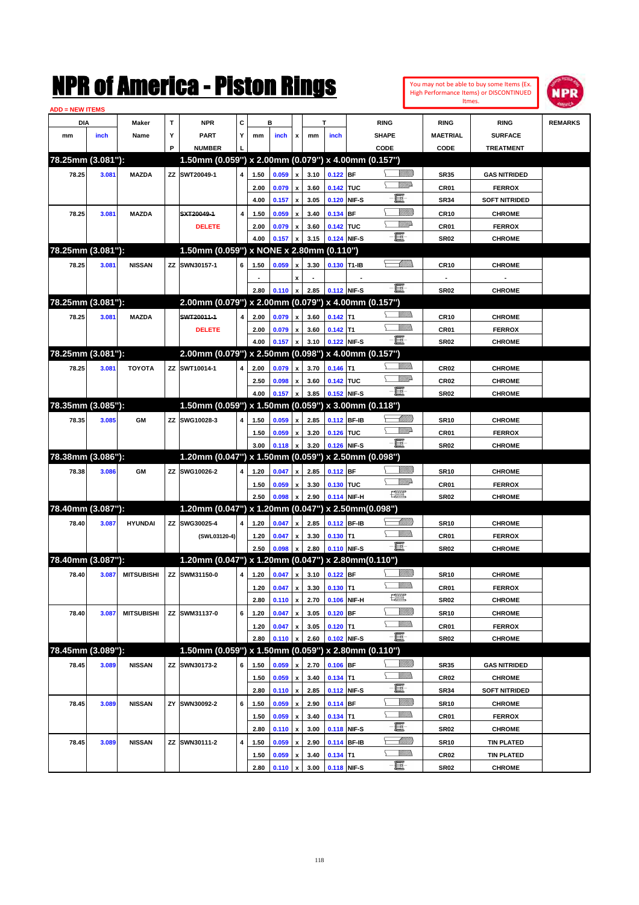# NPR of America - Piston Rings

You may not be able to buy some Items (Ex. High Performance Items) or DISCONTINUED Itmes.

ADD = NEW ITEMS

| DIA mm | DIA inch | Maker Name | TYP | NPR PART NUMBER | CYL | B mm | B inch | x | T mm | T inch | RING SHAPE CODE | RING MAETRIAL CODE | RING SURFACE TREATMENT | REMARKS |
|---|---|---|---|---|---|---|---|---|---|---|---|---|---|---|
| **78.25mm (3.081"):** | | | | **1.50mm (0.059") x 2.00mm (0.079") x 4.00mm (0.157")** | | | | | | | | | | |
| 78.25 | 3.081 | MAZDA | ZZ | SWT20049-1 | 4 | 1.50 | 0.059 | x | 3.10 | 0.122 | BF | SR35 | GAS NITRIDED | |
| | | | | | | 2.00 | 0.079 | x | 3.60 | 0.142 | TUC | CR01 | FERROX | |
| | | | | | | 4.00 | 0.157 | x | 3.05 | 0.120 | NIF-S | SR34 | SOFT NITRIDED | |
| 78.25 | 3.081 | MAZDA | | ~~SXT20049-1~~ DELETE | 4 | 1.50 | 0.059 | x | 3.40 | 0.134 | BF | CR10 | CHROME | |
| | | | | | | 2.00 | 0.079 | x | 3.60 | 0.142 | TUC | CR01 | FERROX | |
| | | | | | | 4.00 | 0.157 | x | 3.15 | 0.124 | NIF-S | SR02 | CHROME | |
| **78.25mm (3.081"):** | | | | **1.50mm (0.059") x NONE x 2.80mm (0.110")** | | | | | | | | | | |
| 78.25 | 3.081 | NISSAN | ZZ | SWN30157-1 | 6 | 1.50 | 0.059 | x | 3.30 | 0.130 | T1-IB | CR10 | CHROME | |
| | | | | | | - | | x | - | | - | - | - | |
| | | | | | | 2.80 | 0.110 | x | 2.85 | 0.112 | NIF-S | SR02 | CHROME | |
| **78.25mm (3.081"):** | | | | **2.00mm (0.079") x 2.00mm (0.079") x 4.00mm (0.157")** | | | | | | | | | | |
| 78.25 | 3.081 | MAZDA | | ~~SWT20011-1~~ DELETE | 4 | 2.00 | 0.079 | x | 3.60 | 0.142 | T1 | CR10 | CHROME | |
| | | | | | | 2.00 | 0.079 | x | 3.60 | 0.142 | T1 | CR01 | FERROX | |
| | | | | | | 4.00 | 0.157 | x | 3.10 | 0.122 | NIF-S | SR02 | CHROME | |
| **78.25mm (3.081"):** | | | | **2.00mm (0.079") x 2.50mm (0.098") x 4.00mm (0.157")** | | | | | | | | | | |
| 78.25 | 3.081 | TOYOTA | ZZ | SWT10014-1 | 4 | 2.00 | 0.079 | x | 3.70 | 0.146 | T1 | CR02 | CHROME | |
| | | | | | | 2.50 | 0.098 | x | 3.60 | 0.142 | TUC | CR02 | CHROME | |
| | | | | | | 4.00 | 0.157 | x | 3.85 | 0.152 | NIF-S | SR02 | CHROME | |
| **78.35mm (3.085"):** | | | | **1.50mm (0.059") x 1.50mm (0.059") x 3.00mm (0.118")** | | | | | | | | | | |
| 78.35 | 3.085 | GM | ZZ | SWG10028-3 | 4 | 1.50 | 0.059 | x | 2.85 | 0.112 | BF-IB | SR10 | CHROME | |
| | | | | | | 1.50 | 0.059 | x | 3.20 | 0.126 | TUC | CR01 | FERROX | |
| | | | | | | 3.00 | 0.118 | x | 3.20 | 0.126 | NIF-S | SR02 | CHROME | |
| **78.38mm (3.086"):** | | | | **1.20mm (0.047") x 1.50mm (0.059") x 2.50mm (0.098")** | | | | | | | | | | |
| 78.38 | 3.086 | GM | ZZ | SWG10026-2 | 4 | 1.20 | 0.047 | x | 2.85 | 0.112 | BF | SR10 | CHROME | |
| | | | | | | 1.50 | 0.059 | x | 3.30 | 0.130 | TUC | CR01 | FERROX | |
| | | | | | | 2.50 | 0.098 | x | 2.90 | 0.114 | NIF-H | SR02 | CHROME | |
| **78.40mm (3.087"):** | | | | **1.20mm (0.047") x 1.20mm (0.047") x 2.50mm(0.098")** | | | | | | | | | | |
| 78.40 | 3.087 | HYUNDAI | ZZ | SWG30025-4 | 4 | 1.20 | 0.047 | x | 2.85 | 0.112 | BF-IB | SR10 | CHROME | |
| | | | | (SWL03120-4) | | 1.20 | 0.047 | x | 3.30 | 0.130 | T1 | CR01 | FERROX | |
| | | | | | | 2.50 | 0.098 | x | 2.80 | 0.110 | NIF-S | SR02 | CHROME | |
| **78.40mm (3.087"):** | | | | **1.20mm (0.047") x 1.20mm (0.047") x 2.80mm(0.110")** | | | | | | | | | | |
| 78.40 | 3.087 | MITSUBISHI | ZZ | SWM31150-0 | 4 | 1.20 | 0.047 | x | 3.10 | 0.122 | BF | SR10 | CHROME | |
| | | | | | | 1.20 | 0.047 | x | 3.30 | 0.130 | T1 | CR01 | FERROX | |
| | | | | | | 2.80 | 0.110 | x | 2.70 | 0.106 | NIF-H | SR02 | CHROME | |
| 78.40 | 3.087 | MITSUBISHI | ZZ | SWM31137-0 | 6 | 1.20 | 0.047 | x | 3.05 | 0.120 | BF | SR10 | CHROME | |
| | | | | | | 1.20 | 0.047 | x | 3.05 | 0.120 | T1 | CR01 | FERROX | |
| | | | | | | 2.80 | 0.110 | x | 2.60 | 0.102 | NIF-S | SR02 | CHROME | |
| **78.45mm (3.089"):** | | | | **1.50mm (0.059") x 1.50mm (0.059") x 2.80mm (0.110")** | | | | | | | | | | |
| 78.45 | 3.089 | NISSAN | ZZ | SWN30173-2 | 6 | 1.50 | 0.059 | x | 2.70 | 0.106 | BF | SR35 | GAS NITRIDED | |
| | | | | | | 1.50 | 0.059 | x | 3.40 | 0.134 | T1 | CR02 | CHROME | |
| | | | | | | 2.80 | 0.110 | x | 2.85 | 0.112 | NIF-S | SR34 | SOFT NITRIDED | |
| 78.45 | 3.089 | NISSAN | ZY | SWN30092-2 | 6 | 1.50 | 0.059 | x | 2.90 | 0.114 | BF | SR10 | CHROME | |
| | | | | | | 1.50 | 0.059 | x | 3.40 | 0.134 | T1 | CR01 | FERROX | |
| | | | | | | 2.80 | 0.110 | x | 3.00 | 0.118 | NIF-S | SR02 | CHROME | |
| 78.45 | 3.089 | NISSAN | ZZ | SWN30111-2 | 4 | 1.50 | 0.059 | x | 2.90 | 0.114 | BF-IB | SR10 | TIN PLATED | |
| | | | | | | 1.50 | 0.059 | x | 3.40 | 0.134 | T1 | CR02 | TIN PLATED | |
| | | | | | | 2.80 | 0.110 | x | 3.00 | 0.118 | NIF-S | SR02 | CHROME | |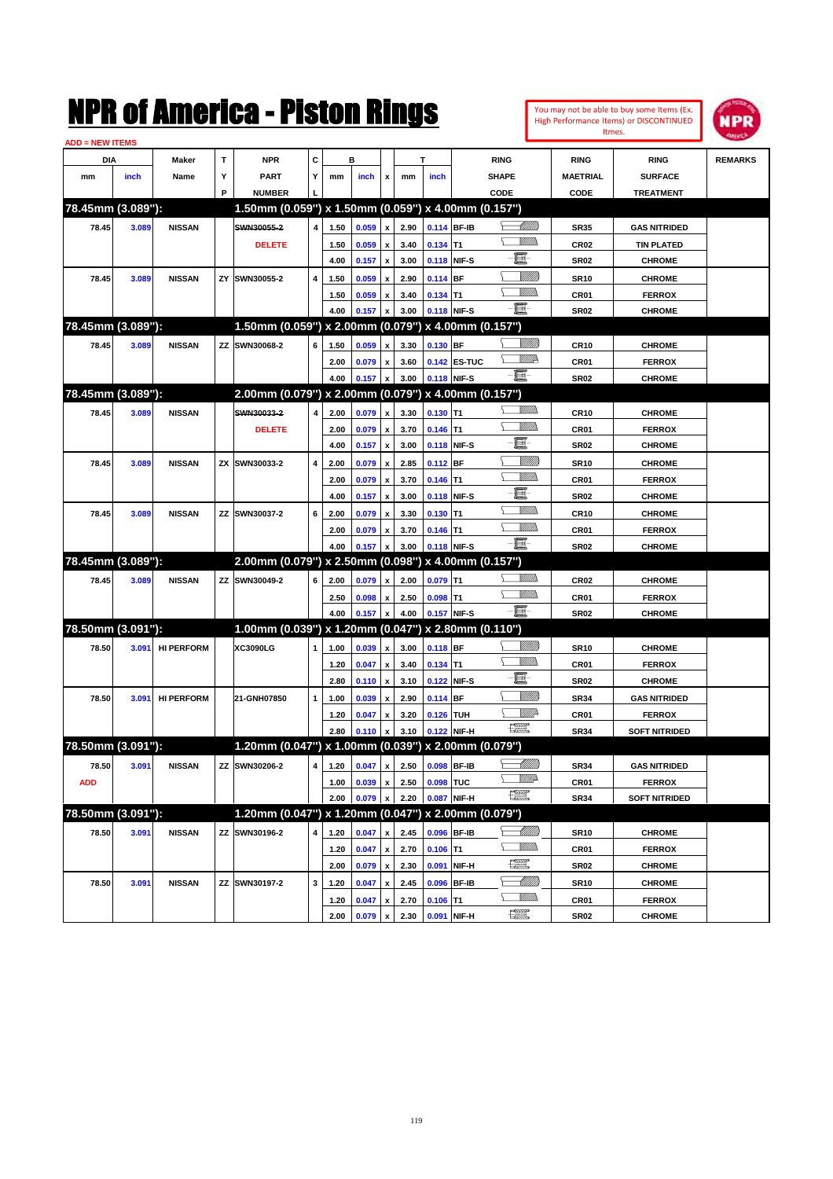# NPR of America - Piston Rings

You may not be able to buy some Items (Ex. High Performance Items) or DISCONTINUED Itmes.

ADD = NEW ITEMS

| DIA mm | DIA inch | Maker Name | TYP | NPR PART NUMBER | CYL | B mm | B inch | x | T mm | T inch | RING SHAPE CODE | RING MAETRIAL CODE | RING SURFACE TREATMENT | REMARKS |
|---|---|---|---|---|---|---|---|---|---|---|---|---|---|---|
| **78.45mm (3.089"):** | | | | **1.50mm (0.059") x 1.50mm (0.059") x 4.00mm (0.157")** | | | | | | | | | | |
| 78.45 | 3.089 | NISSAN | | ~~SWN30055-2~~ | 4 | 1.50 | 0.059 | x | 2.90 | 0.114 | BF-IB | SR35 | GAS NITRIDED | |
| | | | | DELETE | | 1.50 | 0.059 | x | 3.40 | 0.134 | T1 | CR02 | TIN PLATED | |
| | | | | | | 4.00 | 0.157 | x | 3.00 | 0.118 | NIF-S | SR02 | CHROME | |
| 78.45 | 3.089 | NISSAN | ZY | SWN30055-2 | 4 | 1.50 | 0.059 | x | 2.90 | 0.114 | BF | SR10 | CHROME | |
| | | | | | | 1.50 | 0.059 | x | 3.40 | 0.134 | T1 | CR01 | FERROX | |
| | | | | | | 4.00 | 0.157 | x | 3.00 | 0.118 | NIF-S | SR02 | CHROME | |
| **78.45mm (3.089"):** | | | | **1.50mm (0.059") x 2.00mm (0.079") x 4.00mm (0.157")** | | | | | | | | | | |
| 78.45 | 3.089 | NISSAN | ZZ | SWN30068-2 | 6 | 1.50 | 0.059 | x | 3.30 | 0.130 | BF | CR10 | CHROME | |
| | | | | | | 2.00 | 0.079 | x | 3.60 | 0.142 | ES-TUC | CR01 | FERROX | |
| | | | | | | 4.00 | 0.157 | x | 3.00 | 0.118 | NIF-S | SR02 | CHROME | |
| **78.45mm (3.089"):** | | | | **2.00mm (0.079") x 2.00mm (0.079") x 4.00mm (0.157")** | | | | | | | | | | |
| 78.45 | 3.089 | NISSAN | | ~~SWN30033-2~~ | 4 | 2.00 | 0.079 | x | 3.30 | 0.130 | T1 | CR10 | CHROME | |
| | | | | DELETE | | 2.00 | 0.079 | x | 3.70 | 0.146 | T1 | CR01 | FERROX | |
| | | | | | | 4.00 | 0.157 | x | 3.00 | 0.118 | NIF-S | SR02 | CHROME | |
| 78.45 | 3.089 | NISSAN | ZX | SWN30033-2 | 4 | 2.00 | 0.079 | x | 2.85 | 0.112 | BF | SR10 | CHROME | |
| | | | | | | 2.00 | 0.079 | x | 3.70 | 0.146 | T1 | CR01 | FERROX | |
| | | | | | | 4.00 | 0.157 | x | 3.00 | 0.118 | NIF-S | SR02 | CHROME | |
| 78.45 | 3.089 | NISSAN | ZZ | SWN30037-2 | 6 | 2.00 | 0.079 | x | 3.30 | 0.130 | T1 | CR10 | CHROME | |
| | | | | | | 2.00 | 0.079 | x | 3.70 | 0.146 | T1 | CR01 | FERROX | |
| | | | | | | 4.00 | 0.157 | x | 3.00 | 0.118 | NIF-S | SR02 | CHROME | |
| **78.45mm (3.089"):** | | | | **2.00mm (0.079") x 2.50mm (0.098") x 4.00mm (0.157")** | | | | | | | | | | |
| 78.45 | 3.089 | NISSAN | ZZ | SWN30049-2 | 6 | 2.00 | 0.079 | x | 2.00 | 0.079 | T1 | CR02 | CHROME | |
| | | | | | | 2.50 | 0.098 | x | 2.50 | 0.098 | T1 | CR01 | FERROX | |
| | | | | | | 4.00 | 0.157 | x | 4.00 | 0.157 | NIF-S | SR02 | CHROME | |
| **78.50mm (3.091"):** | | | | **1.00mm (0.039") x 1.20mm (0.047") x 2.80mm (0.110")** | | | | | | | | | | |
| 78.50 | 3.091 | HI PERFORM | | XC3090LG | 1 | 1.00 | 0.039 | x | 3.00 | 0.118 | BF | SR10 | CHROME | |
| | | | | | | 1.20 | 0.047 | x | 3.40 | 0.134 | T1 | CR01 | FERROX | |
| | | | | | | 2.80 | 0.110 | x | 3.10 | 0.122 | NIF-S | SR02 | CHROME | |
| 78.50 | 3.091 | HI PERFORM | | 21-GNH07850 | 1 | 1.00 | 0.039 | x | 2.90 | 0.114 | BF | SR34 | GAS NITRIDED | |
| | | | | | | 1.20 | 0.047 | x | 3.20 | 0.126 | TUH | CR01 | FERROX | |
| | | | | | | 2.80 | 0.110 | x | 3.10 | 0.122 | NIF-H | SR34 | SOFT NITRIDED | |
| **78.50mm (3.091"):** | | | | **1.20mm (0.047") x 1.00mm (0.039") x 2.00mm (0.079")** | | | | | | | | | | |
| 78.50 | 3.091 | NISSAN | ZZ | SWN30206-2 | 4 | 1.20 | 0.047 | x | 2.50 | 0.098 | BF-IB | SR34 | GAS NITRIDED | |
| ADD | | | | | | 1.00 | 0.039 | x | 2.50 | 0.098 | TUC | CR01 | FERROX | |
| | | | | | | 2.00 | 0.079 | x | 2.20 | 0.087 | NIF-H | SR34 | SOFT NITRIDED | |
| **78.50mm (3.091"):** | | | | **1.20mm (0.047") x 1.20mm (0.047") x 2.00mm (0.079")** | | | | | | | | | | |
| 78.50 | 3.091 | NISSAN | ZZ | SWN30196-2 | 4 | 1.20 | 0.047 | x | 2.45 | 0.096 | BF-IB | SR10 | CHROME | |
| | | | | | | 1.20 | 0.047 | x | 2.70 | 0.106 | T1 | CR01 | FERROX | |
| | | | | | | 2.00 | 0.079 | x | 2.30 | 0.091 | NIF-H | SR02 | CHROME | |
| 78.50 | 3.091 | NISSAN | ZZ | SWN30197-2 | 3 | 1.20 | 0.047 | x | 2.45 | 0.096 | BF-IB | SR10 | CHROME | |
| | | | | | | 1.20 | 0.047 | x | 2.70 | 0.106 | T1 | CR01 | FERROX | |
| | | | | | | 2.00 | 0.079 | x | 2.30 | 0.091 | NIF-H | SR02 | CHROME | |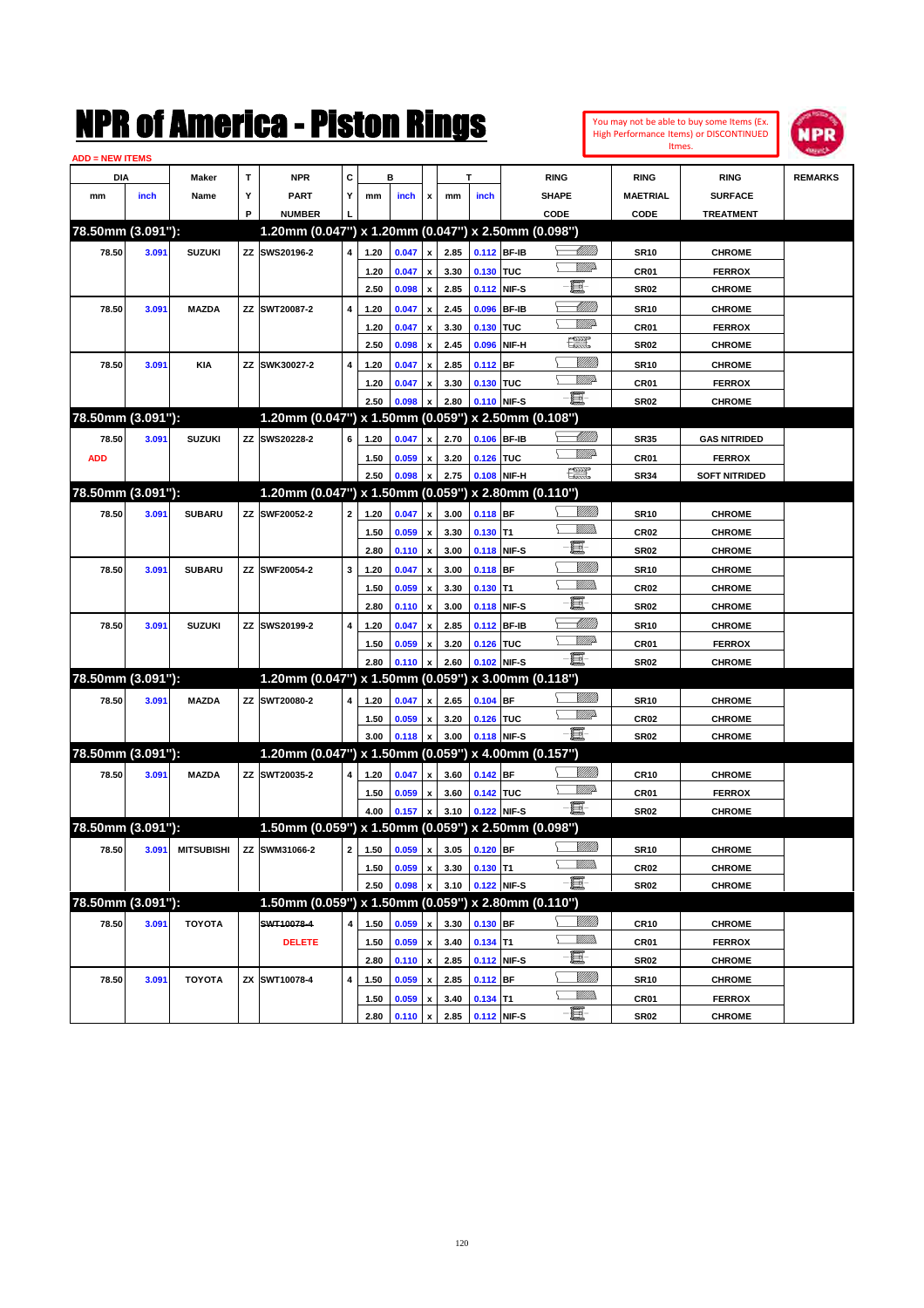# NPR of America - Piston Rings

You may not be able to buy some Items (Ex. High Performance Items) or DISCONTINUED Itmes.

ADD = NEW ITEMS

| DIA mm | DIA inch | Maker Name | TYP | NPR PART NUMBER | CYL | B mm | B inch | x | T mm | T inch | RING SHAPE CODE | RING MAETRIAL CODE | RING SURFACE TREATMENT | REMARKS |
|---|---|---|---|---|---|---|---|---|---|---|---|---|---|---|
| **78.50mm (3.091"):** | | | | **1.20mm (0.047") x 1.20mm (0.047") x 2.50mm (0.098")** | | | | | | | | | | |
| 78.50 | 3.091 | SUZUKI | ZZ | SWS20196-2 | 4 | 1.20 | 0.047 | x | 2.85 | 0.112 | BF-IB | SR10 | CHROME | |
| | | | | | | 1.20 | 0.047 | x | 3.30 | 0.130 | TUC | CR01 | FERROX | |
| | | | | | | 2.50 | 0.098 | x | 2.85 | 0.112 | NIF-S | SR02 | CHROME | |
| 78.50 | 3.091 | MAZDA | ZZ | SWT20087-2 | 4 | 1.20 | 0.047 | x | 2.45 | 0.096 | BF-IB | SR10 | CHROME | |
| | | | | | | 1.20 | 0.047 | x | 3.30 | 0.130 | TUC | CR01 | FERROX | |
| | | | | | | 2.50 | 0.098 | x | 2.45 | 0.096 | NIF-H | SR02 | CHROME | |
| 78.50 | 3.091 | KIA | ZZ | SWK30027-2 | 4 | 1.20 | 0.047 | x | 2.85 | 0.112 | BF | SR10 | CHROME | |
| | | | | | | 1.20 | 0.047 | x | 3.30 | 0.130 | TUC | CR01 | FERROX | |
| | | | | | | 2.50 | 0.098 | x | 2.80 | 0.110 | NIF-S | SR02 | CHROME | |
| **78.50mm (3.091"):** | | | | **1.20mm (0.047") x 1.50mm (0.059") x 2.50mm (0.108")** | | | | | | | | | | |
| 78.50 | 3.091 | SUZUKI | ZZ | SWS20228-2 | 6 | 1.20 | 0.047 | x | 2.70 | 0.106 | BF-IB | SR35 | GAS NITRIDED | |
| ADD | | | | | | 1.50 | 0.059 | x | 3.20 | 0.126 | TUC | CR01 | FERROX | |
| | | | | | | 2.50 | 0.098 | x | 2.75 | 0.108 | NIF-H | SR34 | SOFT NITRIDED | |
| **78.50mm (3.091"):** | | | | **1.20mm (0.047") x 1.50mm (0.059") x 2.80mm (0.110")** | | | | | | | | | | |
| 78.50 | 3.091 | SUBARU | ZZ | SWF20052-2 | 2 | 1.20 | 0.047 | x | 3.00 | 0.118 | BF | SR10 | CHROME | |
| | | | | | | 1.50 | 0.059 | x | 3.30 | 0.130 | T1 | CR02 | CHROME | |
| | | | | | | 2.80 | 0.110 | x | 3.00 | 0.118 | NIF-S | SR02 | CHROME | |
| 78.50 | 3.091 | SUBARU | ZZ | SWF20054-2 | 3 | 1.20 | 0.047 | x | 3.00 | 0.118 | BF | SR10 | CHROME | |
| | | | | | | 1.50 | 0.059 | x | 3.30 | 0.130 | T1 | CR02 | CHROME | |
| | | | | | | 2.80 | 0.110 | x | 3.00 | 0.118 | NIF-S | SR02 | CHROME | |
| 78.50 | 3.091 | SUZUKI | ZZ | SWS20199-2 | 4 | 1.20 | 0.047 | x | 2.85 | 0.112 | BF-IB | SR10 | CHROME | |
| | | | | | | 1.50 | 0.059 | x | 3.20 | 0.126 | TUC | CR01 | FERROX | |
| | | | | | | 2.80 | 0.110 | x | 2.60 | 0.102 | NIF-S | SR02 | CHROME | |
| **78.50mm (3.091"):** | | | | **1.20mm (0.047") x 1.50mm (0.059") x 3.00mm (0.118")** | | | | | | | | | | |
| 78.50 | 3.091 | MAZDA | ZZ | SWT20080-2 | 4 | 1.20 | 0.047 | x | 2.65 | 0.104 | BF | SR10 | CHROME | |
| | | | | | | 1.50 | 0.059 | x | 3.20 | 0.126 | TUC | CR02 | CHROME | |
| | | | | | | 3.00 | 0.118 | x | 3.00 | 0.118 | NIF-S | SR02 | CHROME | |
| **78.50mm (3.091"):** | | | | **1.20mm (0.047") x 1.50mm (0.059") x 4.00mm (0.157")** | | | | | | | | | | |
| 78.50 | 3.091 | MAZDA | ZZ | SWT20035-2 | 4 | 1.20 | 0.047 | x | 3.60 | 0.142 | BF | CR10 | CHROME | |
| | | | | | | 1.50 | 0.059 | x | 3.60 | 0.142 | TUC | CR01 | FERROX | |
| | | | | | | 4.00 | 0.157 | x | 3.10 | 0.122 | NIF-S | SR02 | CHROME | |
| **78.50mm (3.091"):** | | | | **1.50mm (0.059") x 1.50mm (0.059") x 2.50mm (0.098")** | | | | | | | | | | |
| 78.50 | 3.091 | MITSUBISHI | ZZ | SWM31066-2 | 2 | 1.50 | 0.059 | x | 3.05 | 0.120 | BF | SR10 | CHROME | |
| | | | | | | 1.50 | 0.059 | x | 3.30 | 0.130 | T1 | CR02 | CHROME | |
| | | | | | | 2.50 | 0.098 | x | 3.10 | 0.122 | NIF-S | SR02 | CHROME | |
| **78.50mm (3.091"):** | | | | **1.50mm (0.059") x 1.50mm (0.059") x 2.80mm (0.110")** | | | | | | | | | | |
| 78.50 | 3.091 | TOYOTA | | ~~SWT10078-4~~ | 4 | 1.50 | 0.059 | x | 3.30 | 0.130 | BF | CR10 | CHROME | |
| | | | | DELETE | | 1.50 | 0.059 | x | 3.40 | 0.134 | T1 | CR01 | FERROX | |
| | | | | | | 2.80 | 0.110 | x | 2.85 | 0.112 | NIF-S | SR02 | CHROME | |
| 78.50 | 3.091 | TOYOTA | ZX | SWT10078-4 | 4 | 1.50 | 0.059 | x | 2.85 | 0.112 | BF | SR10 | CHROME | |
| | | | | | | 1.50 | 0.059 | x | 3.40 | 0.134 | T1 | CR01 | FERROX | |
| | | | | | | 2.80 | 0.110 | x | 2.85 | 0.112 | NIF-S | SR02 | CHROME | |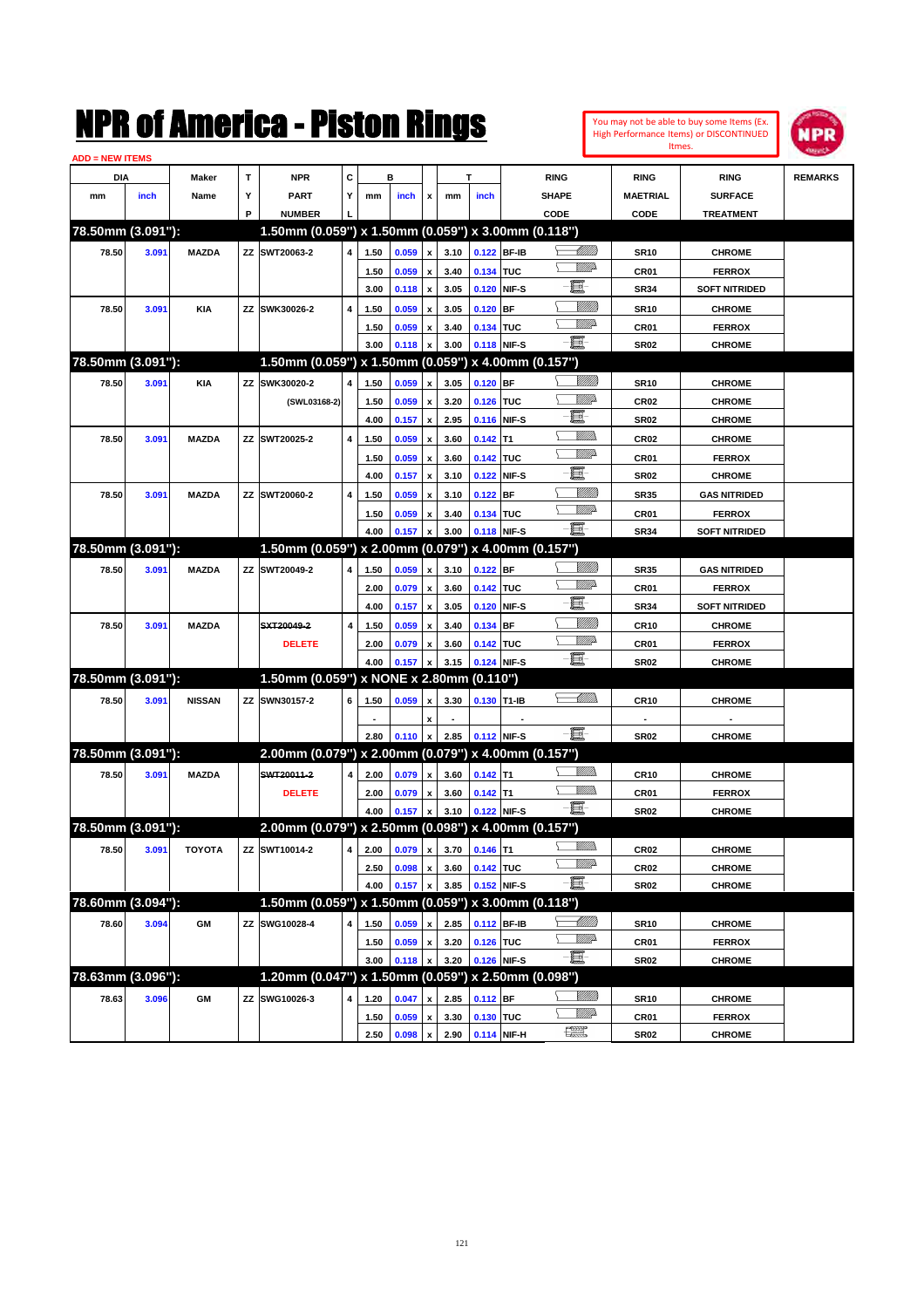# NPR of America - Piston Rings

You may not be able to buy some Items (Ex. High Performance Items) or DISCONTINUED Itmes.

ADD = NEW ITEMS

| DIA mm | DIA inch | Maker Name | TYP | NPR PART NUMBER | CYL | B mm | B inch | x | T mm | T inch | RING SHAPE CODE | RING MAETRIAL CODE | RING SURFACE TREATMENT | REMARKS |
|---|---|---|---|---|---|---|---|---|---|---|---|---|---|---|
| **78.50mm (3.091"):** | | | | **1.50mm (0.059") x 1.50mm (0.059") x 3.00mm (0.118")** | | | | | | | | | | |
| 78.50 | 3.091 | MAZDA | ZZ | SWT20063-2 | 4 | 1.50 | 0.059 | x | 3.10 | 0.122 | BF-IB | SR10 | CHROME | |
| | | | | | | 1.50 | 0.059 | x | 3.40 | 0.134 | TUC | CR01 | FERROX | |
| | | | | | | 3.00 | 0.118 | x | 3.05 | 0.120 | NIF-S | SR34 | SOFT NITRIDED | |
| 78.50 | 3.091 | KIA | ZZ | SWK30026-2 | 4 | 1.50 | 0.059 | x | 3.05 | 0.120 | BF | SR10 | CHROME | |
| | | | | | | 1.50 | 0.059 | x | 3.40 | 0.134 | TUC | CR01 | FERROX | |
| | | | | | | 3.00 | 0.118 | x | 3.00 | 0.118 | NIF-S | SR02 | CHROME | |
| **78.50mm (3.091"):** | | | | **1.50mm (0.059") x 1.50mm (0.059") x 4.00mm (0.157")** | | | | | | | | | | |
| 78.50 | 3.091 | KIA | ZZ | SWK30020-2 | 4 | 1.50 | 0.059 | x | 3.05 | 0.120 | BF | SR10 | CHROME | |
| | | | | (SWL03168-2) | | 1.50 | 0.059 | x | 3.20 | 0.126 | TUC | CR02 | CHROME | |
| | | | | | | 4.00 | 0.157 | x | 2.95 | 0.116 | NIF-S | SR02 | CHROME | |
| 78.50 | 3.091 | MAZDA | ZZ | SWT20025-2 | 4 | 1.50 | 0.059 | x | 3.60 | 0.142 | T1 | CR02 | CHROME | |
| | | | | | | 1.50 | 0.059 | x | 3.60 | 0.142 | TUC | CR01 | FERROX | |
| | | | | | | 4.00 | 0.157 | x | 3.10 | 0.122 | NIF-S | SR02 | CHROME | |
| 78.50 | 3.091 | MAZDA | ZZ | SWT20060-2 | 4 | 1.50 | 0.059 | x | 3.10 | 0.122 | BF | SR35 | GAS NITRIDED | |
| | | | | | | 1.50 | 0.059 | x | 3.40 | 0.134 | TUC | CR01 | FERROX | |
| | | | | | | 4.00 | 0.157 | x | 3.00 | 0.118 | NIF-S | SR34 | SOFT NITRIDED | |
| **78.50mm (3.091"):** | | | | **1.50mm (0.059") x 2.00mm (0.079") x 4.00mm (0.157")** | | | | | | | | | | |
| 78.50 | 3.091 | MAZDA | ZZ | SWT20049-2 | 4 | 1.50 | 0.059 | x | 3.10 | 0.122 | BF | SR35 | GAS NITRIDED | |
| | | | | | | 2.00 | 0.079 | x | 3.60 | 0.142 | TUC | CR01 | FERROX | |
| | | | | | | 4.00 | 0.157 | x | 3.05 | 0.120 | NIF-S | SR34 | SOFT NITRIDED | |
| 78.50 | 3.091 | MAZDA | | ~~SXT20049-2~~ | 4 | 1.50 | 0.059 | x | 3.40 | 0.134 | BF | CR10 | CHROME | |
| | | | | DELETE | | 2.00 | 0.079 | x | 3.60 | 0.142 | TUC | CR01 | FERROX | |
| | | | | | | 4.00 | 0.157 | x | 3.15 | 0.124 | NIF-S | SR02 | CHROME | |
| **78.50mm (3.091"):** | | | | **1.50mm (0.059") x NONE x 2.80mm (0.110")** | | | | | | | | | | |
| 78.50 | 3.091 | NISSAN | ZZ | SWN30157-2 | 6 | 1.50 | 0.059 | x | 3.30 | 0.130 | T1-IB | CR10 | CHROME | |
| | | | | | | - | | x | - | | - | - | - | |
| | | | | | | 2.80 | 0.110 | x | 2.85 | 0.112 | NIF-S | SR02 | CHROME | |
| **78.50mm (3.091"):** | | | | **2.00mm (0.079") x 2.00mm (0.079") x 4.00mm (0.157")** | | | | | | | | | | |
| 78.50 | 3.091 | MAZDA | | ~~SWT20011-2~~ | 4 | 2.00 | 0.079 | x | 3.60 | 0.142 | T1 | CR10 | CHROME | |
| | | | | DELETE | | 2.00 | 0.079 | x | 3.60 | 0.142 | T1 | CR01 | FERROX | |
| | | | | | | 4.00 | 0.157 | x | 3.10 | 0.122 | NIF-S | SR02 | CHROME | |
| **78.50mm (3.091"):** | | | | **2.00mm (0.079") x 2.50mm (0.098") x 4.00mm (0.157")** | | | | | | | | | | |
| 78.50 | 3.091 | TOYOTA | ZZ | SWT10014-2 | 4 | 2.00 | 0.079 | x | 3.70 | 0.146 | T1 | CR02 | CHROME | |
| | | | | | | 2.50 | 0.098 | x | 3.60 | 0.142 | TUC | CR02 | CHROME | |
| | | | | | | 4.00 | 0.157 | x | 3.85 | 0.152 | NIF-S | SR02 | CHROME | |
| **78.60mm (3.094"):** | | | | **1.50mm (0.059") x 1.50mm (0.059") x 3.00mm (0.118")** | | | | | | | | | | |
| 78.60 | 3.094 | GM | ZZ | SWG10028-4 | 4 | 1.50 | 0.059 | x | 2.85 | 0.112 | BF-IB | SR10 | CHROME | |
| | | | | | | 1.50 | 0.059 | x | 3.20 | 0.126 | TUC | CR01 | FERROX | |
| | | | | | | 3.00 | 0.118 | x | 3.20 | 0.126 | NIF-S | SR02 | CHROME | |
| **78.63mm (3.096"):** | | | | **1.20mm (0.047") x 1.50mm (0.059") x 2.50mm (0.098")** | | | | | | | | | | |
| 78.63 | 3.096 | GM | ZZ | SWG10026-3 | 4 | 1.20 | 0.047 | x | 2.85 | 0.112 | BF | SR10 | CHROME | |
| | | | | | | 1.50 | 0.059 | x | 3.30 | 0.130 | TUC | CR01 | FERROX | |
| | | | | | | 2.50 | 0.098 | x | 2.90 | 0.114 | NIF-H | SR02 | CHROME | |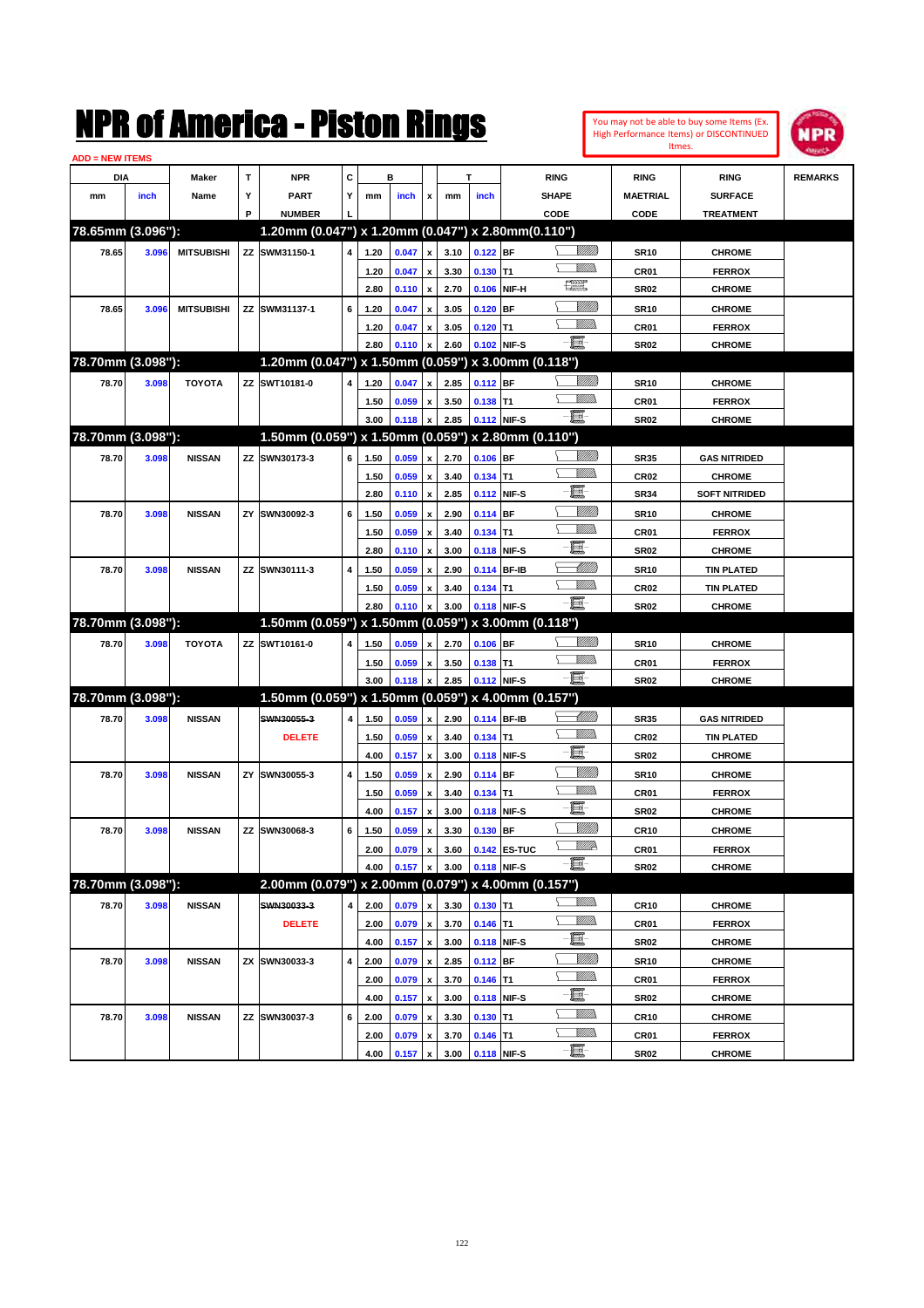# NPR of America - Piston Rings

You may not be able to buy some Items (Ex. High Performance Items) or DISCONTINUED Itmes.

ADD = NEW ITEMS

| DIA mm | DIA inch | Maker Name | TYP | NPR PART NUMBER | CYL | B mm | B inch | x | T mm | T inch | RING SHAPE CODE | RING MAETRIAL CODE | RING SURFACE TREATMENT | REMARKS |
|---|---|---|---|---|---|---|---|---|---|---|---|---|---|---|
| **78.65mm (3.096"):** | | | | **1.20mm (0.047") x 1.20mm (0.047") x 2.80mm(0.110")** | | | | | | | | | | |
| 78.65 | 3.096 | MITSUBISHI | ZZ | SWM31150-1 | 4 | 1.20 | 0.047 | x | 3.10 | 0.122 | BF | SR10 | CHROME | |
| | | | | | | 1.20 | 0.047 | x | 3.30 | 0.130 | T1 | CR01 | FERROX | |
| | | | | | | 2.80 | 0.110 | x | 2.70 | 0.106 | NIF-H | SR02 | CHROME | |
| 78.65 | 3.096 | MITSUBISHI | ZZ | SWM31137-1 | 6 | 1.20 | 0.047 | x | 3.05 | 0.120 | BF | SR10 | CHROME | |
| | | | | | | 1.20 | 0.047 | x | 3.05 | 0.120 | T1 | CR01 | FERROX | |
| | | | | | | 2.80 | 0.110 | x | 2.60 | 0.102 | NIF-S | SR02 | CHROME | |
| **78.70mm (3.098"):** | | | | **1.20mm (0.047") x 1.50mm (0.059") x 3.00mm (0.118")** | | | | | | | | | | |
| 78.70 | 3.098 | TOYOTA | ZZ | SWT10181-0 | 4 | 1.20 | 0.047 | x | 2.85 | 0.112 | BF | SR10 | CHROME | |
| | | | | | | 1.50 | 0.059 | x | 3.50 | 0.138 | T1 | CR01 | FERROX | |
| | | | | | | 3.00 | 0.118 | x | 2.85 | 0.112 | NIF-S | SR02 | CHROME | |
| **78.70mm (3.098"):** | | | | **1.50mm (0.059") x 1.50mm (0.059") x 2.80mm (0.110")** | | | | | | | | | | |
| 78.70 | 3.098 | NISSAN | ZZ | SWN30173-3 | 6 | 1.50 | 0.059 | x | 2.70 | 0.106 | BF | SR35 | GAS NITRIDED | |
| | | | | | | 1.50 | 0.059 | x | 3.40 | 0.134 | T1 | CR02 | CHROME | |
| | | | | | | 2.80 | 0.110 | x | 2.85 | 0.112 | NIF-S | SR34 | SOFT NITRIDED | |
| 78.70 | 3.098 | NISSAN | ZY | SWN30092-3 | 6 | 1.50 | 0.059 | x | 2.90 | 0.114 | BF | SR10 | CHROME | |
| | | | | | | 1.50 | 0.059 | x | 3.40 | 0.134 | T1 | CR01 | FERROX | |
| | | | | | | 2.80 | 0.110 | x | 3.00 | 0.118 | NIF-S | SR02 | CHROME | |
| 78.70 | 3.098 | NISSAN | ZZ | SWN30111-3 | 4 | 1.50 | 0.059 | x | 2.90 | 0.114 | BF-IB | SR10 | TIN PLATED | |
| | | | | | | 1.50 | 0.059 | x | 3.40 | 0.134 | T1 | CR02 | TIN PLATED | |
| | | | | | | 2.80 | 0.110 | x | 3.00 | 0.118 | NIF-S | SR02 | CHROME | |
| **78.70mm (3.098"):** | | | | **1.50mm (0.059") x 1.50mm (0.059") x 3.00mm (0.118")** | | | | | | | | | | |
| 78.70 | 3.098 | TOYOTA | ZZ | SWT10161-0 | 4 | 1.50 | 0.059 | x | 2.70 | 0.106 | BF | SR10 | CHROME | |
| | | | | | | 1.50 | 0.059 | x | 3.50 | 0.138 | T1 | CR01 | FERROX | |
| | | | | | | 3.00 | 0.118 | x | 2.85 | 0.112 | NIF-S | SR02 | CHROME | |
| **78.70mm (3.098"):** | | | | **1.50mm (0.059") x 1.50mm (0.059") x 4.00mm (0.157")** | | | | | | | | | | |
| 78.70 | 3.098 | NISSAN | | ~~SWN30055-3~~ DELETE | 4 | 1.50 | 0.059 | x | 2.90 | 0.114 | BF-IB | SR35 | GAS NITRIDED | |
| | | | | | | 1.50 | 0.059 | x | 3.40 | 0.134 | T1 | CR02 | TIN PLATED | |
| | | | | | | 4.00 | 0.157 | x | 3.00 | 0.118 | NIF-S | SR02 | CHROME | |
| 78.70 | 3.098 | NISSAN | ZY | SWN30055-3 | 4 | 1.50 | 0.059 | x | 2.90 | 0.114 | BF | SR10 | CHROME | |
| | | | | | | 1.50 | 0.059 | x | 3.40 | 0.134 | T1 | CR01 | FERROX | |
| | | | | | | 4.00 | 0.157 | x | 3.00 | 0.118 | NIF-S | SR02 | CHROME | |
| 78.70 | 3.098 | NISSAN | ZZ | SWN30068-3 | 6 | 1.50 | 0.059 | x | 3.30 | 0.130 | BF | CR10 | CHROME | |
| | | | | | | 2.00 | 0.079 | x | 3.60 | 0.142 | ES-TUC | CR01 | FERROX | |
| | | | | | | 4.00 | 0.157 | x | 3.00 | 0.118 | NIF-S | SR02 | CHROME | |
| **78.70mm (3.098"):** | | | | **2.00mm (0.079") x 2.00mm (0.079") x 4.00mm (0.157")** | | | | | | | | | | |
| 78.70 | 3.098 | NISSAN | | ~~SWN30033-3~~ DELETE | 4 | 2.00 | 0.079 | x | 3.30 | 0.130 | T1 | CR10 | CHROME | |
| | | | | | | 2.00 | 0.079 | x | 3.70 | 0.146 | T1 | CR01 | FERROX | |
| | | | | | | 4.00 | 0.157 | x | 3.00 | 0.118 | NIF-S | SR02 | CHROME | |
| 78.70 | 3.098 | NISSAN | ZX | SWN30033-3 | 4 | 2.00 | 0.079 | x | 2.85 | 0.112 | BF | SR10 | CHROME | |
| | | | | | | 2.00 | 0.079 | x | 3.70 | 0.146 | T1 | CR01 | FERROX | |
| | | | | | | 4.00 | 0.157 | x | 3.00 | 0.118 | NIF-S | SR02 | CHROME | |
| 78.70 | 3.098 | NISSAN | ZZ | SWN30037-3 | 6 | 2.00 | 0.079 | x | 3.30 | 0.130 | T1 | CR10 | CHROME | |
| | | | | | | 2.00 | 0.079 | x | 3.70 | 0.146 | T1 | CR01 | FERROX | |
| | | | | | | 4.00 | 0.157 | x | 3.00 | 0.118 | NIF-S | SR02 | CHROME | |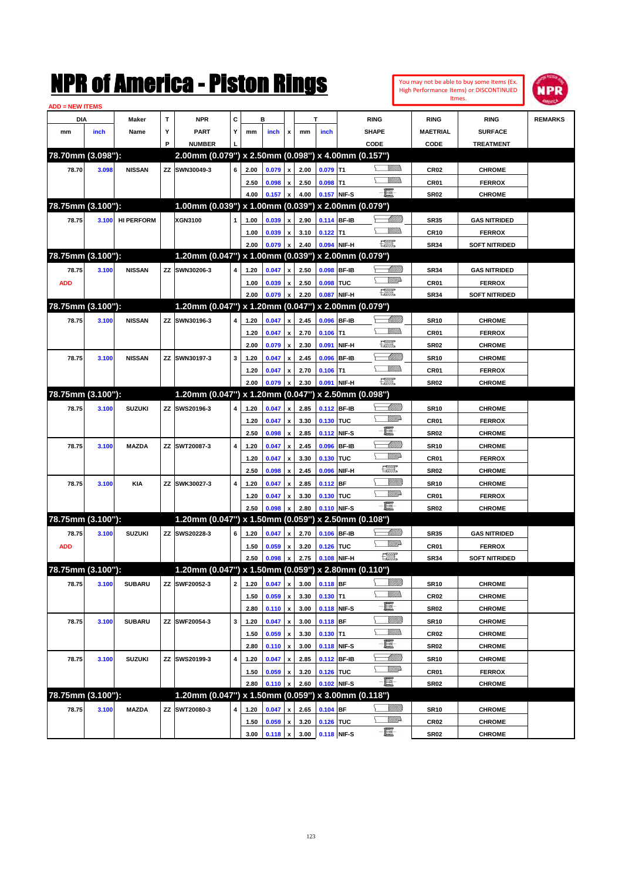# NPR of America - Piston Rings

You may not be able to buy some Items (Ex. High Performance Items) or DISCONTINUED Itmes.

ADD = NEW ITEMS

| DIA mm | DIA inch | Maker Name | TYP | NPR PART NUMBER | CYL | B mm | B inch | x | T mm | T inch | RING SHAPE CODE | RING MAETRIAL CODE | RING SURFACE TREATMENT | REMARKS |
|---|---|---|---|---|---|---|---|---|---|---|---|---|---|---|
| **78.70mm (3.098"):** | | | | **2.00mm (0.079") x 2.50mm (0.098") x 4.00mm (0.157")** | | | | | | | | | | |
| 78.70 | 3.098 | NISSAN | ZZ | SWN30049-3 | 6 | 2.00 | 0.079 | x | 2.00 | 0.079 | T1 | CR02 | CHROME | |
| | | | | | | 2.50 | 0.098 | x | 2.50 | 0.098 | T1 | CR01 | FERROX | |
| | | | | | | 4.00 | 0.157 | x | 4.00 | 0.157 | NIF-S | SR02 | CHROME | |
| **78.75mm (3.100"):** | | | | **1.00mm (0.039") x 1.00mm (0.039") x 2.00mm (0.079")** | | | | | | | | | | |
| 78.75 | 3.100 | HI PERFORM | | XGN3100 | 1 | 1.00 | 0.039 | x | 2.90 | 0.114 | BF-IB | SR35 | GAS NITRIDED | |
| | | | | | | 1.00 | 0.039 | x | 3.10 | 0.122 | T1 | CR10 | FERROX | |
| | | | | | | 2.00 | 0.079 | x | 2.40 | 0.094 | NIF-H | SR34 | SOFT NITRIDED | |
| **78.75mm (3.100"):** | | | | **1.20mm (0.047") x 1.00mm (0.039") x 2.00mm (0.079")** | | | | | | | | | | |
| 78.75 | 3.100 | NISSAN | ZZ | SWN30206-3 | 4 | 1.20 | 0.047 | x | 2.50 | 0.098 | BF-IB | SR34 | GAS NITRIDED | |
| ADD | | | | | | 1.00 | 0.039 | x | 2.50 | 0.098 | TUC | CR01 | FERROX | |
| | | | | | | 2.00 | 0.079 | x | 2.20 | 0.087 | NIF-H | SR34 | SOFT NITRIDED | |
| **78.75mm (3.100"):** | | | | **1.20mm (0.047") x 1.20mm (0.047") x 2.00mm (0.079")** | | | | | | | | | | |
| 78.75 | 3.100 | NISSAN | ZZ | SWN30196-3 | 4 | 1.20 | 0.047 | x | 2.45 | 0.096 | BF-IB | SR10 | CHROME | |
| | | | | | | 1.20 | 0.047 | x | 2.70 | 0.106 | T1 | CR01 | FERROX | |
| | | | | | | 2.00 | 0.079 | x | 2.30 | 0.091 | NIF-H | SR02 | CHROME | |
| 78.75 | 3.100 | NISSAN | ZZ | SWN30197-3 | 3 | 1.20 | 0.047 | x | 2.45 | 0.096 | BF-IB | SR10 | CHROME | |
| | | | | | | 1.20 | 0.047 | x | 2.70 | 0.106 | T1 | CR01 | FERROX | |
| | | | | | | 2.00 | 0.079 | x | 2.30 | 0.091 | NIF-H | SR02 | CHROME | |
| **78.75mm (3.100"):** | | | | **1.20mm (0.047") x 1.20mm (0.047") x 2.50mm (0.098")** | | | | | | | | | | |
| 78.75 | 3.100 | SUZUKI | ZZ | SWS20196-3 | 4 | 1.20 | 0.047 | x | 2.85 | 0.112 | BF-IB | SR10 | CHROME | |
| | | | | | | 1.20 | 0.047 | x | 3.30 | 0.130 | TUC | CR01 | FERROX | |
| | | | | | | 2.50 | 0.098 | x | 2.85 | 0.112 | NIF-S | SR02 | CHROME | |
| 78.75 | 3.100 | MAZDA | ZZ | SWT20087-3 | 4 | 1.20 | 0.047 | x | 2.45 | 0.096 | BF-IB | SR10 | CHROME | |
| | | | | | | 1.20 | 0.047 | x | 3.30 | 0.130 | TUC | CR01 | FERROX | |
| | | | | | | 2.50 | 0.098 | x | 2.45 | 0.096 | NIF-H | SR02 | CHROME | |
| 78.75 | 3.100 | KIA | ZZ | SWK30027-3 | 4 | 1.20 | 0.047 | x | 2.85 | 0.112 | BF | SR10 | CHROME | |
| | | | | | | 1.20 | 0.047 | x | 3.30 | 0.130 | TUC | CR01 | FERROX | |
| | | | | | | 2.50 | 0.098 | x | 2.80 | 0.110 | NIF-S | SR02 | CHROME | |
| **78.75mm (3.100"):** | | | | **1.20mm (0.047") x 1.50mm (0.059") x 2.50mm (0.108")** | | | | | | | | | | |
| 78.75 | 3.100 | SUZUKI | ZZ | SWS20228-3 | 6 | 1.20 | 0.047 | x | 2.70 | 0.106 | BF-IB | SR35 | GAS NITRIDED | |
| ADD | | | | | | 1.50 | 0.059 | x | 3.20 | 0.126 | TUC | CR01 | FERROX | |
| | | | | | | 2.50 | 0.098 | x | 2.75 | 0.108 | NIF-H | SR34 | SOFT NITRIDED | |
| **78.75mm (3.100"):** | | | | **1.20mm (0.047") x 1.50mm (0.059") x 2.80mm (0.110")** | | | | | | | | | | |
| 78.75 | 3.100 | SUBARU | ZZ | SWF20052-3 | 2 | 1.20 | 0.047 | x | 3.00 | 0.118 | BF | SR10 | CHROME | |
| | | | | | | 1.50 | 0.059 | x | 3.30 | 0.130 | T1 | CR02 | CHROME | |
| | | | | | | 2.80 | 0.110 | x | 3.00 | 0.118 | NIF-S | SR02 | CHROME | |
| 78.75 | 3.100 | SUBARU | ZZ | SWF20054-3 | 3 | 1.20 | 0.047 | x | 3.00 | 0.118 | BF | SR10 | CHROME | |
| | | | | | | 1.50 | 0.059 | x | 3.30 | 0.130 | T1 | CR02 | CHROME | |
| | | | | | | 2.80 | 0.110 | x | 3.00 | 0.118 | NIF-S | SR02 | CHROME | |
| 78.75 | 3.100 | SUZUKI | ZZ | SWS20199-3 | 4 | 1.20 | 0.047 | x | 2.85 | 0.112 | BF-IB | SR10 | CHROME | |
| | | | | | | 1.50 | 0.059 | x | 3.20 | 0.126 | TUC | CR01 | FERROX | |
| | | | | | | 2.80 | 0.110 | x | 2.60 | 0.102 | NIF-S | SR02 | CHROME | |
| **78.75mm (3.100"):** | | | | **1.20mm (0.047") x 1.50mm (0.059") x 3.00mm (0.118")** | | | | | | | | | | |
| 78.75 | 3.100 | MAZDA | ZZ | SWT20080-3 | 4 | 1.20 | 0.047 | x | 2.65 | 0.104 | BF | SR10 | CHROME | |
| | | | | | | 1.50 | 0.059 | x | 3.20 | 0.126 | TUC | CR02 | CHROME | |
| | | | | | | 3.00 | 0.118 | x | 3.00 | 0.118 | NIF-S | SR02 | CHROME | |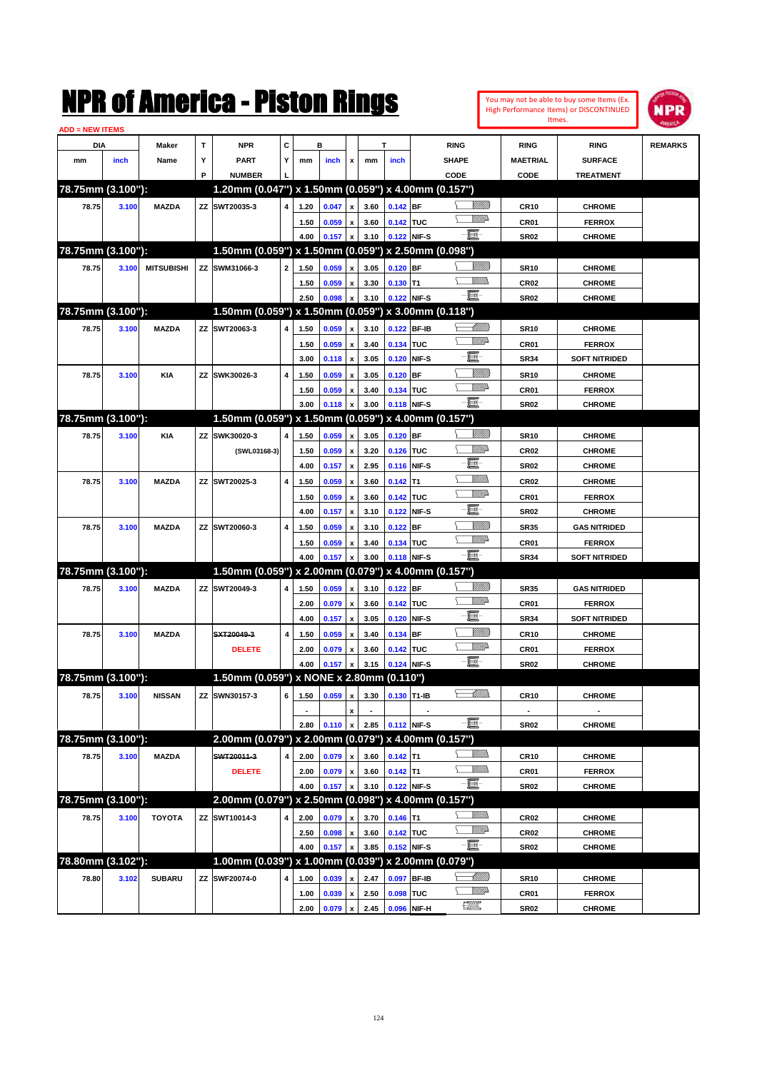# NPR of America - Piston Rings

You may not be able to buy some Items (Ex. High Performance Items) or DISCONTINUED Itmes.

ADD = NEW ITEMS

| DIA mm | DIA inch | Maker Name | TYP | NPR PART NUMBER | CYL | B mm | B inch | x | T mm | T inch | RING SHAPE CODE | RING MAETRIAL CODE | RING SURFACE TREATMENT | REMARKS |
|---|---|---|---|---|---|---|---|---|---|---|---|---|---|---|
| **78.75mm (3.100"):** | | | | **1.20mm (0.047") x 1.50mm (0.059") x 4.00mm (0.157")** | | | | | | | | | | |
| 78.75 | 3.100 | MAZDA | ZZ | SWT20035-3 | 4 | 1.20 | 0.047 | x | 3.60 | 0.142 | BF | CR10 | CHROME | |
| | | | | | | 1.50 | 0.059 | x | 3.60 | 0.142 | TUC | CR01 | FERROX | |
| | | | | | | 4.00 | 0.157 | x | 3.10 | 0.122 | NIF-S | SR02 | CHROME | |
| **78.75mm (3.100"):** | | | | **1.50mm (0.059") x 1.50mm (0.059") x 2.50mm (0.098")** | | | | | | | | | | |
| 78.75 | 3.100 | MITSUBISHI | ZZ | SWM31066-3 | 2 | 1.50 | 0.059 | x | 3.05 | 0.120 | BF | SR10 | CHROME | |
| | | | | | | 1.50 | 0.059 | x | 3.30 | 0.130 | T1 | CR02 | CHROME | |
| | | | | | | 2.50 | 0.098 | x | 3.10 | 0.122 | NIF-S | SR02 | CHROME | |
| **78.75mm (3.100"):** | | | | **1.50mm (0.059") x 1.50mm (0.059") x 3.00mm (0.118")** | | | | | | | | | | |
| 78.75 | 3.100 | MAZDA | ZZ | SWT20063-3 | 4 | 1.50 | 0.059 | x | 3.10 | 0.122 | BF-IB | SR10 | CHROME | |
| | | | | | | 1.50 | 0.059 | x | 3.40 | 0.134 | TUC | CR01 | FERROX | |
| | | | | | | 3.00 | 0.118 | x | 3.05 | 0.120 | NIF-S | SR34 | SOFT NITRIDED | |
| 78.75 | 3.100 | KIA | ZZ | SWK30026-3 | 4 | 1.50 | 0.059 | x | 3.05 | 0.120 | BF | SR10 | CHROME | |
| | | | | | | 1.50 | 0.059 | x | 3.40 | 0.134 | TUC | CR01 | FERROX | |
| | | | | | | 3.00 | 0.118 | x | 3.00 | 0.118 | NIF-S | SR02 | CHROME | |
| **78.75mm (3.100"):** | | | | **1.50mm (0.059") x 1.50mm (0.059") x 4.00mm (0.157")** | | | | | | | | | | |
| 78.75 | 3.100 | KIA | ZZ | SWK30020-3 | 4 | 1.50 | 0.059 | x | 3.05 | 0.120 | BF | SR10 | CHROME | |
| | | | | (SWL03168-3) | | 1.50 | 0.059 | x | 3.20 | 0.126 | TUC | CR02 | CHROME | |
| | | | | | | 4.00 | 0.157 | x | 2.95 | 0.116 | NIF-S | SR02 | CHROME | |
| 78.75 | 3.100 | MAZDA | ZZ | SWT20025-3 | 4 | 1.50 | 0.059 | x | 3.60 | 0.142 | T1 | CR02 | CHROME | |
| | | | | | | 1.50 | 0.059 | x | 3.60 | 0.142 | TUC | CR01 | FERROX | |
| | | | | | | 4.00 | 0.157 | x | 3.10 | 0.122 | NIF-S | SR02 | CHROME | |
| 78.75 | 3.100 | MAZDA | ZZ | SWT20060-3 | 4 | 1.50 | 0.059 | x | 3.10 | 0.122 | BF | SR35 | GAS NITRIDED | |
| | | | | | | 1.50 | 0.059 | x | 3.40 | 0.134 | TUC | CR01 | FERROX | |
| | | | | | | 4.00 | 0.157 | x | 3.00 | 0.118 | NIF-S | SR34 | SOFT NITRIDED | |
| **78.75mm (3.100"):** | | | | **1.50mm (0.059") x 2.00mm (0.079") x 4.00mm (0.157")** | | | | | | | | | | |
| 78.75 | 3.100 | MAZDA | ZZ | SWT20049-3 | 4 | 1.50 | 0.059 | x | 3.10 | 0.122 | BF | SR35 | GAS NITRIDED | |
| | | | | | | 2.00 | 0.079 | x | 3.60 | 0.142 | TUC | CR01 | FERROX | |
| | | | | | | 4.00 | 0.157 | x | 3.05 | 0.120 | NIF-S | SR34 | SOFT NITRIDED | |
| 78.75 | 3.100 | MAZDA | | ~~SXT20049-3~~ | 4 | 1.50 | 0.059 | x | 3.40 | 0.134 | BF | CR10 | CHROME | |
| | | | | DELETE | | 2.00 | 0.079 | x | 3.60 | 0.142 | TUC | CR01 | FERROX | |
| | | | | | | 4.00 | 0.157 | x | 3.15 | 0.124 | NIF-S | SR02 | CHROME | |
| **78.75mm (3.100"):** | | | | **1.50mm (0.059") x NONE x 2.80mm (0.110")** | | | | | | | | | | |
| 78.75 | 3.100 | NISSAN | ZZ | SWN30157-3 | 6 | 1.50 | 0.059 | x | 3.30 | 0.130 | T1-IB | CR10 | CHROME | |
| | | | | | | - | | x | - | | - | - | - | |
| | | | | | | 2.80 | 0.110 | x | 2.85 | 0.112 | NIF-S | SR02 | CHROME | |
| **78.75mm (3.100"):** | | | | **2.00mm (0.079") x 2.00mm (0.079") x 4.00mm (0.157")** | | | | | | | | | | |
| 78.75 | 3.100 | MAZDA | | ~~SWT20011-3~~ | 4 | 2.00 | 0.079 | x | 3.60 | 0.142 | T1 | CR10 | CHROME | |
| | | | | DELETE | | 2.00 | 0.079 | x | 3.60 | 0.142 | T1 | CR01 | FERROX | |
| | | | | | | 4.00 | 0.157 | x | 3.10 | 0.122 | NIF-S | SR02 | CHROME | |
| **78.75mm (3.100"):** | | | | **2.00mm (0.079") x 2.50mm (0.098") x 4.00mm (0.157")** | | | | | | | | | | |
| 78.75 | 3.100 | TOYOTA | ZZ | SWT10014-3 | 4 | 2.00 | 0.079 | x | 3.70 | 0.146 | T1 | CR02 | CHROME | |
| | | | | | | 2.50 | 0.098 | x | 3.60 | 0.142 | TUC | CR02 | CHROME | |
| | | | | | | 4.00 | 0.157 | x | 3.85 | 0.152 | NIF-S | SR02 | CHROME | |
| **78.80mm (3.102"):** | | | | **1.00mm (0.039") x 1.00mm (0.039") x 2.00mm (0.079")** | | | | | | | | | | |
| 78.80 | 3.102 | SUBARU | ZZ | SWF20074-0 | 4 | 1.00 | 0.039 | x | 2.47 | 0.097 | BF-IB | SR10 | CHROME | |
| | | | | | | 1.00 | 0.039 | x | 2.50 | 0.098 | TUC | CR01 | FERROX | |
| | | | | | | 2.00 | 0.079 | x | 2.45 | 0.096 | NIF-H | SR02 | CHROME | |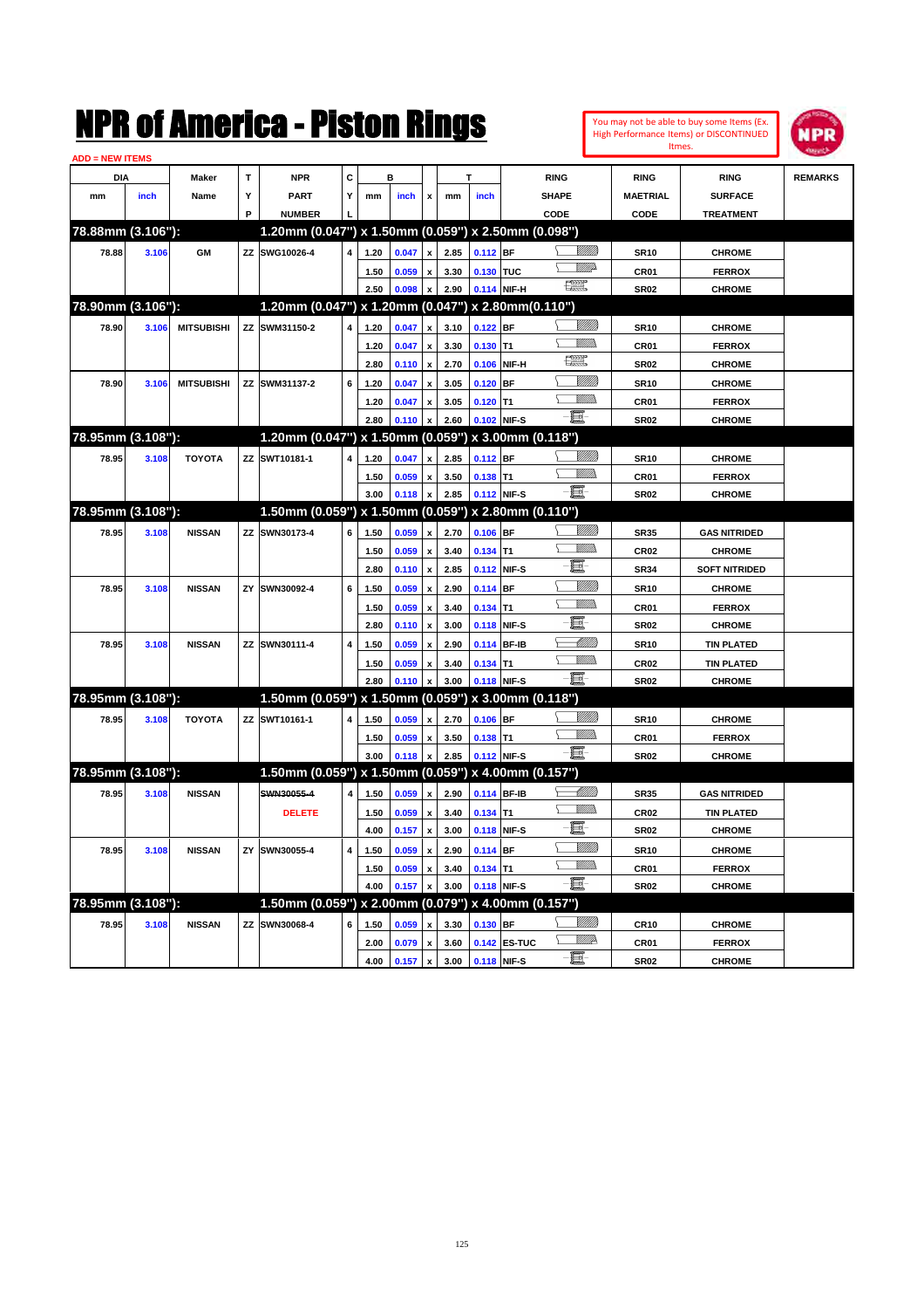# NPR of America - Piston Rings

You may not be able to buy some Items (Ex. High Performance Items) or DISCONTINUED Itmes.

ADD = NEW ITEMS

| DIA mm | DIA inch | Maker Name | TYP | NPR PART NUMBER | CYL | B mm | B inch | x | T mm | T inch | RING SHAPE CODE | RING MAETRIAL CODE | RING SURFACE TREATMENT | REMARKS |
|---|---|---|---|---|---|---|---|---|---|---|---|---|---|---|
| **78.88mm (3.106"):** | | | | **1.20mm (0.047") x 1.50mm (0.059") x 2.50mm (0.098")** | | | | | | | | | | |
| 78.88 | 3.106 | GM | ZZ | SWG10026-4 | 4 | 1.20 | 0.047 | x | 2.85 | 0.112 | BF | SR10 | CHROME | |
| | | | | | | 1.50 | 0.059 | x | 3.30 | 0.130 | TUC | CR01 | FERROX | |
| | | | | | | 2.50 | 0.098 | x | 2.90 | 0.114 | NIF-H | SR02 | CHROME | |
| **78.90mm (3.106"):** | | | | **1.20mm (0.047") x 1.20mm (0.047") x 2.80mm(0.110")** | | | | | | | | | | |
| 78.90 | 3.106 | MITSUBISHI | ZZ | SWM31150-2 | 4 | 1.20 | 0.047 | x | 3.10 | 0.122 | BF | SR10 | CHROME | |
| | | | | | | 1.20 | 0.047 | x | 3.30 | 0.130 | T1 | CR01 | FERROX | |
| | | | | | | 2.80 | 0.110 | x | 2.70 | 0.106 | NIF-H | SR02 | CHROME | |
| 78.90 | 3.106 | MITSUBISHI | ZZ | SWM31137-2 | 6 | 1.20 | 0.047 | x | 3.05 | 0.120 | BF | SR10 | CHROME | |
| | | | | | | 1.20 | 0.047 | x | 3.05 | 0.120 | T1 | CR01 | FERROX | |
| | | | | | | 2.80 | 0.110 | x | 2.60 | 0.102 | NIF-S | SR02 | CHROME | |
| **78.95mm (3.108"):** | | | | **1.20mm (0.047") x 1.50mm (0.059") x 3.00mm (0.118")** | | | | | | | | | | |
| 78.95 | 3.108 | TOYOTA | ZZ | SWT10181-1 | 4 | 1.20 | 0.047 | x | 2.85 | 0.112 | BF | SR10 | CHROME | |
| | | | | | | 1.50 | 0.059 | x | 3.50 | 0.138 | T1 | CR01 | FERROX | |
| | | | | | | 3.00 | 0.118 | x | 2.85 | 0.112 | NIF-S | SR02 | CHROME | |
| **78.95mm (3.108"):** | | | | **1.50mm (0.059") x 1.50mm (0.059") x 2.80mm (0.110")** | | | | | | | | | | |
| 78.95 | 3.108 | NISSAN | ZZ | SWN30173-4 | 6 | 1.50 | 0.059 | x | 2.70 | 0.106 | BF | SR35 | GAS NITRIDED | |
| | | | | | | 1.50 | 0.059 | x | 3.40 | 0.134 | T1 | CR02 | CHROME | |
| | | | | | | 2.80 | 0.110 | x | 2.85 | 0.112 | NIF-S | SR34 | SOFT NITRIDED | |
| 78.95 | 3.108 | NISSAN | ZY | SWN30092-4 | 6 | 1.50 | 0.059 | x | 2.90 | 0.114 | BF | SR10 | CHROME | |
| | | | | | | 1.50 | 0.059 | x | 3.40 | 0.134 | T1 | CR01 | FERROX | |
| | | | | | | 2.80 | 0.110 | x | 3.00 | 0.118 | NIF-S | SR02 | CHROME | |
| 78.95 | 3.108 | NISSAN | ZZ | SWN30111-4 | 4 | 1.50 | 0.059 | x | 2.90 | 0.114 | BF-IB | SR10 | TIN PLATED | |
| | | | | | | 1.50 | 0.059 | x | 3.40 | 0.134 | T1 | CR02 | TIN PLATED | |
| | | | | | | 2.80 | 0.110 | x | 3.00 | 0.118 | NIF-S | SR02 | CHROME | |
| **78.95mm (3.108"):** | | | | **1.50mm (0.059") x 1.50mm (0.059") x 3.00mm (0.118")** | | | | | | | | | | |
| 78.95 | 3.108 | TOYOTA | ZZ | SWT10161-1 | 4 | 1.50 | 0.059 | x | 2.70 | 0.106 | BF | SR10 | CHROME | |
| | | | | | | 1.50 | 0.059 | x | 3.50 | 0.138 | T1 | CR01 | FERROX | |
| | | | | | | 3.00 | 0.118 | x | 2.85 | 0.112 | NIF-S | SR02 | CHROME | |
| **78.95mm (3.108"):** | | | | **1.50mm (0.059") x 1.50mm (0.059") x 4.00mm (0.157")** | | | | | | | | | | |
| 78.95 | 3.108 | NISSAN | | ~~SWN30055-4~~ | 4 | 1.50 | 0.059 | x | 2.90 | 0.114 | BF-IB | SR35 | GAS NITRIDED | |
| | | | | DELETE | | 1.50 | 0.059 | x | 3.40 | 0.134 | T1 | CR02 | TIN PLATED | |
| | | | | | | 4.00 | 0.157 | x | 3.00 | 0.118 | NIF-S | SR02 | CHROME | |
| 78.95 | 3.108 | NISSAN | ZY | SWN30055-4 | 4 | 1.50 | 0.059 | x | 2.90 | 0.114 | BF | SR10 | CHROME | |
| | | | | | | 1.50 | 0.059 | x | 3.40 | 0.134 | T1 | CR01 | FERROX | |
| | | | | | | 4.00 | 0.157 | x | 3.00 | 0.118 | NIF-S | SR02 | CHROME | |
| **78.95mm (3.108"):** | | | | **1.50mm (0.059") x 2.00mm (0.079") x 4.00mm (0.157")** | | | | | | | | | | |
| 78.95 | 3.108 | NISSAN | ZZ | SWN30068-4 | 6 | 1.50 | 0.059 | x | 3.30 | 0.130 | BF | CR10 | CHROME | |
| | | | | | | 2.00 | 0.079 | x | 3.60 | 0.142 | ES-TUC | CR01 | FERROX | |
| | | | | | | 4.00 | 0.157 | x | 3.00 | 0.118 | NIF-S | SR02 | CHROME | |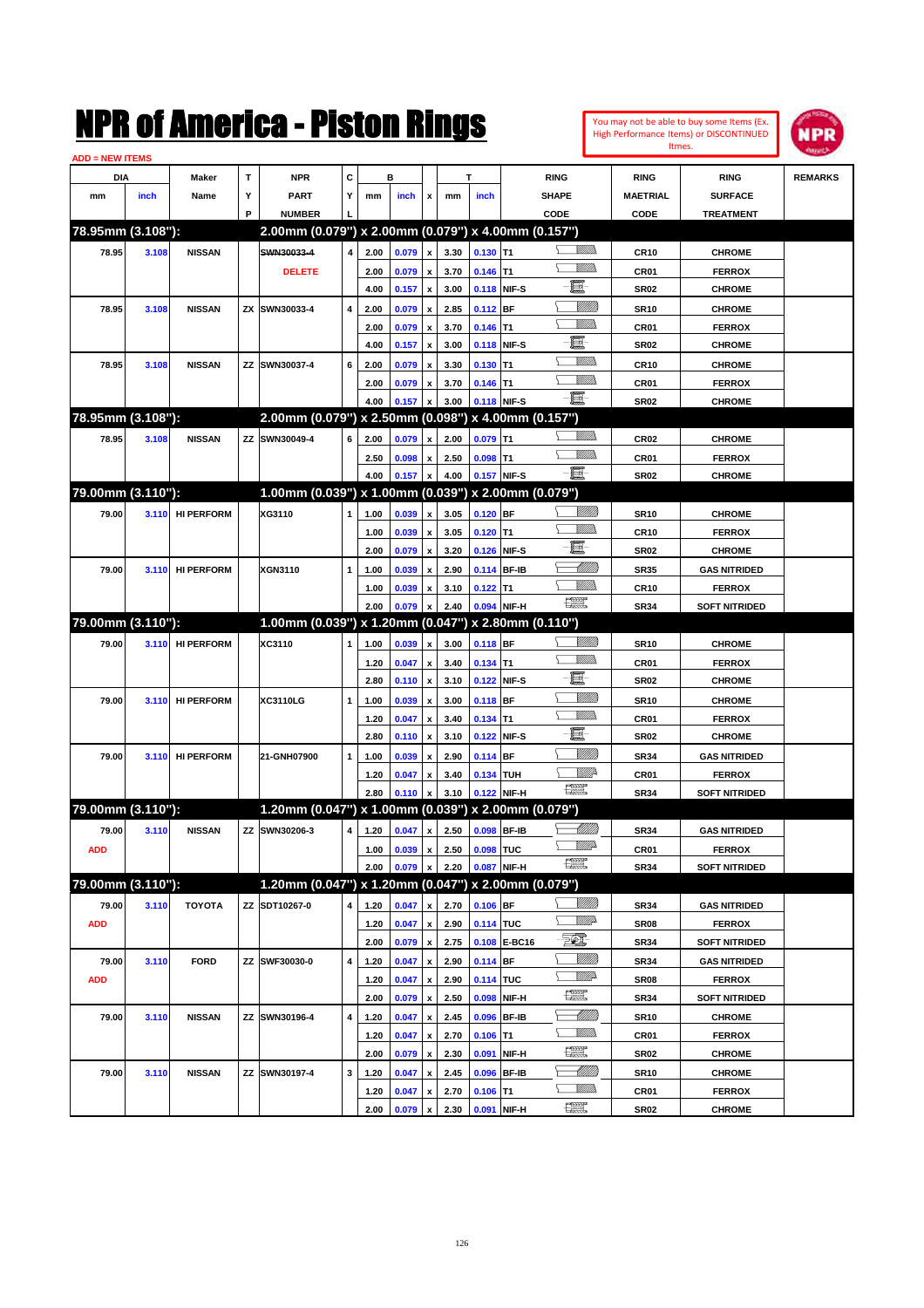# NPR of America - Piston Rings

You may not be able to buy some Items (Ex. High Performance Items) or DISCONTINUED Itmes.

ADD = NEW ITEMS

| DIA mm | DIA inch | Maker Name | TYP | NPR PART NUMBER | CYL | B mm | B inch | x | T mm | T inch | RING SHAPE CODE | RING MAETRIAL CODE | RING SURFACE TREATMENT | REMARKS |
|---|---|---|---|---|---|---|---|---|---|---|---|---|---|---|
| **78.95mm (3.108"):** | | | | **2.00mm (0.079") x 2.00mm (0.079") x 4.00mm (0.157")** | | | | | | | | | | |
| 78.95 | 3.108 | NISSAN | | ~~SWN30033-4~~ | 4 | 2.00 | 0.079 | x | 3.30 | 0.130 | T1 | CR10 | CHROME | |
| | | | | DELETE | | 2.00 | 0.079 | x | 3.70 | 0.146 | T1 | CR01 | FERROX | |
| | | | | | | 4.00 | 0.157 | x | 3.00 | 0.118 | NIF-S | SR02 | CHROME | |
| 78.95 | 3.108 | NISSAN | ZX | SWN30033-4 | 4 | 2.00 | 0.079 | x | 2.85 | 0.112 | BF | SR10 | CHROME | |
| | | | | | | 2.00 | 0.079 | x | 3.70 | 0.146 | T1 | CR01 | FERROX | |
| | | | | | | 4.00 | 0.157 | x | 3.00 | 0.118 | NIF-S | SR02 | CHROME | |
| 78.95 | 3.108 | NISSAN | ZZ | SWN30037-4 | 6 | 2.00 | 0.079 | x | 3.30 | 0.130 | T1 | CR10 | CHROME | |
| | | | | | | 2.00 | 0.079 | x | 3.70 | 0.146 | T1 | CR01 | FERROX | |
| | | | | | | 4.00 | 0.157 | x | 3.00 | 0.118 | NIF-S | SR02 | CHROME | |
| **78.95mm (3.108"):** | | | | **2.00mm (0.079") x 2.50mm (0.098") x 4.00mm (0.157")** | | | | | | | | | | |
| 78.95 | 3.108 | NISSAN | ZZ | SWN30049-4 | 6 | 2.00 | 0.079 | x | 2.00 | 0.079 | T1 | CR02 | CHROME | |
| | | | | | | 2.50 | 0.098 | x | 2.50 | 0.098 | T1 | CR01 | FERROX | |
| | | | | | | 4.00 | 0.157 | x | 4.00 | 0.157 | NIF-S | SR02 | CHROME | |
| **79.00mm (3.110"):** | | | | **1.00mm (0.039") x 1.00mm (0.039") x 2.00mm (0.079")** | | | | | | | | | | |
| 79.00 | 3.110 | HI PERFORM | | XG3110 | 1 | 1.00 | 0.039 | x | 3.05 | 0.120 | BF | SR10 | CHROME | |
| | | | | | | 1.00 | 0.039 | x | 3.05 | 0.120 | T1 | CR10 | FERROX | |
| | | | | | | 2.00 | 0.079 | x | 3.20 | 0.126 | NIF-S | SR02 | CHROME | |
| 79.00 | 3.110 | HI PERFORM | | XGN3110 | 1 | 1.00 | 0.039 | x | 2.90 | 0.114 | BF-IB | SR35 | GAS NITRIDED | |
| | | | | | | 1.00 | 0.039 | x | 3.10 | 0.122 | T1 | CR10 | FERROX | |
| | | | | | | 2.00 | 0.079 | x | 2.40 | 0.094 | NIF-H | SR34 | SOFT NITRIDED | |
| **79.00mm (3.110"):** | | | | **1.00mm (0.039") x 1.20mm (0.047") x 2.80mm (0.110")** | | | | | | | | | | |
| 79.00 | 3.110 | HI PERFORM | | XC3110 | 1 | 1.00 | 0.039 | x | 3.00 | 0.118 | BF | SR10 | CHROME | |
| | | | | | | 1.20 | 0.047 | x | 3.40 | 0.134 | T1 | CR01 | FERROX | |
| | | | | | | 2.80 | 0.110 | x | 3.10 | 0.122 | NIF-S | SR02 | CHROME | |
| 79.00 | 3.110 | HI PERFORM | | XC3110LG | 1 | 1.00 | 0.039 | x | 3.00 | 0.118 | BF | SR10 | CHROME | |
| | | | | | | 1.20 | 0.047 | x | 3.40 | 0.134 | T1 | CR01 | FERROX | |
| | | | | | | 2.80 | 0.110 | x | 3.10 | 0.122 | NIF-S | SR02 | CHROME | |
| 79.00 | 3.110 | HI PERFORM | | 21-GNH07900 | 1 | 1.00 | 0.039 | x | 2.90 | 0.114 | BF | SR34 | GAS NITRIDED | |
| | | | | | | 1.20 | 0.047 | x | 3.40 | 0.134 | TUH | CR01 | FERROX | |
| | | | | | | 2.80 | 0.110 | x | 3.10 | 0.122 | NIF-H | SR34 | SOFT NITRIDED | |
| **79.00mm (3.110"):** | | | | **1.20mm (0.047") x 1.00mm (0.039") x 2.00mm (0.079")** | | | | | | | | | | |
| 79.00 | 3.110 | NISSAN | ZZ | SWN30206-3 | 4 | 1.20 | 0.047 | x | 2.50 | 0.098 | BF-IB | SR34 | GAS NITRIDED | |
| ADD | | | | | | 1.00 | 0.039 | x | 2.50 | 0.098 | TUC | CR01 | FERROX | |
| | | | | | | 2.00 | 0.079 | x | 2.20 | 0.087 | NIF-H | SR34 | SOFT NITRIDED | |
| **79.00mm (3.110"):** | | | | **1.20mm (0.047") x 1.20mm (0.047") x 2.00mm (0.079")** | | | | | | | | | | |
| 79.00 | 3.110 | TOYOTA | ZZ | SDT10267-0 | 4 | 1.20 | 0.047 | x | 2.70 | 0.106 | BF | SR34 | GAS NITRIDED | |
| ADD | | | | | | 1.20 | 0.047 | x | 2.90 | 0.114 | TUC | SR08 | FERROX | |
| | | | | | | 2.00 | 0.079 | x | 2.75 | 0.108 | E-BC16 | SR34 | SOFT NITRIDED | |
| 79.00 | 3.110 | FORD | ZZ | SWF30030-0 | 4 | 1.20 | 0.047 | x | 2.90 | 0.114 | BF | SR34 | GAS NITRIDED | |
| ADD | | | | | | 1.20 | 0.047 | x | 2.90 | 0.114 | TUC | SR08 | FERROX | |
| | | | | | | 2.00 | 0.079 | x | 2.50 | 0.098 | NIF-H | SR34 | SOFT NITRIDED | |
| 79.00 | 3.110 | NISSAN | ZZ | SWN30196-4 | 4 | 1.20 | 0.047 | x | 2.45 | 0.096 | BF-IB | SR10 | CHROME | |
| | | | | | | 1.20 | 0.047 | x | 2.70 | 0.106 | T1 | CR01 | FERROX | |
| | | | | | | 2.00 | 0.079 | x | 2.30 | 0.091 | NIF-H | SR02 | CHROME | |
| 79.00 | 3.110 | NISSAN | ZZ | SWN30197-4 | 3 | 1.20 | 0.047 | x | 2.45 | 0.096 | BF-IB | SR10 | CHROME | |
| | | | | | | 1.20 | 0.047 | x | 2.70 | 0.106 | T1 | CR01 | FERROX | |
| | | | | | | 2.00 | 0.079 | x | 2.30 | 0.091 | NIF-H | SR02 | CHROME | |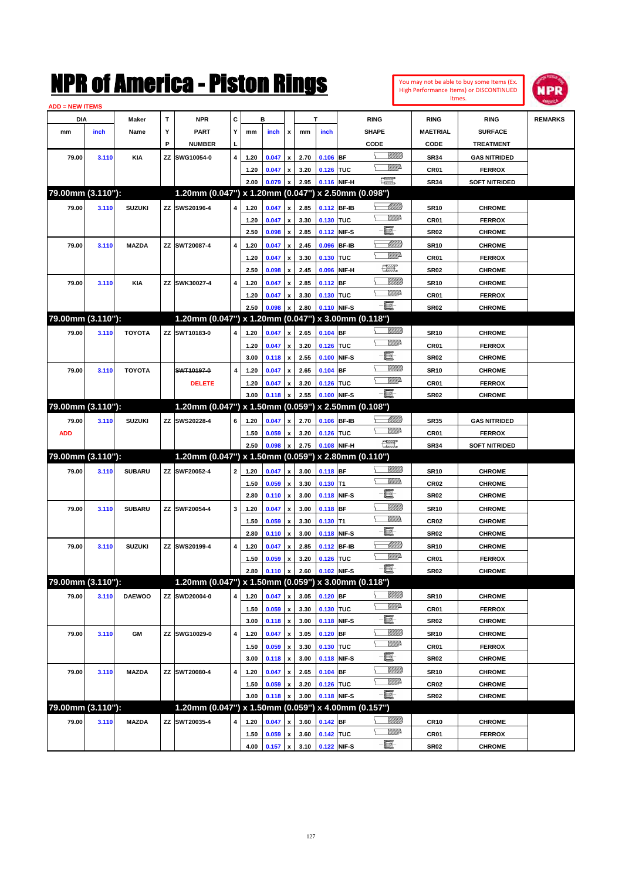# NPR of America - Piston Rings

You may not be able to buy some Items (Ex. High Performance Items) or DISCONTINUED Itmes.

ADD = NEW ITEMS

| DIA mm | DIA inch | Maker Name | TYP | NPR PART NUMBER | CYL | B mm | B inch | x | T mm | T inch | RING SHAPE CODE | RING MAETRIAL CODE | RING SURFACE TREATMENT | REMARKS |
|---|---|---|---|---|---|---|---|---|---|---|---|---|---|---|
| 79.00 | 3.110 | KIA | ZZ | SWG10054-0 | 4 | 1.20 | 0.047 | x | 2.70 | 0.106 | BF | SR34 | GAS NITRIDED | |
| | | | | | | 1.20 | 0.047 | x | 3.20 | 0.126 | TUC | CR01 | FERROX | |
| | | | | | | 2.00 | 0.079 | x | 2.95 | 0.116 | NIF-H | SR34 | SOFT NITRIDED | |
| **79.00mm (3.110"):** | | | | **1.20mm (0.047") x 1.20mm (0.047") x 2.50mm (0.098")** | | | | | | | | | | |
| 79.00 | 3.110 | SUZUKI | ZZ | SWS20196-4 | 4 | 1.20 | 0.047 | x | 2.85 | 0.112 | BF-IB | SR10 | CHROME | |
| | | | | | | 1.20 | 0.047 | x | 3.30 | 0.130 | TUC | CR01 | FERROX | |
| | | | | | | 2.50 | 0.098 | x | 2.85 | 0.112 | NIF-S | SR02 | CHROME | |
| 79.00 | 3.110 | MAZDA | ZZ | SWT20087-4 | 4 | 1.20 | 0.047 | x | 2.45 | 0.096 | BF-IB | SR10 | CHROME | |
| | | | | | | 1.20 | 0.047 | x | 3.30 | 0.130 | TUC | CR01 | FERROX | |
| | | | | | | 2.50 | 0.098 | x | 2.45 | 0.096 | NIF-H | SR02 | CHROME | |
| 79.00 | 3.110 | KIA | ZZ | SWK30027-4 | 4 | 1.20 | 0.047 | x | 2.85 | 0.112 | BF | SR10 | CHROME | |
| | | | | | | 1.20 | 0.047 | x | 3.30 | 0.130 | TUC | CR01 | FERROX | |
| | | | | | | 2.50 | 0.098 | x | 2.80 | 0.110 | NIF-S | SR02 | CHROME | |
| **79.00mm (3.110"):** | | | | **1.20mm (0.047") x 1.20mm (0.047") x 3.00mm (0.118")** | | | | | | | | | | |
| 79.00 | 3.110 | TOYOTA | ZZ | SWT10183-0 | 4 | 1.20 | 0.047 | x | 2.65 | 0.104 | BF | SR10 | CHROME | |
| | | | | | | 1.20 | 0.047 | x | 3.20 | 0.126 | TUC | CR01 | FERROX | |
| | | | | | | 3.00 | 0.118 | x | 2.55 | 0.100 | NIF-S | SR02 | CHROME | |
| 79.00 | 3.110 | TOYOTA | | ~~SWT10197-0~~ | 4 | 1.20 | 0.047 | x | 2.65 | 0.104 | BF | SR10 | CHROME | |
| | | | | DELETE | | 1.20 | 0.047 | x | 3.20 | 0.126 | TUC | CR01 | FERROX | |
| | | | | | | 3.00 | 0.118 | x | 2.55 | 0.100 | NIF-S | SR02 | CHROME | |
| **79.00mm (3.110"):** | | | | **1.20mm (0.047") x 1.50mm (0.059") x 2.50mm (0.108")** | | | | | | | | | | |
| 79.00 | 3.110 | SUZUKI | ZZ | SWS20228-4 | 6 | 1.20 | 0.047 | x | 2.70 | 0.106 | BF-IB | SR35 | GAS NITRIDED | |
| ADD | | | | | | 1.50 | 0.059 | x | 3.20 | 0.126 | TUC | CR01 | FERROX | |
| | | | | | | 2.50 | 0.098 | x | 2.75 | 0.108 | NIF-H | SR34 | SOFT NITRIDED | |
| **79.00mm (3.110"):** | | | | **1.20mm (0.047") x 1.50mm (0.059") x 2.80mm (0.110")** | | | | | | | | | | |
| 79.00 | 3.110 | SUBARU | ZZ | SWF20052-4 | 2 | 1.20 | 0.047 | x | 3.00 | 0.118 | BF | SR10 | CHROME | |
| | | | | | | 1.50 | 0.059 | x | 3.30 | 0.130 | T1 | CR02 | CHROME | |
| | | | | | | 2.80 | 0.110 | x | 3.00 | 0.118 | NIF-S | SR02 | CHROME | |
| 79.00 | 3.110 | SUBARU | ZZ | SWF20054-0 | 3 | 1.20 | 0.047 | x | 3.00 | 0.118 | BF | SR10 | CHROME | |
| | | | | | | 1.50 | 0.059 | x | 3.30 | 0.130 | T1 | CR02 | CHROME | |
| | | | | | | 2.80 | 0.110 | x | 3.00 | 0.118 | NIF-S | SR02 | CHROME | |
| 79.00 | 3.110 | SUZUKI | ZZ | SWS20199-4 | 4 | 1.20 | 0.047 | x | 2.85 | 0.112 | BF-IB | SR10 | CHROME | |
| | | | | | | 1.50 | 0.059 | x | 3.20 | 0.126 | TUC | CR01 | FERROX | |
| | | | | | | 2.80 | 0.110 | x | 2.60 | 0.102 | NIF-S | SR02 | CHROME | |
| **79.00mm (3.110"):** | | | | **1.20mm (0.047") x 1.50mm (0.059") x 3.00mm (0.118")** | | | | | | | | | | |
| 79.00 | 3.110 | DAEWOO | ZZ | SWD20004-0 | 4 | 1.20 | 0.047 | x | 3.05 | 0.120 | BF | SR10 | CHROME | |
| | | | | | | 1.50 | 0.059 | x | 3.30 | 0.130 | TUC | CR01 | FERROX | |
| | | | | | | 3.00 | 0.118 | x | 3.00 | 0.118 | NIF-S | SR02 | CHROME | |
| 79.00 | 3.110 | GM | ZZ | SWG10029-0 | 4 | 1.20 | 0.047 | x | 3.05 | 0.120 | BF | SR10 | CHROME | |
| | | | | | | 1.50 | 0.059 | x | 3.30 | 0.130 | TUC | CR01 | FERROX | |
| | | | | | | 3.00 | 0.118 | x | 3.00 | 0.118 | NIF-S | SR02 | CHROME | |
| 79.00 | 3.110 | MAZDA | ZZ | SWT20080-4 | 4 | 1.20 | 0.047 | x | 2.65 | 0.104 | BF | SR10 | CHROME | |
| | | | | | | 1.50 | 0.059 | x | 3.20 | 0.126 | TUC | CR02 | CHROME | |
| | | | | | | 3.00 | 0.118 | x | 3.00 | 0.118 | NIF-S | SR02 | CHROME | |
| **79.00mm (3.110"):** | | | | **1.20mm (0.047") x 1.50mm (0.059") x 4.00mm (0.157")** | | | | | | | | | | |
| 79.00 | 3.110 | MAZDA | ZZ | SWT20035-4 | 4 | 1.20 | 0.047 | x | 3.60 | 0.142 | BF | CR10 | CHROME | |
| | | | | | | 1.50 | 0.059 | x | 3.60 | 0.142 | TUC | CR01 | FERROX | |
| | | | | | | 4.00 | 0.157 | x | 3.10 | 0.122 | NIF-S | SR02 | CHROME | |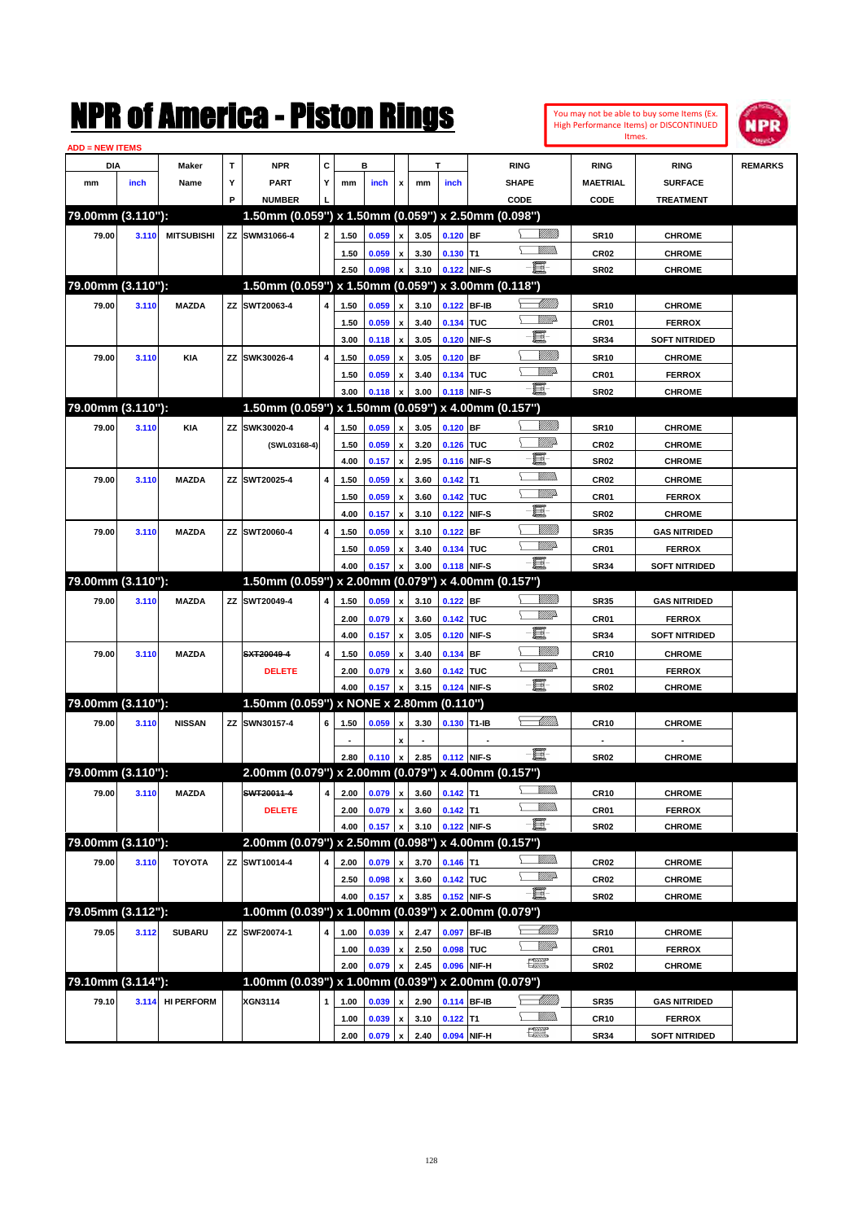# NPR of America - Piston Rings

You may not be able to buy some Items (Ex. High Performance Items) or DISCONTINUED Itmes.

ADD = NEW ITEMS

| DIA mm | DIA inch | Maker Name | TYP | NPR PART NUMBER | CYL | B mm | B inch | x | T mm | T inch | RING SHAPE CODE | RING MAETRIAL CODE | RING SURFACE TREATMENT | REMARKS |
|---|---|---|---|---|---|---|---|---|---|---|---|---|---|---|
| **79.00mm (3.110"):** | | | | **1.50mm (0.059") x 1.50mm (0.059") x 2.50mm (0.098")** | | | | | | | | | | |
| 79.00 | 3.110 | MITSUBISHI | ZZ | SWM31066-4 | 2 | 1.50 | 0.059 | x | 3.05 | 0.120 | BF | SR10 | CHROME | |
| | | | | | | 1.50 | 0.059 | x | 3.30 | 0.130 | T1 | CR02 | CHROME | |
| | | | | | | 2.50 | 0.098 | x | 3.10 | 0.122 | NIF-S | SR02 | CHROME | |
| **79.00mm (3.110"):** | | | | **1.50mm (0.059") x 1.50mm (0.059") x 3.00mm (0.118")** | | | | | | | | | | |
| 79.00 | 3.110 | MAZDA | ZZ | SWT20063-4 | 4 | 1.50 | 0.059 | x | 3.10 | 0.122 | BF-IB | SR10 | CHROME | |
| | | | | | | 1.50 | 0.059 | x | 3.40 | 0.134 | TUC | CR01 | FERROX | |
| | | | | | | 3.00 | 0.118 | x | 3.05 | 0.120 | NIF-S | SR34 | SOFT NITRIDED | |
| 79.00 | 3.110 | KIA | ZZ | SWK30026-4 | 4 | 1.50 | 0.059 | x | 3.05 | 0.120 | BF | SR10 | CHROME | |
| | | | | | | 1.50 | 0.059 | x | 3.40 | 0.134 | TUC | CR01 | FERROX | |
| | | | | | | 3.00 | 0.118 | x | 3.00 | 0.118 | NIF-S | SR02 | CHROME | |
| **79.00mm (3.110"):** | | | | **1.50mm (0.059") x 1.50mm (0.059") x 4.00mm (0.157")** | | | | | | | | | | |
| 79.00 | 3.110 | KIA | ZZ | SWK30020-4 | 4 | 1.50 | 0.059 | x | 3.05 | 0.120 | BF | SR10 | CHROME | |
| | | | | (SWL03168-4) | | 1.50 | 0.059 | x | 3.20 | 0.126 | TUC | CR02 | CHROME | |
| | | | | | | 4.00 | 0.157 | x | 2.95 | 0.116 | NIF-S | SR02 | CHROME | |
| 79.00 | 3.110 | MAZDA | ZZ | SWT20025-4 | 4 | 1.50 | 0.059 | x | 3.60 | 0.142 | T1 | CR02 | CHROME | |
| | | | | | | 1.50 | 0.059 | x | 3.60 | 0.142 | TUC | CR01 | FERROX | |
| | | | | | | 4.00 | 0.157 | x | 3.10 | 0.122 | NIF-S | SR02 | CHROME | |
| 79.00 | 3.110 | MAZDA | ZZ | SWT20060-4 | 4 | 1.50 | 0.059 | x | 3.10 | 0.122 | BF | SR35 | GAS NITRIDED | |
| | | | | | | 1.50 | 0.059 | x | 3.40 | 0.134 | TUC | CR01 | FERROX | |
| | | | | | | 4.00 | 0.157 | x | 3.00 | 0.118 | NIF-S | SR34 | SOFT NITRIDED | |
| **79.00mm (3.110"):** | | | | **1.50mm (0.059") x 2.00mm (0.079") x 4.00mm (0.157")** | | | | | | | | | | |
| 79.00 | 3.110 | MAZDA | ZZ | SWT20049-4 | 4 | 1.50 | 0.059 | x | 3.10 | 0.122 | BF | SR35 | GAS NITRIDED | |
| | | | | | | 2.00 | 0.079 | x | 3.60 | 0.142 | TUC | CR01 | FERROX | |
| | | | | | | 4.00 | 0.157 | x | 3.05 | 0.120 | NIF-S | SR34 | SOFT NITRIDED | |
| 79.00 | 3.110 | MAZDA | | ~~SXT20049-4~~ | 4 | 1.50 | 0.059 | x | 3.40 | 0.134 | BF | CR10 | CHROME | |
| | | | | DELETE | | 2.00 | 0.079 | x | 3.60 | 0.142 | TUC | CR01 | FERROX | |
| | | | | | | 4.00 | 0.157 | x | 3.15 | 0.124 | NIF-S | SR02 | CHROME | |
| **79.00mm (3.110"):** | | | | **1.50mm (0.059") x NONE x 2.80mm (0.110")** | | | | | | | | | | |
| 79.00 | 3.110 | NISSAN | ZZ | SWN30157-4 | 6 | 1.50 | 0.059 | x | 3.30 | 0.130 | T1-IB | CR10 | CHROME | |
| | | | | | | - | | x | - | | - | - | - | |
| | | | | | | 2.80 | 0.110 | x | 2.85 | 0.112 | NIF-S | SR02 | CHROME | |
| **79.00mm (3.110"):** | | | | **2.00mm (0.079") x 2.00mm (0.079") x 4.00mm (0.157")** | | | | | | | | | | |
| 79.00 | 3.110 | MAZDA | | ~~SWT20011-4~~ | 4 | 2.00 | 0.079 | x | 3.60 | 0.142 | T1 | CR10 | CHROME | |
| | | | | DELETE | | 2.00 | 0.079 | x | 3.60 | 0.142 | T1 | CR01 | FERROX | |
| | | | | | | 4.00 | 0.157 | x | 3.10 | 0.122 | NIF-S | SR02 | CHROME | |
| **79.00mm (3.110"):** | | | | **2.00mm (0.079") x 2.50mm (0.098") x 4.00mm (0.157")** | | | | | | | | | | |
| 79.00 | 3.110 | TOYOTA | ZZ | SWT10014-4 | 4 | 2.00 | 0.079 | x | 3.70 | 0.146 | T1 | CR02 | CHROME | |
| | | | | | | 2.50 | 0.098 | x | 3.60 | 0.142 | TUC | CR02 | CHROME | |
| | | | | | | 4.00 | 0.157 | x | 3.85 | 0.152 | NIF-S | SR02 | CHROME | |
| **79.05mm (3.112"):** | | | | **1.00mm (0.039") x 1.00mm (0.039") x 2.00mm (0.079")** | | | | | | | | | | |
| 79.05 | 3.112 | SUBARU | ZZ | SWF20074-1 | 4 | 1.00 | 0.039 | x | 2.47 | 0.097 | BF-IB | SR10 | CHROME | |
| | | | | | | 1.00 | 0.039 | x | 2.50 | 0.098 | TUC | CR01 | FERROX | |
| | | | | | | 2.00 | 0.079 | x | 2.45 | 0.096 | NIF-H | SR02 | CHROME | |
| **79.10mm (3.114"):** | | | | **1.00mm (0.039") x 1.00mm (0.039") x 2.00mm (0.079")** | | | | | | | | | | |
| 79.10 | 3.114 | HI PERFORM | | XGN3114 | 1 | 1.00 | 0.039 | x | 2.90 | 0.114 | BF-IB | SR35 | GAS NITRIDED | |
| | | | | | | 1.00 | 0.039 | x | 3.10 | 0.122 | T1 | CR10 | FERROX | |
| | | | | | | 2.00 | 0.079 | x | 2.40 | 0.094 | NIF-H | SR34 | SOFT NITRIDED | |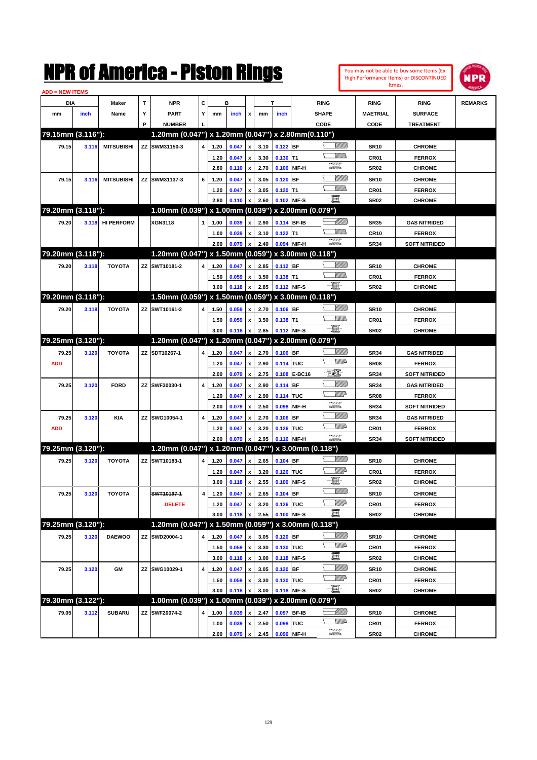# NPR of America - Piston Rings

You may not be able to buy some Items (Ex. High Performance Items) or DISCONTINUED Itmes.

ADD = NEW ITEMS

| DIA mm | DIA inch | Maker Name | TYP | NPR PART NUMBER | CYL | B mm | B inch | x | T mm | T inch | RING SHAPE CODE | RING MAETRIAL CODE | RING SURFACE TREATMENT | REMARKS |
|---|---|---|---|---|---|---|---|---|---|---|---|---|---|---|
| **79.15mm (3.116"):** | | | | **1.20mm (0.047") x 1.20mm (0.047") x 2.80mm(0.110")** | | | | | | | | | | |
| 79.15 | 3.116 | MITSUBISHI | ZZ | SWM31150-3 | 4 | 1.20 | 0.047 | x | 3.10 | 0.122 | BF | SR10 | CHROME | |
| | | | | | | 1.20 | 0.047 | x | 3.30 | 0.130 | T1 | CR01 | FERROX | |
| | | | | | | 2.80 | 0.110 | x | 2.70 | 0.106 | NIF-H | SR02 | CHROME | |
| 79.15 | 3.116 | MITSUBISHI | ZZ | SWM31137-3 | 6 | 1.20 | 0.047 | x | 3.05 | 0.120 | BF | SR10 | CHROME | |
| | | | | | | 1.20 | 0.047 | x | 3.05 | 0.120 | T1 | CR01 | FERROX | |
| | | | | | | 2.80 | 0.110 | x | 2.60 | 0.102 | NIF-S | SR02 | CHROME | |
| **79.20mm (3.118"):** | | | | **1.00mm (0.039") x 1.00mm (0.039") x 2.00mm (0.079")** | | | | | | | | | | |
| 79.20 | 3.118 | HI PERFORM | | XGN3118 | 1 | 1.00 | 0.039 | x | 2.90 | 0.114 | BF-IB | SR35 | GAS NITRIDED | |
| | | | | | | 1.00 | 0.039 | x | 3.10 | 0.122 | T1 | CR10 | FERROX | |
| | | | | | | 2.00 | 0.079 | x | 2.40 | 0.094 | NIF-H | SR34 | SOFT NITRIDED | |
| **79.20mm (3.118"):** | | | | **1.20mm (0.047") x 1.50mm (0.059") x 3.00mm (0.118")** | | | | | | | | | | |
| 79.20 | 3.118 | TOYOTA | ZZ | SWT10181-2 | 4 | 1.20 | 0.047 | x | 2.85 | 0.112 | BF | SR10 | CHROME | |
| | | | | | | 1.50 | 0.059 | x | 3.50 | 0.138 | T1 | CR01 | FERROX | |
| | | | | | | 3.00 | 0.118 | x | 2.85 | 0.112 | NIF-S | SR02 | CHROME | |
| **79.20mm (3.118"):** | | | | **1.50mm (0.059") x 1.50mm (0.059") x 3.00mm (0.118")** | | | | | | | | | | |
| 79.20 | 3.118 | TOYOTA | ZZ | SWT10161-2 | 4 | 1.50 | 0.059 | x | 2.70 | 0.106 | BF | SR10 | CHROME | |
| | | | | | | 1.50 | 0.059 | x | 3.50 | 0.138 | T1 | CR01 | FERROX | |
| | | | | | | 3.00 | 0.118 | x | 2.85 | 0.112 | NIF-S | SR02 | CHROME | |
| **79.25mm (3.120"):** | | | | **1.20mm (0.047") x 1.20mm (0.047") x 2.00mm (0.079")** | | | | | | | | | | |
| 79.25 | 3.120 | TOYOTA | ZZ | SDT10267-1 | 4 | 1.20 | 0.047 | x | 2.70 | 0.106 | BF | SR34 | GAS NITRIDED | |
| ADD | | | | | | 1.20 | 0.047 | x | 2.90 | 0.114 | TUC | SR08 | FERROX | |
| | | | | | | 2.00 | 0.079 | x | 2.75 | 0.108 | E-BC16 | SR34 | SOFT NITRIDED | |
| 79.25 | 3.120 | FORD | ZZ | SWF30030-1 | 4 | 1.20 | 0.047 | x | 2.90 | 0.114 | BF | SR34 | GAS NITRIDED | |
| | | | | | | 1.20 | 0.047 | x | 2.90 | 0.114 | TUC | SR08 | FERROX | |
| | | | | | | 2.00 | 0.079 | x | 2.50 | 0.098 | NIF-H | SR34 | SOFT NITRIDED | |
| 79.25 | 3.120 | KIA | ZZ | SWG10054-1 | 4 | 1.20 | 0.047 | x | 2.70 | 0.106 | BF | SR34 | GAS NITRIDED | |
| ADD | | | | | | 1.20 | 0.047 | x | 3.20 | 0.126 | TUC | CR01 | FERROX | |
| | | | | | | 2.00 | 0.079 | x | 2.95 | 0.116 | NIF-H | SR34 | SOFT NITRIDED | |
| **79.25mm (3.120"):** | | | | **1.20mm (0.047") x 1.20mm (0.047") x 3.00mm (0.118")** | | | | | | | | | | |
| 79.25 | 3.120 | TOYOTA | ZZ | SWT10183-1 | 4 | 1.20 | 0.047 | x | 2.65 | 0.104 | BF | SR10 | CHROME | |
| | | | | | | 1.20 | 0.047 | x | 3.20 | 0.126 | TUC | CR01 | FERROX | |
| | | | | | | 3.00 | 0.118 | x | 2.55 | 0.100 | NIF-S | SR02 | CHROME | |
| 79.25 | 3.120 | TOYOTA | | ~~SWT10197-1~~ | 4 | 1.20 | 0.047 | x | 2.65 | 0.104 | BF | SR10 | CHROME | |
| | | | | DELETE | | 1.20 | 0.047 | x | 3.20 | 0.126 | TUC | CR01 | FERROX | |
| | | | | | | 3.00 | 0.118 | x | 2.55 | 0.100 | NIF-S | SR02 | CHROME | |
| **79.25mm (3.120"):** | | | | **1.20mm (0.047") x 1.50mm (0.059") x 3.00mm (0.118")** | | | | | | | | | | |
| 79.25 | 3.120 | DAEWOO | ZZ | SWD20004-1 | 4 | 1.20 | 0.047 | x | 3.05 | 0.120 | BF | SR10 | CHROME | |
| | | | | | | 1.50 | 0.059 | x | 3.30 | 0.130 | TUC | CR01 | FERROX | |
| | | | | | | 3.00 | 0.118 | x | 3.00 | 0.118 | NIF-S | SR02 | CHROME | |
| 79.25 | 3.120 | GM | ZZ | SWG10029-1 | 4 | 1.20 | 0.047 | x | 3.05 | 0.120 | BF | SR10 | CHROME | |
| | | | | | | 1.50 | 0.059 | x | 3.30 | 0.130 | TUC | CR01 | FERROX | |
| | | | | | | 3.00 | 0.118 | x | 3.00 | 0.118 | NIF-S | SR02 | CHROME | |
| **79.30mm (3.122"):** | | | | **1.00mm (0.039") x 1.00mm (0.039") x 2.00mm (0.079")** | | | | | | | | | | |
| 79.05 | 3.112 | SUBARU | ZZ | SWF20074-2 | 4 | 1.00 | 0.039 | x | 2.47 | 0.097 | BF-IB | SR10 | CHROME | |
| | | | | | | 1.00 | 0.039 | x | 2.50 | 0.098 | TUC | CR01 | FERROX | |
| | | | | | | 2.00 | 0.079 | x | 2.45 | 0.096 | NIF-H | SR02 | CHROME | |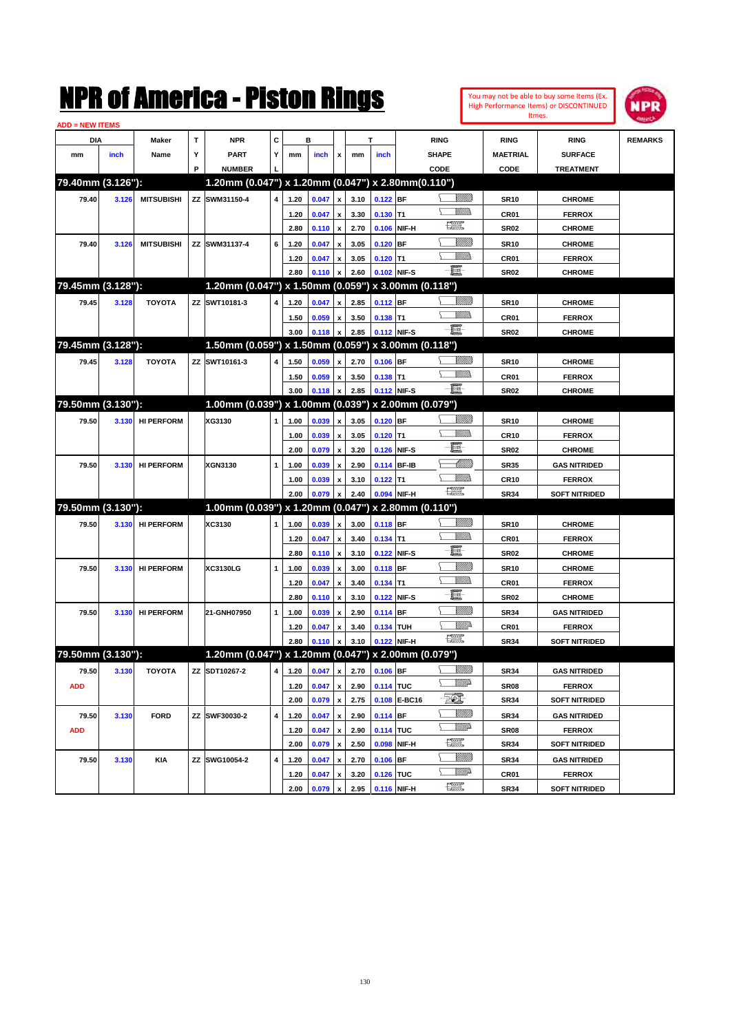# NPR of America - Piston Rings

You may not be able to buy some Items (Ex. High Performance Items) or DISCONTINUED Itmes.

ADD = NEW ITEMS

| DIA mm | DIA inch | Maker Name | TYP | NPR PART NUMBER | CYL | B mm | B inch | x | T mm | T inch | RING SHAPE CODE | RING MAETRIAL CODE | RING SURFACE TREATMENT | REMARKS |
|---|---|---|---|---|---|---|---|---|---|---|---|---|---|---|
| **79.40mm (3.126"):** | | | | **1.20mm (0.047") x 1.20mm (0.047") x 2.80mm(0.110")** | | | | | | | | | | |
| 79.40 | 3.126 | MITSUBISHI | ZZ | SWM31150-4 | 4 | 1.20 | 0.047 | x | 3.10 | 0.122 | BF | SR10 | CHROME | |
| | | | | | | 1.20 | 0.047 | x | 3.30 | 0.130 | T1 | CR01 | FERROX | |
| | | | | | | 2.80 | 0.110 | x | 2.70 | 0.106 | NIF-H | SR02 | CHROME | |
| 79.40 | 3.126 | MITSUBISHI | ZZ | SWM31137-4 | 6 | 1.20 | 0.047 | x | 3.05 | 0.120 | BF | SR10 | CHROME | |
| | | | | | | 1.20 | 0.047 | x | 3.05 | 0.120 | T1 | CR01 | FERROX | |
| | | | | | | 2.80 | 0.110 | x | 2.60 | 0.102 | NIF-S | SR02 | CHROME | |
| **79.45mm (3.128"):** | | | | **1.20mm (0.047") x 1.50mm (0.059") x 3.00mm (0.118")** | | | | | | | | | | |
| 79.45 | 3.128 | TOYOTA | ZZ | SWT10181-3 | 4 | 1.20 | 0.047 | x | 2.85 | 0.112 | BF | SR10 | CHROME | |
| | | | | | | 1.50 | 0.059 | x | 3.50 | 0.138 | T1 | CR01 | FERROX | |
| | | | | | | 3.00 | 0.118 | x | 2.85 | 0.112 | NIF-S | SR02 | CHROME | |
| **79.45mm (3.128"):** | | | | **1.50mm (0.059") x 1.50mm (0.059") x 3.00mm (0.118")** | | | | | | | | | | |
| 79.45 | 3.128 | TOYOTA | ZZ | SWT10161-3 | 4 | 1.50 | 0.059 | x | 2.70 | 0.106 | BF | SR10 | CHROME | |
| | | | | | | 1.50 | 0.059 | x | 3.50 | 0.138 | T1 | CR01 | FERROX | |
| | | | | | | 3.00 | 0.118 | x | 2.85 | 0.112 | NIF-S | SR02 | CHROME | |
| **79.50mm (3.130"):** | | | | **1.00mm (0.039") x 1.00mm (0.039") x 2.00mm (0.079")** | | | | | | | | | | |
| 79.50 | 3.130 | HI PERFORM | | XG3130 | 1 | 1.00 | 0.039 | x | 3.05 | 0.120 | BF | SR10 | CHROME | |
| | | | | | | 1.00 | 0.039 | x | 3.05 | 0.120 | T1 | CR10 | FERROX | |
| | | | | | | 2.00 | 0.079 | x | 3.20 | 0.126 | NIF-S | SR02 | CHROME | |
| 79.50 | 3.130 | HI PERFORM | | XGN3130 | 1 | 1.00 | 0.039 | x | 2.90 | 0.114 | BF-IB | SR35 | GAS NITRIDED | |
| | | | | | | 1.00 | 0.039 | x | 3.10 | 0.122 | T1 | CR10 | FERROX | |
| | | | | | | 2.00 | 0.079 | x | 2.40 | 0.094 | NIF-H | SR34 | SOFT NITRIDED | |
| **79.50mm (3.130"):** | | | | **1.00mm (0.039") x 1.20mm (0.047") x 2.80mm (0.110")** | | | | | | | | | | |
| 79.50 | 3.130 | HI PERFORM | | XC3130 | 1 | 1.00 | 0.039 | x | 3.00 | 0.118 | BF | SR10 | CHROME | |
| | | | | | | 1.20 | 0.047 | x | 3.40 | 0.134 | T1 | CR01 | FERROX | |
| | | | | | | 2.80 | 0.110 | x | 3.10 | 0.122 | NIF-S | SR02 | CHROME | |
| 79.50 | 3.130 | HI PERFORM | | XC3130LG | 1 | 1.00 | 0.039 | x | 3.00 | 0.118 | BF | SR10 | CHROME | |
| | | | | | | 1.20 | 0.047 | x | 3.40 | 0.134 | T1 | CR01 | FERROX | |
| | | | | | | 2.80 | 0.110 | x | 3.10 | 0.122 | NIF-S | SR02 | CHROME | |
| 79.50 | 3.130 | HI PERFORM | | 21-GNH07950 | 1 | 1.00 | 0.039 | x | 2.90 | 0.114 | BF | SR34 | GAS NITRIDED | |
| | | | | | | 1.20 | 0.047 | x | 3.40 | 0.134 | TUH | CR01 | FERROX | |
| | | | | | | 2.80 | 0.110 | x | 3.10 | 0.122 | NIF-H | SR34 | SOFT NITRIDED | |
| **79.50mm (3.130"):** | | | | **1.20mm (0.047") x 1.20mm (0.047") x 2.00mm (0.079")** | | | | | | | | | | |
| 79.50 | 3.130 | TOYOTA | ZZ | SDT10267-2 | 4 | 1.20 | 0.047 | x | 2.70 | 0.106 | BF | SR34 | GAS NITRIDED | |
| ADD | | | | | | 1.20 | 0.047 | x | 2.90 | 0.114 | TUC | SR08 | FERROX | |
| | | | | | | 2.00 | 0.079 | x | 2.75 | 0.108 | E-BC16 | SR34 | SOFT NITRIDED | |
| 79.50 | 3.130 | FORD | ZZ | SWF30030-2 | 4 | 1.20 | 0.047 | x | 2.90 | 0.114 | BF | SR34 | GAS NITRIDED | |
| ADD | | | | | | 1.20 | 0.047 | x | 2.90 | 0.114 | TUC | SR08 | FERROX | |
| | | | | | | 2.00 | 0.079 | x | 2.50 | 0.098 | NIF-H | SR34 | SOFT NITRIDED | |
| 79.50 | 3.130 | KIA | ZZ | SWG10054-2 | 4 | 1.20 | 0.047 | x | 2.70 | 0.106 | BF | SR34 | GAS NITRIDED | |
| | | | | | | 1.20 | 0.047 | x | 3.20 | 0.126 | TUC | CR01 | FERROX | |
| | | | | | | 2.00 | 0.079 | x | 2.95 | 0.116 | NIF-H | SR34 | SOFT NITRIDED | |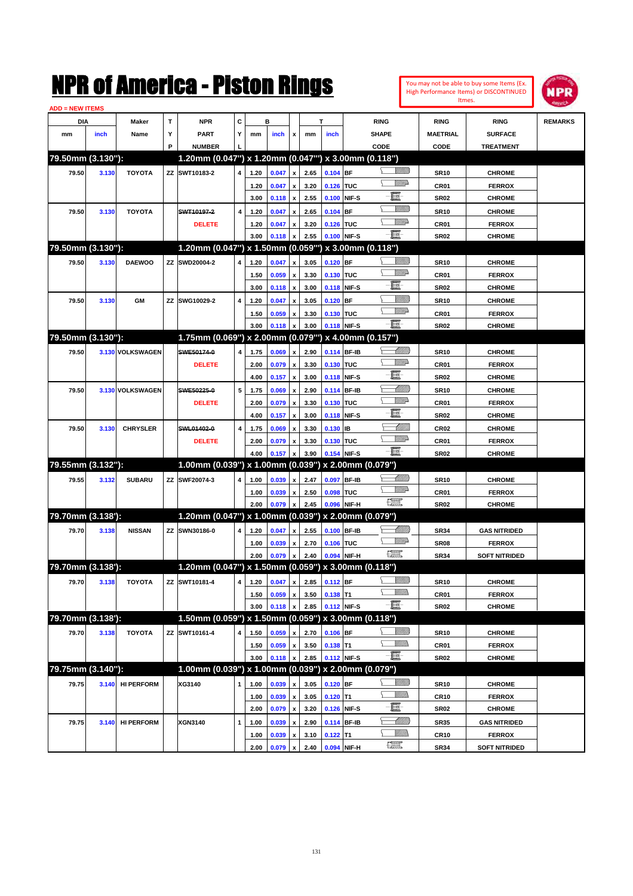# NPR of America - Piston Rings

You may not be able to buy some Items (Ex. High Performance Items) or DISCONTINUED Itmes.

ADD = NEW ITEMS

| DIA mm | DIA inch | Maker Name | TYP | NPR PART NUMBER | CYL | B mm | B inch | x | T mm | T inch | RING SHAPE CODE | RING MAETRIAL CODE | RING SURFACE TREATMENT | REMARKS |
|---|---|---|---|---|---|---|---|---|---|---|---|---|---|---|
| **79.50mm (3.130"):** | | | | **1.20mm (0.047") x 1.20mm (0.047") x 3.00mm (0.118")** | | | | | | | | | | |
| 79.50 | 3.130 | TOYOTA | ZZ | SWT10183-2 | 4 | 1.20 | 0.047 | x | 2.65 | 0.104 | BF | SR10 | CHROME | |
| | | | | | | 1.20 | 0.047 | x | 3.20 | 0.126 | TUC | CR01 | FERROX | |
| | | | | | | 3.00 | 0.118 | x | 2.55 | 0.100 | NIF-S | SR02 | CHROME | |
| 79.50 | 3.130 | TOYOTA | | ~~SWT10197-2~~ DELETE | 4 | 1.20 | 0.047 | x | 2.65 | 0.104 | BF | SR10 | CHROME | |
| | | | | | | 1.20 | 0.047 | x | 3.20 | 0.126 | TUC | CR01 | FERROX | |
| | | | | | | 3.00 | 0.118 | x | 2.55 | 0.100 | NIF-S | SR02 | CHROME | |
| **79.50mm (3.130"):** | | | | **1.20mm (0.047") x 1.50mm (0.059") x 3.00mm (0.118")** | | | | | | | | | | |
| 79.50 | 3.130 | DAEWOO | ZZ | SWD20004-2 | 4 | 1.20 | 0.047 | x | 3.05 | 0.120 | BF | SR10 | CHROME | |
| | | | | | | 1.50 | 0.059 | x | 3.30 | 0.130 | TUC | CR01 | FERROX | |
| | | | | | | 3.00 | 0.118 | x | 3.00 | 0.118 | NIF-S | SR02 | CHROME | |
| 79.50 | 3.130 | GM | ZZ | SWG10029-2 | 4 | 1.20 | 0.047 | x | 3.05 | 0.120 | BF | SR10 | CHROME | |
| | | | | | | 1.50 | 0.059 | x | 3.30 | 0.130 | TUC | CR01 | FERROX | |
| | | | | | | 3.00 | 0.118 | x | 3.00 | 0.118 | NIF-S | SR02 | CHROME | |
| **79.50mm (3.130"):** | | | | **1.75mm (0.069") x 2.00mm (0.079") x 4.00mm (0.157")** | | | | | | | | | | |
| 79.50 | 3.130 | VOLKSWAGEN | | ~~SWE50174-0~~ DELETE | 4 | 1.75 | 0.069 | x | 2.90 | 0.114 | BF-IB | SR10 | CHROME | |
| | | | | | | 2.00 | 0.079 | x | 3.30 | 0.130 | TUC | CR01 | FERROX | |
| | | | | | | 4.00 | 0.157 | x | 3.00 | 0.118 | NIF-S | SR02 | CHROME | |
| 79.50 | 3.130 | VOLKSWAGEN | | ~~SWE50225-0~~ DELETE | 5 | 1.75 | 0.069 | x | 2.90 | 0.114 | BF-IB | SR10 | CHROME | |
| | | | | | | 2.00 | 0.079 | x | 3.30 | 0.130 | TUC | CR01 | FERROX | |
| | | | | | | 4.00 | 0.157 | x | 3.00 | 0.118 | NIF-S | SR02 | CHROME | |
| 79.50 | 3.130 | CHRYSLER | | ~~SWL01402-0~~ DELETE | 4 | 1.75 | 0.069 | x | 3.30 | 0.130 | IB | CR02 | CHROME | |
| | | | | | | 2.00 | 0.079 | x | 3.30 | 0.130 | TUC | CR01 | FERROX | |
| | | | | | | 4.00 | 0.157 | x | 3.90 | 0.154 | NIF-S | SR02 | CHROME | |
| **79.55mm (3.132"):** | | | | **1.00mm (0.039") x 1.00mm (0.039") x 2.00mm (0.079")** | | | | | | | | | | |
| 79.55 | 3.132 | SUBARU | ZZ | SWF20074-3 | 4 | 1.00 | 0.039 | x | 2.47 | 0.097 | BF-IB | SR10 | CHROME | |
| | | | | | | 1.00 | 0.039 | x | 2.50 | 0.098 | TUC | CR01 | FERROX | |
| | | | | | | 2.00 | 0.079 | x | 2.45 | 0.096 | NIF-H | SR02 | CHROME | |
| **79.70mm (3.138'):** | | | | **1.20mm (0.047") x 1.00mm (0.039") x 2.00mm (0.079")** | | | | | | | | | | |
| 79.70 | 3.138 | NISSAN | ZZ | SWN30186-0 | 4 | 1.20 | 0.047 | x | 2.55 | 0.100 | BF-IB | SR34 | GAS NITRIDED | |
| | | | | | | 1.00 | 0.039 | x | 2.70 | 0.106 | TUC | SR08 | FERROX | |
| | | | | | | 2.00 | 0.079 | x | 2.40 | 0.094 | NIF-H | SR34 | SOFT NITRIDED | |
| **79.70mm (3.138'):** | | | | **1.20mm (0.047") x 1.50mm (0.059") x 3.00mm (0.118")** | | | | | | | | | | |
| 79.70 | 3.138 | TOYOTA | ZZ | SWT10181-4 | 4 | 1.20 | 0.047 | x | 2.85 | 0.112 | BF | SR10 | CHROME | |
| | | | | | | 1.50 | 0.059 | x | 3.50 | 0.138 | T1 | CR01 | FERROX | |
| | | | | | | 3.00 | 0.118 | x | 2.85 | 0.112 | NIF-S | SR02 | CHROME | |
| **79.70mm (3.138'):** | | | | **1.50mm (0.059") x 1.50mm (0.059") x 3.00mm (0.118")** | | | | | | | | | | |
| 79.70 | 3.138 | TOYOTA | ZZ | SWT10161-4 | 4 | 1.50 | 0.059 | x | 2.70 | 0.106 | BF | SR10 | CHROME | |
| | | | | | | 1.50 | 0.059 | x | 3.50 | 0.138 | T1 | CR01 | FERROX | |
| | | | | | | 3.00 | 0.118 | x | 2.85 | 0.112 | NIF-S | SR02 | CHROME | |
| **79.75mm (3.140"):** | | | | **1.00mm (0.039") x 1.00mm (0.039") x 2.00mm (0.079")** | | | | | | | | | | |
| 79.75 | 3.140 | HI PERFORM | | XG3140 | 1 | 1.00 | 0.039 | x | 3.05 | 0.120 | BF | SR10 | CHROME | |
| | | | | | | 1.00 | 0.039 | x | 3.05 | 0.120 | T1 | CR10 | FERROX | |
| | | | | | | 2.00 | 0.079 | x | 3.20 | 0.126 | NIF-S | SR02 | CHROME | |
| 79.75 | 3.140 | HI PERFORM | | XGN3140 | 1 | 1.00 | 0.039 | x | 2.90 | 0.114 | BF-IB | SR35 | GAS NITRIDED | |
| | | | | | | 1.00 | 0.039 | x | 3.10 | 0.122 | T1 | CR10 | FERROX | |
| | | | | | | 2.00 | 0.079 | x | 2.40 | 0.094 | NIF-H | SR34 | SOFT NITRIDED | |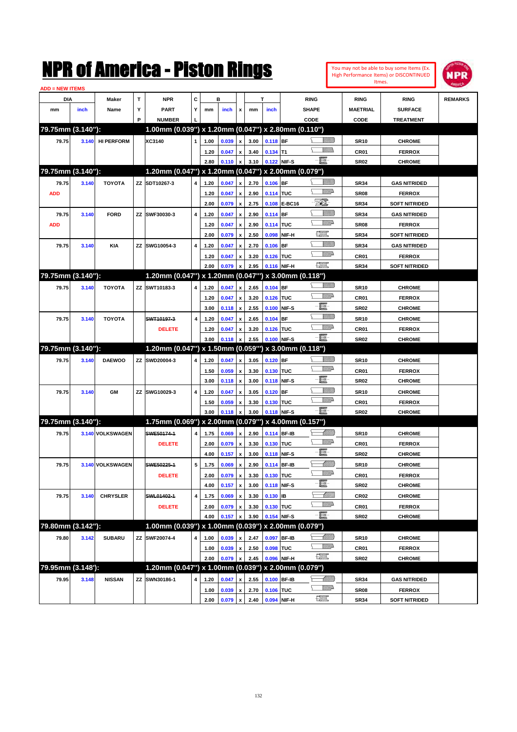# NPR of America - Piston Rings

You may not be able to buy some Items (Ex. High Performance Items) or DISCONTINUED Itmes.

ADD = NEW ITEMS

| DIA mm | DIA inch | Maker Name | TYP | NPR PART NUMBER | CYL | B mm | B inch | x | T mm | T inch | RING SHAPE CODE | RING MAETRIAL CODE | RING SURFACE TREATMENT | REMARKS |
|---|---|---|---|---|---|---|---|---|---|---|---|---|---|---|
| **79.75mm (3.140"):** | | | | **1.00mm (0.039") x 1.20mm (0.047") x 2.80mm (0.110")** | | | | | | | | | | |
| 79.75 | 3.140 | HI PERFORM | | XC3140 | 1 | 1.00 | 0.039 | x | 3.00 | 0.118 | BF | SR10 | CHROME | |
| | | | | | | 1.20 | 0.047 | x | 3.40 | 0.134 | T1 | CR01 | FERROX | |
| | | | | | | 2.80 | 0.110 | x | 3.10 | 0.122 | NIF-S | SR02 | CHROME | |
| **79.75mm (3.140"):** | | | | **1.20mm (0.047") x 1.20mm (0.047") x 2.00mm (0.079")** | | | | | | | | | | |
| 79.75 | 3.140 | TOYOTA | ZZ | SDT10267-3 | 4 | 1.20 | 0.047 | x | 2.70 | 0.106 | BF | SR34 | GAS NITRIDED | |
| ADD | | | | | | 1.20 | 0.047 | x | 2.90 | 0.114 | TUC | SR08 | FERROX | |
| | | | | | | 2.00 | 0.079 | x | 2.75 | 0.108 | E-BC16 | SR34 | SOFT NITRIDED | |
| 79.75 | 3.140 | FORD | ZZ | SWF30030-3 | 4 | 1.20 | 0.047 | x | 2.90 | 0.114 | BF | SR34 | GAS NITRIDED | |
| ADD | | | | | | 1.20 | 0.047 | x | 2.90 | 0.114 | TUC | SR08 | FERROX | |
| | | | | | | 2.00 | 0.079 | x | 2.50 | 0.098 | NIF-H | SR34 | SOFT NITRIDED | |
| 79.75 | 3.140 | KIA | ZZ | SWG10054-3 | 4 | 1.20 | 0.047 | x | 2.70 | 0.106 | BF | SR34 | GAS NITRIDED | |
| | | | | | | 1.20 | 0.047 | x | 3.20 | 0.126 | TUC | CR01 | FERROX | |
| | | | | | | 2.00 | 0.079 | x | 2.95 | 0.116 | NIF-H | SR34 | SOFT NITRIDED | |
| **79.75mm (3.140"):** | | | | **1.20mm (0.047") x 1.20mm (0.047") x 3.00mm (0.118")** | | | | | | | | | | |
| 79.75 | 3.140 | TOYOTA | ZZ | SWT10183-3 | 4 | 1.20 | 0.047 | x | 2.65 | 0.104 | BF | SR10 | CHROME | |
| | | | | | | 1.20 | 0.047 | x | 3.20 | 0.126 | TUC | CR01 | FERROX | |
| | | | | | | 3.00 | 0.118 | x | 2.55 | 0.100 | NIF-S | SR02 | CHROME | |
| 79.75 | 3.140 | TOYOTA | | ~~SWT10197-3~~ | 4 | 1.20 | 0.047 | x | 2.65 | 0.104 | BF | SR10 | CHROME | |
| | | | | DELETE | | 1.20 | 0.047 | x | 3.20 | 0.126 | TUC | CR01 | FERROX | |
| | | | | | | 3.00 | 0.118 | x | 2.55 | 0.100 | NIF-S | SR02 | CHROME | |
| **79.75mm (3.140"):** | | | | **1.20mm (0.047") x 1.50mm (0.059") x 3.00mm (0.118")** | | | | | | | | | | |
| 79.75 | 3.140 | DAEWOO | ZZ | SWD20004-3 | 4 | 1.20 | 0.047 | x | 3.05 | 0.120 | BF | SR10 | CHROME | |
| | | | | | | 1.50 | 0.059 | x | 3.30 | 0.130 | TUC | CR01 | FERROX | |
| | | | | | | 3.00 | 0.118 | x | 3.00 | 0.118 | NIF-S | SR02 | CHROME | |
| 79.75 | 3.140 | GM | ZZ | SWG10029-3 | 4 | 1.20 | 0.047 | x | 3.05 | 0.120 | BF | SR10 | CHROME | |
| | | | | | | 1.50 | 0.059 | x | 3.30 | 0.130 | TUC | CR01 | FERROX | |
| | | | | | | 3.00 | 0.118 | x | 3.00 | 0.118 | NIF-S | SR02 | CHROME | |
| **79.75mm (3.140"):** | | | | **1.75mm (0.069") x 2.00mm (0.079") x 4.00mm (0.157")** | | | | | | | | | | |
| 79.75 | 3.140 | VOLKSWAGEN | | ~~SWE50174-1~~ | 4 | 1.75 | 0.069 | x | 2.90 | 0.114 | BF-IB | SR10 | CHROME | |
| | | | | DELETE | | 2.00 | 0.079 | x | 3.30 | 0.130 | TUC | CR01 | FERROX | |
| | | | | | | 4.00 | 0.157 | x | 3.00 | 0.118 | NIF-S | SR02 | CHROME | |
| 79.75 | 3.140 | VOLKSWAGEN | | ~~SWE50225-1~~ | 5 | 1.75 | 0.069 | x | 2.90 | 0.114 | BF-IB | SR10 | CHROME | |
| | | | | DELETE | | 2.00 | 0.079 | x | 3.30 | 0.130 | TUC | CR01 | FERROX | |
| | | | | | | 4.00 | 0.157 | x | 3.00 | 0.118 | NIF-S | SR02 | CHROME | |
| 79.75 | 3.140 | CHRYSLER | | ~~SWL01402-1~~ | 4 | 1.75 | 0.069 | x | 3.30 | 0.130 | IB | CR02 | CHROME | |
| | | | | DELETE | | 2.00 | 0.079 | x | 3.30 | 0.130 | TUC | CR01 | FERROX | |
| | | | | | | 4.00 | 0.157 | x | 3.90 | 0.154 | NIF-S | SR02 | CHROME | |
| **79.80mm (3.142"):** | | | | **1.00mm (0.039") x 1.00mm (0.039") x 2.00mm (0.079")** | | | | | | | | | | |
| 79.80 | 3.142 | SUBARU | ZZ | SWF20074-4 | 4 | 1.00 | 0.039 | x | 2.47 | 0.097 | BF-IB | SR10 | CHROME | |
| | | | | | | 1.00 | 0.039 | x | 2.50 | 0.098 | TUC | CR01 | FERROX | |
| | | | | | | 2.00 | 0.079 | x | 2.45 | 0.096 | NIF-H | SR02 | CHROME | |
| **79.95mm (3.148'):** | | | | **1.20mm (0.047") x 1.00mm (0.039") x 2.00mm (0.079")** | | | | | | | | | | |
| 79.95 | 3.148 | NISSAN | ZZ | SWN30186-1 | 4 | 1.20 | 0.047 | x | 2.55 | 0.100 | BF-IB | SR34 | GAS NITRIDED | |
| | | | | | | 1.00 | 0.039 | x | 2.70 | 0.106 | TUC | SR08 | FERROX | |
| | | | | | | 2.00 | 0.079 | x | 2.40 | 0.094 | NIF-H | SR34 | SOFT NITRIDED | |